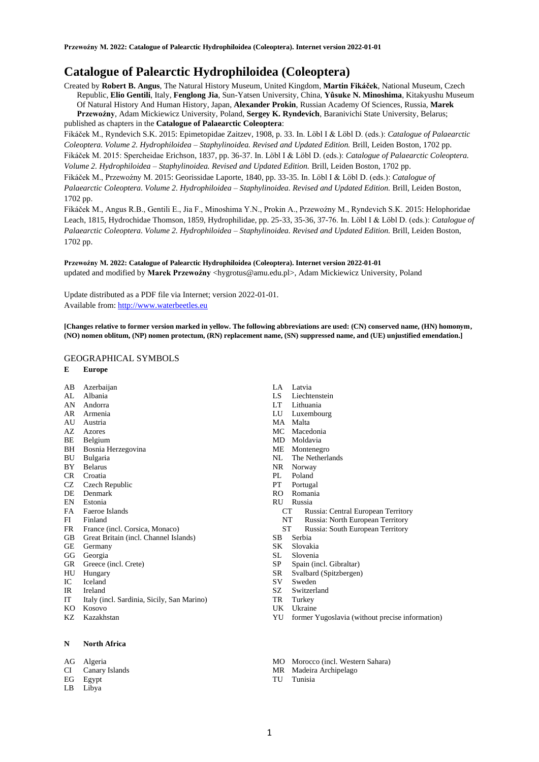# Catalogue of Palearctic Hydrophiloidea (Coleoptera)

Created by **Robert B. Angus**, The Natural History Museum, United Kingdom, **Martin Fikáček**, National Museum, Czech Republic, **Elio Gentili**, Italy, **Fenglong Jia**, Sun-Yatsen University, China, **Yûsuke N. Minoshima**, Kitakyushu Museum Of Natural History And Human History, Japan, **Alexander Prokin**, Russian Academy Of Sciences, Russia, **Marek Przewoźny**, Adam Mickiewicz University, Poland, **Sergey K. Ryndevich**, Baranivichi State University, Belarus; published as chapters in the **Catalogue of Palaearctic Coleoptera**:

Fikáček M., Ryndevich S.K. 2015: Epimetopidae Zaitzev, 1908, p. 33. In. Löbl I & Löbl D. (eds.): *Catalogue of Palaearctic Coleoptera. Volume 2. Hydrophiloidea – Staphylinoidea. Revised and Updated Edition.* Brill, Leiden Boston, 1702 pp.

Fikáček M. 2015: Spercheidae Erichson, 1837, pp. 36-37. In. Löbl I & Löbl D. (eds.): *Catalogue of Palaearctic Coleoptera. Volume 2. Hydrophiloidea – Staphylinoidea. Revised and Updated Edition.* Brill, Leiden Boston, 1702 pp.

Fikáček M., Przewoźny M. 2015: Georissidae Laporte, 1840, pp. 33-35. In. Löbl I & Löbl D. (eds.): *Catalogue of Palaearctic Coleoptera. Volume 2. Hydrophiloidea – Staphylinoidea. Revised and Updated Edition.* Brill, Leiden Boston, 1702 pp.

Fikáček M., Angus R.B., Gentili E., Jia F., Minoshima Y.N., Prokin A., Przewoźny M., Ryndevich S.K. 2015: Helophoridae Leach, 1815, Hydrochidae Thomson, 1859, Hydrophilidae, pp. 25-33, 35-36, 37-76. In. Löbl I & Löbl D. (eds.): *Catalogue of Palaearctic Coleoptera. Volume 2. Hydrophiloidea – Staphylinoidea. Revised and Updated Edition.* Brill, Leiden Boston, 1702 pp.

**Przewoźny M. 2022: Catalogue of Palearctic Hydrophiloidea (Coleoptera). Internet version 2022-01-01**
updated and modified by **Marek Przewoźny** <hygrotus@amu.edu.pl>, Adam Mickiewicz University, Poland

Update distributed as a PDF file via Internet; version 2022-01-01.
Available from: http://www.waterbeetles.eu

**[Changes relative to former version marked in yellow. The following abbreviations are used: (CN) conserved name, (HN) homonym, (NO) nomen oblitum, (NP) nomen protectum, (RN) replacement name, (SN) suppressed name, and (UE) unjustified emendation.]**

## GEOGRAPHICAL SYMBOLS

**E Europe**

- AB Azerbaijan
- AL Albania
- AN Andorra
- AR Armenia
- AU Austria
- AZ Azores
- BE Belgium
- BH Bosnia Herzegovina
- BU Bulgaria
- BY Belarus
- CR Croatia
- CZ Czech Republic
- DE Denmark
- EN Estonia
- FA Faeroe Islands
- FI Finland
- FR France (incl. Corsica, Monaco)
- GB Great Britain (incl. Channel Islands)
- GE Germany
- GG Georgia
- GR Greece (incl. Crete)
- HU Hungary
- IC Iceland
- IR Ireland
- IT Italy (incl. Sardinia, Sicily, San Marino)
- KO Kosovo
- KZ Kazakhstan
- LA Latvia
- LS Liechtenstein
- LT Lithuania
- LU Luxembourg
- MA Malta
- MC Macedonia
- MD Moldavia
- ME Montenegro
- NL The Netherlands
- NR Norway
- PL Poland
- PT Portugal
- RO Romania
- RU Russia
  - CT Russia: Central European Territory
  - NT Russia: North European Territory
  - ST Russia: South European Territory
- SB Serbia
- SK Slovakia
- SL Slovenia
- SP Spain (incl. Gibraltar)
- SR Svalbard (Spitzbergen)
- SV Sweden
- SZ Switzerland
- TR Turkey
- UK Ukraine
- YU former Yugoslavia (without precise information)

**N North Africa**

- AG Algeria
- CI Canary Islands
- EG Egypt
- LB Libya
- MO Morocco (incl. Western Sahara)
- MR Madeira Archipelago
- TU Tunisia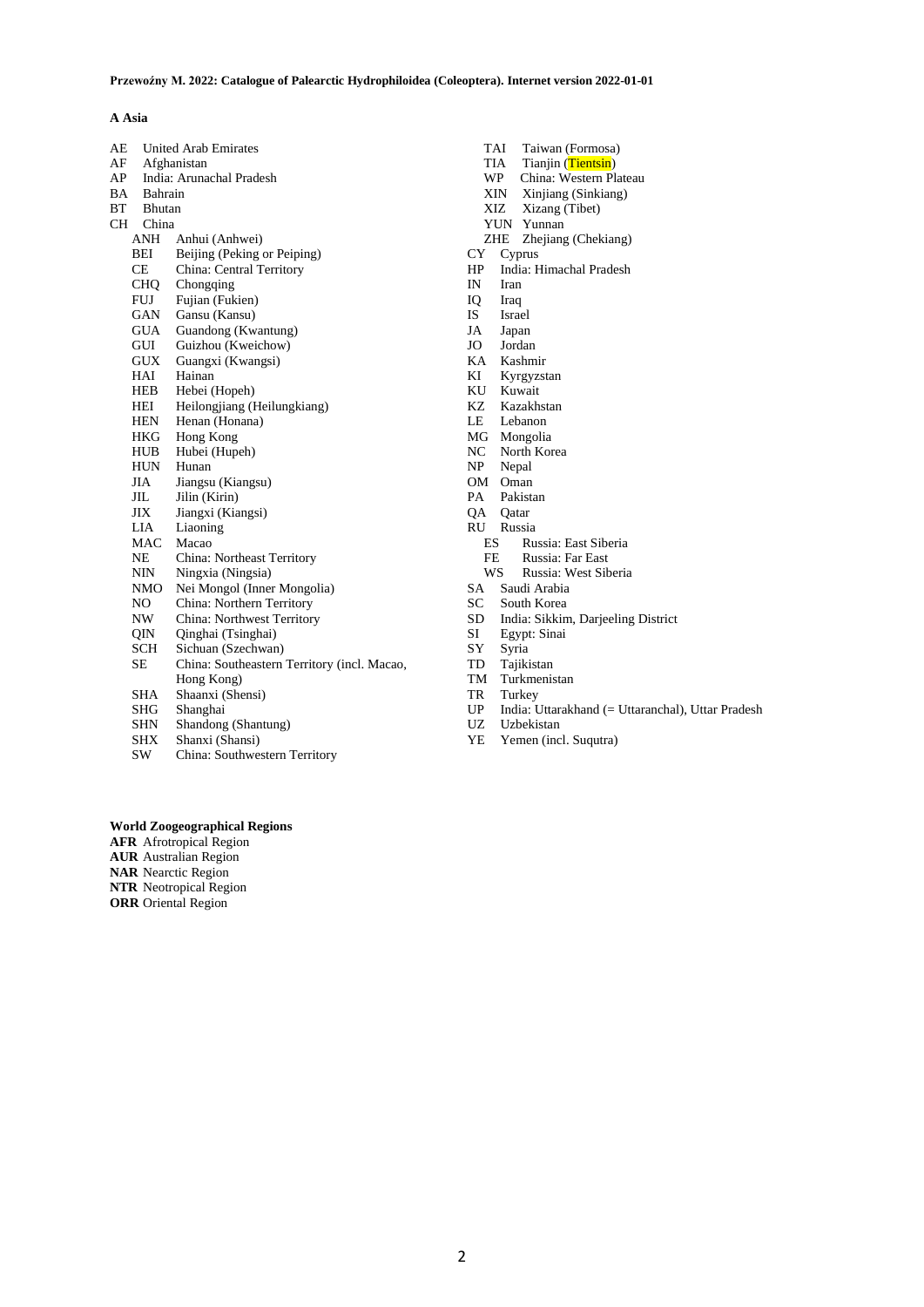**A Asia**

AE United Arab Emirates
AF Afghanistan
AP India: Arunachal Pradesh
BA Bahrain
BT Bhutan
CH China
- ANH Anhui (Anhwei)
- BEI Beijing (Peking or Peiping)
- CE China: Central Territory
- CHQ Chongqing
- FUJ Fujian (Fukien)
- GAN Gansu (Kansu)
- GUA Guandong (Kwantung)
- GUI Guizhou (Kweichow)
- GUX Guangxi (Kwangsi)
- HAI Hainan
- HEB Hebei (Hopeh)
- HEI Heilongjiang (Heilungkiang)
- HEN Henan (Honana)
- HKG Hong Kong
- HUB Hubei (Hupeh)
- HUN Hunan
- JIA Jiangsu (Kiangsu)
- JIL Jilin (Kirin)
- JIX Jiangxi (Kiangsi)
- LIA Liaoning
- MAC Macao
- NE China: Northeast Territory
- NIN Ningxia (Ningsia)
- NMO Nei Mongol (Inner Mongolia)
- NO China: Northern Territory
- NW China: Northwest Territory
- QIN Qinghai (Tsinghai)
- SCH Sichuan (Szechwan)
- SE China: Southeastern Territory (incl. Macao, Hong Kong)
- SHA Shaanxi (Shensi)
- SHG Shanghai
- SHN Shandong (Shantung)
- SHX Shanxi (Shansi)
- SW China: Southwestern Territory
- TAI Taiwan (Formosa)
- TIA Tianjin (Tientsin)
- WP China: Western Plateau
- XIN Xinjiang (Sinkiang)
- XIZ Xizang (Tibet)
- YUN Yunnan
- ZHE Zhejiang (Chekiang)

CY Cyprus
HP India: Himachal Pradesh
IN Iran
IQ Iraq
IS Israel
JA Japan
JO Jordan
KA Kashmir
KI Kyrgyzstan
KU Kuwait
KZ Kazakhstan
LE Lebanon
MG Mongolia
NC North Korea
NP Nepal
OM Oman
PA Pakistan
QA Qatar
RU Russia
- ES Russia: East Siberia
- FE Russia: Far East
- WS Russia: West Siberia

SA Saudi Arabia
SC South Korea
SD India: Sikkim, Darjeeling District
SI Egypt: Sinai
SY Syria
TD Tajikistan
TM Turkmenistan
TR Turkey
UP India: Uttarakhand (= Uttaranchal), Uttar Pradesh
UZ Uzbekistan
YE Yemen (incl. Suqutra)

**World Zoogeographical Regions**

**AFR** Afrotropical Region
**AUR** Australian Region
**NAR** Nearctic Region
**NTR** Neotropical Region
**ORR** Oriental Region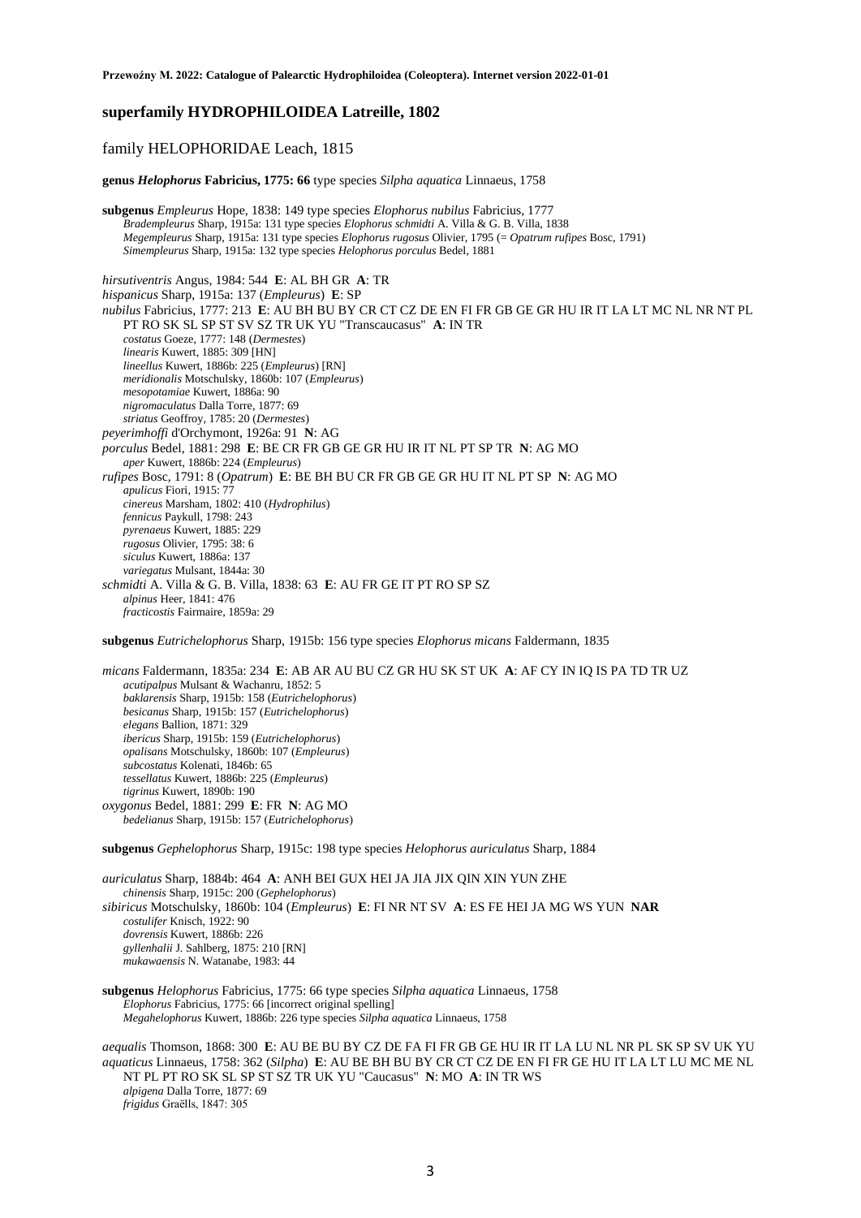## superfamily HYDROPHILOIDEA Latreille, 1802

### family HELOPHORIDAE Leach, 1815

**genus *Helophorus* Fabricius, 1775: 66** type species *Silpha aquatica* Linnaeus, 1758

**subgenus** *Empleurus* Hope, 1838: 149 type species *Elophorus nubilus* Fabricius, 1777
  *Bradempleurus* Sharp, 1915a: 131 type species *Elophorus schmidti* A. Villa & G. B. Villa, 1838
  *Megempleurus* Sharp, 1915a: 131 type species *Elophorus rugosus* Olivier, 1795 (= *Opatrum rufipes* Bosc, 1791)
  *Simempleurus* Sharp, 1915a: 132 type species *Helophorus porculus* Bedel, 1881

*hirsutiventris* Angus, 1984: 544 **E**: AL BH GR **A**: TR
*hispanicus* Sharp, 1915a: 137 (*Empleurus*) **E**: SP
*nubilus* Fabricius, 1777: 213 **E**: AU BH BU BY CR CT CZ DE EN FI FR GB GE GR HU IR IT LA LT MC NL NR NT PL PT RO SK SL SP ST SV SZ TR UK YU "Transcaucasus" **A**: IN TR
  *costatus* Goeze, 1777: 148 (*Dermestes*)
  *linearis* Kuwert, 1885: 309 [HN]
  *lineellus* Kuwert, 1886b: 225 (*Empleurus*) [RN]
  *meridionalis* Motschulsky, 1860b: 107 (*Empleurus*)
  *mesopotamiae* Kuwert, 1886a: 90
  *nigromaculatus* Dalla Torre, 1877: 69
  *striatus* Geoffroy, 1785: 20 (*Dermestes*)
*peyerimhoffi* d'Orchymont, 1926a: 91 **N**: AG
*porculus* Bedel, 1881: 298 **E**: BE CR FR GB GE GR HU IR IT NL PT SP TR **N**: AG MO
  *aper* Kuwert, 1886b: 224 (*Empleurus*)
*rufipes* Bosc, 1791: 8 (*Opatrum*) **E**: BE BH BU CR FR GB GE GR HU IT NL PT SP **N**: AG MO
  *apulicus* Fiori, 1915: 77
  *cinereus* Marsham, 1802: 410 (*Hydrophilus*)
  *fennicus* Paykull, 1798: 243
  *pyrenaeus* Kuwert, 1885: 229
  *rugosus* Olivier, 1795: 38: 6
  *siculus* Kuwert, 1886a: 137
  *variegatus* Mulsant, 1844a: 30
*schmidti* A. Villa & G. B. Villa, 1838: 63 **E**: AU FR GE IT PT RO SP SZ
  *alpinus* Heer, 1841: 476
  *fracticostis* Fairmaire, 1859a: 29

**subgenus** *Eutrichelophorus* Sharp, 1915b: 156 type species *Elophorus micans* Faldermann, 1835

*micans* Faldermann, 1835a: 234 **E**: AB AR AU BU CZ GR HU SK ST UK **A**: AF CY IN IQ IS PA TD TR UZ
  *acutipalpus* Mulsant & Wachanru, 1852: 5
  *baklarensis* Sharp, 1915b: 158 (*Eutrichelophorus*)
  *besicanus* Sharp, 1915b: 157 (*Eutrichelophorus*)
  *elegans* Ballion, 1871: 329
  *ibericus* Sharp, 1915b: 159 (*Eutrichelophorus*)
  *opalisans* Motschulsky, 1860b: 107 (*Empleurus*)
  *subcostatus* Kolenati, 1846b: 65
  *tessellatus* Kuwert, 1886b: 225 (*Empleurus*)
  *tigrinus* Kuwert, 1890b: 190
*oxygonus* Bedel, 1881: 299 **E**: FR **N**: AG MO
  *bedelianus* Sharp, 1915b: 157 (*Eutrichelophorus*)

**subgenus** *Gephelophorus* Sharp, 1915c: 198 type species *Helophorus auriculatus* Sharp, 1884

*auriculatus* Sharp, 1884b: 464 **A**: ANH BEI GUX HEI JA JIA JIX QIN XIN YUN ZHE
  *chinensis* Sharp, 1915c: 200 (*Gephelophorus*)
*sibiricus* Motschulsky, 1860b: 104 (*Empleurus*) **E**: FI NR NT SV **A**: ES FE HEI JA MG WS YUN **NAR**
  *costulifer* Knisch, 1922: 90
  *dovrensis* Kuwert, 1886b: 226
  *gyllenhalii* J. Sahlberg, 1875: 210 [RN]
  *mukawaensis* N. Watanabe, 1983: 44

**subgenus** *Helophorus* Fabricius, 1775: 66 type species *Silpha aquatica* Linnaeus, 1758
  *Elophorus* Fabricius, 1775: 66 [incorrect original spelling]
  *Megahelophorus* Kuwert, 1886b: 226 type species *Silpha aquatica* Linnaeus, 1758

*aequalis* Thomson, 1868: 300 **E**: AU BE BU BY CZ DE FA FI FR GB GE HU IR IT LA LU NL NR PL SK SP SV UK YU
*aquaticus* Linnaeus, 1758: 362 (*Silpha*) **E**: AU BE BH BU BY CR CT CZ DE EN FI FR GE HU IT LA LT LU MC ME NL NT PL PT RO SK SL SP ST SZ TR UK YU "Caucasus" **N**: MO **A**: IN TR WS
  *alpigena* Dalla Torre, 1877: 69
  *frigidus* Graëlls, 1847: 305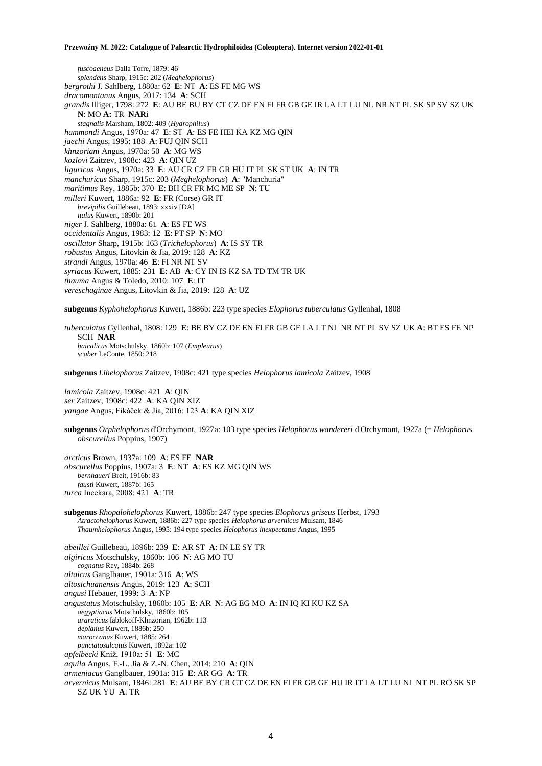*fuscoaeneus* Dalla Torre, 1879: 46
*splendens* Sharp, 1915c: 202 (*Meghelophorus*)
*bergrothi* J. Sahlberg, 1880a: 62 **E**: NT **A**: ES FE MG WS
*dracomontanus* Angus, 2017: 134 **A**: SCH
*grandis* Illiger, 1798: 272 **E**: AU BE BU BY CT CZ DE EN FI FR GB GE IR LA LT LU NL NR NT PL SK SP SV SZ UK **N**: MO **A:** TR **NAR**i
*stagnalis* Marsham, 1802: 409 (*Hydrophilus*)
*hammondi* Angus, 1970a: 47 **E**: ST **A**: ES FE HEI KA KZ MG QIN
*jaechi* Angus, 1995: 188 **A**: FUJ QIN SCH
*khnzoriani* Angus, 1970a: 50 **A**: MG WS
*kozlovi* Zaitzev, 1908c: 423 **A**: QIN UZ
*liguricus* Angus, 1970a: 33 **E**: AU CR CZ FR GR HU IT PL SK ST UK **A**: IN TR
*manchuricus* Sharp, 1915c: 203 (*Meghelophorus*) **A**: "Manchuria"
*maritimus* Rey, 1885b: 370 **E**: BH CR FR MC ME SP **N**: TU
*milleri* Kuwert, 1886a: 92 **E**: FR (Corse) GR IT
*brevipilis* Guillebeau, 1893: xxxiv [DA]
*italus* Kuwert, 1890b: 201
*niger* J. Sahlberg, 1880a: 61 **A**: ES FE WS
*occidentalis* Angus, 1983: 12 **E**: PT SP **N**: MO
*oscillator* Sharp, 1915b: 163 (*Trichelophorus*) **A**: IS SY TR
*robustus* Angus, Litovkin & Jia, 2019: 128 **A**: KZ
*strandi* Angus, 1970a: 46 **E**: FI NR NT SV
*syriacus* Kuwert, 1885: 231 **E**: AB **A**: CY IN IS KZ SA TD TM TR UK
*thauma* Angus & Toledo, 2010: 107 **E**: IT
*vereschaginae* Angus, Litovkin & Jia, 2019: 128 **A**: UZ

**subgenus** *Kyphohelophorus* Kuwert, 1886b: 223 type species *Elophorus tuberculatus* Gyllenhal, 1808

*tuberculatus* Gyllenhal, 1808: 129 **E**: BE BY CZ DE EN FI FR GB GE LA LT NL NR NT PL SV SZ UK **A**: BT ES FE NP SCH **NAR**
*baicalicus* Motschulsky, 1860b: 107 (*Empleurus*)
*scaber* LeConte, 1850: 218

**subgenus** *Lihelophorus* Zaitzev, 1908c: 421 type species *Helophorus lamicola* Zaitzev, 1908

*lamicola* Zaitzev, 1908c: 421 **A**: QIN
*ser* Zaitzev, 1908c: 422 **A**: KA QIN XIZ
*yangae* Angus, Fikáček & Jia, 2016: 123 **A**: KA QIN XIZ

**subgenus** *Orphelophorus* d'Orchymont, 1927a: 103 type species *Helophorus wandereri* d'Orchymont, 1927a (= *Helophorus obscurellus* Poppius, 1907)

*arcticus* Brown, 1937a: 109 **A**: ES FE **NAR**
*obscurellus* Poppius, 1907a: 3 **E**: NT **A**: ES KZ MG QIN WS
*bernhaueri* Breit, 1916b: 83
*fausti* Kuwert, 1887b: 165
*turca* İncekara, 2008: 421 **A**: TR

**subgenus** *Rhopalohelophorus* Kuwert, 1886b: 247 type species *Elophorus griseus* Herbst, 1793
*Atractohelophorus* Kuwert, 1886b: 227 type species *Helophorus arvernicus* Mulsant, 1846
*Thaumhelophorus* Angus, 1995: 194 type species *Helophorus inexpectatus* Angus, 1995

*abeillei* Guillebeau, 1896b: 239 **E**: AR ST **A**: IN LE SY TR
*algiricus* Motschulsky, 1860b: 106 **N**: AG MO TU
*cognatus* Rey, 1884b: 268
*altaicus* Ganglbauer, 1901a: 316 **A**: WS
*altosichuanensis* Angus, 2019: 123 **A**: SCH
*angusi* Hebauer, 1999: 3 **A**: NP
*angustatus* Motschulsky, 1860b: 105 **E**: AR **N**: AG EG MO **A**: IN IQ KI KU KZ SA
*aegyptiacus* Motschulsky, 1860b: 105
*araraticus* Iablokoff-Khnzorian, 1962b: 113
*deplanus* Kuwert, 1886b: 250
*maroccanus* Kuwert, 1885: 264
*punctatosulcatus* Kuwert, 1892a: 102
*apfelbecki* Kniž, 1910a: 51 **E**: MC
*aquila* Angus, F.-L. Jia & Z.-N. Chen, 2014: 210 **A**: QIN
*armeniacus* Ganglbauer, 1901a: 315 **E**: AR GG **A**: TR
*arvernicus* Mulsant, 1846: 281 **E**: AU BE BY CR CT CZ DE EN FI FR GB GE HU IR IT LA LT LU NL NT PL RO SK SP SZ UK YU **A**: TR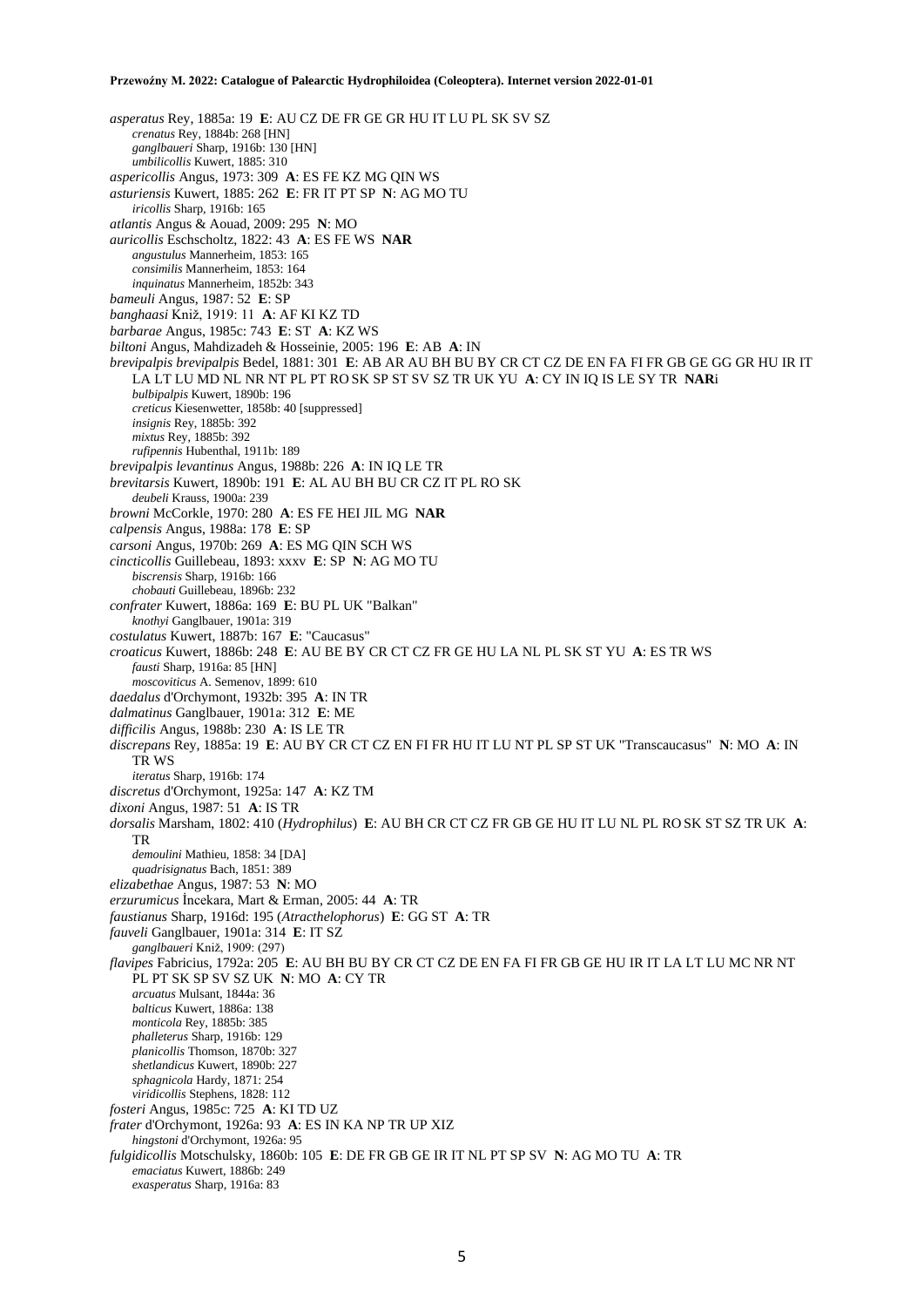*asperatus* Rey, 1885a: 19 **E**: AU CZ DE FR GE GR HU IT LU PL SK SV SZ
*crenatus* Rey, 1884b: 268 [HN]
*ganglbaueri* Sharp, 1916b: 130 [HN]
*umbilicollis* Kuwert, 1885: 310

*aspericollis* Angus, 1973: 309 **A**: ES FE KZ MG QIN WS

*asturiensis* Kuwert, 1885: 262 **E**: FR IT PT SP **N**: AG MO TU
*iricollis* Sharp, 1916b: 165

*atlantis* Angus & Aouad, 2009: 295 **N**: MO

*auricollis* Eschscholtz, 1822: 43 **A**: ES FE WS **NAR**
*angustulus* Mannerheim, 1853: 165
*consimilis* Mannerheim, 1853: 164
*inquinatus* Mannerheim, 1852b: 343

*bameuli* Angus, 1987: 52 **E**: SP

*banghaasi* Kniž, 1919: 11 **A**: AF KI KZ TD

*barbarae* Angus, 1985c: 743 **E**: ST **A**: KZ WS

*biltoni* Angus, Mahdizadeh & Hosseinie, 2005: 196 **E**: AB **A**: IN

*brevipalpis brevipalpis* Bedel, 1881: 301 **E**: AB AR AU BH BU BY CR CT CZ DE EN FA FI FR GB GE GG GR HU IR IT LA LT LU MD NL NR NT PL PT RO SK SP ST SV SZ TR UK YU **A**: CY IN IQ IS LE SY TR **NAR**i
*bulbipalpis* Kuwert, 1890b: 196
*creticus* Kiesenwetter, 1858b: 40 [suppressed]
*insignis* Rey, 1885b: 392
*mixtus* Rey, 1885b: 392
*rufipennis* Hubenthal, 1911b: 189

*brevipalpis levantinus* Angus, 1988b: 226 **A**: IN IQ LE TR

*brevitarsis* Kuwert, 1890b: 191 **E**: AL AU BH BU CR CZ IT PL RO SK
*deubeli* Krauss, 1900a: 239

*browni* McCorkle, 1970: 280 **A**: ES FE HEI JIL MG **NAR**

*calpensis* Angus, 1988a: 178 **E**: SP

*carsoni* Angus, 1970b: 269 **A**: ES MG QIN SCH WS

*cincticollis* Guillebeau, 1893: xxxv **E**: SP **N**: AG MO TU
*biscrensis* Sharp, 1916b: 166
*chobauti* Guillebeau, 1896b: 232

*confrater* Kuwert, 1886a: 169 **E**: BU PL UK "Balkan"
*knothyi* Ganglbauer, 1901a: 319

*costulatus* Kuwert, 1887b: 167 **E**: "Caucasus"

*croaticus* Kuwert, 1886b: 248 **E**: AU BE BY CR CT CZ FR GE HU LA NL PL SK ST YU **A**: ES TR WS
*fausti* Sharp, 1916a: 85 [HN]
*moscoviticus* A. Semenov, 1899: 610

*daedalus* d'Orchymont, 1932b: 395 **A**: IN TR

*dalmatinus* Ganglbauer, 1901a: 312 **E**: ME

*difficilis* Angus, 1988b: 230 **A**: IS LE TR

*discrepans* Rey, 1885a: 19 **E**: AU BY CR CT CZ EN FI FR HU IT LU NT PL SP ST UK "Transcaucasus" **N**: MO **A**: IN TR WS
*iteratus* Sharp, 1916b: 174

*discretus* d'Orchymont, 1925a: 147 **A**: KZ TM

*dixoni* Angus, 1987: 51 **A**: IS TR

*dorsalis* Marsham, 1802: 410 (*Hydrophilus*) **E**: AU BH CR CT CZ FR GB GE HU IT LU NL PL RO SK ST SZ TR UK **A**: TR
*demoulini* Mathieu, 1858: 34 [DA]
*quadrisignatus* Bach, 1851: 389

*elizabethae* Angus, 1987: 53 **N**: MO

*erzurumicus* İncekara, Mart & Erman, 2005: 44 **A**: TR

*faustianus* Sharp, 1916d: 195 (*Atracthelophorus*) **E**: GG ST **A**: TR

*fauveli* Ganglbauer, 1901a: 314 **E**: IT SZ
*ganglbaueri* Kniž, 1909: (297)

*flavipes* Fabricius, 1792a: 205 **E**: AU BH BU BY CR CT CZ DE EN FA FI FR GB GE HU IR IT LA LT LU MC NR NT PL PT SK SP SV SZ UK **N**: MO **A**: CY TR
*arcuatus* Mulsant, 1844a: 36
*balticus* Kuwert, 1886a: 138
*monticola* Rey, 1885b: 385
*phalleterus* Sharp, 1916b: 129
*planicollis* Thomson, 1870b: 327
*shetlandicus* Kuwert, 1890b: 227
*sphagnicola* Hardy, 1871: 254
*viridicollis* Stephens, 1828: 112

*fosteri* Angus, 1985c: 725 **A**: KI TD UZ

*frater* d'Orchymont, 1926a: 93 **A**: ES IN KA NP TR UP XIZ
*hingstoni* d'Orchymont, 1926a: 95

*fulgidicollis* Motschulsky, 1860b: 105 **E**: DE FR GB GE IR IT NL PT SP SV **N**: AG MO TU **A**: TR
*emaciatus* Kuwert, 1886b: 249
*exasperatus* Sharp, 1916a: 83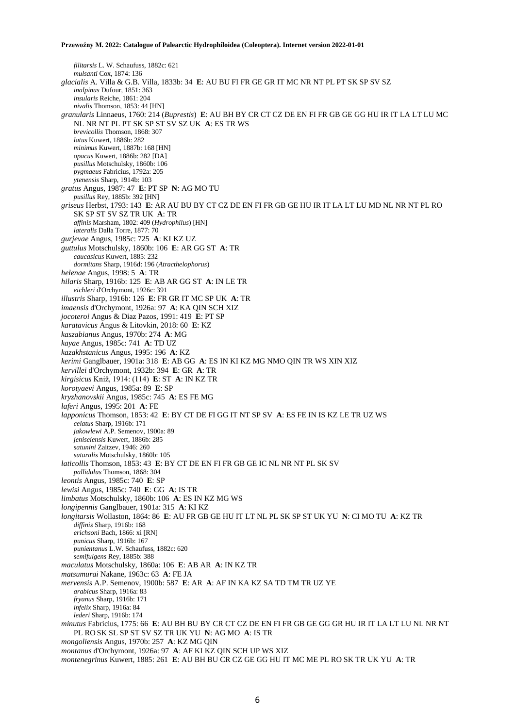*filitarsis* L. W. Schaufuss, 1882c: 621
*mulsanti* Cox, 1874: 136
*glacialis* A. Villa & G.B. Villa, 1833b: 34 **E**: AU BU FI FR GE GR IT MC NR NT PL PT SK SP SV SZ
*inalpinus* Dufour, 1851: 363
*insularis* Reiche, 1861: 204
*nivalis* Thomson, 1853: 44 [HN]
*granularis* Linnaeus, 1760: 214 (*Buprestis*) **E**: AU BH BY CR CT CZ DE EN FI FR GB GE GG HU IR IT LA LT LU MC NL NR NT PL PT SK SP ST SV SZ UK **A**: ES TR WS
*brevicollis* Thomson, 1868: 307
*latus* Kuwert, 1886b: 282
*minimus* Kuwert, 1887b: 168 [HN]
*opacus* Kuwert, 1886b: 282 [DA]
*pusillus* Motschulsky, 1860b: 106
*pygmaeus* Fabricius, 1792a: 205
*ytenensis* Sharp, 1914b: 103
*gratus* Angus, 1987: 47 **E**: PT SP **N**: AG MO TU
*pusillus* Rey, 1885b: 392 [HN]
*griseus* Herbst, 1793: 143 **E**: AR AU BU BY CT CZ DE EN FI FR GB GE HU IR IT LA LT LU MD NL NR NT PL RO SK SP ST SV SZ TR UK **A**: TR
*affinis* Marsham, 1802: 409 (*Hydrophilus*) [HN]
*lateralis* Dalla Torre, 1877: 70
*gurjevae* Angus, 1985c: 725 **A**: KI KZ UZ
*guttulus* Motschulsky, 1860b: 106 **E**: AR GG ST **A**: TR
*caucasicus* Kuwert, 1885: 232
*dormitans* Sharp, 1916d: 196 (*Atracthelophorus*)
*helenae* Angus, 1998: 5 **A**: TR
*hilaris* Sharp, 1916b: 125 **E**: AB AR GG ST **A**: IN LE TR
*eichleri* d'Orchymont, 1926c: 391
*illustris* Sharp, 1916b: 126 **E**: FR GR IT MC SP UK **A**: TR
*imaensis* d'Orchymont, 1926a: 97 **A**: KA QIN SCH XIZ
*jocoteroi* Angus & Diaz Pazos, 1991: 419 **E**: PT SP
*karatavicus* Angus & Litovkin, 2018: 60 **E**: KZ
*kaszabianus* Angus, 1970b: 274 **A**: MG
*kayae* Angus, 1985c: 741 **A**: TD UZ
*kazakhstanicus* Angus, 1995: 196 **A**: KZ
*kerimi* Ganglbauer, 1901a: 318 **E**: AB GG **A**: ES IN KI KZ MG NMO QIN TR WS XIN XIZ
*kervillei* d'Orchymont, 1932b: 394 **E**: GR **A**: TR
*kirgisicus* Kniž, 1914: (114) **E**: ST **A**: IN KZ TR
*korotyaevi* Angus, 1985a: 89 **E**: SP
*kryzhanovskii* Angus, 1985c: 745 **A**: ES FE MG
*laferi* Angus, 1995: 201 **A**: FE
*lapponicus* Thomson, 1853: 42 **E**: BY CT DE FI GG IT NT SP SV **A**: ES FE IN IS KZ LE TR UZ WS
*celatus* Sharp, 1916b: 171
*jakowlewi* A.P. Semenov, 1900a: 89
*jeniseiensis* Kuwert, 1886b: 285
*satunini* Zaitzev, 1946: 260
*suturalis* Motschulsky, 1860b: 105
*laticollis* Thomson, 1853: 43 **E**: BY CT DE EN FI FR GB GE IC NL NR NT PL SK SV
*pallidulus* Thomson, 1868: 304
*leontis* Angus, 1985c: 740 **E**: SP
*lewisi* Angus, 1985c: 740 **E**: GG **A**: IS TR
*limbatus* Motschulsky, 1860b: 106 **A**: ES IN KZ MG WS
*longipennis* Ganglbauer, 1901a: 315 **A**: KI KZ
*longitarsis* Wollaston, 1864: 86 **E**: AU FR GB GE HU IT LT NL PL SK SP ST UK YU **N**: CI MO TU **A**: KZ TR
*diffinis* Sharp, 1916b: 168
*erichsoni* Bach, 1866: xi [RN]
*punicus* Sharp, 1916b: 167
*punientanus* L.W. Schaufuss, 1882c: 620
*semifulgens* Rey, 1885b: 388
*maculatus* Motschulsky, 1860a: 106 **E**: AB AR **A**: IN KZ TR
*matsumurai* Nakane, 1963c: 63 **A**: FE JA
*mervensis* A.P. Semenov, 1900b: 587 **E**: AR **A**: AF IN KA KZ SA TD TM TR UZ YE
*arabicus* Sharp, 1916a: 83
*fryanus* Sharp, 1916b: 171
*infelix* Sharp, 1916a: 84
*lederi* Sharp, 1916b: 174
*minutus* Fabricius, 1775: 66 **E**: AU BH BU BY CR CT CZ DE EN FI FR GB GE GG GR HU IR IT LA LT LU NL NR NT PL RO SK SL SP ST SV SZ TR UK YU **N**: AG MO **A**: IS TR
*mongoliensis* Angus, 1970b: 257 **A**: KZ MG QIN
*montanus* d'Orchymont, 1926a: 97 **A**: AF KI KZ QIN SCH UP WS XIZ
*montenegrinus* Kuwert, 1885: 261 **E**: AU BH BU CR CZ GE GG HU IT MC ME PL RO SK TR UK YU **A**: TR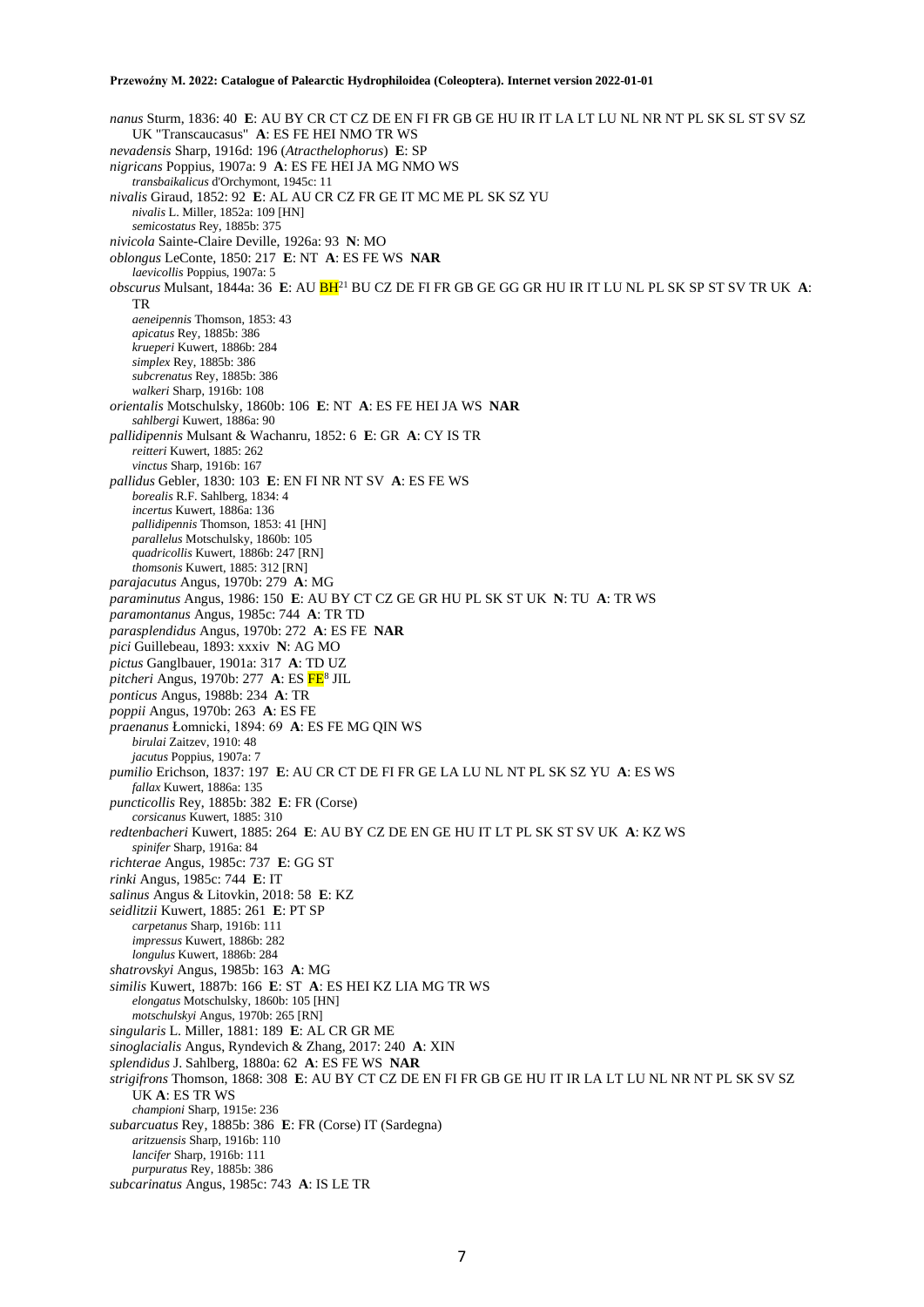*nanus* Sturm, 1836: 40 **E**: AU BY CR CT CZ DE EN FI FR GB GE HU IR IT LA LT LU NL NR NT PL SK SL ST SV SZ UK "Transcaucasus" **A**: ES FE HEI NMO TR WS

*nevadensis* Sharp, 1916d: 196 (*Atracthelophorus*) **E**: SP

*nigricans* Poppius, 1907a: 9 **A**: ES FE HEI JA MG NMO WS

*transbaikalicus* d'Orchymont, 1945c: 11

*nivalis* Giraud, 1852: 92 **E**: AL AU CR CZ FR GE IT MC ME PL SK SZ YU

*nivalis* L. Miller, 1852a: 109 [HN]

*semicostatus* Rey, 1885b: 375

*nivicola* Sainte-Claire Deville, 1926a: 93 **N**: MO

*oblongus* LeConte, 1850: 217 **E**: NT **A**: ES FE WS **NAR**

*laevicollis* Poppius, 1907a: 5

*obscurus* Mulsant, 1844a: 36 **E**: AU BH[21] BU CZ DE FI FR GB GE GG GR HU IR IT LU NL PL SK SP ST SV TR UK **A**: TR

*aeneipennis* Thomson, 1853: 43

*apicatus* Rey, 1885b: 386

*krueperi* Kuwert, 1886b: 284

*simplex* Rey, 1885b: 386

*subcrenatus* Rey, 1885b: 386

*walkeri* Sharp, 1916b: 108

*orientalis* Motschulsky, 1860b: 106 **E**: NT **A**: ES FE HEI JA WS **NAR**

*sahlbergi* Kuwert, 1886a: 90

*pallidipennis* Mulsant & Wachanru, 1852: 6 **E**: GR **A**: CY IS TR

*reitteri* Kuwert, 1885: 262

*vinctus* Sharp, 1916b: 167

*pallidus* Gebler, 1830: 103 **E**: EN FI NR NT SV **A**: ES FE WS

*borealis* R.F. Sahlberg, 1834: 4

*incertus* Kuwert, 1886a: 136

*pallidipennis* Thomson, 1853: 41 [HN]

*parallelus* Motschulsky, 1860b: 105

*quadricollis* Kuwert, 1886b: 247 [RN]

*thomsonis* Kuwert, 1885: 312 [RN]

*parajacutus* Angus, 1970b: 279 **A**: MG

*paraminutus* Angus, 1986: 150 **E**: AU BY CT CZ GE GR HU PL SK ST UK **N**: TU **A**: TR WS

*paramontanus* Angus, 1985c: 744 **A**: TR TD

*parasplendidus* Angus, 1970b: 272 **A**: ES FE **NAR**

*pici* Guillebeau, 1893: xxxiv **N**: AG MO

*pictus* Ganglbauer, 1901a: 317 **A**: TD UZ

*pitcheri* Angus, 1970b: 277 **A**: ES FE[8] JIL

*ponticus* Angus, 1988b: 234 **A**: TR

*poppii* Angus, 1970b: 263 **A**: ES FE

*praenanus* Łomnicki, 1894: 69 **A**: ES FE MG QIN WS

*birulai* Zaitzev, 1910: 48

*jacutus* Poppius, 1907a: 7

*pumilio* Erichson, 1837: 197 **E**: AU CR CT DE FI FR GE LA LU NL NT PL SK SZ YU **A**: ES WS

*fallax* Kuwert, 1886a: 135

*puncticollis* Rey, 1885b: 382 **E**: FR (Corse)

*corsicanus* Kuwert, 1885: 310

*redtenbacheri* Kuwert, 1885: 264 **E**: AU BY CZ DE EN GE HU IT LT PL SK ST SV UK **A**: KZ WS

*spinifer* Sharp, 1916a: 84

*richterae* Angus, 1985c: 737 **E**: GG ST

*rinki* Angus, 1985c: 744 **E**: IT

*salinus* Angus & Litovkin, 2018: 58 **E**: KZ

*seidlitzii* Kuwert, 1885: 261 **E**: PT SP

*carpetanus* Sharp, 1916b: 111

*impressus* Kuwert, 1886b: 282

*longulus* Kuwert, 1886b: 284

*shatrovskyi* Angus, 1985b: 163 **A**: MG

*similis* Kuwert, 1887b: 166 **E**: ST **A**: ES HEI KZ LIA MG TR WS

*elongatus* Motschulsky, 1860b: 105 [HN]

*motschulskyi* Angus, 1970b: 265 [RN]

*singularis* L. Miller, 1881: 189 **E**: AL CR GR ME

*sinoglacialis* Angus, Ryndevich & Zhang, 2017: 240 **A**: XIN

*splendidus* J. Sahlberg, 1880a: 62 **A**: ES FE WS **NAR**

*strigifrons* Thomson, 1868: 308 **E**: AU BY CT CZ DE EN FI FR GB GE HU IT IR LA LT LU NL NR NT PL SK SV SZ UK **A**: ES TR WS

*championi* Sharp, 1915e: 236

*subarcuatus* Rey, 1885b: 386 **E**: FR (Corse) IT (Sardegna)

*aritzuensis* Sharp, 1916b: 110

*lancifer* Sharp, 1916b: 111

*purpuratus* Rey, 1885b: 386

*subcarinatus* Angus, 1985c: 743 **A**: IS LE TR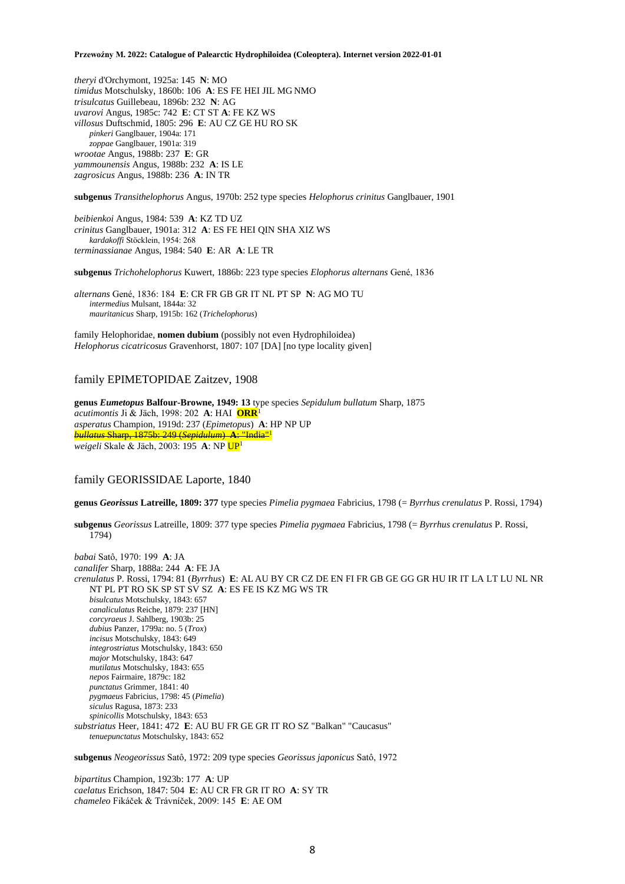*theryi* d'Orchymont, 1925a: 145 **N**: MO
*timidus* Motschulsky, 1860b: 106 **A**: ES FE HEI JIL MG NMO
*trisulcatus* Guillebeau, 1896b: 232 **N**: AG
*uvarovi* Angus, 1985c: 742 **E**: CT ST **A**: FE KZ WS
*villosus* Duftschmid, 1805: 296 **E**: AU CZ GE HU RO SK
  *pinkeri* Ganglbauer, 1904a: 171
  *zoppae* Ganglbauer, 1901a: 319
*wrootae* Angus, 1988b: 237 **E**: GR
*yammounensis* Angus, 1988b: 232 **A**: IS LE
*zagrosicus* Angus, 1988b: 236 **A**: IN TR

**subgenus** *Transithelophorus* Angus, 1970b: 252 type species *Helophorus crinitus* Ganglbauer, 1901

*beibienkoi* Angus, 1984: 539 **A**: KZ TD UZ
*crinitus* Ganglbauer, 1901a: 312 **A**: ES FE HEI QIN SHA XIZ WS
  *kardakoffi* Stöcklein, 1954: 268
*terminassianae* Angus, 1984: 540 **E**: AR **A**: LE TR

**subgenus** *Trichohelophorus* Kuwert, 1886b: 223 type species *Elophorus alternans* Gené, 1836

*alternans* Gené, 1836: 184 **E**: CR FR GB GR IT NL PT SP **N**: AG MO TU
  *intermedius* Mulsant, 1844a: 32
  *mauritanicus* Sharp, 1915b: 162 (*Trichelophorus*)

family Helophoridae, **nomen dubium** (possibly not even Hydrophiloidea)
*Helophorus cicatricosus* Gravenhorst, 1807: 107 [DA] [no type locality given]

## family EPIMETOPIDAE Zaitzev, 1908

**genus *Eumetopus* Balfour-Browne, 1949: 13** type species *Sepidulum bullatum* Sharp, 1875
*acutimontis* Ji & Jäch, 1998: 202 **A**: HAI **ORR**[1]
*asperatus* Champion, 1919d: 237 (*Epimetopus*) **A**: HP NP UP
~~*bullatus* Sharp, 1875b: 249 (*Sepidulum*) **A**: "India"~~[1]
*weigeli* Skale & Jäch, 2003: 195 **A**: NP UP[1]

## family GEORISSIDAE Laporte, 1840

**genus *Georissus* Latreille, 1809: 377** type species *Pimelia pygmaea* Fabricius, 1798 (= *Byrrhus crenulatus* P. Rossi, 1794)

**subgenus** *Georissus* Latreille, 1809: 377 type species *Pimelia pygmaea* Fabricius, 1798 (= *Byrrhus crenulatus* P. Rossi, 1794)

*babai* Satô, 1970: 199 **A**: JA
*canalifer* Sharp, 1888a: 244 **A**: FE JA
*crenulatus* P. Rossi, 1794: 81 (*Byrrhus*) **E**: AL AU BY CR CZ DE EN FI FR GB GE GG GR HU IR IT LA LT LU NL NR NT PL PT RO SK SP ST SV SZ **A**: ES FE IS KZ MG WS TR
  *bisulcatus* Motschulsky, 1843: 657
  *canaliculatus* Reiche, 1879: 237 [HN]
  *corcyraeus* J. Sahlberg, 1903b: 25
  *dubius* Panzer, 1799a: no. 5 (*Trox*)
  *incisus* Motschulsky, 1843: 649
  *integrostriatus* Motschulsky, 1843: 650
  *major* Motschulsky, 1843: 647
  *mutilatus* Motschulsky, 1843: 655
  *nepos* Fairmaire, 1879c: 182
  *punctatus* Grimmer, 1841: 40
  *pygmaeus* Fabricius, 1798: 45 (*Pimelia*)
  *siculus* Ragusa, 1873: 233
  *spinicollis* Motschulsky, 1843: 653
*substriatus* Heer, 1841: 472 **E**: AU BU FR GE GR IT RO SZ "Balkan" "Caucasus"
  *tenuepunctatus* Motschulsky, 1843: 652

**subgenus** *Neogeorissus* Satô, 1972: 209 type species *Georissus japonicus* Satô, 1972

*bipartitus* Champion, 1923b: 177 **A**: UP
*caelatus* Erichson, 1847: 504 **E**: AU CR FR GR IT RO **A**: SY TR
*chameleo* Fikáček & Trávníček, 2009: 145 **E**: AE OM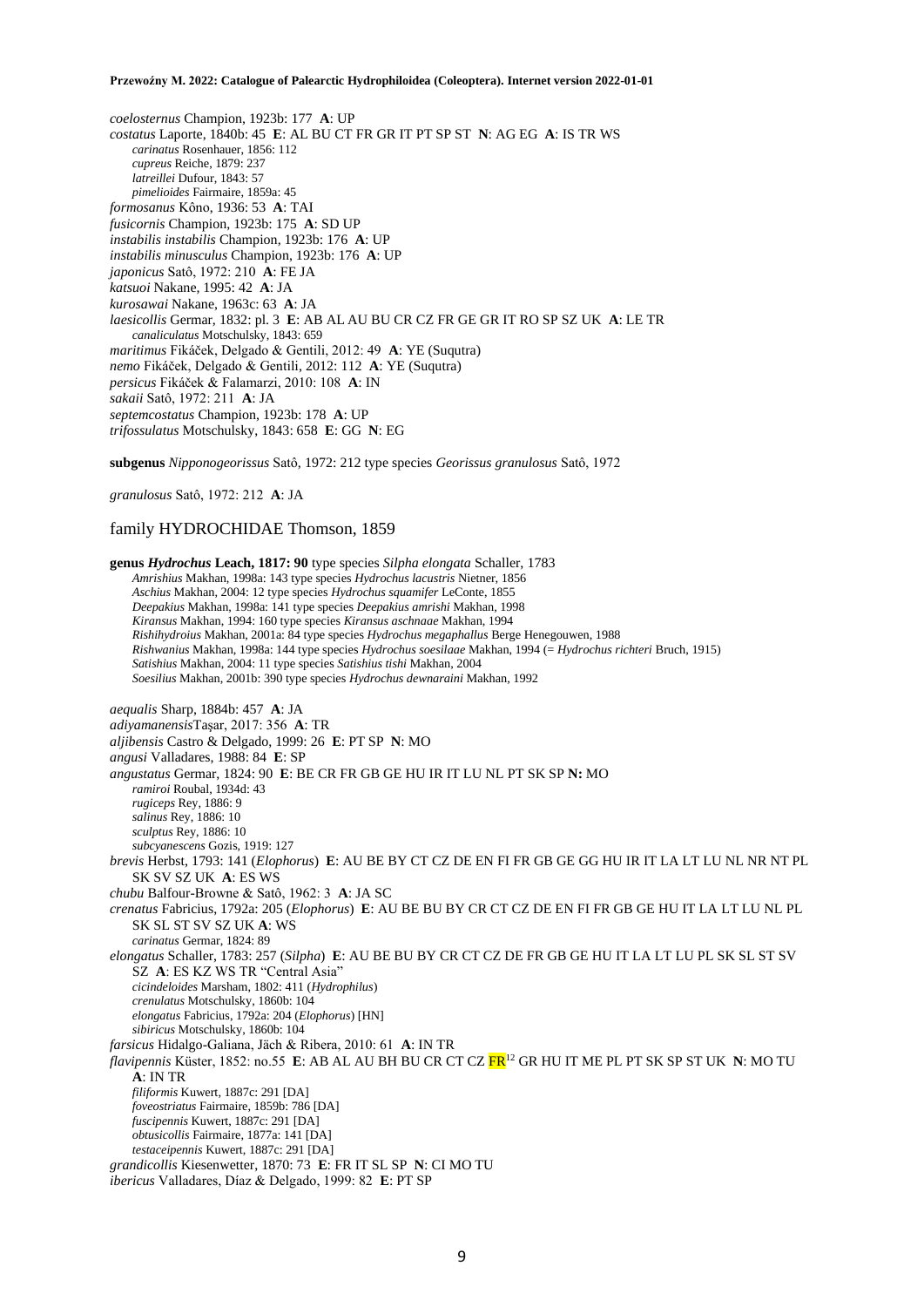*coelosternus* Champion, 1923b: 177 **A**: UP
*costatus* Laporte, 1840b: 45 **E**: AL BU CT FR GR IT PT SP ST **N**: AG EG **A**: IS TR WS
    *carinatus* Rosenhauer, 1856: 112
    *cupreus* Reiche, 1879: 237
    *latreillei* Dufour, 1843: 57
    *pimelioides* Fairmaire, 1859a: 45
*formosanus* Kôno, 1936: 53 **A**: TAI
*fusicornis* Champion, 1923b: 175 **A**: SD UP
*instabilis instabilis* Champion, 1923b: 176 **A**: UP
*instabilis minusculus* Champion, 1923b: 176 **A**: UP
*japonicus* Satô, 1972: 210 **A**: FE JA
*katsuoi* Nakane, 1995: 42 **A**: JA
*kurosawai* Nakane, 1963c: 63 **A**: JA
*laesicollis* Germar, 1832: pl. 3 **E**: AB AL AU BU CR CZ FR GE GR IT RO SP SZ UK **A**: LE TR
    *canaliculatus* Motschulsky, 1843: 659
*maritimus* Fikáček, Delgado & Gentili, 2012: 49 **A**: YE (Suqutra)
*nemo* Fikáček, Delgado & Gentili, 2012: 112 **A**: YE (Suqutra)
*persicus* Fikáček & Falamarzi, 2010: 108 **A**: IN
*sakaii* Satô, 1972: 211 **A**: JA
*septemcostatus* Champion, 1923b: 178 **A**: UP
*trifossulatus* Motschulsky, 1843: 658 **E**: GG **N**: EG

**subgenus** *Nipponogeorissus* Satô, 1972: 212 type species *Georissus granulosus* Satô, 1972

*granulosus* Satô, 1972: 212 **A**: JA

## family HYDROCHIDAE Thomson, 1859

**genus *Hydrochus* Leach, 1817: 90** type species *Silpha elongata* Schaller, 1783
    *Amrishius* Makhan, 1998a: 143 type species *Hydrochus lacustris* Nietner, 1856
    *Aschius* Makhan, 2004: 12 type species *Hydrochus squamifer* LeConte, 1855
    *Deepakius* Makhan, 1998a: 141 type species *Deepakius amrishi* Makhan, 1998
    *Kiransus* Makhan, 1994: 160 type species *Kiransus aschnaae* Makhan, 1994
    *Rishihydroius* Makhan, 2001a: 84 type species *Hydrochus megaphallus* Berge Henegouwen, 1988
    *Rishwanius* Makhan, 1998a: 144 type species *Hydrochus soesilaae* Makhan, 1994 (= *Hydrochus richteri* Bruch, 1915)
    *Satishius* Makhan, 2004: 11 type species *Satishius tishi* Makhan, 2004
    *Soesilius* Makhan, 2001b: 390 type species *Hydrochus dewnaraini* Makhan, 1992

*aequalis* Sharp, 1884b: 457 **A**: JA
*adiyamanensis* Taşar, 2017: 356 **A**: TR
*aljibensis* Castro & Delgado, 1999: 26 **E**: PT SP **N**: MO
*angusi* Valladares, 1988: 84 **E**: SP
*angustatus* Germar, 1824: 90 **E**: BE CR FR GB GE HU IR IT LU NL PT SK SP **N:** MO
    *ramiroi* Roubal, 1934d: 43
    *rugiceps* Rey, 1886: 9
    *salinus* Rey, 1886: 10
    *sculptus* Rey, 1886: 10
    *subcyanescens* Gozis, 1919: 127
*brevis* Herbst, 1793: 141 (*Elophorus*) **E**: AU BE BY CT CZ DE EN FI FR GB GE GG HU IR IT LA LT LU NL NR NT PL SK SV SZ UK **A**: ES WS
*chubu* Balfour-Browne & Satô, 1962: 3 **A**: JA SC
*crenatus* Fabricius, 1792a: 205 (*Elophorus*) **E**: AU BE BU BY CR CT CZ DE EN FI FR GB GE HU IT LA LT LU NL PL SK SL ST SV SZ UK **A**: WS
    *carinatus* Germar, 1824: 89
*elongatus* Schaller, 1783: 257 (*Silpha*) **E**: AU BE BU BY CR CT CZ DE FR GB GE HU IT LA LT LU PL SK SL ST SV SZ **A**: ES KZ WS TR "Central Asia"
    *cicindeloides* Marsham, 1802: 411 (*Hydrophilus*)
    *crenulatus* Motschulsky, 1860b: 104
    *elongatus* Fabricius, 1792a: 204 (*Elophorus*) [HN]
    *sibiricus* Motschulsky, 1860b: 104
*farsicus* Hidalgo-Galiana, Jäch & Ribera, 2010: 61 **A**: IN TR
*flavipennis* Küster, 1852: no.55 **E**: AB AL AU BH BU CR CT CZ FR[12] GR HU IT ME PL PT SK SP ST UK **N**: MO TU **A**: IN TR
    *filiformis* Kuwert, 1887c: 291 [DA]
    *foveostriatus* Fairmaire, 1859b: 786 [DA]
    *fuscipennis* Kuwert, 1887c: 291 [DA]
    *obtusicollis* Fairmaire, 1877a: 141 [DA]
    *testaceipennis* Kuwert, 1887c: 291 [DA]
*grandicollis* Kiesenwetter, 1870: 73 **E**: FR IT SL SP **N**: CI MO TU
*ibericus* Valladares, Díaz & Delgado, 1999: 82 **E**: PT SP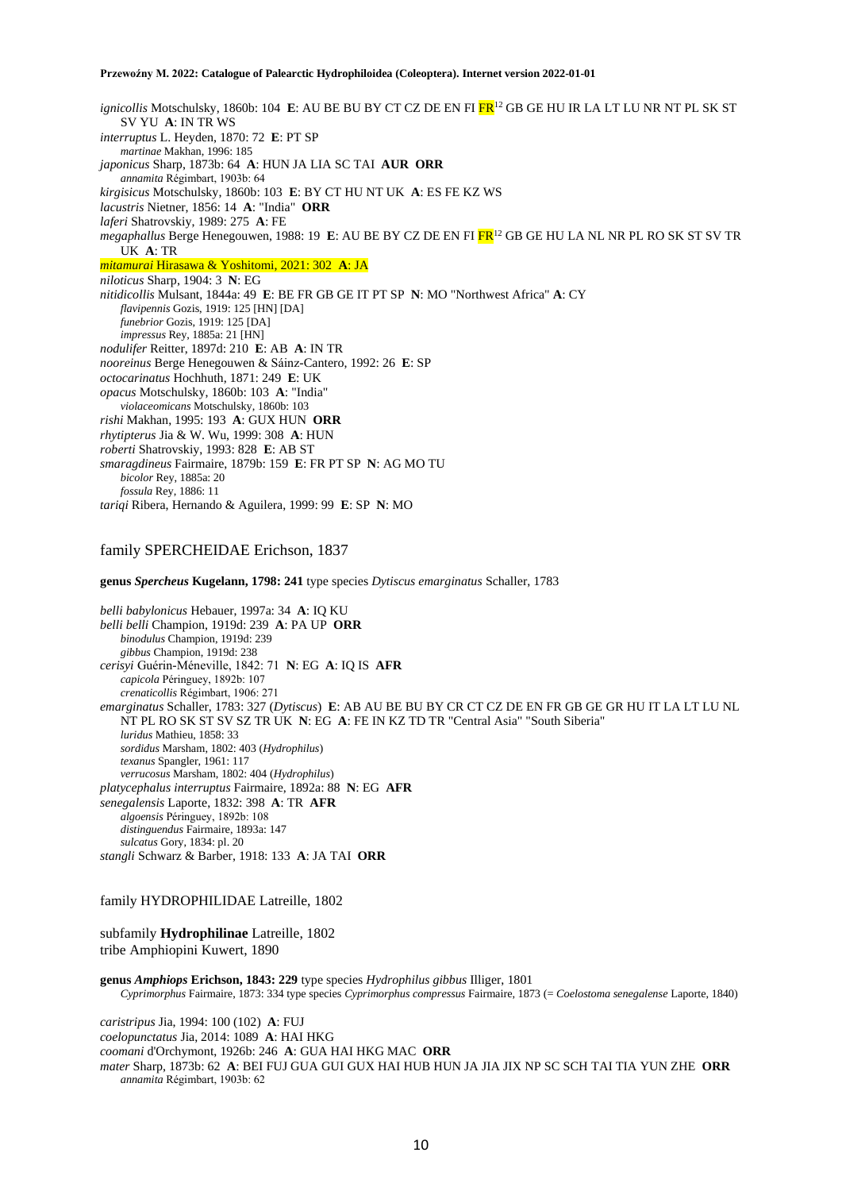*ignicollis* Motschulsky, 1860b: 104 **E**: AU BE BU BY CT CZ DE EN FI FR[12] GB GE HU IR LA LT LU NR NT PL SK ST SV YU **A**: IN TR WS

*interruptus* L. Heyden, 1870: 72 **E**: PT SP

*martinae* Makhan, 1996: 185

*japonicus* Sharp, 1873b: 64 **A**: HUN JA LIA SC TAI **AUR ORR**

*annamita* Régimbart, 1903b: 64

*kirgisicus* Motschulsky, 1860b: 103 **E**: BY CT HU NT UK **A**: ES FE KZ WS

*lacustris* Nietner, 1856: 14 **A**: "India" **ORR**

*laferi* Shatrovskiy, 1989: 275 **A**: FE

*megaphallus* Berge Henegouwen, 1988: 19 **E**: AU BE BY CZ DE EN FI FR[12] GB GE HU LA NL NR PL RO SK ST SV TR UK **A**: TR

*mitamurai* Hirasawa & Yoshitomi, 2021: 302 **A**: JA

*niloticus* Sharp, 1904: 3 **N**: EG

*nitidicollis* Mulsant, 1844a: 49 **E**: BE FR GB GE IT PT SP **N**: MO "Northwest Africa" **A**: CY

*flavipennis* Gozis, 1919: 125 [HN] [DA]

*funebrior* Gozis, 1919: 125 [DA]

*impressus* Rey, 1885a: 21 [HN]

*nodulifer* Reitter, 1897d: 210 **E**: AB **A**: IN TR

*nooreinus* Berge Henegouwen & Sáinz-Cantero, 1992: 26 **E**: SP

*octocarinatus* Hochhuth, 1871: 249 **E**: UK

*opacus* Motschulsky, 1860b: 103 **A**: "India"

*violaceomicans* Motschulsky, 1860b: 103

*rishi* Makhan, 1995: 193 **A**: GUX HUN **ORR**

*rhytipterus* Jia & W. Wu, 1999: 308 **A**: HUN

*roberti* Shatrovskiy, 1993: 828 **E**: AB ST

*smaragdineus* Fairmaire, 1879b: 159 **E**: FR PT SP **N**: AG MO TU

*bicolor* Rey, 1885a: 20

*fossula* Rey, 1886: 11

*tariqi* Ribera, Hernando & Aguilera, 1999: 99 **E**: SP **N**: MO

## family SPERCHEIDAE Erichson, 1837

**genus *Spercheus* Kugelann, 1798: 241** type species *Dytiscus emarginatus* Schaller, 1783

*belli babylonicus* Hebauer, 1997a: 34 **A**: IQ KU

*belli belli* Champion, 1919d: 239 **A**: PA UP **ORR**

*binodulus* Champion, 1919d: 239

*gibbus* Champion, 1919d: 238

*cerisyi* Guérin-Méneville, 1842: 71 **N**: EG **A**: IQ IS **AFR**

*capicola* Péringuey, 1892b: 107

*crenaticollis* Régimbart, 1906: 271

*emarginatus* Schaller, 1783: 327 (*Dytiscus*) **E**: AB AU BE BU BY CR CT CZ DE EN FR GB GE GR HU IT LA LT LU NL NT PL RO SK ST SV SZ TR UK **N**: EG **A**: FE IN KZ TD TR "Central Asia" "South Siberia"

*luridus* Mathieu, 1858: 33

*sordidus* Marsham, 1802: 403 (*Hydrophilus*)

*texanus* Spangler, 1961: 117

*verrucosus* Marsham, 1802: 404 (*Hydrophilus*)

*platycephalus interruptus* Fairmaire, 1892a: 88 **N**: EG **AFR**

*senegalensis* Laporte, 1832: 398 **A**: TR **AFR**

*algoensis* Péringuey, 1892b: 108

*distinguendus* Fairmaire, 1893a: 147

*sulcatus* Gory, 1834: pl. 20

*stangli* Schwarz & Barber, 1918: 133 **A**: JA TAI **ORR**

## family HYDROPHILIDAE Latreille, 1802

### subfamily **Hydrophilinae** Latreille, 1802

#### tribe Amphiopini Kuwert, 1890

**genus *Amphiops* Erichson, 1843: 229** type species *Hydrophilus gibbus* Illiger, 1801

*Cyprimorphus* Fairmaire, 1873: 334 type species *Cyprimorphus compressus* Fairmaire, 1873 (= *Coelostoma senegalense* Laporte, 1840)

*caristripus* Jia, 1994: 100 (102) **A**: FUJ

*coelopunctatus* Jia, 2014: 1089 **A**: HAI HKG

*coomani* d'Orchymont, 1926b: 246 **A**: GUA HAI HKG MAC **ORR**

*mater* Sharp, 1873b: 62 **A**: BEI FUJ GUA GUI GUX HAI HUB HUN JA JIA JIX NP SC SCH TAI TIA YUN ZHE **ORR**

*annamita* Régimbart, 1903b: 62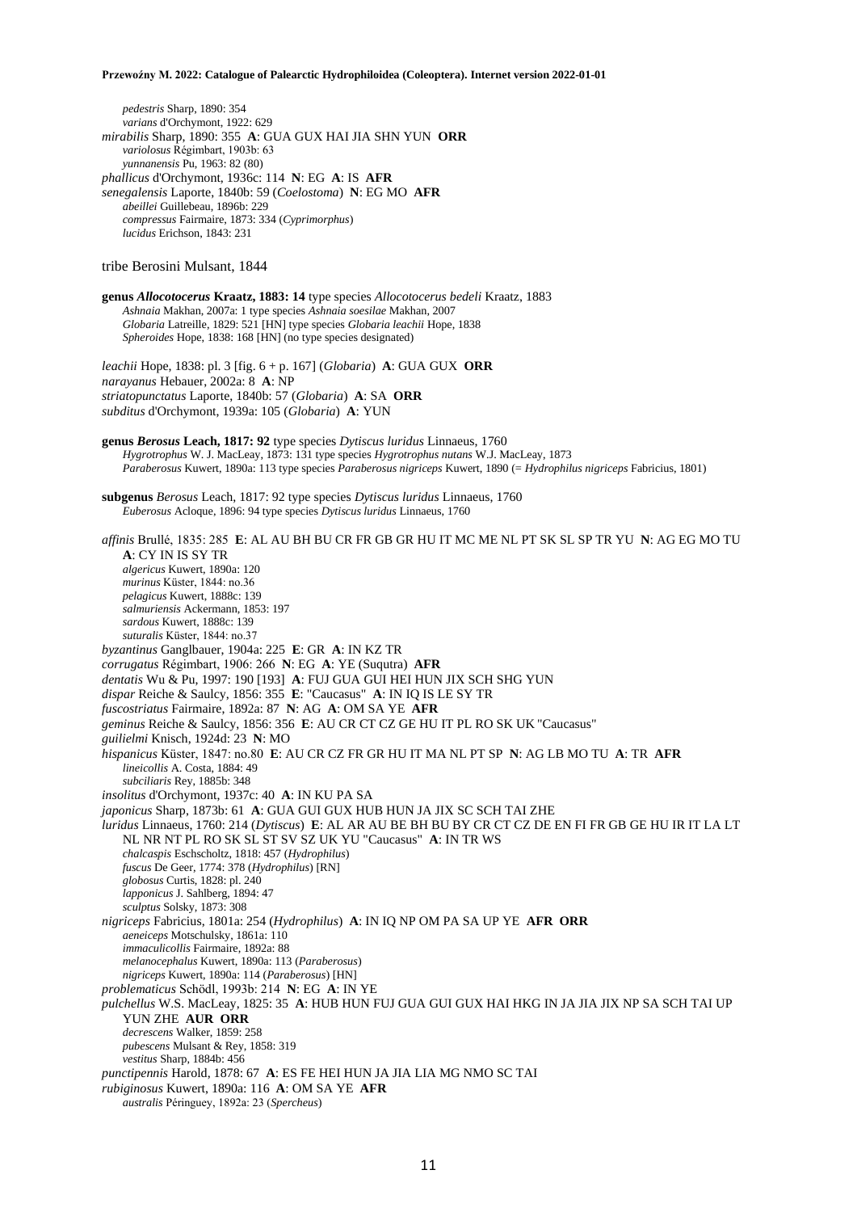*pedestris* Sharp, 1890: 354
*varians* d'Orchymont, 1922: 629
*mirabilis* Sharp, 1890: 355 **A**: GUA GUX HAI JIA SHN YUN **ORR**
*variolosus* Régimbart, 1903b: 63
*yunnanensis* Pu, 1963: 82 (80)
*phallicus* d'Orchymont, 1936c: 114 **N**: EG **A**: IS **AFR**
*senegalensis* Laporte, 1840b: 59 (*Coelostoma*) **N**: EG MO **AFR**
*abeillei* Guillebeau, 1896b: 229
*compressus* Fairmaire, 1873: 334 (*Cyprimorphus*)
*lucidus* Erichson, 1843: 231

tribe Berosini Mulsant, 1844

**genus *Allocotocerus* Kraatz, 1883: 14** type species *Allocotocerus bedeli* Kraatz, 1883
*Ashnaia* Makhan, 2007a: 1 type species *Ashnaia soesilae* Makhan, 2007
*Globaria* Latreille, 1829: 521 [HN] type species *Globaria leachii* Hope, 1838
*Spheroides* Hope, 1838: 168 [HN] (no type species designated)

*leachii* Hope, 1838: pl. 3 [fig. 6 + p. 167] (*Globaria*) **A**: GUA GUX **ORR**
*narayanus* Hebauer, 2002a: 8 **A**: NP
*striatopunctatus* Laporte, 1840b: 57 (*Globaria*) **A**: SA **ORR**
*subditus* d'Orchymont, 1939a: 105 (*Globaria*) **A**: YUN

**genus *Berosus* Leach, 1817: 92** type species *Dytiscus luridus* Linnaeus, 1760
*Hygrotrophus* W. J. MacLeay, 1873: 131 type species *Hygrotrophus nutans* W.J. MacLeay, 1873
*Paraberosus* Kuwert, 1890a: 113 type species *Paraberosus nigriceps* Kuwert, 1890 (= *Hydrophilus nigriceps* Fabricius, 1801)

**subgenus *Berosus* Leach, 1817: 92** type species *Dytiscus luridus* Linnaeus, 1760
*Euberosus* Acloque, 1896: 94 type species *Dytiscus luridus* Linnaeus, 1760

*affinis* Brullé, 1835: 285 **E**: AL AU BH BU CR FR GB GR HU IT MC ME NL PT SK SL SP TR YU **N**: AG EG MO TU **A**: CY IN IS SY TR
*algericus* Kuwert, 1890a: 120
*murinus* Küster, 1844: no.36
*pelagicus* Kuwert, 1888c: 139
*salmuriensis* Ackermann, 1853: 197
*sardous* Kuwert, 1888c: 139
*suturalis* Küster, 1844: no.37
*byzantinus* Ganglbauer, 1904a: 225 **E**: GR **A**: IN KZ TR
*corrugatus* Régimbart, 1906: 266 **N**: EG **A**: YE (Suqutra) **AFR**
*dentatis* Wu & Pu, 1997: 190 [193] **A**: FUJ GUA GUI HEI HUN JIX SCH SHG YUN
*dispar* Reiche & Saulcy, 1856: 355 **E**: "Caucasus" **A**: IN IQ IS LE SY TR
*fuscostriatus* Fairmaire, 1892a: 87 **N**: AG **A**: OM SA YE **AFR**
*geminus* Reiche & Saulcy, 1856: 356 **E**: AU CR CT CZ GE HU IT PL RO SK UK "Caucasus"
*guilielmi* Knisch, 1924d: 23 **N**: MO
*hispanicus* Küster, 1847: no.80 **E**: AU CR CZ FR GR HU IT MA NL PT SP **N**: AG LB MO TU **A**: TR **AFR**
*lineicollis* A. Costa, 1884: 49
*subciliaris* Rey, 1885b: 348
*insolitus* d'Orchymont, 1937c: 40 **A**: IN KU PA SA
*japonicus* Sharp, 1873b: 61 **A**: GUA GUI GUX HUB HUN JA JIX SC SCH TAI ZHE
*luridus* Linnaeus, 1760: 214 (*Dytiscus*) **E**: AL AR AU BE BH BU BY CR CT CZ DE EN FI FR GB GE HU IR IT LA LT NL NR NT PL RO SK SL ST SV SZ UK YU "Caucasus" **A**: IN TR WS
*chalcaspis* Eschscholtz, 1818: 457 (*Hydrophilus*)
*fuscus* De Geer, 1774: 378 (*Hydrophilus*) [RN]
*globosus* Curtis, 1828: pl. 240
*lapponicus* J. Sahlberg, 1894: 47
*sculptus* Solsky, 1873: 308
*nigriceps* Fabricius, 1801a: 254 (*Hydrophilus*) **A**: IN IQ NP OM PA SA UP YE **AFR ORR**
*aeneiceps* Motschulsky, 1861a: 110
*immaculicollis* Fairmaire, 1892a: 88
*melanocephalus* Kuwert, 1890a: 113 (*Paraberosus*)
*nigriceps* Kuwert, 1890a: 114 (*Paraberosus*) [HN]
*problematicus* Schödl, 1993b: 214 **N**: EG **A**: IN YE
*pulchellus* W.S. MacLeay, 1825: 35 **A**: HUB HUN FUJ GUA GUI GUX HAI HKG IN JA JIA JIX NP SA SCH TAI UP YUN ZHE **AUR ORR**
*decrescens* Walker, 1859: 258
*pubescens* Mulsant & Rey, 1858: 319
*vestitus* Sharp, 1884b: 456
*punctipennis* Harold, 1878: 67 **A**: ES FE HEI HUN JA JIA LIA MG NMO SC TAI
*rubiginosus* Kuwert, 1890a: 116 **A**: OM SA YE **AFR**
*australis* Péringuey, 1892a: 23 (*Spercheus*)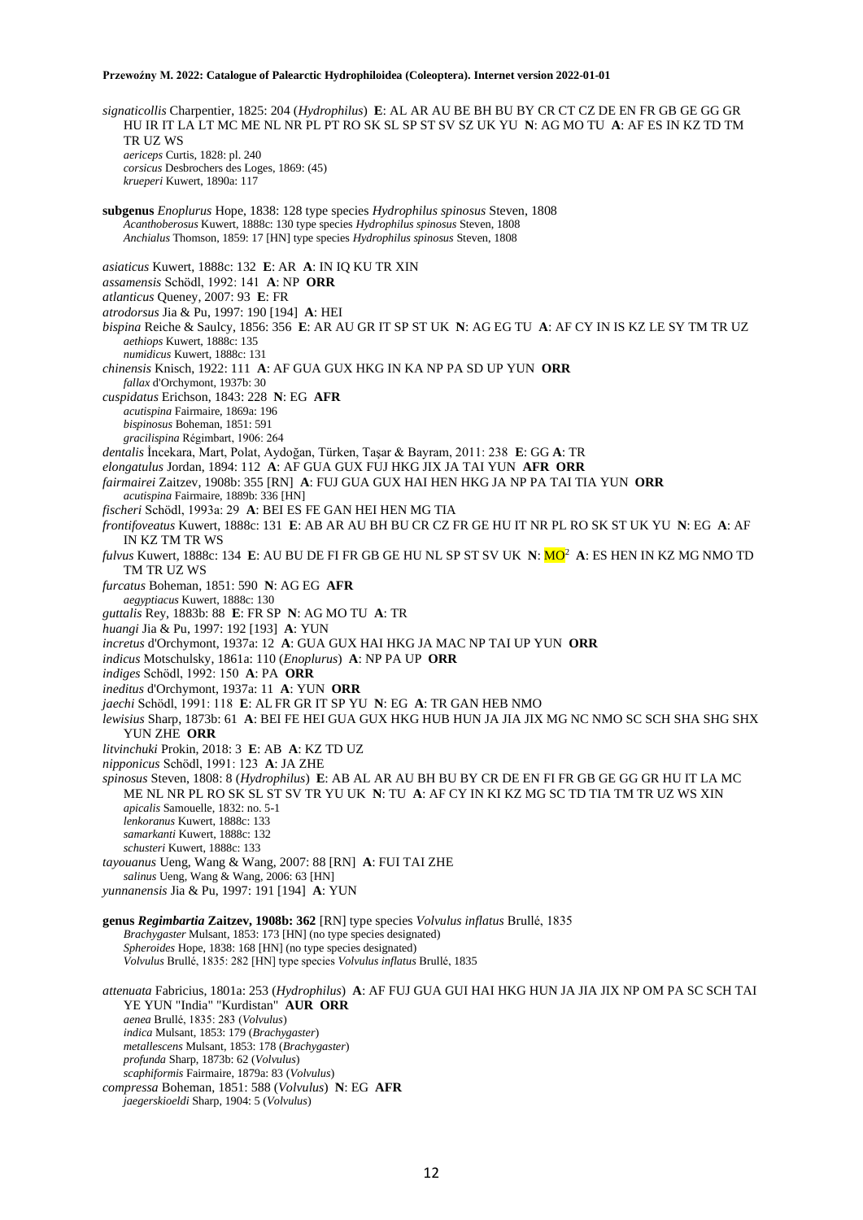*signaticollis* Charpentier, 1825: 204 (*Hydrophilus*) **E**: AL AR AU BE BH BU BY CR CT CZ DE EN FR GB GE GG GR HU IR IT LA LT MC ME NL NR PL PT RO SK SL SP ST SV SZ UK YU **N**: AG MO TU **A**: AF ES IN KZ TD TM TR UZ WS
  *aericeps* Curtis, 1828: pl. 240
  *corsicus* Desbrochers des Loges, 1869: (45)
  *kruepei* Kuwert, 1890a: 117

**subgenus *Enoplurus* Hope, 1838: 128** type species *Hydrophilus spinosus* Steven, 1808
  *Acanthoberosus* Kuwert, 1888c: 130 type species *Hydrophilus spinosus* Steven, 1808
  *Anchialus* Thomson, 1859: 17 [HN] type species *Hydrophilus spinosus* Steven, 1808

*asiaticus* Kuwert, 1888c: 132 **E**: AR **A**: IN IQ KU TR XIN
*assamensis* Schödl, 1992: 141 **A**: NP **ORR**
*atlanticus* Queney, 2007: 93 **E**: FR
*atrodorsus* Jia & Pu, 1997: 190 [194] **A**: HEI
*bispina* Reiche & Saulcy, 1856: 356 **E**: AR AU GR IT SP ST UK **N**: AG EG TU **A**: AF CY IN IS KZ LE SY TM TR UZ
  *aethiops* Kuwert, 1888c: 135
  *numidicus* Kuwert, 1888c: 131
*chinensis* Knisch, 1922: 111 **A**: AF GUA GUX HKG IN KA NP PA SD UP YUN **ORR**
  *fallax* d'Orchymont, 1937b: 30
*cuspidatus* Erichson, 1843: 228 **N**: EG **AFR**
  *acutispina* Fairmaire, 1869a: 196
  *bispinosus* Boheman, 1851: 591
  *gracilispina* Régimbart, 1906: 264
*dentalis* İncekara, Mart, Polat, Aydoğan, Türken, Taşar & Bayram, 2011: 238 **E**: GG **A**: TR
*elongatulus* Jordan, 1894: 112 **A**: AF GUA GUX FUJ HKG JIX JA TAI YUN **AFR ORR**
*fairmairei* Zaitzev, 1908b: 355 [RN] **A**: FUJ GUA GUX HAI HEN HKG JA NP PA TAI TIA YUN **ORR**
  *acutispina* Fairmaire, 1889b: 336 [HN]
*fischeri* Schödl, 1993a: 29 **A**: BEI ES FE GAN HEI HEN MG TIA
*frontifoveatus* Kuwert, 1888c: 131 **E**: AB AR AU BH BU CR CZ FR GE HU IT NR PL RO SK ST UK YU **N**: EG **A**: AF IN KZ TM TR WS
*fulvus* Kuwert, 1888c: 134 **E**: AU BU DE FI FR GB GE HU NL SP ST SV UK **N**: MO[2] **A**: ES HEN IN KZ MG NMO TD TM TR UZ WS
*furcatus* Boheman, 1851: 590 **N**: AG EG **AFR**
  *aegyptiacus* Kuwert, 1888c: 130
*guttalis* Rey, 1883b: 88 **E**: FR SP **N**: AG MO TU **A**: TR
*huangi* Jia & Pu, 1997: 192 [193] **A**: YUN
*incretus* d'Orchymont, 1937a: 12 **A**: GUA GUX HAI HKG JA MAC NP TAI UP YUN **ORR**
*indicus* Motschulsky, 1861a: 110 (*Enoplurus*) **A**: NP PA UP **ORR**
*indiges* Schödl, 1992: 150 **A**: PA **ORR**
*ineditus* d'Orchymont, 1937a: 11 **A**: YUN **ORR**
*jaechi* Schödl, 1991: 118 **E**: AL FR GR IT SP YU **N**: EG **A**: TR GAN HEB NMO
*lewisius* Sharp, 1873b: 61 **A**: BEI FE HEI GUA GUX HKG HUB HUN JA JIA JIX MG NC NMO SC SCH SHA SHG SHX YUN ZHE **ORR**
*litvinchuki* Prokin, 2018: 3 **E**: AB **A**: KZ TD UZ
*nipponicus* Schödl, 1991: 123 **A**: JA ZHE
*spinosus* Steven, 1808: 8 (*Hydrophilus*) **E**: AB AL AR AU BH BU BY CR DE EN FI FR GB GE GG GR HU IT LA MC ME NL NR PL RO SK SL ST SV TR YU UK **N**: TU **A**: AF CY IN KI KZ MG SC TD TIA TM TR UZ WS XIN
  *apicalis* Samouelle, 1832: no. 5-1
  *lenkoranus* Kuwert, 1888c: 133
  *samarkanti* Kuwert, 1888c: 132
  *schusteri* Kuwert, 1888c: 133
*tayouanus* Ueng, Wang & Wang, 2007: 88 [RN] **A**: FUI TAI ZHE
  *salinus* Ueng, Wang & Wang, 2006: 63 [HN]
*yunnanensis* Jia & Pu, 1997: 191 [194] **A**: YUN

**genus *Regimbartia* Zaitzev, 1908b: 362** [RN] type species *Volvulus inflatus* Brullé, 1835
  *Brachygaster* Mulsant, 1853: 173 [HN] (no type species designated)
  *Spheroides* Hope, 1838: 168 [HN] (no type species designated)
  *Volvulus* Brullé, 1835: 282 [HN] type species *Volvulus inflatus* Brullé, 1835

*attenuata* Fabricius, 1801a: 253 (*Hydrophilus*) **A**: AF FUJ GUA GUI HAI HKG HUN JA JIA JIX NP OM PA SC SCH TAI YE YUN "India" "Kurdistan" **AUR ORR**
  *aenea* Brullé, 1835: 283 (*Volvulus*)
  *indica* Mulsant, 1853: 179 (*Brachygaster*)
  *metallescens* Mulsant, 1853: 178 (*Brachygaster*)
  *profunda* Sharp, 1873b: 62 (*Volvulus*)
  *scaphiformis* Fairmaire, 1879a: 83 (*Volvulus*)
*compressa* Boheman, 1851: 588 (*Volvulus*) **N**: EG **AFR**
  *jaegerskioeldi* Sharp, 1904: 5 (*Volvulus*)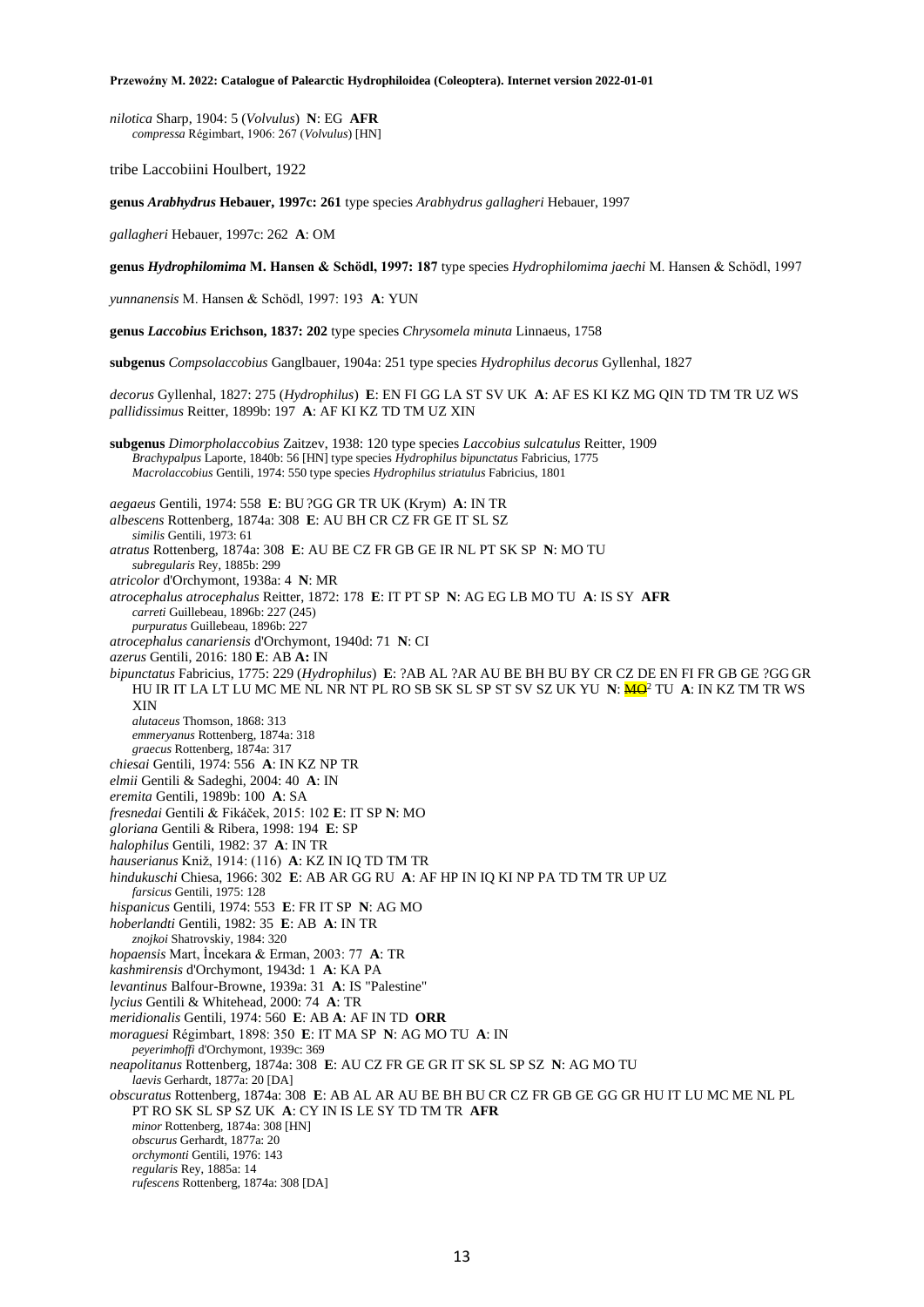*nilotica* Sharp, 1904: 5 (*Volvulus*) **N**: EG **AFR**
*compressa* Régimbart, 1906: 267 (*Volvulus*) [HN]

tribe Laccobiini Houlbert, 1922

**genus *Arabhydrus* Hebauer, 1997c: 261** type species *Arabhydrus gallagheri* Hebauer, 1997

*gallagheri* Hebauer, 1997c: 262 **A**: OM

**genus *Hydrophilomima* M. Hansen & Schödl, 1997: 187** type species *Hydrophilomima jaechi* M. Hansen & Schödl, 1997

*yunnanensis* M. Hansen & Schödl, 1997: 193 **A**: YUN

**genus *Laccobius* Erichson, 1837: 202** type species *Chrysomela minuta* Linnaeus, 1758

**subgenus** *Compsolaccobius* Ganglbauer, 1904a: 251 type species *Hydrophilus decorus* Gyllenhal, 1827

*decorus* Gyllenhal, 1827: 275 (*Hydrophilus*) **E**: EN FI GG LA ST SV UK **A**: AF ES KI KZ MG QIN TD TM TR UZ WS
*pallidissimus* Reitter, 1899b: 197 **A**: AF KI KZ TD TM UZ XIN

**subgenus** *Dimorpholaccobius* Zaitzev, 1938: 120 type species *Laccobius sulcatulus* Reitter, 1909
*Brachypalpus* Laporte, 1840b: 56 [HN] type species *Hydrophilus bipunctatus* Fabricius, 1775
*Macrolaccobius* Gentili, 1974: 550 type species *Hydrophilus striatulus* Fabricius, 1801

*aegaeus* Gentili, 1974: 558 **E**: BU ?GG GR TR UK (Krym) **A**: IN TR
*albescens* Rottenberg, 1874a: 308 **E**: AU BH CR CZ FR GE IT SL SZ
*similis* Gentili, 1973: 61
*atratus* Rottenberg, 1874a: 308 **E**: AU BE CZ FR GB GE IR NL PT SK SP **N**: MO TU
*subregularis* Rey, 1885b: 299
*atricolor* d'Orchymont, 1938a: 4 **N**: MR
*atrocephalus atrocephalus* Reitter, 1872: 178 **E**: IT PT SP **N**: AG EG LB MO TU **A**: IS SY **AFR**
*carreti* Guillebeau, 1896b: 227 (245)
*purpuratus* Guillebeau, 1896b: 227
*atrocephalus canariensis* d'Orchymont, 1940d: 71 **N**: CI
*azerus* Gentili, 2016: 180 **E**: AB **A:** IN
*bipunctatus* Fabricius, 1775: 229 (*Hydrophilus*) **E**: ?AB AL ?AR AU BE BH BU BY CR CZ DE EN FI FR GB GE ?GG GR HU IR IT LA LT LU MC ME NL NR NT PL RO SB SK SL SP ST SV SZ UK YU **N**: ~~MO~~[2] TU **A**: IN KZ TM TR WS XIN
*alutaceus* Thomson, 1868: 313
*emmeryanus* Rottenberg, 1874a: 318
*graecus* Rottenberg, 1874a: 317
*chiesai* Gentili, 1974: 556 **A**: IN KZ NP TR
*elmii* Gentili & Sadeghi, 2004: 40 **A**: IN
*eremita* Gentili, 1989b: 100 **A**: SA
*fresnedai* Gentili & Fikáček, 2015: 102 **E**: IT SP **N**: MO
*gloriana* Gentili & Ribera, 1998: 194 **E**: SP
*halophilus* Gentili, 1982: 37 **A**: IN TR
*hauserianus* Kniž, 1914: (116) **A**: KZ IN IQ TD TM TR
*hindukuschi* Chiesa, 1966: 302 **E**: AB AR GG RU **A**: AF HP IN IQ KI NP PA TD TM TR UP UZ
*farsicus* Gentili, 1975: 128
*hispanicus* Gentili, 1974: 553 **E**: FR IT SP **N**: AG MO
*hoberlandti* Gentili, 1982: 35 **E**: AB **A**: IN TR
*znojkoi* Shatrovskiy, 1984: 320
*hopaensis* Mart, İncekara & Erman, 2003: 77 **A**: TR
*kashmirensis* d'Orchymont, 1943d: 1 **A**: KA PA
*levantinus* Balfour-Browne, 1939a: 31 **A**: IS "Palestine"
*lycius* Gentili & Whitehead, 2000: 74 **A**: TR
*meridionalis* Gentili, 1974: 560 **E**: AB **A**: AF IN TD **ORR**
*moraguesi* Régimbart, 1898: 350 **E**: IT MA SP **N**: AG MO TU **A**: IN
*peyerimhoffi* d'Orchymont, 1939c: 369
*neapolitanus* Rottenberg, 1874a: 308 **E**: AU CZ FR GE GR IT SK SL SP SZ **N**: AG MO TU
*laevis* Gerhardt, 1877a: 20 [DA]
*obscuratus* Rottenberg, 1874a: 308 **E**: AB AL AR AU BE BH BU CR CZ FR GB GE GG GR HU IT LU MC ME NL PL PT RO SK SL SP SZ UK **A**: CY IN IS LE SY TD TM TR **AFR**
*minor* Rottenberg, 1874a: 308 [HN]
*obscurus* Gerhardt, 1877a: 20
*orchymonti* Gentili, 1976: 143
*regularis* Rey, 1885a: 14
*rufescens* Rottenberg, 1874a: 308 [DA]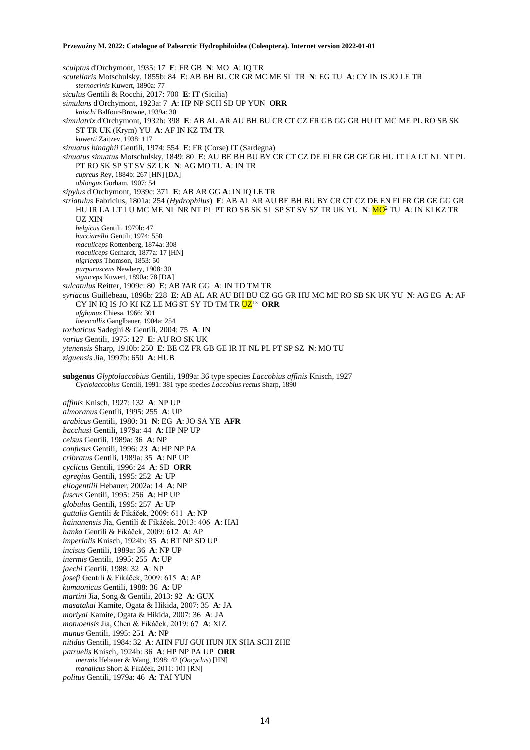*sculptus* d'Orchymont, 1935: 17 **E**: FR GB **N**: MO **A**: IQ TR
*scutellaris* Motschulsky, 1855b: 84 **E**: AB BH BU CR GR MC ME SL TR **N**: EG TU **A**: CY IN IS JO LE TR
*sternocrinis* Kuwert, 1890a: 77
*siculus* Gentili & Rocchi, 2017: 700 **E**: IT (Sicilia)
*simulans* d'Orchymont, 1923a: 7 **A**: HP NP SCH SD UP YUN **ORR**
*knischi* Balfour-Browne, 1939a: 30
*simulatrix* d'Orchymont, 1932b: 398 **E**: AB AL AR AU BH BU CR CT CZ FR GB GG GR HU IT MC ME PL RO SB SK ST TR UK (Krym) YU **A**: AF IN KZ TM TR
*kuwerti* Zaitzev, 1938: 117
*sinuatus binaghii* Gentili, 1974: 554 **E**: FR (Corse) IT (Sardegna)
*sinuatus sinuatus* Motschulsky, 1849: 80 **E**: AU BE BH BU BY CR CT CZ DE FI FR GB GE GR HU IT LA LT NL NT PL PT RO SK SP ST SV SZ UK **N**: AG MO TU **A**: IN TR
*cupreus* Rey, 1884b: 267 [HN] [DA]
*oblongus* Gorham, 1907: 54
*sipylus* d'Orchymont, 1939c: 371 **E**: AB AR GG **A**: IN IQ LE TR
*striatulus* Fabricius, 1801a: 254 (*Hydrophilus*) **E**: AB AL AR AU BE BH BU BY CR CT CZ DE EN FI FR GB GE GG GR HU IR LA LT LU MC ME NL NR NT PL PT RO SB SK SL SP ST SV SZ TR UK YU **N**: MO[2] TU **A**: IN KI KZ TR UZ XIN
*belgicus* Gentili, 1979b: 47
*bucciarellii* Gentili, 1974: 550
*maculiceps* Rottenberg, 1874a: 308
*maculiceps* Gerhardt, 1877a: 17 [HN]
*nigriceps* Thomson, 1853: 50
*purpurascens* Newbery, 1908: 30
*signiceps* Kuwert, 1890a: 78 [DA]
*sulcatulus* Reitter, 1909c: 80 **E**: AB ?AR GG **A**: IN TD TM TR
*syriacus* Guillebeau, 1896b: 228 **E**: AB AL AR AU BE BH BU CZ GG GR HU MC ME RO SB SK UK YU **N**: AG EG **A**: AF CY IN IQ IS JO KI KZ LE MG ST SY TD TM TR UZ[13] **ORR**
*afghanus* Chiesa, 1966: 301
*laevicollis* Ganglbauer, 1904a: 254
*torbaticus* Sadeghi & Gentili, 2004: 75 **A**: IN
*varius* Gentili, 1975: 127 **E**: AU RO SK UK
*ytenensis* Sharp, 1910b: 250 **E**: BE CZ FR GB GE IR IT NL PL PT SP SZ **N**: MO TU
*ziguensis* Jia, 1997b: 650 **A**: HUB

**subgenus** *Glyptolaccobius* Gentili, 1989a: 36 type species *Laccobius affinis* Knisch, 1927
*Cyclolaccobius* Gentili, 1991: 381 type species *Laccobius rectus* Sharp, 1890

*affinis* Knisch, 1927: 132 **A**: NP UP
*almoranus* Gentili, 1995: 255 **A**: UP
*arabicus* Gentili, 1980: 31 **N**: EG **A**: JO SA YE **AFR**
*bacchusi* Gentili, 1979a: 44 **A**: HP NP UP
*celsus* Gentili, 1989a: 36 **A**: NP
*confusus* Gentili, 1996: 23 **A**: HP NP PA
*cribratus* Gentili, 1989a: 35 **A**: NP UP
*cyclicus* Gentili, 1996: 24 **A**: SD **ORR**
*egregius* Gentili, 1995: 252 **A**: UP
*eliogentilii* Hebauer, 2002a: 14 **A**: NP
*fuscus* Gentili, 1995: 256 **A**: HP UP
*globulus* Gentili, 1995: 257 **A**: UP
*guttalis* Gentili & Fikáček, 2009: 611 **A**: NP
*hainanensis* Jia, Gentili & Fikáček, 2013: 406 **A**: HAI
*hanka* Gentili & Fikáček, 2009: 612 **A**: AP
*imperialis* Knisch, 1924b: 35 **A**: BT NP SD UP
*incisus* Gentili, 1989a: 36 **A**: NP UP
*inermis* Gentili, 1995: 255 **A**: UP
*jaechi* Gentili, 1988: 32 **A**: NP
*josefi* Gentili & Fikáček, 2009: 615 **A**: AP
*kumaonicus* Gentili, 1988: 36 **A**: UP
*martini* Jia, Song & Gentili, 2013: 92 **A**: GUX
*masatakai* Kamite, Ogata & Hikida, 2007: 35 **A**: JA
*moriyai* Kamite, Ogata & Hikida, 2007: 36 **A**: JA
*motuoensis* Jia, Chen & Fikáček, 2019: 67 **A**: XIZ
*munus* Gentili, 1995: 251 **A**: NP
*nitidus* Gentili, 1984: 32 **A**: AHN FUJ GUI HUN JIX SHA SCH ZHE
*patruelis* Knisch, 1924b: 36 **A**: HP NP PA UP **ORR**
*inermis* Hebauer & Wang, 1998: 42 (*Oocyclus*) [HN]
*manalicus* Short & Fikáček, 2011: 101 [RN]
*politus* Gentili, 1979a: 46 **A**: TAI YUN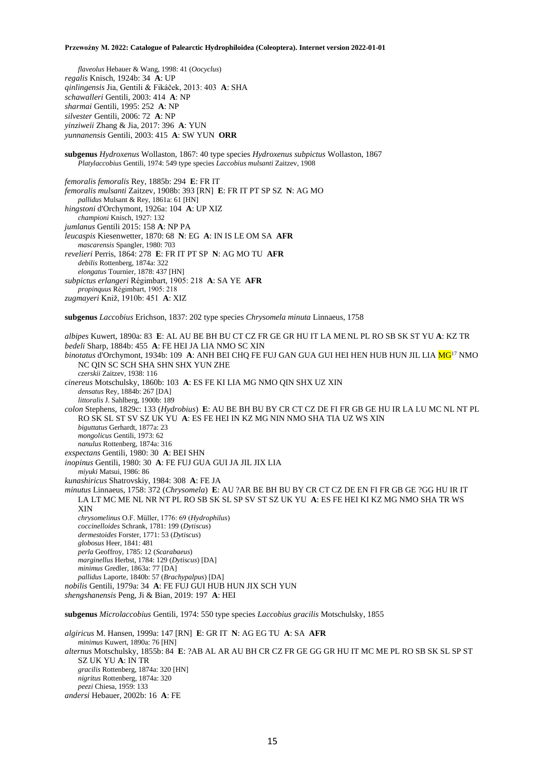*flaveolus* Hebauer & Wang, 1998: 41 (*Oocyclus*)
*regalis* Knisch, 1924b: 34 **A**: UP
*qinlingensis* Jia, Gentili & Fikáček, 2013: 403 **A**: SHA
*schawalleri* Gentili, 2003: 414 **A**: NP
*sharmai* Gentili, 1995: 252 **A**: NP
*silvester* Gentili, 2006: 72 **A**: NP
*yinziweii* Zhang & Jia, 2017: 396 **A**: YUN
*yunnanensis* Gentili, 2003: 415 **A**: SW YUN **ORR**

**subgenus** *Hydroxenus* Wollaston, 1867: 40 type species *Hydroxenus subpictus* Wollaston, 1867
*Platylaccobius* Gentili, 1974: 549 type species *Laccobius mulsanti* Zaitzev, 1908

*femoralis femoralis* Rey, 1885b: 294 **E**: FR IT
*femoralis mulsanti* Zaitzev, 1908b: 393 [RN] **E**: FR IT PT SP SZ **N**: AG MO
*pallidus* Mulsant & Rey, 1861a: 61 [HN]
*hingstoni* d'Orchymont, 1926a: 104 **A**: UP XIZ
*championi* Knisch, 1927: 132
*jumlanus* Gentili 2015: 158 **A**: NP PA
*leucaspis* Kiesenwetter, 1870: 68 **N**: EG **A**: IN IS LE OM SA **AFR**
*mascarensis* Spangler, 1980: 703
*revelieri* Perris, 1864: 278 **E**: FR IT PT SP **N**: AG MO TU **AFR**
*debilis* Rottenberg, 1874a: 322
*elongatus* Tournier, 1878: 437 [HN]
*subpictus erlangeri* Régimbart, 1905: 218 **A**: SA YE **AFR**
*propinquus* Régimbart, 1905: 218
*zugmayeri* Kniž, 1910b: 451 **A**: XIZ

**subgenus** *Laccobius* Erichson, 1837: 202 type species *Chrysomela minuta* Linnaeus, 1758

*albipes* Kuwert, 1890a: 83 **E**: AL AU BE BH BU CT CZ FR GE GR HU IT LA ME NL PL RO SB SK ST YU **A**: KZ TR
*bedeli* Sharp, 1884b: 455 **A**: FE HEI JA LIA NMO SC XIN
*binotatus* d'Orchymont, 1934b: 109 **A**: ANH BEI CHQ FE FUJ GAN GUA GUI HEI HEN HUB HUN JIL LIA MG[17] NMO NC QIN SC SCH SHA SHN SHX YUN ZHE
*czerskii* Zaitzev, 1938: 116
*cinereus* Motschulsky, 1860b: 103 **A**: ES FE KI LIA MG NMO QIN SHX UZ XIN
*densatus* Rey, 1884b: 267 [DA]
*littoralis* J. Sahlberg, 1900b: 189
*colon* Stephens, 1829c: 133 (*Hydrobius*) **E**: AU BE BH BU BY CR CT CZ DE FI FR GB GE HU IR LA LU MC NL NT PL RO SK SL ST SV SZ UK YU **A**: ES FE HEI IN KZ MG NIN NMO SHA TIA UZ WS XIN
*biguttatus* Gerhardt, 1877a: 23
*mongolicus* Gentili, 1973: 62
*nanulus* Rottenberg, 1874a: 316
*exspectans* Gentili, 1980: 30 **A**: BEI SHN
*inopinus* Gentili, 1980: 30 **A**: FE FUJ GUA GUI JA JIL JIX LIA
*miyuki* Matsui, 1986: 86
*kunashiricus* Shatrovskiy, 1984: 308 **A**: FE JA
*minutus* Linnaeus, 1758: 372 (*Chrysomela*) **E**: AU ?AR BE BH BU BY CR CT CZ DE EN FI FR GB GE ?GG HU IR IT LA LT MC ME NL NR NT PL RO SB SK SL SP SV ST SZ UK YU **A**: ES FE HEI KI KZ MG NMO SHA TR WS XIN
*chrysomelinus* O.F. Müller, 1776: 69 (*Hydrophilus*)
*coccinelloides* Schrank, 1781: 199 (*Dytiscus*)
*dermestoides* Forster, 1771: 53 (*Dytiscus*)
*globosus* Heer, 1841: 481
*perla* Geoffroy, 1785: 12 (*Scarabaeus*)
*marginellus* Herbst, 1784: 129 (*Dytiscus*) [DA]
*minimus* Gredler, 1863a: 77 [DA]
*pallidus* Laporte, 1840b: 57 (*Brachypalpus*) [DA]
*nobilis* Gentili, 1979a: 34 **A**: FE FUJ GUI HUB HUN JIX SCH YUN
*shengshanensis* Peng, Ji & Bian, 2019: 197 **A**: HEI

**subgenus** *Microlaccobius* Gentili, 1974: 550 type species *Laccobius gracilis* Motschulsky, 1855

*algiricus* M. Hansen, 1999a: 147 [RN] **E**: GR IT **N**: AG EG TU **A**: SA **AFR**
*minimus* Kuwert, 1890a: 76 [HN]
*alternus* Motschulsky, 1855b: 84 **E**: ?AB AL AR AU BH CR CZ FR GE GG GR HU IT MC ME PL RO SB SK SL SP ST SZ UK YU **A**: IN TR
*gracilis* Rottenberg, 1874a: 320 [HN]
*nigritus* Rottenberg, 1874a: 320
*peezi* Chiesa, 1959: 133
*andersi* Hebauer, 2002b: 16 **A**: FE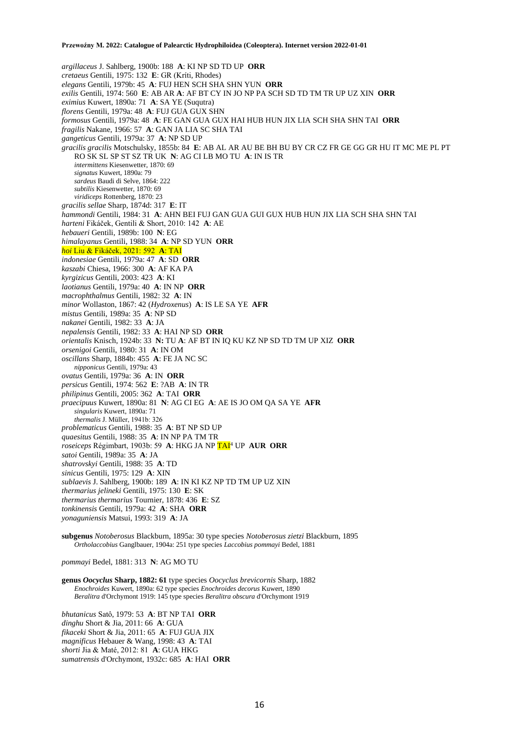*argillaceus* J. Sahlberg, 1900b: 188 **A**: KI NP SD TD UP **ORR**
*cretaeus* Gentili, 1975: 132 **E**: GR (Kríti, Rhodes)
*elegans* Gentili, 1979b: 45 **A**: FUJ HEN SCH SHA SHN YUN **ORR**
*exilis* Gentili, 1974: 560 **E**: AB AR **A**: AF BT CY IN JO NP PA SCH SD TD TM TR UP UZ XIN **ORR**
*eximius* Kuwert, 1890a: 71 **A**: SA YE (Suqutra)
*florens* Gentili, 1979a: 48 **A**: FUJ GUA GUX SHN
*formosus* Gentili, 1979a: 48 **A**: FE GAN GUA GUX HAI HUB HUN JIX LIA SCH SHA SHN TAI **ORR**
*fragilis* Nakane, 1966: 57 **A**: GAN JA LIA SC SHA TAI
*gangeticus* Gentili, 1979a: 37 **A**: NP SD UP
*gracilis gracilis* Motschulsky, 1855b: 84 **E**: AB AL AR AU BE BH BU BY CR CZ FR GE GG GR HU IT MC ME PL PT RO SK SL SP ST SZ TR UK **N**: AG CI LB MO TU **A**: IN IS TR
  *intermittens* Kiesenwetter, 1870: 69
  *signatus* Kuwert, 1890a: 79
  *sardeus* Baudi di Selve, 1864: 222
  *subtilis* Kiesenwetter, 1870: 69
  *viridiceps* Rottenberg, 1870: 23
*gracilis sellae* Sharp, 1874d: 317 **E**: IT
*hammondi* Gentili, 1984: 31 **A**: AHN BEI FUJ GAN GUA GUI GUX HUB HUN JIX LIA SCH SHA SHN TAI
*harteni* Fikáček, Gentili & Short, 2010: 142 **A**: AE
*hebaueri* Gentili, 1989b: 100 **N**: EG
*himalayanus* Gentili, 1988: 34 **A**: NP SD YUN **ORR**
*hoi* Liu & Fikáček, 2021: 592 **A**: TAI
*indonesiae* Gentili, 1979a: 47 **A**: SD **ORR**
*kaszabi* Chiesa, 1966: 300 **A**: AF KA PA
*kyrgizicus* Gentili, 2003: 423 **A**: KI
*laotianus* Gentili, 1979a: 40 **A**: IN NP **ORR**
*macrophthalmus* Gentili, 1982: 32 **A**: IN
*minor* Wollaston, 1867: 42 (*Hydroxenus*) **A**: IS LE SA YE **AFR**
*mistus* Gentili, 1989a: 35 **A**: NP SD
*nakanei* Gentili, 1982: 33 **A**: JA
*nepalensis* Gentili, 1982: 33 **A**: HAI NP SD **ORR**
*orientalis* Knisch, 1924b: 33 **N:** TU **A**: AF BT IN IQ KU KZ NP SD TD TM UP XIZ **ORR**
*orsenigoi* Gentili, 1980: 31 **A**: IN OM
*oscillans* Sharp, 1884b: 455 **A**: FE JA NC SC
  *nipponicus* Gentili, 1979a: 43
*ovatus* Gentili, 1979a: 36 **A**: IN **ORR**
*persicus* Gentili, 1974: 562 **E**: ?AB **A**: IN TR
*philipinus* Gentili, 2005: 362 **A**: TAI **ORR**
*praecipuus* Kuwert, 1890a: 81 **N**: AG CI EG **A**: AE IS JO OM QA SA YE **AFR**
  *singularis* Kuwert, 1890a: 71
  *thermalis* J. Müller, 1941b: 326
*problematicus* Gentili, 1988: 35 **A**: BT NP SD UP
*quaesitus* Gentili, 1988: 35 **A**: IN NP PA TM TR
*roseiceps* Régimbart, 1903b: 59 **A**: HKG JA NP TAI[4] UP **AUR ORR**
*satoi* Gentili, 1989a: 35 **A**: JA
*shatrovskyi* Gentili, 1988: 35 **A**: TD
*sinicus* Gentili, 1975: 129 **A**: XIN
*sublaevis* J. Sahlberg, 1900b: 189 **A**: IN KI KZ NP TD TM UP UZ XIN
*thermarius jelineki* Gentili, 1975: 130 **E**: SK
*thermarius thermarius* Tournier, 1878: 436 **E**: SZ
*tonkinensis* Gentili, 1979a: 42 **A**: SHA **ORR**
*yonaguniensis* Matsui, 1993: 319 **A**: JA

**subgenus** *Notoberosus* Blackburn, 1895a: 30 type species *Notoberosus zietzi* Blackburn, 1895
  *Ortholaccobius* Ganglbauer, 1904a: 251 type species *Laccobius pommayi* Bedel, 1881

*pommayi* Bedel, 1881: 313 **N**: AG MO TU

**genus *Oocyclus* Sharp, 1882: 61** type species *Oocyclus brevicornis* Sharp, 1882
  *Enochroides* Kuwert, 1890a: 62 type species *Enochroides decorus* Kuwert, 1890
  *Beralitra* d'Orchymont 1919: 145 type species *Beralitra obscura* d'Orchymont 1919

*bhutanicus* Satô, 1979: 53 **A**: BT NP TAI **ORR**
*dinghu* Short & Jia, 2011: 66 **A**: GUA
*fikaceki* Short & Jia, 2011: 65 **A**: FUJ GUA JIX
*magnificus* Hebauer & Wang, 1998: 43 **A**: TAI
*shorti* Jia & Maté, 2012: 81 **A**: GUA HKG
*sumatrensis* d'Orchymont, 1932c: 685 **A**: HAI **ORR**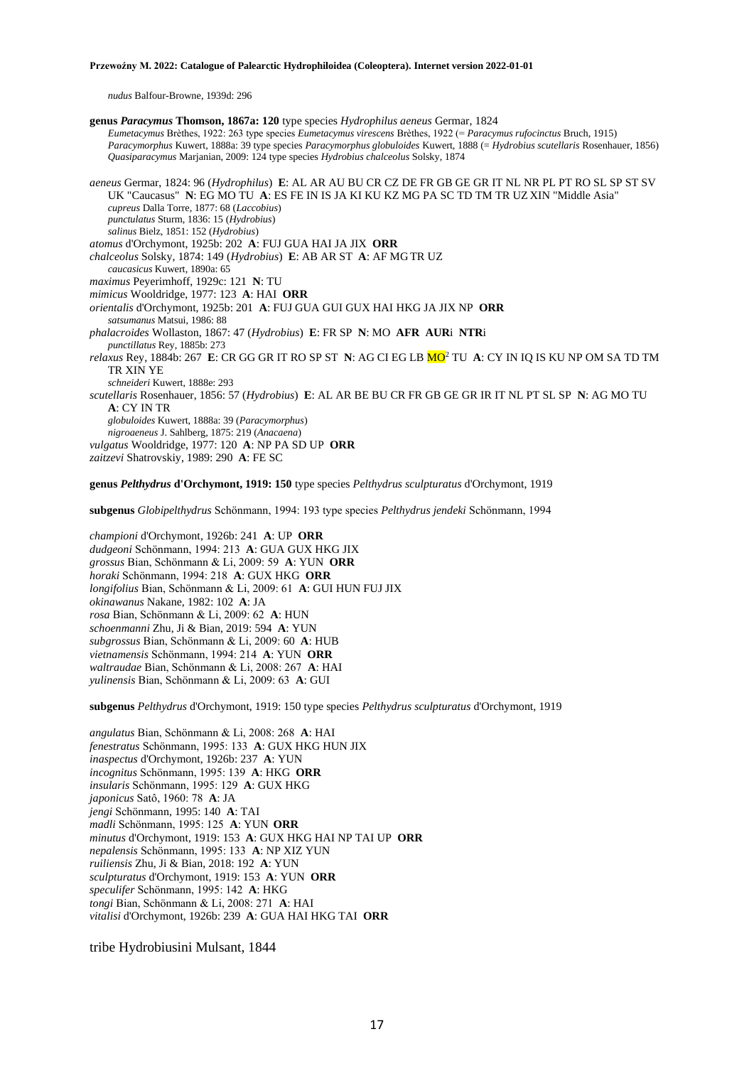*nudus* Balfour-Browne, 1939d: 296

**genus *Paracymus* Thomson, 1867a: 120** type species *Hydrophilus aeneus* Germar, 1824

*Eumetacymus* Brèthes, 1922: 263 type species *Eumetacymus virescens* Brèthes, 1922 (= *Paracymus rufocinctus* Bruch, 1915)
*Paracymorphus* Kuwert, 1888a: 39 type species *Paracymorphus globuloides* Kuwert, 1888 (= *Hydrobius scutellaris* Rosenhauer, 1856)
*Quasiparacymus* Marjanian, 2009: 124 type species *Hydrobius chalceolus* Solsky, 1874

*aeneus* Germar, 1824: 96 (*Hydrophilus*) **E**: AL AR AU BU CR CZ DE FR GB GE GR IT NL NR PL PT RO SL SP ST SV UK "Caucasus" **N**: EG MO TU **A**: ES FE IN IS JA KI KU KZ MG PA SC TD TM TR UZ XIN "Middle Asia"
*cupreus* Dalla Torre, 1877: 68 (*Laccobius*)
*punctulatus* Sturm, 1836: 15 (*Hydrobius*)
*salinus* Bielz, 1851: 152 (*Hydrobius*)
*atomus* d'Orchymont, 1925b: 202 **A**: FUJ GUA HAI JA JIX **ORR**
*chalceolus* Solsky, 1874: 149 (*Hydrobius*) **E**: AB AR ST **A**: AF MG TR UZ
*caucasicus* Kuwert, 1890a: 65
*maximus* Peyerimhoff, 1929c: 121 **N**: TU
*mimicus* Wooldridge, 1977: 123 **A**: HAI **ORR**
*orientalis* d'Orchymont, 1925b: 201 **A**: FUJ GUA GUI GUX HAI HKG JA JIX NP **ORR**
*satsumanus* Matsui, 1986: 88
*phalacroides* Wollaston, 1867: 47 (*Hydrobius*) **E**: FR SP **N**: MO **AFR AUR**i **NTR**i
*punctillatus* Rey, 1885b: 273
*relaxus* Rey, 1884b: 267 **E**: CR GG GR IT RO SP ST **N**: AG CI EG LB MO[2] TU **A**: CY IN IQ IS KU NP OM SA TD TM TR XIN YE
*schneideri* Kuwert, 1888e: 293
*scutellaris* Rosenhauer, 1856: 57 (*Hydrobius*) **E**: AL AR BE BU CR FR GB GE GR IR IT NL PT SL SP **N**: AG MO TU **A**: CY IN TR
*globuloides* Kuwert, 1888a: 39 (*Paracymorphus*)
*nigroaeneus* J. Sahlberg, 1875: 219 (*Anacaena*)
*vulgatus* Wooldridge, 1977: 120 **A**: NP PA SD UP **ORR**
*zaitzevi* Shatrovskiy, 1989: 290 **A**: FE SC

**genus *Pelthydrus* d'Orchymont, 1919: 150** type species *Pelthydrus sculpturatus* d'Orchymont, 1919

**subgenus** *Globipelthydrus* Schönmann, 1994: 193 type species *Pelthydrus jendeki* Schönmann, 1994

*championi* d'Orchymont, 1926b: 241 **A**: UP **ORR**
*dudgeoni* Schönmann, 1994: 213 **A**: GUA GUX HKG JIX
*grossus* Bian, Schönmann & Li, 2009: 59 **A**: YUN **ORR**
*horaki* Schönmann, 1994: 218 **A**: GUX HKG **ORR**
*longifolius* Bian, Schönmann & Li, 2009: 61 **A**: GUI HUN FUJ JIX
*okinawanus* Nakane, 1982: 102 **A**: JA
*rosa* Bian, Schönmann & Li, 2009: 62 **A**: HUN
*schoenmanni* Zhu, Ji & Bian, 2019: 594 **A**: YUN
*subgrossus* Bian, Schönmann & Li, 2009: 60 **A**: HUB
*vietnamensis* Schönmann, 1994: 214 **A**: YUN **ORR**
*waltraudae* Bian, Schönmann & Li, 2008: 267 **A**: HAI
*yulinensis* Bian, Schönmann & Li, 2009: 63 **A**: GUI

**subgenus** *Pelthydrus* d'Orchymont, 1919: 150 type species *Pelthydrus sculpturatus* d'Orchymont, 1919

*angulatus* Bian, Schönmann & Li, 2008: 268 **A**: HAI
*fenestratus* Schönmann, 1995: 133 **A**: GUX HKG HUN JIX
*inaspectus* d'Orchymont, 1926b: 237 **A**: YUN
*incognitus* Schönmann, 1995: 139 **A**: HKG **ORR**
*insularis* Schönmann, 1995: 129 **A**: GUX HKG
*japonicus* Satô, 1960: 78 **A**: JA
*jengi* Schönmann, 1995: 140 **A**: TAI
*madli* Schönmann, 1995: 125 **A**: YUN **ORR**
*minutus* d'Orchymont, 1919: 153 **A**: GUX HKG HAI NP TAI UP **ORR**
*nepalensis* Schönmann, 1995: 133 **A**: NP XIZ YUN
*ruiliensis* Zhu, Ji & Bian, 2018: 192 **A**: YUN
*sculpturatus* d'Orchymont, 1919: 153 **A**: YUN **ORR**
*speculifer* Schönmann, 1995: 142 **A**: HKG
*tongi* Bian, Schönmann & Li, 2008: 271 **A**: HAI
*vitalisi* d'Orchymont, 1926b: 239 **A**: GUA HAI HKG TAI **ORR**

## tribe Hydrobiusini Mulsant, 1844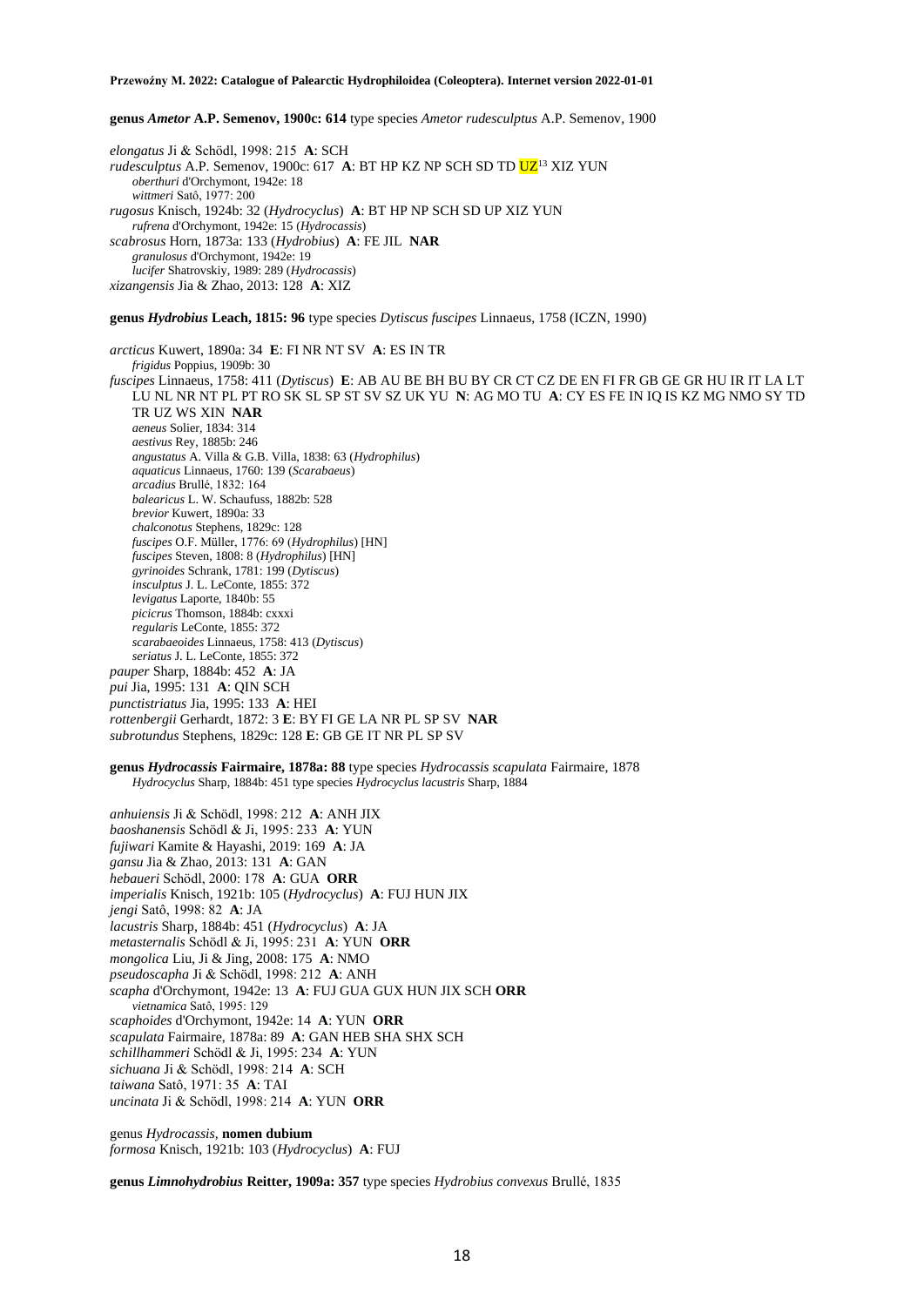**genus *Ametor* A.P. Semenov, 1900c: 614** type species *Ametor rudesculptus* A.P. Semenov, 1900

*elongatus* Ji & Schödl, 1998: 215 **A**: SCH
*rudesculptus* A.P. Semenov, 1900c: 617 **A**: BT HP KZ NP SCH SD TD UZ[13] XIZ YUN
  *oberthuri* d'Orchymont, 1942e: 18
  *wittmeri* Satô, 1977: 200
*rugosus* Knisch, 1924b: 32 (*Hydrocyclus*) **A**: BT HP NP SCH SD UP XIZ YUN
  *rufrena* d'Orchymont, 1942e: 15 (*Hydrocassis*)
*scabrosus* Horn, 1873a: 133 (*Hydrobius*) **A**: FE JIL **NAR**
  *granulosus* d'Orchymont, 1942e: 19
  *lucifer* Shatrovskiy, 1989: 289 (*Hydrocassis*)
*xizangensis* Jia & Zhao, 2013: 128 **A**: XIZ

**genus *Hydrobius* Leach, 1815: 96** type species *Dytiscus fuscipes* Linnaeus, 1758 (ICZN, 1990)

*arcticus* Kuwert, 1890a: 34 **E**: FI NR NT SV **A**: ES IN TR
  *frigidus* Poppius, 1909b: 30
*fuscipes* Linnaeus, 1758: 411 (*Dytiscus*) **E**: AB AU BE BH BU BY CR CT CZ DE EN FI FR GB GE GR HU IR IT LA LT LU NL NR NT PL PT RO SK SL SP ST SV SZ UK YU **N**: AG MO TU **A**: CY ES FE IN IQ IS KZ MG NMO SY TD TR UZ WS XIN **NAR**
  *aeneus* Solier, 1834: 314
  *aestivus* Rey, 1885b: 246
  *angustatus* A. Villa & G.B. Villa, 1838: 63 (*Hydrophilus*)
  *aquaticus* Linnaeus, 1760: 139 (*Scarabaeus*)
  *arcadius* Brullé, 1832: 164
  *balearicus* L. W. Schaufuss, 1882b: 528
  *brevior* Kuwert, 1890a: 33
  *chalconotus* Stephens, 1829c: 128
  *fuscipes* O.F. Müller, 1776: 69 (*Hydrophilus*) [HN]
  *fuscipes* Steven, 1808: 8 (*Hydrophilus*) [HN]
  *gyrinoides* Schrank, 1781: 199 (*Dytiscus*)
  *insculptus* J. L. LeConte, 1855: 372
  *levigatus* Laporte, 1840b: 55
  *picicrus* Thomson, 1884b: cxxxi
  *regularis* LeConte, 1855: 372
  *scarabaeoides* Linnaeus, 1758: 413 (*Dytiscus*)
  *seriatus* J. L. LeConte, 1855: 372
*pauper* Sharp, 1884b: 452 **A**: JA
*pui* Jia, 1995: 131 **A**: QIN SCH
*punctistriatus* Jia, 1995: 133 **A**: HEI
*rottenbergii* Gerhardt, 1872: 3 **E**: BY FI GE LA NR PL SP SV **NAR**
*subrotundus* Stephens, 1829c: 128 **E**: GB GE IT NR PL SP SV

**genus *Hydrocassis* Fairmaire, 1878a: 88** type species *Hydrocassis scapulata* Fairmaire, 1878
  *Hydrocyclus* Sharp, 1884b: 451 type species *Hydrocyclus lacustris* Sharp, 1884

*anhuiensis* Ji & Schödl, 1998: 212 **A**: ANH JIX
*baoshanensis* Schödl & Ji, 1995: 233 **A**: YUN
*fujiwari* Kamite & Hayashi, 2019: 169 **A**: JA
*gansu* Jia & Zhao, 2013: 131 **A**: GAN
*hebaueri* Schödl, 2000: 178 **A**: GUA **ORR**
*imperialis* Knisch, 1921b: 105 (*Hydrocyclus*) **A**: FUJ HUN JIX
*jengi* Satô, 1998: 82 **A**: JA
*lacustris* Sharp, 1884b: 451 (*Hydrocyclus*) **A**: JA
*metasternalis* Schödl & Ji, 1995: 231 **A**: YUN **ORR**
*mongolica* Liu, Ji & Jing, 2008: 175 **A**: NMO
*pseudoscapha* Ji & Schödl, 1998: 212 **A**: ANH
*scapha* d'Orchymont, 1942e: 13 **A**: FUJ GUA GUX HUN JIX SCH **ORR**
  *vietnamica* Satô, 1995: 129
*scaphoides* d'Orchymont, 1942e: 14 **A**: YUN **ORR**
*scapulata* Fairmaire, 1878a: 89 **A**: GAN HEB SHA SHX SCH
*schillhammeri* Schödl & Ji, 1995: 234 **A**: YUN
*sichuana* Ji & Schödl, 1998: 214 **A**: SCH
*taiwana* Satô, 1971: 35 **A**: TAI
*uncinata* Ji & Schödl, 1998: 214 **A**: YUN **ORR**

genus *Hydrocassis*, **nomen dubium**
*formosa* Knisch, 1921b: 103 (*Hydrocyclus*) **A**: FUJ

**genus *Limnohydrobius* Reitter, 1909a: 357** type species *Hydrobius convexus* Brullé, 1835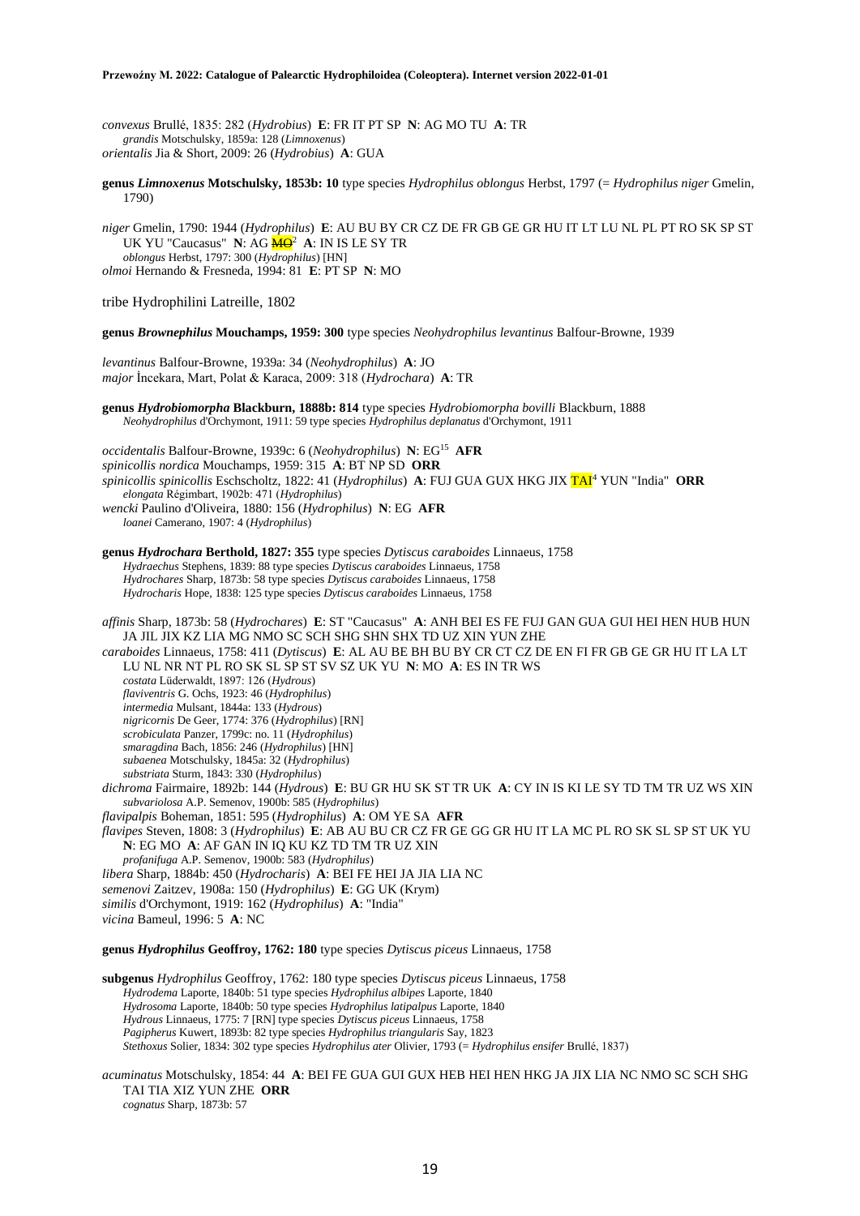*convexus* Brullé, 1835: 282 (*Hydrobius*) **E**: FR IT PT SP **N**: AG MO TU **A**: TR
*grandis* Motschulsky, 1859a: 128 (*Limnoxenus*)
*orientalis* Jia & Short, 2009: 26 (*Hydrobius*) **A**: GUA

**genus *Limnoxenus* Motschulsky, 1853b: 10** type species *Hydrophilus oblongus* Herbst, 1797 (= *Hydrophilus niger* Gmelin, 1790)

*niger* Gmelin, 1790: 1944 (*Hydrophilus*) **E**: AU BU BY CR CZ DE FR GB GE GR HU IT LT LU NL PL PT RO SK SP ST UK YU "Caucasus" **N**: AG ~~MO~~[2] **A**: IN IS LE SY TR
*oblongus* Herbst, 1797: 300 (*Hydrophilus*) [HN]
*olmoi* Hernando & Fresneda, 1994: 81 **E**: PT SP **N**: MO

tribe Hydrophilini Latreille, 1802

**genus *Brownephilus* Mouchamps, 1959: 300** type species *Neohydrophilus levantinus* Balfour-Browne, 1939

*levantinus* Balfour-Browne, 1939a: 34 (*Neohydrophilus*) **A**: JO
*major* İncekara, Mart, Polat & Karaca, 2009: 318 (*Hydrochara*) **A**: TR

**genus *Hydrobiomorpha* Blackburn, 1888b: 814** type species *Hydrobiomorpha bovilli* Blackburn, 1888
*Neohydrophilus* d'Orchymont, 1911: 59 type species *Hydrophilus deplanatus* d'Orchymont, 1911

*occidentalis* Balfour-Browne, 1939c: 6 (*Neohydrophilus*) **N**: EG[15] **AFR**
*spinicollis nordica* Mouchamps, 1959: 315 **A**: BT NP SD **ORR**
*spinicollis spinicollis* Eschscholtz, 1822: 41 (*Hydrophilus*) **A**: FUJ GUA GUX HKG JIX TAI[4] YUN "India" **ORR**
*elongata* Régimbart, 1902b: 471 (*Hydrophilus*)
*wencki* Paulino d'Oliveira, 1880: 156 (*Hydrophilus*) **N**: EG **AFR**
*loanei* Camerano, 1907: 4 (*Hydrophilus*)

**genus *Hydrochara* Berthold, 1827: 355** type species *Dytiscus caraboides* Linnaeus, 1758
*Hydraechus* Stephens, 1839: 88 type species *Dytiscus caraboides* Linnaeus, 1758
*Hydrochares* Sharp, 1873b: 58 type species *Dytiscus caraboides* Linnaeus, 1758
*Hydrocharis* Hope, 1838: 125 type species *Dytiscus caraboides* Linnaeus, 1758

*affinis* Sharp, 1873b: 58 (*Hydrochares*) **E**: ST "Caucasus" **A**: ANH BEI ES FE FUJ GAN GUA GUI HEI HEN HUB HUN JA JIL JIX KZ LIA MG NMO SC SCH SHG SHN SHX TD UZ XIN YUN ZHE
*caraboides* Linnaeus, 1758: 411 (*Dytiscus*) **E**: AL AU BE BH BU BY CR CT CZ DE EN FI FR GB GE GR HU IT LA LT LU NL NR NT PL RO SK SL SP ST SV SZ UK YU **N**: MO **A**: ES IN TR WS
*costata* Lüderwaldt, 1897: 126 (*Hydrous*)
*flaviventris* G. Ochs, 1923: 46 (*Hydrophilus*)
*intermedia* Mulsant, 1844a: 133 (*Hydrous*)
*nigricornis* De Geer, 1774: 376 (*Hydrophilus*) [RN]
*scrobiculata* Panzer, 1799c: no. 11 (*Hydrophilus*)
*smaragdina* Bach, 1856: 246 (*Hydrophilus*) [HN]
*subaenea* Motschulsky, 1845a: 32 (*Hydrophilus*)
*substriata* Sturm, 1843: 330 (*Hydrophilus*)
*dichroma* Fairmaire, 1892b: 144 (*Hydrous*) **E**: BU GR HU SK ST TR UK **A**: CY IN IS KI LE SY TD TM TR UZ WS XIN
*subvariolosa* A.P. Semenov, 1900b: 585 (*Hydrophilus*)
*flavipalpis* Boheman, 1851: 595 (*Hydrophilus*) **A**: OM YE SA **AFR**
*flavipes* Steven, 1808: 3 (*Hydrophilus*) **E**: AB AU BU CR CZ FR GE GG GR HU IT LA MC PL RO SK SL SP ST UK YU **N**: EG MO **A**: AF GAN IN IQ KU KZ TD TM TR UZ XIN
*profanifuga* A.P. Semenov, 1900b: 583 (*Hydrophilus*)
*libera* Sharp, 1884b: 450 (*Hydrocharis*) **A**: BEI FE HEI JA JIA LIA NC
*semenovi* Zaitzev, 1908a: 150 (*Hydrophilus*) **E**: GG UK (Krym)
*similis* d'Orchymont, 1919: 162 (*Hydrophilus*) **A**: "India"
*vicina* Bameul, 1996: 5 **A**: NC

**genus *Hydrophilus* Geoffroy, 1762: 180** type species *Dytiscus piceus* Linnaeus, 1758

**subgenus** *Hydrophilus* Geoffroy, 1762: 180 type species *Dytiscus piceus* Linnaeus, 1758
*Hydrodema* Laporte, 1840b: 51 type species *Hydrophilus albipes* Laporte, 1840
*Hydrosoma* Laporte, 1840b: 50 type species *Hydrophilus latipalpus* Laporte, 1840
*Hydrous* Linnaeus, 1775: 7 [RN] type species *Dytiscus piceus* Linnaeus, 1758
*Pagipherus* Kuwert, 1893b: 82 type species *Hydrophilus triangularis* Say, 1823
*Stethoxus* Solier, 1834: 302 type species *Hydrophilus ater* Olivier, 1793 (= *Hydrophilus ensifer* Brullé, 1837)

*acuminatus* Motschulsky, 1854: 44 **A**: BEI FE GUA GUI GUX HEB HEI HEN HKG JA JIX LIA NC NMO SC SCH SHG TAI TIA XIZ YUN ZHE **ORR**
*cognatus* Sharp, 1873b: 57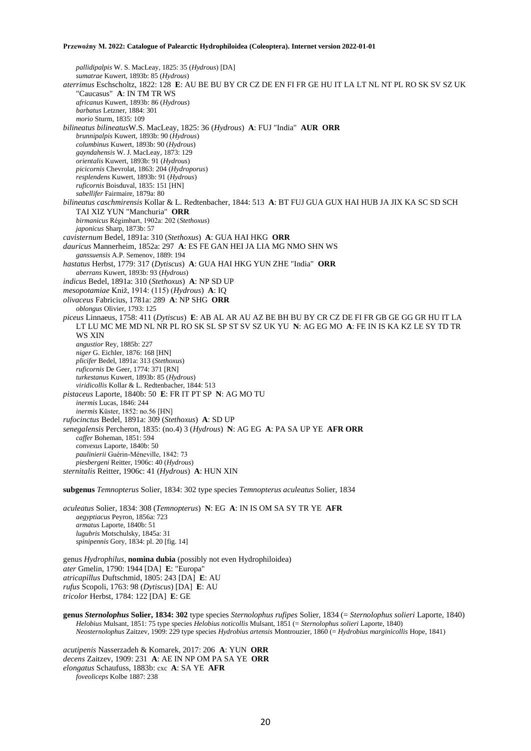*pallidipalpis* W. S. MacLeay, 1825: 35 (*Hydrous*) [DA]
*sumatrae* Kuwert, 1893b: 85 (*Hydrous*)

*aterrimus* Eschscholtz, 1822: 128 **E**: AU BE BU BY CR CZ DE EN FI FR GE HU IT LA LT NL NT PL RO SK SV SZ UK "Caucasus" **A**: IN TM TR WS
*africanus* Kuwert, 1893b: 86 (*Hydrous*)
*barbatus* Letzner, 1884: 301
*morio* Sturm, 1835: 109

*bilineatus bilineatus* W.S. MacLeay, 1825: 36 (*Hydrous*) **A**: FUJ "India" **AUR ORR**
*brunnipalpis* Kuwert, 1893b: 90 (*Hydrous*)
*columbinus* Kuwert, 1893b: 90 (*Hydrous*)
*gayndahensis* W. J. MacLeay, 1873: 129
*orientalis* Kuwert, 1893b: 91 (*Hydrous*)
*picicornis* Chevrolat, 1863: 204 (*Hydroporus*)
*resplendens* Kuwert, 1893b: 91 (*Hydrous*)
*ruficornis* Boisduval, 1835: 151 [HN]
*sabellifer* Fairmaire, 1879a: 80

*bilineatus caschmirensis* Kollar & L. Redtenbacher, 1844: 513 **A**: BT FUJ GUA GUX HAI HUB JA JIX KA SC SD SCH TAI XIZ YUN "Manchuria" **ORR**
*birmanicus* Régimbart, 1902a: 202 (*Stethoxus*)
*japonicus* Sharp, 1873b: 57

*cavisternum* Bedel, 1891a: 310 (*Stethoxus*) **A**: GUA HAI HKG **ORR**

*dauricus* Mannerheim, 1852a: 297 **A**: ES FE GAN HEI JA LIA MG NMO SHN WS
*ganssuensis* A.P. Semenov, 1889: 194

*hastatus* Herbst, 1779: 317 (*Dytiscus*) **A**: GUA HAI HKG YUN ZHE "India" **ORR**
*aberrans* Kuwert, 1893b: 93 (*Hydrous*)

*indicus* Bedel, 1891a: 310 (*Stethoxus*) **A**: NP SD UP

*mesopotamiae* Kniž, 1914: (115) (*Hydrous*) **A**: IQ

*olivaceus* Fabricius, 1781a: 289 **A**: NP SHG **ORR**
*oblongus* Olivier, 1793: 125

*piceus* Linnaeus, 1758: 411 (*Dytiscus*) **E**: AB AL AR AU AZ BE BH BU BY CR CZ DE FI FR GB GE GG GR HU IT LA LT LU MC ME MD NL NR PL RO SK SL SP ST SV SZ UK YU **N**: AG EG MO **A**: FE IN IS KA KZ LE SY TD TR WS XIN
*angustior* Rey, 1885b: 227
*niger* G. Eichler, 1876: 168 [HN]
*plicifer* Bedel, 1891a: 313 (*Stethoxus*)
*ruficornis* De Geer, 1774: 371 [RN]
*turkestanus* Kuwert, 1893b: 85 (*Hydrous*)
*viridicollis* Kollar & L. Redtenbacher, 1844: 513

*pistaceus* Laporte, 1840b: 50 **E**: FR IT PT SP **N**: AG MO TU
*inermis* Lucas, 1846: 244
*inermis* Küster, 1852: no.56 [HN]

*rufocinctus* Bedel, 1891a: 309 (*Stethoxus*) **A**: SD UP

*senegalensis* Percheron, 1835: (no.4) 3 (*Hydrous*) **N**: AG EG **A**: PA SA UP YE **AFR ORR**
*caffer* Boheman, 1851: 594
*convexus* Laporte, 1840b: 50
*paulinierii* Guérin-Méneville, 1842: 73
*piesbergeni* Reitter, 1906c: 40 (*Hydrous*)

*sternitalis* Reitter, 1906c: 41 (*Hydrous*) **A**: HUN XIN

**subgenus** *Temnopterus* Solier, 1834: 302 type species *Temnopterus aculeatus* Solier, 1834

*aculeatus* Solier, 1834: 308 (*Temnopterus*) **N**: EG **A**: IN IS OM SA SY TR YE **AFR**
*aegyptiacus* Peyron, 1856a: 723
*armatus* Laporte, 1840b: 51
*lugubris* Motschulsky, 1845a: 31
*spinipennis* Gory, 1834: pl. 20 [fig. 14]

genus *Hydrophilus*, **nomina dubia** (possibly not even Hydrophiloidea)
*ater* Gmelin, 1790: 1944 [DA] **E**: "Europa"
*atricapillus* Duftschmid, 1805: 243 [DA] **E**: AU
*rufus* Scopoli, 1763: 98 (*Dytiscus*) [DA] **E**: AU
*tricolor* Herbst, 1784: 122 [DA] **E**: GE

**genus *Sternolophus* Solier, 1834: 302** type species *Sternolophus rufipes* Solier, 1834 (= *Sternolophus solieri* Laporte, 1840)
*Helobius* Mulsant, 1851: 75 type species *Helobius noticollis* Mulsant, 1851 (= *Sternolophus solieri* Laporte, 1840)
*Neosternolophus* Zaitzev, 1909: 229 type species *Hydrobius artensis* Montrouzier, 1860 (= *Hydrobius marginicollis* Hope, 1841)

*acutipenis* Nasserzadeh & Komarek, 2017: 206 **A**: YUN **ORR**

*decens* Zaitzev, 1909: 231 **A**: AE IN NP OM PA SA YE **ORR**

*elongatus* Schaufuss, 1883b: cxc **A**: SA YE **AFR**
*foveoliceps* Kolbe 1887: 238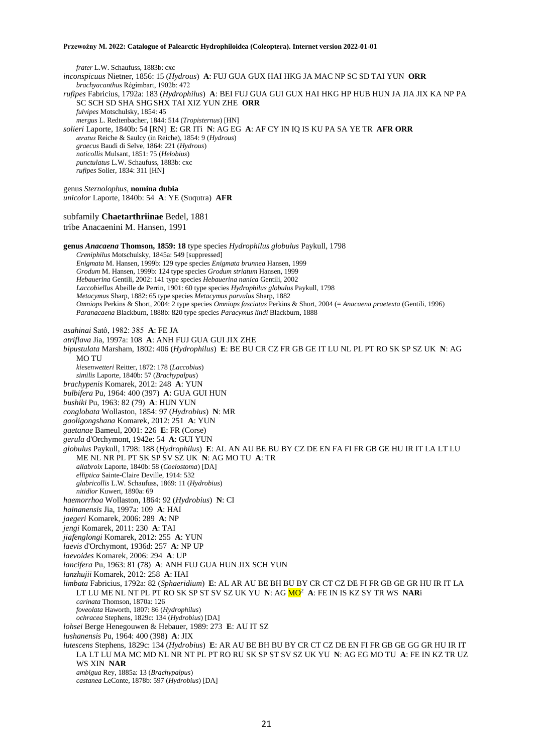*frater* L.W. Schaufuss, 1883b: cxc

*inconspicuus* Nietner, 1856: 15 (*Hydrous*) **A**: FUJ GUA GUX HAI HKG JA MAC NP SC SD TAI YUN **ORR**

*brachyacanthus* Régimbart, 1902b: 472

*rufipes* Fabricius, 1792a: 183 (*Hydrophilus*) **A**: BEI FUJ GUA GUI GUX HAI HKG HP HUB HUN JA JIA JIX KA NP PA SC SCH SD SHA SHG SHX TAI XIZ YUN ZHE **ORR**

*fulvipes* Motschulsky, 1854: 45

*mergus* L. Redtenbacher, 1844: 514 (*Tropisternus*) [HN]

*solieri* Laporte, 1840b: 54 [RN] **E**: GR ITi **N**: AG EG **A**: AF CY IN IQ IS KU PA SA YE TR **AFR ORR**

*æratus* Reiche & Saulcy (in Reiche), 1854: 9 (*Hydrous*)

*graecus* Baudi di Selve, 1864: 221 (*Hydrous*)

*noticollis* Mulsant, 1851: 75 (*Helobius*)

*punctulatus* L.W. Schaufuss, 1883b: cxc

*rufipes* Solier, 1834: 311 [HN]

genus *Sternolophus*, **nomina dubia**

*unicolor* Laporte, 1840b: 54 **A**: YE (Suqutra) **AFR**

subfamily **Chaetarthriinae** Bedel, 1881

tribe Anacaenini M. Hansen, 1991

**genus *Anacaena* Thomson, 1859: 18** type species *Hydrophilus globulus* Paykull, 1798

*Creniphilus* Motschulsky, 1845a: 549 [suppressed]

*Enigmata* M. Hansen, 1999b: 129 type species *Enigmata brunnea* Hansen, 1999

*Grodum* M. Hansen, 1999b: 124 type species *Grodum striatum* Hansen, 1999

*Hebauerina* Gentili, 2002: 141 type species *Hebauerina nanica* Gentili, 2002

*Laccobiellus* Abeille de Perrin, 1901: 60 type species *Hydrophilus globulus* Paykull, 1798

*Metacymus* Sharp, 1882: 65 type species *Metacymus parvulus* Sharp, 1882

*Omniops* Perkins & Short, 2004: 2 type species *Omniops fasciatus* Perkins & Short, 2004 (= *Anacaena praetexta* (Gentili, 1996)

*Paranacaena* Blackburn, 1888b: 820 type species *Paracymus lindi* Blackburn, 1888

*asahinai* Satô, 1982: 385 **A**: FE JA

*atriflava* Jia, 1997a: 108 **A**: ANH FUJ GUA GUI JIX ZHE

*bipustulata* Marsham, 1802: 406 (*Hydrophilus*) **E**: BE BU CR CZ FR GB GE IT LU NL PL PT RO SK SP SZ UK **N**: AG MO TU

*kiesenwetteri* Reitter, 1872: 178 (*Laccobius*)

*similis* Laporte, 1840b: 57 (*Brachypalpus*)

*brachypenis* Komarek, 2012: 248 **A**: YUN

*bulbifera* Pu, 1964: 400 (397) **A**: GUA GUI HUN

*bushiki* Pu, 1963: 82 (79) **A**: HUN YUN

*conglobata* Wollaston, 1854: 97 (*Hydrobius*) **N**: MR

*gaoligongshana* Komarek, 2012: 251 **A**: YUN

*gaetanae* Bameul, 2001: 226 **E**: FR (Corse)

*gerula* d'Orchymont, 1942e: 54 **A**: GUI YUN

*globulus* Paykull, 1798: 188 (*Hydrophilus*) **E**: AL AN AU BE BU BY CZ DE EN FA FI FR GB GE HU IR IT LA LT LU ME NL NR PL PT SK SP SV SZ UK **N**: AG MO TU **A**: TR

*allabroix* Laporte, 1840b: 58 (*Coelostoma*) [DA]

*elliptica* Sainte-Claire Deville, 1914: 532

*glabricollis* L.W. Schaufuss, 1869: 11 (*Hydrobius*)

*nitidior* Kuwert, 1890a: 69

*haemorrhoa* Wollaston, 1864: 92 (*Hydrobius*) **N**: CI

*hainanensis* Jia, 1997a: 109 **A**: HAI

*jaegeri* Komarek, 2006: 289 **A**: NP

*jengi* Komarek, 2011: 230 **A**: TAI

*jiafenglongi* Komarek, 2012: 255 **A**: YUN

*laevis* d'Orchymont, 1936d: 257 **A**: NP UP

*laevoides* Komarek, 2006: 294 **A**: UP

*lancifera* Pu, 1963: 81 (78) **A**: ANH FUJ GUA HUN JIX SCH YUN

*lanzhujii* Komarek, 2012: 258 **A**: HAI

*limbata* Fabricius, 1792a: 82 (*Sphaeridium*) **E**: AL AR AU BE BH BU BY CR CT CZ DE FI FR GB GE GR HU IR IT LA LT LU ME NL NT PL PT RO SK SP ST SV SZ UK YU **N**: AG MO[2] **A**: FE IN IS KZ SY TR WS **NAR**i

*carinata* Thomson, 1870a: 126

*foveolata* Haworth, 1807: 86 (*Hydrophilus*)

*ochracea* Stephens, 1829c: 134 (*Hydrobius*) [DA]

*lohsei* Berge Henegouwen & Hebauer, 1989: 273 **E**: AU IT SZ

*lushanensis* Pu, 1964: 400 (398) **A**: JIX

*lutescens* Stephens, 1829c: 134 (*Hydrobius*) **E**: AR AU BE BH BU BY CR CT CZ DE EN FI FR GB GE GG GR HU IR IT LA LT LU MA MC MD NL NR NT PL PT RO RU SK SP ST SV SZ UK YU **N**: AG EG MO TU **A**: FE IN KZ TR UZ WS XIN **NAR**

*ambigua* Rey, 1885a: 13 (*Brachypalpus*)

*castanea* LeConte, 1878b: 597 (*Hydrobius*) [DA]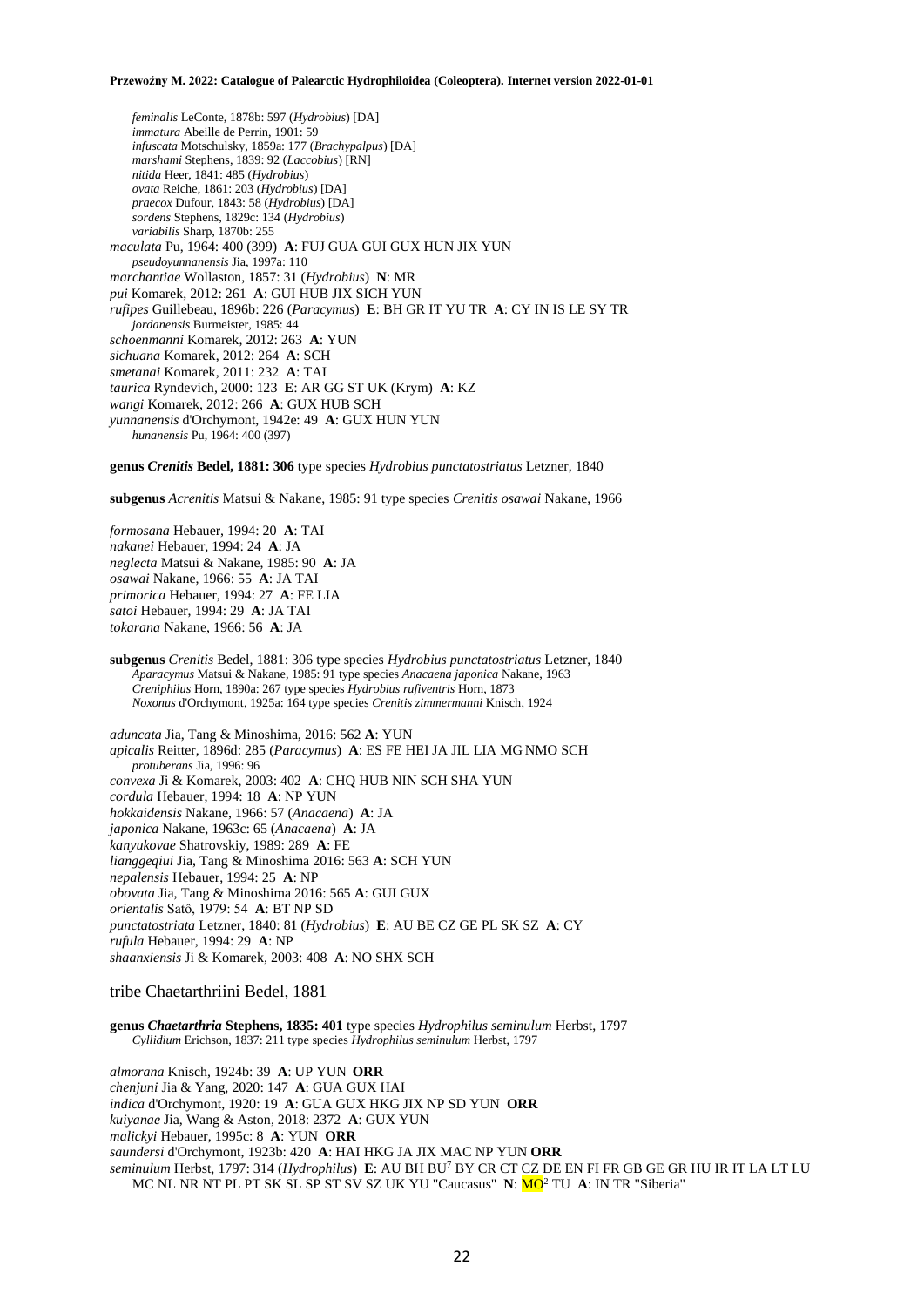*feminalis* LeConte, 1878b: 597 (*Hydrobius*) [DA]
*immatura* Abeille de Perrin, 1901: 59
*infuscata* Motschulsky, 1859a: 177 (*Brachypalpus*) [DA]
*marshami* Stephens, 1839: 92 (*Laccobius*) [RN]
*nitida* Heer, 1841: 485 (*Hydrobius*)
*ovata* Reiche, 1861: 203 (*Hydrobius*) [DA]
*praecox* Dufour, 1843: 58 (*Hydrobius*) [DA]
*sordens* Stephens, 1829c: 134 (*Hydrobius*)
*variabilis* Sharp, 1870b: 255

*maculata* Pu, 1964: 400 (399) **A**: FUJ GUA GUI GUX HUN JIX YUN
*pseudoyunnanensis* Jia, 1997a: 110

*marchantiae* Wollaston, 1857: 31 (*Hydrobius*) **N**: MR

*pui* Komarek, 2012: 261 **A**: GUI HUB JIX SICH YUN

*rufipes* Guillebeau, 1896b: 226 (*Paracymus*) **E**: BH GR IT YU TR **A**: CY IN IS LE SY TR
*jordanensis* Burmeister, 1985: 44

*schoenmanni* Komarek, 2012: 263 **A**: YUN

*sichuana* Komarek, 2012: 264 **A**: SCH

*smetanai* Komarek, 2011: 232 **A**: TAI

*taurica* Ryndevich, 2000: 123 **E**: AR GG ST UK (Krym) **A**: KZ

*wangi* Komarek, 2012: 266 **A**: GUX HUB SCH

*yunnanensis* d'Orchymont, 1942e: 49 **A**: GUX HUN YUN
*hunanensis* Pu, 1964: 400 (397)

**genus *Crenitis* Bedel, 1881: 306** type species *Hydrobius punctatostriatus* Letzner, 1840

**subgenus** *Acrenitis* Matsui & Nakane, 1985: 91 type species *Crenitis osawai* Nakane, 1966

*formosana* Hebauer, 1994: 20 **A**: TAI
*nakanei* Hebauer, 1994: 24 **A**: JA
*neglecta* Matsui & Nakane, 1985: 90 **A**: JA
*osawai* Nakane, 1966: 55 **A**: JA TAI
*primorica* Hebauer, 1994: 27 **A**: FE LIA
*satoi* Hebauer, 1994: 29 **A**: JA TAI
*tokarana* Nakane, 1966: 56 **A**: JA

**subgenus** *Crenitis* Bedel, 1881: 306 type species *Hydrobius punctatostriatus* Letzner, 1840
*Aparacymus* Matsui & Nakane, 1985: 91 type species *Anacaena japonica* Nakane, 1963
*Creniphilus* Horn, 1890a: 267 type species *Hydrobius rufiventris* Horn, 1873
*Noxonus* d'Orchymont, 1925a: 164 type species *Crenitis zimmermanni* Knisch, 1924

*aduncata* Jia, Tang & Minoshima, 2016: 562 **A**: YUN
*apicalis* Reitter, 1896d: 285 (*Paracymus*) **A**: ES FE HEI JA JIL LIA MG NMO SCH
*protuberans* Jia, 1996: 96
*convexa* Ji & Komarek, 2003: 402 **A**: CHQ HUB NIN SCH SHA YUN
*cordula* Hebauer, 1994: 18 **A**: NP YUN
*hokkaidensis* Nakane, 1966: 57 (*Anacaena*) **A**: JA
*japonica* Nakane, 1963c: 65 (*Anacaena*) **A**: JA
*kanyukovae* Shatrovskiy, 1989: 289 **A**: FE
*lianggeqiui* Jia, Tang & Minoshima 2016: 563 **A**: SCH YUN
*nepalensis* Hebauer, 1994: 25 **A**: NP
*obovata* Jia, Tang & Minoshima 2016: 565 **A**: GUI GUX
*orientalis* Satô, 1979: 54 **A**: BT NP SD
*punctatostriata* Letzner, 1840: 81 (*Hydrobius*) **E**: AU BE CZ GE PL SK SZ **A**: CY
*rufula* Hebauer, 1994: 29 **A**: NP
*shaanxiensis* Ji & Komarek, 2003: 408 **A**: NO SHX SCH

## tribe Chaetarthriini Bedel, 1881

**genus *Chaetarthria* Stephens, 1835: 401** type species *Hydrophilus seminulum* Herbst, 1797
*Cyllidium* Erichson, 1837: 211 type species *Hydrophilus seminulum* Herbst, 1797

*almorana* Knisch, 1924b: 39 **A**: UP YUN **ORR**
*chenjuni* Jia & Yang, 2020: 147 **A**: GUA GUX HAI
*indica* d'Orchymont, 1920: 19 **A**: GUA GUX HKG JIX NP SD YUN **ORR**
*kuiyanae* Jia, Wang & Aston, 2018: 2372 **A**: GUX YUN
*malickyi* Hebauer, 1995c: 8 **A**: YUN **ORR**
*saundersi* d'Orchymont, 1923b: 420 **A**: HAI HKG JA JIX MAC NP YUN **ORR**
*seminulum* Herbst, 1797: 314 (*Hydrophilus*) **E**: AU BH BU[7] BY CR CT CZ DE EN FI FR GB GE GR HU IR IT LA LT LU MC NL NR NT PL PT SK SL SP ST SV SZ UK YU "Caucasus" **N**: MO[2] TU **A**: IN TR "Siberia"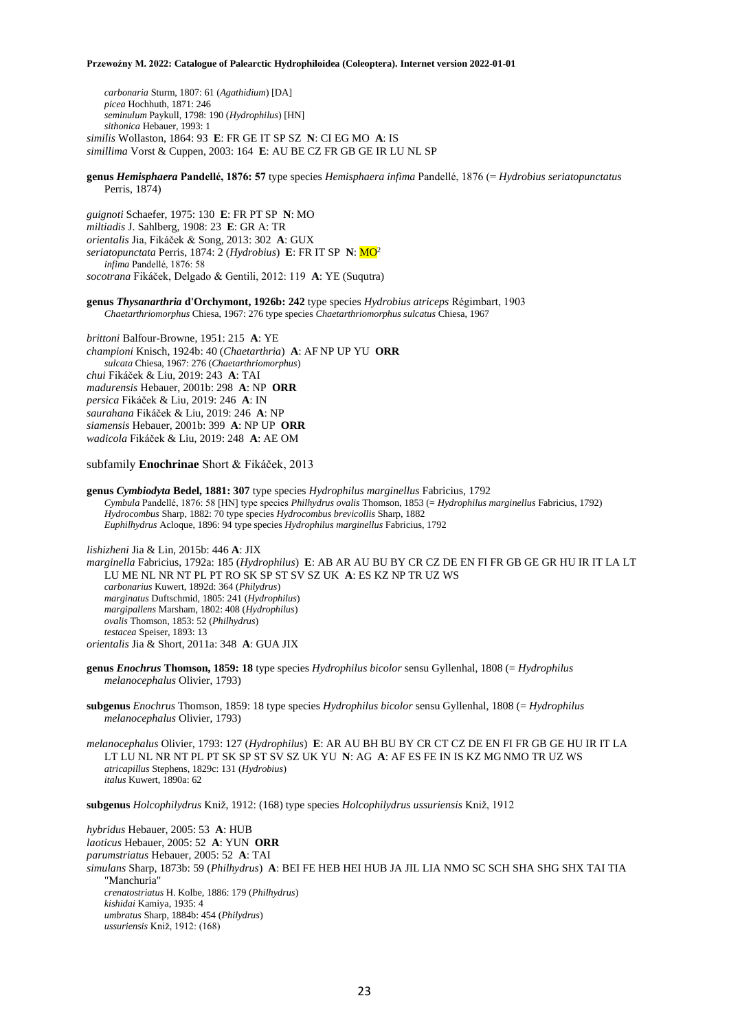*carbonaria* Sturm, 1807: 61 (*Agathidium*) [DA]
*picea* Hochhuth, 1871: 246
*seminulum* Paykull, 1798: 190 (*Hydrophilus*) [HN]
*sithonica* Hebauer, 1993: 1

*similis* Wollaston, 1864: 93 **E**: FR GE IT SP SZ **N**: CI EG MO **A**: IS
*simillima* Vorst & Cuppen, 2003: 164 **E**: AU BE CZ FR GB GE IR LU NL SP

**genus *Hemisphaera* Pandellé, 1876: 57** type species *Hemisphaera infima* Pandellé, 1876 (= *Hydrobius seriatopunctatus* Perris, 1874)

*guignoti* Schaefer, 1975: 130 **E**: FR PT SP **N**: MO
*miltiadis* J. Sahlberg, 1908: 23 **E**: GR **A**: TR
*orientalis* Jia, Fikáček & Song, 2013: 302 **A**: GUX
*seriatopunctata* Perris, 1874: 2 (*Hydrobius*) **E**: FR IT SP **N**: MO[2]
*infima* Pandellé, 1876: 58
*socotrana* Fikáček, Delgado & Gentili, 2012: 119 **A**: YE (Suqutra)

**genus *Thysanarthria* d'Orchymont, 1926b: 242** type species *Hydrobius atriceps* Régimbart, 1903
*Chaetarthriomorphus* Chiesa, 1967: 276 type species *Chaetarthriomorphus sulcatus* Chiesa, 1967

*brittoni* Balfour-Browne, 1951: 215 **A**: YE
*championi* Knisch, 1924b: 40 (*Chaetarthria*) **A**: AF NP UP YU **ORR**
*sulcata* Chiesa, 1967: 276 (*Chaetarthriomorphus*)
*chui* Fikáček & Liu, 2019: 243 **A**: TAI
*madurensis* Hebauer, 2001b: 298 **A**: NP **ORR**
*persica* Fikáček & Liu, 2019: 246 **A**: IN
*saurahana* Fikáček & Liu, 2019: 246 **A**: NP
*siamensis* Hebauer, 2001b: 399 **A**: NP UP **ORR**
*wadicola* Fikáček & Liu, 2019: 248 **A**: AE OM

subfamily **Enochrinae** Short & Fikáček, 2013

**genus *Cymbiodyta* Bedel, 1881: 307** type species *Hydrophilus marginellus* Fabricius, 1792
*Cymbula* Pandellé, 1876: 58 [HN] type species *Philhydrus ovalis* Thomson, 1853 (= *Hydrophilus marginellus* Fabricius, 1792)
*Hydrocombus* Sharp, 1882: 70 type species *Hydrocombus brevicollis* Sharp, 1882
*Euphilhydrus* Acloque, 1896: 94 type species *Hydrophilus marginellus* Fabricius, 1792

*lishizheni* Jia & Lin, 2015b: 446 **A**: JIX
*marginella* Fabricius, 1792a: 185 (*Hydrophilus*) **E**: AB AR AU BU BY CR CZ DE EN FI FR GB GE GR HU IR IT LA LT LU ME NL NR NT PL PT RO SK SP ST SV SZ UK **A**: ES KZ NP TR UZ WS
*carbonarius* Kuwert, 1892d: 364 (*Philydrus*)
*marginatus* Duftschmid, 1805: 241 (*Hydrophilus*)
*margipallens* Marsham, 1802: 408 (*Hydrophilus*)
*ovalis* Thomson, 1853: 52 (*Philhydrus*)
*testacea* Speiser, 1893: 13
*orientalis* Jia & Short, 2011a: 348 **A**: GUA JIX

**genus *Enochrus* Thomson, 1859: 18** type species *Hydrophilus bicolor* sensu Gyllenhal, 1808 (= *Hydrophilus melanocephalus* Olivier, 1793)

**subgenus** *Enochrus* Thomson, 1859: 18 type species *Hydrophilus bicolor* sensu Gyllenhal, 1808 (= *Hydrophilus melanocephalus* Olivier, 1793)

*melanocephalus* Olivier, 1793: 127 (*Hydrophilus*) **E**: AR AU BH BU BY CR CT CZ DE EN FI FR GB GE HU IR IT LA LT LU NL NR NT PL PT SK SP ST SV SZ UK YU **N**: AG **A**: AF ES FE IN IS KZ MG NMO TR UZ WS
*atricapillus* Stephens, 1829c: 131 (*Hydrobius*)
*italus* Kuwert, 1890a: 62

**subgenus** *Holcophilydrus* Kniž, 1912: (168) type species *Holcophilydrus ussuriensis* Kniž, 1912

*hybridus* Hebauer, 2005: 53 **A**: HUB
*laoticus* Hebauer, 2005: 52 **A**: YUN **ORR**
*parumstriatus* Hebauer, 2005: 52 **A**: TAI
*simulans* Sharp, 1873b: 59 (*Philhydrus*) **A**: BEI FE HEB HEI HUB JA JIL LIA NMO SC SCH SHA SHG SHX TAI TIA "Manchuria"
*crenatostriatus* H. Kolbe, 1886: 179 (*Philhydrus*)
*kishidai* Kamiya, 1935: 4
*umbratus* Sharp, 1884b: 454 (*Philydrus*)
*ussuriensis* Kniž, 1912: (168)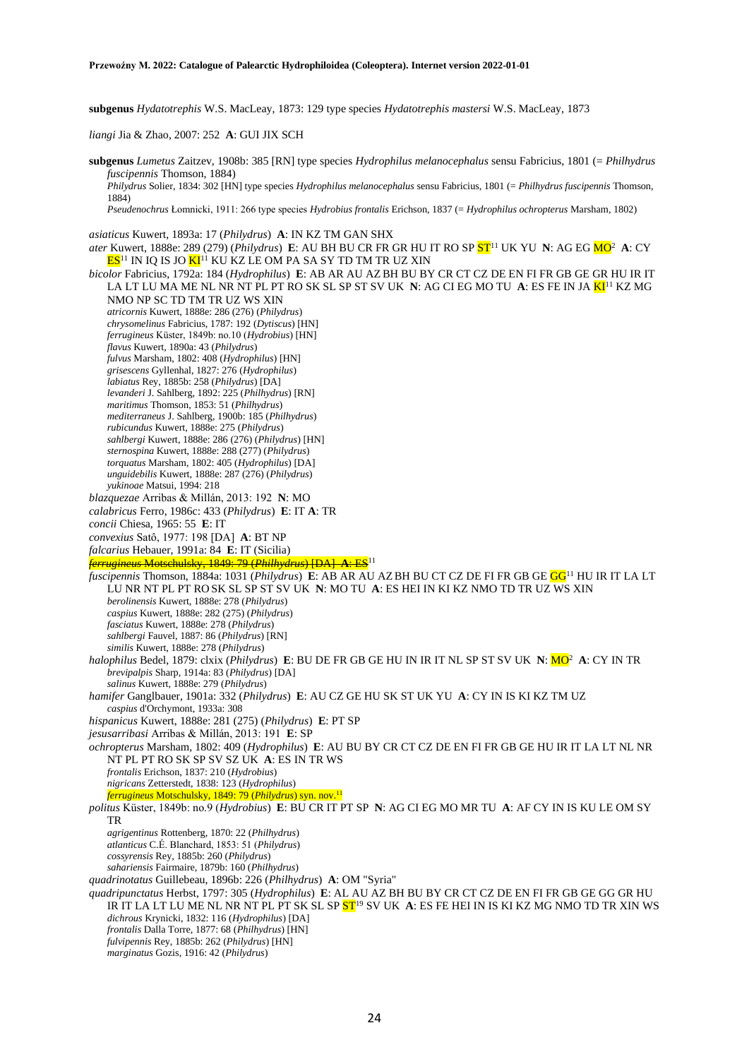**subgenus** *Hydatotrephis* W.S. MacLeay, 1873: 129 type species *Hydatotrephis mastersi* W.S. MacLeay, 1873

*liangi* Jia & Zhao, 2007: 252 **A**: GUI JIX SCH

**subgenus** *Lumetus* Zaitzev, 1908b: 385 [RN] type species *Hydrophilus melanocephalus* sensu Fabricius, 1801 (= *Philhydrus fuscipennis* Thomson, 1884)
*Philydrus* Solier, 1834: 302 [HN] type species *Hydrophilus melanocephalus* sensu Fabricius, 1801 (= *Philhydrus fuscipennis* Thomson, 1884)
*Pseudenochrus* Łomnicki, 1911: 266 type species *Hydrobius frontalis* Erichson, 1837 (= *Hydrophilus ochropterus* Marsham, 1802)

*asiaticus* Kuwert, 1893a: 17 (*Philydrus*) **A**: IN KZ TM GAN SHX
*ater* Kuwert, 1888e: 289 (279) (*Philydrus*) **E**: AU BH BU CR FR GR HU IT RO SP ST[11] UK YU **N**: AG EG MO[2] **A**: CY ES[11] IN IQ IS JO KI[11] KU KZ LE OM PA SA SY TD TM TR UZ XIN
*bicolor* Fabricius, 1792a: 184 (*Hydrophilus*) **E**: AB AR AU AZ BH BU BY CR CT CZ DE EN FI FR GB GE GR HU IR IT LA LT LU MA ME NL NR NT PL PT RO SK SL SP ST SV UK **N**: AG CI EG MO TU **A**: ES FE IN JA KI[11] KZ MG NMO NP SC TD TM TR UZ WS XIN
*atricornis* Kuwert, 1888e: 286 (276) (*Philydrus*)
*chrysomelinus* Fabricius, 1787: 192 (*Dytiscus*) [HN]
*ferrugineus* Küster, 1849b: no.10 (*Hydrobius*) [HN]
*flavus* Kuwert, 1890a: 43 (*Philydrus*)
*fulvus* Marsham, 1802: 408 (*Hydrophilus*) [HN]
*grisescens* Gyllenhal, 1827: 276 (*Hydrophilus*)
*labiatus* Rey, 1885b: 258 (*Philydrus*) [DA]
*levanderi* J. Sahlberg, 1892: 225 (*Philhydrus*) [RN]
*maritimus* Thomson, 1853: 51 (*Philhydrus*)
*mediterraneus* J. Sahlberg, 1900b: 185 (*Philhydrus*)
*rubicundus* Kuwert, 1888e: 275 (*Philydrus*)
*sahlbergi* Kuwert, 1888e: 286 (276) (*Philydrus*) [HN]
*sternospina* Kuwert, 1888e: 288 (277) (*Philydrus*)
*torquatus* Marsham, 1802: 405 (*Hydrophilus*) [DA]
*unguidebilis* Kuwert, 1888e: 287 (276) (*Philydrus*)
*yukinoae* Matsui, 1994: 218
*blazquezae* Arribas & Millán, 2013: 192 **N**: MO
*calabricus* Ferro, 1986c: 433 (*Philydrus*) **E**: IT **A**: TR
*concii* Chiesa, 1965: 55 **E**: IT
*convexius* Satô, 1977: 198 [DA] **A**: BT NP
*falcarius* Hebauer, 1991a: 84 **E**: IT (Sicilia)
~~*ferrugineus* Motschulsky, 1849: 79 (*Philhydrus*) [DA] **A**: ES[11]~~
*fuscipennis* Thomson, 1884a: 1031 (*Philydrus*) **E**: AB AR AU AZ BH BU CT CZ DE FI FR GB GE GG[11] HU IR IT LA LT LU NR NT PL PT RO SK SL SP ST SV UK **N**: MO TU **A**: ES HEI IN KI KZ NMO TD TR UZ WS XIN
*berolinensis* Kuwert, 1888e: 278 (*Philydrus*)
*caspius* Kuwert, 1888e: 282 (275) (*Philydrus*)
*fasciatus* Kuwert, 1888e: 278 (*Philydrus*)
*sahlbergi* Fauvel, 1887: 86 (*Philydrus*) [RN]
*similis* Kuwert, 1888e: 278 (*Philydrus*)
*halophilus* Bedel, 1879: clxix (*Philydrus*) **E**: BU DE FR GB GE HU IN IR IT NL SP ST SV UK **N**: MO[2] **A**: CY IN TR
*brevipalpis* Sharp, 1914a: 83 (*Philydrus*) [DA]
*salinus* Kuwert, 1888e: 279 (*Philydrus*)
*hamifer* Ganglbauer, 1901a: 332 (*Philydrus*) **E**: AU CZ GE HU SK ST UK YU **A**: CY IN IS KI KZ TM UZ
*caspius* d'Orchymont, 1933a: 308
*hispanicus* Kuwert, 1888e: 281 (275) (*Philydrus*) **E**: PT SP
*jesusarribasi* Arribas & Millán, 2013: 191 **E**: SP
*ochropterus* Marsham, 1802: 409 (*Hydrophilus*) **E**: AU BU BY CR CT CZ DE EN FI FR GB GE HU IR IT LA LT NL NR NT PL PT RO SK SP SV SZ UK **A**: ES IN TR WS
*frontalis* Erichson, 1837: 210 (*Hydrobius*)
*nigricans* Zetterstedt, 1838: 123 (*Hydrophilus*)
*ferrugineus* Motschulsky, 1849: 79 (*Philydrus*) syn. nov.[11]
*politus* Küster, 1849b: no.9 (*Hydrobius*) **E**: BU CR IT PT SP **N**: AG CI EG MO MR TU **A**: AF CY IN IS KU LE OM SY TR
*agrigentinus* Rottenberg, 1870: 22 (*Philhydrus*)
*atlanticus* C.É. Blanchard, 1853: 51 (*Philydrus*)
*cossyrensis* Rey, 1885b: 260 (*Philydrus*)
*sahariensis* Fairmaire, 1879b: 160 (*Philhydrus*)
*quadrinotatus* Guillebeau, 1896b: 226 (*Philhydrus*) **A**: OM "Syria"
*quadripunctatus* Herbst, 1797: 305 (*Hydrophilus*) **E**: AL AU AZ BH BU BY CR CT CZ DE EN FI FR GB GE GG GR HU IR IT LA LT LU ME NL NR NT PL PT SK SL SP ST[19] SV UK **A**: ES FE HEI IN IS KI KZ MG NMO TD TR XIN WS
*dichrous* Krynicki, 1832: 116 (*Hydrophilus*) [DA]
*frontalis* Dalla Torre, 1877: 68 (*Philhydrus*) [HN]
*fulvipennis* Rey, 1885b: 262 (*Philydrus*) [HN]
*marginatus* Gozis, 1916: 42 (*Philydrus*)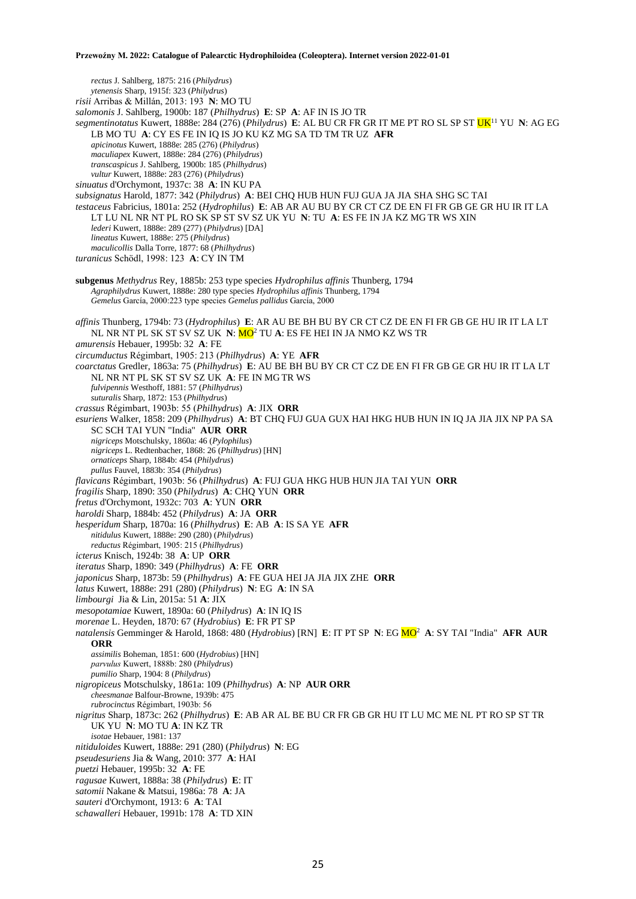*rectus* J. Sahlberg, 1875: 216 (*Philydrus*)
*ytenensis* Sharp, 1915f: 323 (*Philydrus*)

*risii* Arribas & Millán, 2013: 193 **N**: MO TU

*salomonis* J. Sahlberg, 1900b: 187 (*Philhydrus*) **E**: SP **A**: AF IN IS JO TR

*segmentinotatus* Kuwert, 1888e: 284 (276) (*Philydrus*) **E**: AL BU CR FR GR IT ME PT RO SL SP ST UK[11] YU **N**: AG EG LB MO TU **A**: CY ES FE IN IQ IS JO KU KZ MG SA TD TM TR UZ **AFR**
*apicinotus* Kuwert, 1888e: 285 (276) (*Philydrus*)
*maculiapex* Kuwert, 1888e: 284 (276) (*Philydrus*)
*transcaspicus* J. Sahlberg, 1900b: 185 (*Philhydrus*)
*vultur* Kuwert, 1888e: 283 (276) (*Philydrus*)

*sinuatus* d'Orchymont, 1937c: 38 **A**: IN KU PA

*subsignatus* Harold, 1877: 342 (*Philydrus*) **A**: BEI CHQ HUB HUN FUJ GUA JA JIA SHA SHG SC TAI

*testaceus* Fabricius, 1801a: 252 (*Hydrophilus*) **E**: AB AR AU BU BY CR CT CZ DE EN FI FR GB GE GR HU IR IT LA LT LU NL NR NT PL RO SK SP ST SV SZ UK YU **N**: TU **A**: ES FE IN JA KZ MG TR WS XIN
*lederi* Kuwert, 1888e: 289 (277) (*Philydrus*) [DA]
*lineatus* Kuwert, 1888e: 275 (*Philydrus*)
*maculicollis* Dalla Torre, 1877: 68 (*Philhydrus*)

*turanicus* Schödl, 1998: 123 **A**: CY IN TM

**subgenus** *Methydrus* Rey, 1885b: 253 type species *Hydrophilus affinis* Thunberg, 1794
*Agraphilydrus* Kuwert, 1888e: 280 type species *Hydrophilus affinis* Thunberg, 1794
*Gemelus* García, 2000:223 type species *Gemelus pallidus* García, 2000

*affinis* Thunberg, 1794b: 73 (*Hydrophilus*) **E**: AR AU BE BH BU BY CR CT CZ DE EN FI FR GB GE HU IR IT LA LT NL NR NT PL SK ST SV SZ UK **N**: MO[2] TU **A**: ES FE HEI IN JA NMO KZ WS TR

*amurensis* Hebauer, 1995b: 32 **A**: FE

*circumductus* Régimbart, 1905: 213 (*Philhydrus*) **A**: YE **AFR**

*coarctatus* Gredler, 1863a: 75 (*Philhydrus*) **E**: AU BE BH BU BY CR CT CZ DE EN FI FR GB GE GR HU IR IT LA LT NL NR NT PL SK ST SV SZ UK **A**: FE IN MG TR WS
*fulvipennis* Westhoff, 1881: 57 (*Philhydrus*)
*suturalis* Sharp, 1872: 153 (*Philhydrus*)

*crassus* Régimbart, 1903b: 55 (*Philhydrus*) **A**: JIX **ORR**

*esuriens* Walker, 1858: 209 (*Philhydrus*) **A**: BT CHQ FUJ GUA GUX HAI HKG HUB HUN IN IQ JA JIA JIX NP PA SA SC SCH TAI YUN "India" **AUR ORR**
*nigriceps* Motschulsky, 1860a: 46 (*Pylophilus*)
*nigriceps* L. Redtenbacher, 1868: 26 (*Philhydrus*) [HN]
*ornaticeps* Sharp, 1884b: 454 (*Philydrus*)
*pullus* Fauvel, 1883b: 354 (*Philydrus*)

*flavicans* Régimbart, 1903b: 56 (*Philhydrus*) **A**: FUJ GUA HKG HUB HUN JIA TAI YUN **ORR**

*fragilis* Sharp, 1890: 350 (*Philydrus*) **A**: CHQ YUN **ORR**

*fretus* d'Orchymont, 1932c: 703 **A**: YUN **ORR**

*haroldi* Sharp, 1884b: 452 (*Philydrus*) **A**: JA **ORR**

*hesperidum* Sharp, 1870a: 16 (*Philhydrus*) **E**: AB **A**: IS SA YE **AFR**
*nitidulus* Kuwert, 1888e: 290 (280) (*Philydrus*)
*reductus* Régimbart, 1905: 215 (*Philhydrus*)

*icterus* Knisch, 1924b: 38 **A**: UP **ORR**

*iteratus* Sharp, 1890: 349 (*Philhydrus*) **A**: FE **ORR**

*japonicus* Sharp, 1873b: 59 (*Philhydrus*) **A**: FE GUA HEI JA JIA JIX ZHE **ORR**

*latus* Kuwert, 1888e: 291 (280) (*Philydrus*) **N**: EG **A**: IN SA

*limbourgi* Jia & Lin, 2015a: 51 **A**: JIX

*mesopotamiae* Kuwert, 1890a: 60 (*Philydrus*) **A**: IN IQ IS

*morenae* L. Heyden, 1870: 67 (*Hydrobius*) **E**: FR PT SP

*natalensis* Gemminger & Harold, 1868: 480 (*Hydrobius*) [RN] **E**: IT PT SP **N**: EG MO[2] **A**: SY TAI "India" **AFR AUR ORR**
*assimilis* Boheman, 1851: 600 (*Hydrobius*) [HN]
*parvulus* Kuwert, 1888b: 280 (*Philydrus*)
*pumilio* Sharp, 1904: 8 (*Philydrus*)

*nigropiceus* Motschulsky, 1861a: 109 (*Philhydrus*) **A**: NP **AUR ORR**
*cheesmanae* Balfour-Browne, 1939b: 475
*rubrocinctus* Régimbart, 1903b: 56

*nigritus* Sharp, 1873c: 262 (*Philhydrus*) **E**: AB AR AL BE BU CR FR GB GR HU IT LU MC ME NL PT RO SP ST TR UK YU **N**: MO TU **A**: IN KZ TR
*isotae* Hebauer, 1981: 137

*nitiduloides* Kuwert, 1888e: 291 (280) (*Philydrus*) **N**: EG

*pseudesuriens* Jia & Wang, 2010: 377 **A**: HAI

*puetzi* Hebauer, 1995b: 32 **A**: FE

*ragusae* Kuwert, 1888a: 38 (*Philydrus*) **E**: IT

*satomii* Nakane & Matsui, 1986a: 78 **A**: JA

*sauteri* d'Orchymont, 1913: 6 **A**: TAI

*schawalleri* Hebauer, 1991b: 178 **A**: TD XIN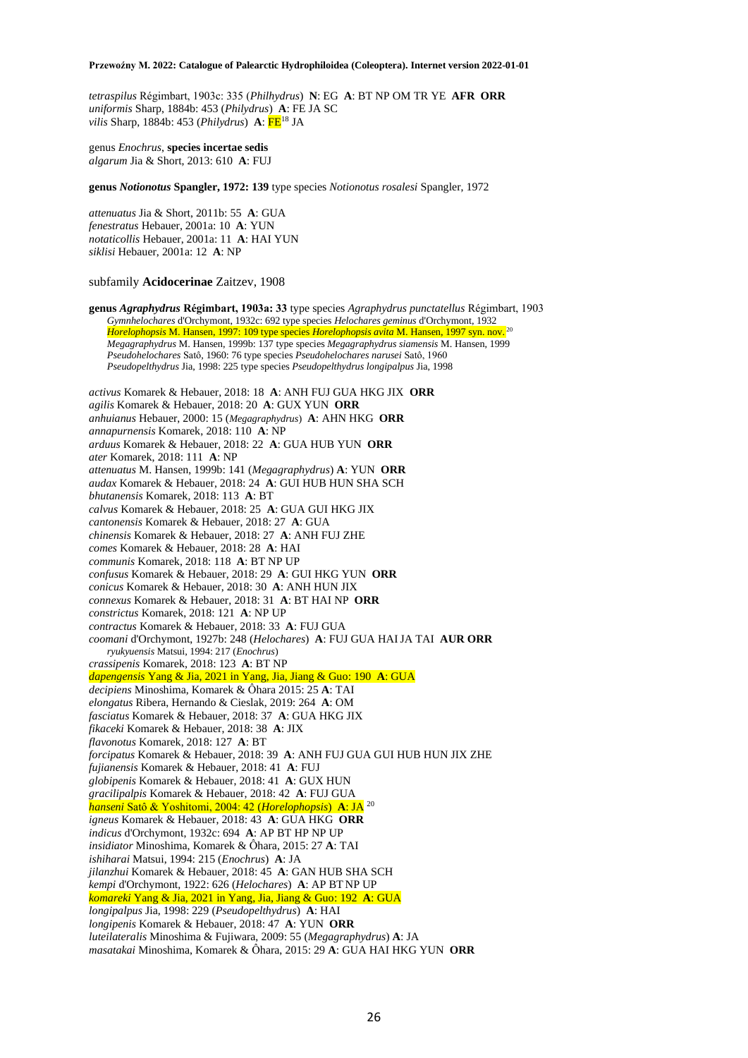*tetraspilus* Régimbart, 1903c: 335 (*Philhydrus*) **N**: EG **A**: BT NP OM TR YE **AFR ORR**
*uniformis* Sharp, 1884b: 453 (*Philydrus*) **A**: FE JA SC
*vilis* Sharp, 1884b: 453 (*Philydrus*) **A**: FE[18] JA

genus *Enochrus*, **species incertae sedis**
*algarum* Jia & Short, 2013: 610 **A**: FUJ

**genus *Notionotus* Spangler, 1972: 139** type species *Notionotus rosalesi* Spangler, 1972

*attenuatus* Jia & Short, 2011b: 55 **A**: GUA
*fenestratus* Hebauer, 2001a: 10 **A**: YUN
*notaticollis* Hebauer, 2001a: 11 **A**: HAI YUN
*siklisi* Hebauer, 2001a: 12 **A**: NP

subfamily **Acidocerinae** Zaitzev, 1908

**genus *Agraphydrus* Régimbart, 1903a: 33** type species *Agraphydrus punctatellus* Régimbart, 1903
*Gymnhelochares* d'Orchymont, 1932c: 692 type species *Helochares geminus* d'Orchymont, 1932
*Horelophopsis* M. Hansen, 1997: 109 type species *Horelophopsis avita* M. Hansen, 1997 syn. nov.[20]
*Megagraphydrus* M. Hansen, 1999b: 137 type species *Megagraphydrus siamensis* M. Hansen, 1999
*Pseudohelochares* Satô, 1960: 76 type species *Pseudohelochares narusei* Satô, 1960
*Pseudopelthydrus* Jia, 1998: 225 type species *Pseudopelthydrus longipalpus* Jia, 1998

*activus* Komarek & Hebauer, 2018: 18 **A**: ANH FUJ GUA HKG JIX **ORR**
*agilis* Komarek & Hebauer, 2018: 20 **A**: GUX YUN **ORR**
*anhuianus* Hebauer, 2000: 15 (*Megagraphydrus*) **A**: AHN HKG **ORR**
*annapurnensis* Komarek, 2018: 110 **A**: NP
*arduus* Komarek & Hebauer, 2018: 22 **A**: GUA HUB YUN **ORR**
*ater* Komarek, 2018: 111 **A**: NP
*attenuatus* M. Hansen, 1999b: 141 (*Megagraphydrus*) **A**: YUN **ORR**
*audax* Komarek & Hebauer, 2018: 24 **A**: GUI HUB HUN SHA SCH
*bhutanensis* Komarek, 2018: 113 **A**: BT
*calvus* Komarek & Hebauer, 2018: 25 **A**: GUA GUI HKG JIX
*cantonensis* Komarek & Hebauer, 2018: 27 **A**: GUA
*chinensis* Komarek & Hebauer, 2018: 27 **A**: ANH FUJ ZHE
*comes* Komarek & Hebauer, 2018: 28 **A**: HAI
*communis* Komarek, 2018: 118 **A**: BT NP UP
*confusus* Komarek & Hebauer, 2018: 29 **A**: GUI HKG YUN **ORR**
*conicus* Komarek & Hebauer, 2018: 30 **A**: ANH HUN JIX
*connexus* Komarek & Hebauer, 2018: 31 **A**: BT HAI NP **ORR**
*constrictus* Komarek, 2018: 121 **A**: NP UP
*contractus* Komarek & Hebauer, 2018: 33 **A**: FUJ GUA
*coomani* d'Orchymont, 1927b: 248 (*Helochares*) **A**: FUJ GUA HAI JA TAI **AUR ORR**
*ryukyuensis* Matsui, 1994: 217 (*Enochrus*)
*crassipenis* Komarek, 2018: 123 **A**: BT NP
*dapengensis* Yang & Jia, 2021 in Yang, Jia, Jiang & Guo: 190 **A**: GUA
*decipiens* Minoshima, Komarek & Ôhara 2015: 25 **A**: TAI
*elongatus* Ribera, Hernando & Cieslak, 2019: 264 **A**: OM
*fasciatus* Komarek & Hebauer, 2018: 37 **A**: GUA HKG JIX
*fikaceki* Komarek & Hebauer, 2018: 38 **A**: JIX
*flavonotus* Komarek, 2018: 127 **A**: BT
*forcipatus* Komarek & Hebauer, 2018: 39 **A**: ANH FUJ GUA GUI HUB HUN JIX ZHE
*fujianensis* Komarek & Hebauer, 2018: 41 **A**: FUJ
*globipenis* Komarek & Hebauer, 2018: 41 **A**: GUX HUN
*gracilipalpis* Komarek & Hebauer, 2018: 42 **A**: FUJ GUA
*hanseni* Satô & Yoshitomi, 2004: 42 (*Horelophopsis*) **A**: JA[20]
*igneus* Komarek & Hebauer, 2018: 43 **A**: GUA HKG **ORR**
*indicus* d'Orchymont, 1932c: 694 **A**: AP BT HP NP UP
*insidiator* Minoshima, Komarek & Ôhara, 2015: 27 **A**: TAI
*ishiharai* Matsui, 1994: 215 (*Enochrus*) **A**: JA
*jilanzhui* Komarek & Hebauer, 2018: 45 **A**: GAN HUB SHA SCH
*kempi* d'Orchymont, 1922: 626 (*Helochares*) **A**: AP BT NP UP
*komareki* Yang & Jia, 2021 in Yang, Jia, Jiang & Guo: 192 **A**: GUA
*longipalpus* Jia, 1998: 229 (*Pseudopelthydrus*) **A**: HAI
*longipenis* Komarek & Hebauer, 2018: 47 **A**: YUN **ORR**
*luteilateralis* Minoshima & Fujiwara, 2009: 55 (*Megagraphydrus*) **A**: JA
*masatakai* Minoshima, Komarek & Ôhara, 2015: 29 **A**: GUA HAI HKG YUN **ORR**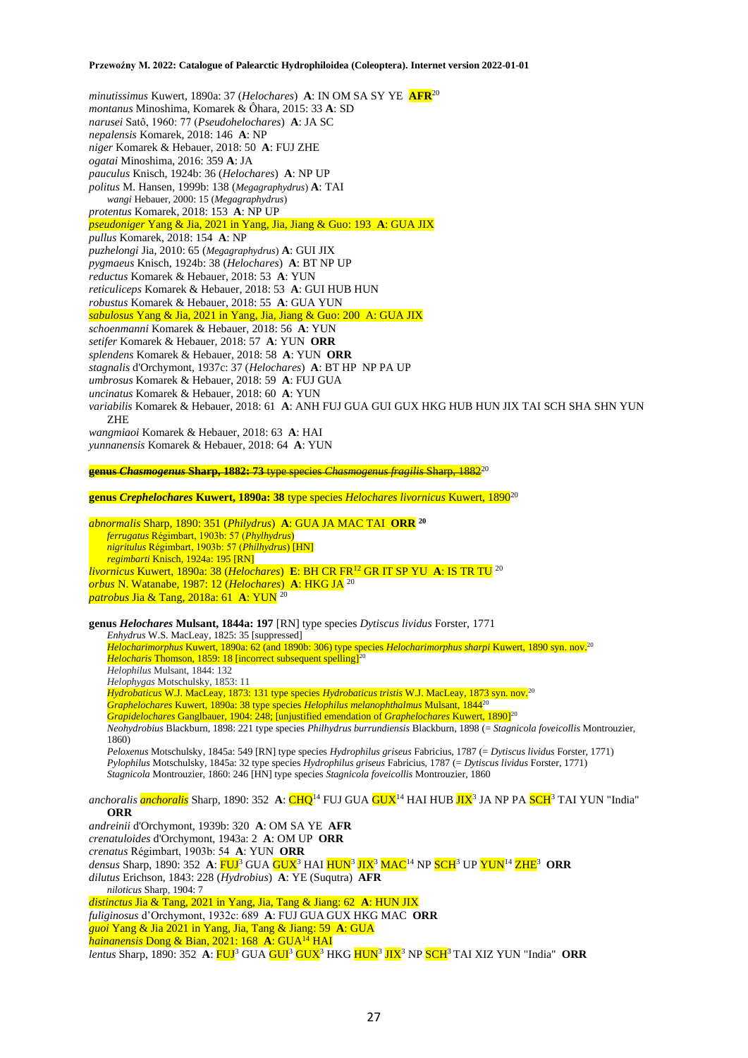*minutissimus* Kuwert, 1890a: 37 (*Helochares*) **A**: IN OM SA SY YE **AFR**[20]
*montanus* Minoshima, Komarek & Ôhara, 2015: 33 **A**: SD
*narusei* Satô, 1960: 77 (*Pseudohelochares*) **A**: JA SC
*nepalensis* Komarek, 2018: 146 **A**: NP
*niger* Komarek & Hebauer, 2018: 50 **A**: FUJ ZHE
*ogatai* Minoshima, 2016: 359 **A**: JA
*pauculus* Knisch, 1924b: 36 (*Helochares*) **A**: NP UP
*politus* M. Hansen, 1999b: 138 (*Megagraphydrus*) **A**: TAI
*wangi* Hebauer, 2000: 15 (*Megagraphydrus*)
*protentus* Komarek, 2018: 153 **A**: NP UP
*pseudoniger* Yang & Jia, 2021 in Yang, Jia, Jiang & Guo: 193 **A**: GUA JIX
*pullus* Komarek, 2018: 154 **A**: NP
*puzhelongi* Jia, 2010: 65 (*Megagraphydrus*) **A**: GUI JIX
*pygmaeus* Knisch, 1924b: 38 (*Helochares*) **A**: BT NP UP
*reductus* Komarek & Hebauer, 2018: 53 **A**: YUN
*reticuliceps* Komarek & Hebauer, 2018: 53 **A**: GUI HUB HUN
*robustus* Komarek & Hebauer, 2018: 55 **A**: GUA YUN
*sabulosus* Yang & Jia, 2021 in Yang, Jia, Jiang & Guo: 200 A: GUA JIX
*schoenmanni* Komarek & Hebauer, 2018: 56 **A**: YUN
*setifer* Komarek & Hebauer, 2018: 57 **A**: YUN **ORR**
*splendens* Komarek & Hebauer, 2018: 58 **A**: YUN **ORR**
*stagnalis* d'Orchymont, 1937c: 37 (*Helochares*) **A**: BT HP NP PA UP
*umbrosus* Komarek & Hebauer, 2018: 59 **A**: FUJ GUA
*uncinatus* Komarek & Hebauer, 2018: 60 **A**: YUN
*variabilis* Komarek & Hebauer, 2018: 61 **A**: ANH FUJ GUA GUI GUX HKG HUB HUN JIX TAI SCH SHA SHN YUN ZHE
*wangmiaoi* Komarek & Hebauer, 2018: 63 **A**: HAI
*yunnanensis* Komarek & Hebauer, 2018: 64 **A**: YUN

~~**genus *Chasmogenus* Sharp, 1882: 73** type species *Chasmogenus fragilis* Sharp, 1882~~[20]

**genus *Crephelochares* Kuwert, 1890a: 38** type species *Helochares livornicus* Kuwert, 1890[20]

*abnormalis* Sharp, 1890: 351 (*Philydrus*) **A**: GUA JA MAC TAI **ORR**[20]
*ferrugatus* Régimbart, 1903b: 57 (*Phylhydrus*)
*nigritulus* Régimbart, 1903b: 57 (*Philhydrus*) [HN]
*regimbarti* Knisch, 1924a: 195 [RN]
*livornicus* Kuwert, 1890a: 38 (*Helochares*) **E**: BH CR FR[12] GR IT SP YU **A**: IS TR TU[20]
*orbus* N. Watanabe, 1987: 12 (*Helochares*) **A**: HKG JA[20]
*patrobus* Jia & Tang, 2018a: 61 **A**: YUN[20]

**genus *Helochares* Mulsant, 1844a: 197** [RN] type species *Dytiscus lividus* Forster, 1771
*Enhydrus* W.S. MacLeay, 1825: 35 [suppressed]
*Helocharimorphus* Kuwert, 1890a: 62 (and 1890b: 306) type species *Helocharimorphus sharpi* Kuwert, 1890 syn. nov.[20]
*Helocharis* Thomson, 1859: 18 [incorrect subsequent spelling][20]
*Helophilus* Mulsant, 1844: 132
*Helophygas* Motschulsky, 1853: 11
*Hydrobaticus* W.J. MacLeay, 1873: 131 type species *Hydrobaticus tristis* W.J. MacLeay, 1873 syn. nov.[20]
*Graphelochares* Kuwert, 1890a: 38 type species *Helophilus melanophthalmus* Mulsant, 1844[20]
*Grapidelochares* Ganglbauer, 1904: 248; [unjustified emendation of *Graphelochares* Kuwert, 1890][20]
*Neohydrobius* Blackburn, 1898: 221 type species *Philhydrus burrundiensis* Blackburn, 1898 (= *Stagnicola foveicollis* Montrouzier, 1860)
*Peloxenus* Motschulsky, 1845a: 549 [RN] type species *Hydrophilus griseus* Fabricius, 1787 (= *Dytiscus lividus* Forster, 1771)
*Pylophilus* Motschulsky, 1845a: 32 type species *Hydrophilus griseus* Fabricius, 1787 (= *Dytiscus lividus* Forster, 1771)
*Stagnicola* Montrouzier, 1860: 246 [HN] type species *Stagnicola foveicollis* Montrouzier, 1860

*anchoralis anchoralis* Sharp, 1890: 352 **A**: CHQ[14] FUJ GUA GUX[14] HAI HUB JIX[3] JA NP PA SCH[3] TAI YUN "India" **ORR**
*andreinii* d'Orchymont, 1939b: 320 **A**: OM SA YE **AFR**
*crenatuloides* d'Orchymont, 1943a: 2 **A**: OM UP **ORR**
*crenatus* Régimbart, 1903b: 54 **A**: YUN **ORR**
*densus* Sharp, 1890: 352 **A**: FUJ[3] GUA GUX[3] HAI HUN[3] JIX[3] MAC[14] NP SCH[3] UP YUN[14] ZHE[3] **ORR**
*dilutus* Erichson, 1843: 228 (*Hydrobius*) **A**: YE (Suqutra) **AFR**
*niloticus* Sharp, 1904: 7
*distinctus* Jia & Tang, 2021 in Yang, Jia, Tang & Jiang: 62 **A**: HUN JIX
*fuliginosus* d'Orchymont, 1932c: 689 **A**: FUJ GUA GUX HKG MAC **ORR**
*guoi* Yang & Jia 2021 in Yang, Jia, Tang & Jiang: 59 **A**: GUA
*hainanensis* Dong & Bian, 2021: 168 **A**: GUA[14] HAI
*lentus* Sharp, 1890: 352 **A**: FUJ[3] GUA GUI[3] GUX[3] HKG HUN[3] JIX[3] NP SCH[3] TAI XIZ YUN "India" **ORR**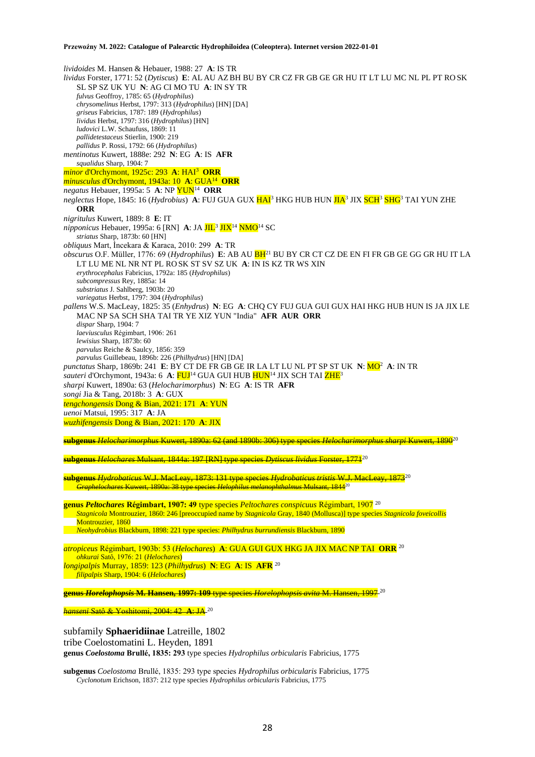*lividoides* M. Hansen & Hebauer, 1988: 27 **A**: IS TR

*lividus* Forster, 1771: 52 (*Dyticus*) **E**: AL AU AZ BH BU BY CR CZ FR GB GE GR HU IT LT LU MC NL PL PT RO SK SL SP SZ UK YU **N**: AG CI MO TU **A**: IN SY TR
- *fulvus* Geoffroy, 1785: 65 (*Hydrophilus*)
- *chrysomelinus* Herbst, 1797: 313 (*Hydrophilus*) [HN] [DA]
- *griseus* Fabricius, 1787: 189 (*Hydrophilus*)
- *lividus* Herbst, 1797: 316 (*Hydrophilus*) [HN]
- *ludovici* L.W. Schaufuss, 1869: 11
- *pallidetestaceus* Stierlin, 1900: 219
- *pallidus* P. Rossi, 1792: 66 (*Hydrophilus*)

*mentinotus* Kuwert, 1888e: 292 **N**: EG **A**: IS **AFR**
- *squalidus* Sharp, 1904: 7

*minor* d'Orchymont, 1925c: 293 **A**: HAI[3] **ORR**

*minusculus* d'Orchymont, 1943a: 10 **A**: GUA[14] **ORR**

*negatus* Hebauer, 1995a: 5 **A**: NP YUN[14] **ORR**

*neglectus* Hope, 1845: 16 (*Hydrobius*) **A**: FUJ GUA GUX HAI[3] HKG HUB HUN JIA[3] JIX SCH[3] SHG[3] TAI YUN ZHE **ORR**

*nigritulus* Kuwert, 1889: 8 **E**: IT

*nipponicus* Hebauer, 1995a: 6 [RN] **A**: JA JIL[3] JIX[14] NMO[14] SC
- *striatus* Sharp, 1873b: 60 [HN]

*obliquus* Mart, İncekara & Karaca, 2010: 299 **A**: TR

*obscurus* O.F. Müller, 1776: 69 (*Hydrophilus*) **E**: AB AU BH[21] BU BY CR CT CZ DE EN FI FR GB GE GG GR HU IT LA LT LU ME NL NR NT PL RO SK ST SV SZ UK **A**: IN IS KZ TR WS XIN
- *erythrocephalus* Fabricius, 1792a: 185 (*Hydrophilus*)
- *subcompressus* Rey, 1885a: 14
- *substriatus* J. Sahlberg, 1903b: 20
- *variegatus* Herbst, 1797: 304 (*Hydrophilus*)

*pallens* W.S. MacLeay, 1825: 35 (*Enhydrus*) **N**: EG **A**: CHQ CY FUJ GUA GUI GUX HAI HKG HUB HUN IS JA JIX LE MAC NP SA SCH SHA TAI TR YE XIZ YUN "India" **AFR AUR ORR**
- *dispar* Sharp, 1904: 7
- *laeviusculus* Régimbart, 1906: 261
- *lewisius* Sharp, 1873b: 60
- *parvulus* Reiche & Saulcy, 1856: 359
- *parvulus* Guillebeau, 1896b: 226 (*Philhydrus*) [HN] [DA]

*punctatus* Sharp, 1869b: 241 **E**: BY CT DE FR GB GE IR LA LT LU NL PT SP ST UK **N**: MO[2] **A**: IN TR

*sauteri* d'Orchymont, 1943a: 6 **A**: FUJ[14] GUA GUI HUB HUN[14] JIX SCH TAI ZHE[3]

*sharpi* Kuwert, 1890a: 63 (*Helocharimorphus*) **N**: EG **A**: IS TR **AFR**

*songi* Jia & Tang, 2018b: 3 **A**: GUX

*tengchongensis* Dong & Bian, 2021: 171 **A**: YUN

*uenoi* Matsui, 1995: 317 **A**: JA

*wuzhifengensis* Dong & Bian, 2021: 170 **A**: JIX

~~**subgenus** *Helocharimorphus* Kuwert, 1890a: 62 (and 1890b: 306) type species *Helocharimorphus sharpi* Kuwert, 1890~~[20]

~~**subgenus** *Helochares* Mulsant, 1844a: 197 [RN] type species *Dytiscus lividus* Forster, 1771~~[20]

~~**subgenus** *Hydrobaticus* W.J. MacLeay, 1873: 131 type species *Hydrobaticus tristis* W.J. MacLeay, 1873~~[20]
- ~~*Graphelochares* Kuwert, 1890a: 38 type species *Helophilus melanophthalmus* Mulsant, 1844~~[20]

**genus *Peltochares* Régimbart, 1907: 49** type species *Peltochares conspicuus* Régimbart, 1907 [20]
- *Stagnicola* Montrouzier, 1860: 246 [preoccupied name by *Stagnicola* Gray, 1840 (Mollusca)] type species *Stagnicola foveicollis* Montrouzier, 1860
- *Neohydrobius* Blackburn, 1898: 221 type species: *Philhydrus burrundiensis* Blackburn, 1890

*atropiceus* Régimbart, 1903b: 53 (*Helochares*) **A**: GUA GUI GUX HKG JA JIX MAC NP TAI **ORR** [20]
- *ohkurai* Satô, 1976: 21 (*Helochares*)

*longipalpis* Murray, 1859: 123 (*Philhydrus*) **N**: EG **A**: IS **AFR** [20]
- *filipalpis* Sharp, 1904: 6 (*Helochares*)

~~**genus *Horelophopsis* M. Hansen, 1997: 109** type species *Horelophopsis avita* M. Hansen, 1997~~ [20]

~~*hanseni* Satô & Yoshitomi, 2004: 42 **A**: JA~~ [20]

subfamily **Sphaeridiinae** Latreille, 1802

tribe Coelostomatini L. Heyden, 1891

**genus *Coelostoma* Brullé, 1835: 293** type species *Hydrophilus orbicularis* Fabricius, 1775

**subgenus** *Coelostoma* Brullé, 1835: 293 type species *Hydrophilus orbicularis* Fabricius, 1775
- *Cyclonotum* Erichson, 1837: 212 type species *Hydrophilus orbicularis* Fabricius, 1775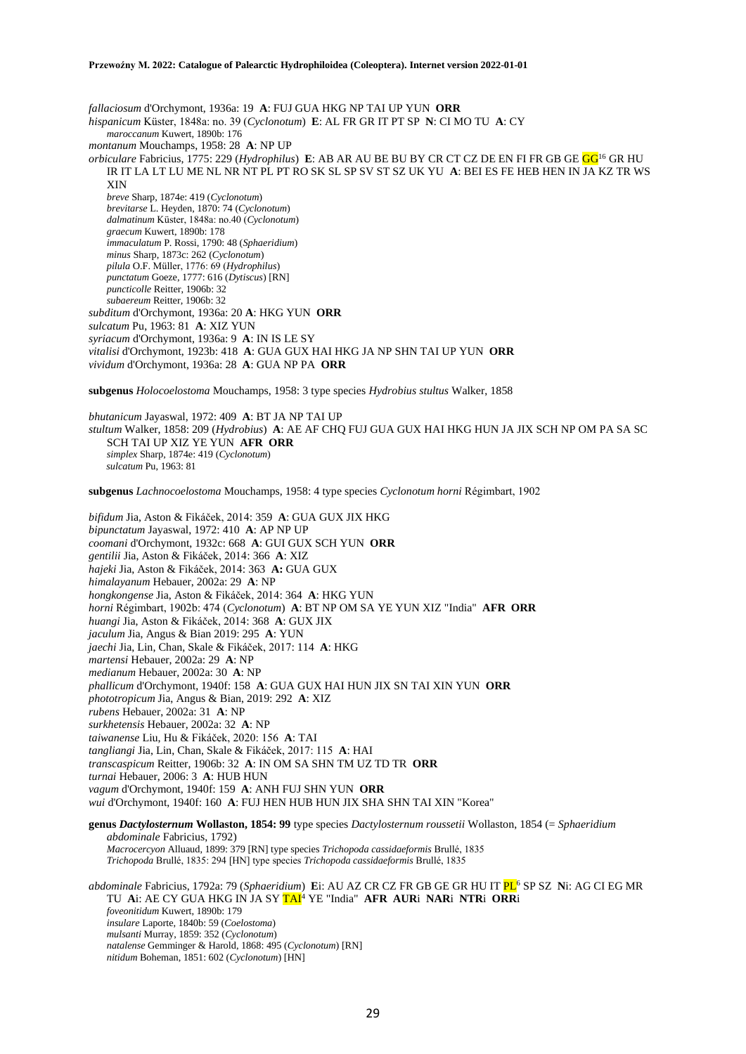*fallaciosum* d'Orchymont, 1936a: 19 **A**: FUJ GUA HKG NP TAI UP YUN **ORR**
*hispanicum* Küster, 1848a: no. 39 (*Cyclonotum*) **E**: AL FR GR IT PT SP **N**: CI MO TU **A**: CY
*maroccanum* Kuwert, 1890b: 176
*montanum* Mouchamps, 1958: 28 **A**: NP UP
*orbiculare* Fabricius, 1775: 229 (*Hydrophilus*) **E**: AB AR AU BE BU BY CR CT CZ DE EN FI FR GB GE GG[16] GR HU IR IT LA LT LU ME NL NR NT PL PT RO SK SL SP SV ST SZ UK YU **A**: BEI ES FE HEB HEN IN JA KZ TR WS XIN
*breve* Sharp, 1874e: 419 (*Cyclonotum*)
*brevitarse* L. Heyden, 1870: 74 (*Cyclonotum*)
*dalmatinum* Küster, 1848a: no.40 (*Cyclonotum*)
*graecum* Kuwert, 1890b: 178
*immaculatum* P. Rossi, 1790: 48 (*Sphaeridium*)
*minus* Sharp, 1873c: 262 (*Cyclonotum*)
*pilula* O.F. Müller, 1776: 69 (*Hydrophilus*)
*punctatum* Goeze, 1777: 616 (*Dytiscus*) [RN]
*puncticolle* Reitter, 1906b: 32
*subaereum* Reitter, 1906b: 32
*subditum* d'Orchymont, 1936a: 20 **A**: HKG YUN **ORR**
*sulcatum* Pu, 1963: 81 **A**: XIZ YUN
*syriacum* d'Orchymont, 1936a: 9 **A**: IN IS LE SY
*vitalisi* d'Orchymont, 1923b: 418 **A**: GUA GUX HAI HKG JA NP SHN TAI UP YUN **ORR**
*vividum* d'Orchymont, 1936a: 28 **A**: GUA NP PA **ORR**

**subgenus** *Holocoelostoma* Mouchamps, 1958: 3 type species *Hydrobius stultus* Walker, 1858

*bhutanicum* Jayaswal, 1972: 409 **A**: BT JA NP TAI UP
*stultum* Walker, 1858: 209 (*Hydrobius*) **A**: AE AF CHQ FUJ GUA GUX HAI HKG HUN JA JIX SCH NP OM PA SA SC SCH TAI UP XIZ YE YUN **AFR ORR**
*simplex* Sharp, 1874e: 419 (*Cyclonotum*)
*sulcatum* Pu, 1963: 81

**subgenus** *Lachnocoelostoma* Mouchamps, 1958: 4 type species *Cyclonotum horni* Régimbart, 1902

*bifidum* Jia, Aston & Fikáček, 2014: 359 **A**: GUA GUX JIX HKG
*bipunctatum* Jayaswal, 1972: 410 **A**: AP NP UP
*coomani* d'Orchymont, 1932c: 668 **A**: GUI GUX SCH YUN **ORR**
*gentilii* Jia, Aston & Fikáček, 2014: 366 **A**: XIZ
*hajeki* Jia, Aston & Fikáček, 2014: 363 **A:** GUA GUX
*himalayanum* Hebauer, 2002a: 29 **A**: NP
*hongkongense* Jia, Aston & Fikáček, 2014: 364 **A**: HKG YUN
*horni* Régimbart, 1902b: 474 (*Cyclonotum*) **A**: BT NP OM SA YE YUN XIZ "India" **AFR ORR**
*huangi* Jia, Aston & Fikáček, 2014: 368 **A**: GUX JIX
*jaculum* Jia, Angus & Bian 2019: 295 **A**: YUN
*jaechi* Jia, Lin, Chan, Skale & Fikáček, 2017: 114 **A**: HKG
*martensi* Hebauer, 2002a: 29 **A**: NP
*medianum* Hebauer, 2002a: 30 **A**: NP
*phallicum* d'Orchymont, 1940f: 158 **A**: GUA GUX HAI HUN JIX SN TAI XIN YUN **ORR**
*phototropicum* Jia, Angus & Bian, 2019: 292 **A**: XIZ
*rubens* Hebauer, 2002a: 31 **A**: NP
*surkhetensis* Hebauer, 2002a: 32 **A**: NP
*taiwanense* Liu, Hu & Fikáček, 2020: 156 **A**: TAI
*tangliangi* Jia, Lin, Chan, Skale & Fikáček, 2017: 115 **A**: HAI
*transcaspicum* Reitter, 1906b: 32 **A**: IN OM SA SHN TM UZ TD TR **ORR**
*turnai* Hebauer, 2006: 3 **A**: HUB HUN
*vagum* d'Orchymont, 1940f: 159 **A**: ANH FUJ SHN YUN **ORR**
*wui* d'Orchymont, 1940f: 160 **A**: FUJ HEN HUB HUN JIX SHA SHN TAI XIN "Korea"

**genus *Dactylosternum* Wollaston, 1854: 99** type species *Dactylosternum roussetii* Wollaston, 1854 (= *Sphaeridium abdominale* Fabricius, 1792)
*Macrocercyon* Alluaud, 1899: 379 [RN] type species *Trichopoda cassidaeformis* Brullé, 1835
*Trichopoda* Brullé, 1835: 294 [HN] type species *Trichopoda cassidaeformis* Brullé, 1835

*abdominale* Fabricius, 1792a: 79 (*Sphaeridium*) **E**i: AU AZ CR CZ FR GB GE GR HU IT PL[6] SP SZ **N**i: AG CI EG MR TU **A**i: AE CY GUA HKG IN JA SY TAI[4] YE "India" **AFR AUR**i **NAR**i **NTR**i **ORR**i
*foveonitidum* Kuwert, 1890b: 179
*insulare* Laporte, 1840b: 59 (*Coelostoma*)
*mulsanti* Murray, 1859: 352 (*Cyclonotum*)
*natalense* Gemminger & Harold, 1868: 495 (*Cyclonotum*) [RN]
*nitidum* Boheman, 1851: 602 (*Cyclonotum*) [HN]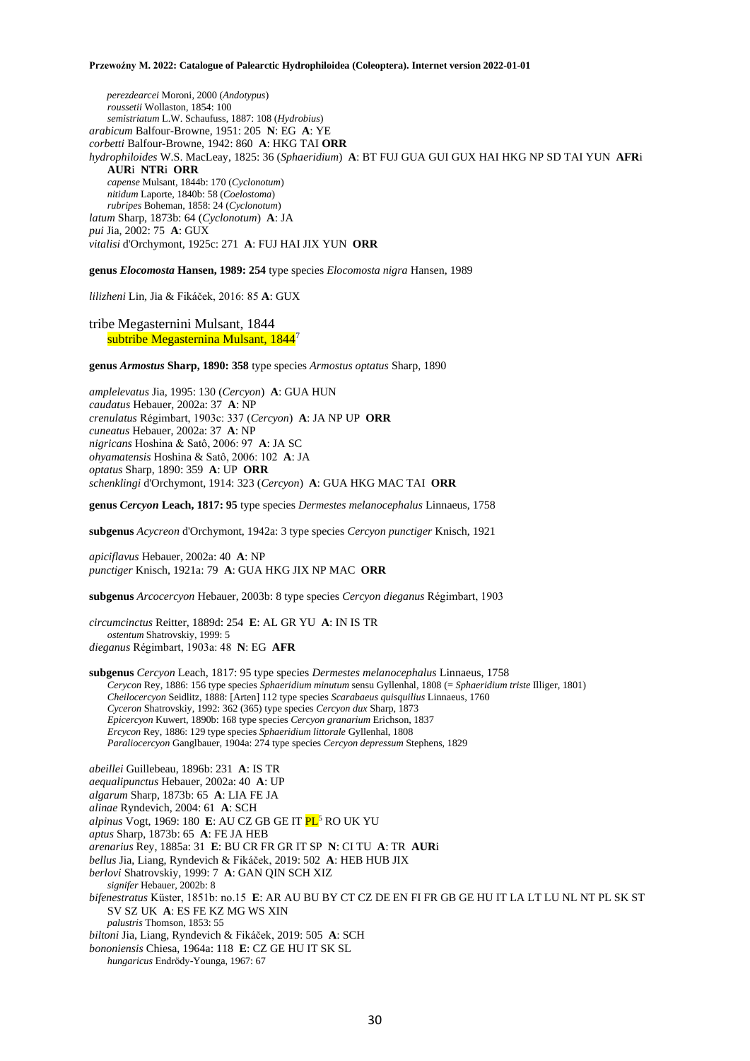*perezdearcei* Moroni, 2000 (*Andotypus*)
*roussetii* Wollaston, 1854: 100
*semistriatum* L.W. Schaufuss, 1887: 108 (*Hydrobius*)

*arabicum* Balfour-Browne, 1951: 205 **N**: EG **A**: YE
*corbetti* Balfour-Browne, 1942: 860 **A**: HKG TAI **ORR**
*hydrophiloides* W.S. MacLeay, 1825: 36 (*Sphaeridium*) **A**: BT FUJ GUA GUI GUX HAI HKG NP SD TAI YUN **AFR**i **AUR**i **NTR**i **ORR**
*capense* Mulsant, 1844b: 170 (*Cyclonotum*)
*nitidum* Laporte, 1840b: 58 (*Coelostoma*)
*rubripes* Boheman, 1858: 24 (*Cyclonotum*)

*latum* Sharp, 1873b: 64 (*Cyclonotum*) **A**: JA
*pui* Jia, 2002: 75 **A**: GUX
*vitalisi* d'Orchymont, 1925c: 271 **A**: FUJ HAI JIX YUN **ORR**

**genus *Elocomosta* Hansen, 1989: 254** type species *Elocomosta nigra* Hansen, 1989

*lilizheni* Lin, Jia & Fikáček, 2016: 85 **A**: GUX

## tribe Megasternini Mulsant, 1844

### subtribe Megasternina Mulsant, 1844[7]

**genus *Armostus* Sharp, 1890: 358** type species *Armostus optatus* Sharp, 1890

*amplelevatus* Jia, 1995: 130 (*Cercyon*) **A**: GUA HUN
*caudatus* Hebauer, 2002a: 37 **A**: NP
*crenulatus* Régimbart, 1903c: 337 (*Cercyon*) **A**: JA NP UP **ORR**
*cuneatus* Hebauer, 2002a: 37 **A**: NP
*nigricans* Hoshina & Satô, 2006: 97 **A**: JA SC
*ohyamatensis* Hoshina & Satô, 2006: 102 **A**: JA
*optatus* Sharp, 1890: 359 **A**: UP **ORR**
*schenklingi* d'Orchymont, 1914: 323 (*Cercyon*) **A**: GUA HKG MAC TAI **ORR**

**genus *Cercyon* Leach, 1817: 95** type species *Dermestes melanocephalus* Linnaeus, 1758

**subgenus** *Acycreon* d'Orchymont, 1942a: 3 type species *Cercyon punctiger* Knisch, 1921

*apiciflavus* Hebauer, 2002a: 40 **A**: NP
*punctiger* Knisch, 1921a: 79 **A**: GUA HKG JIX NP MAC **ORR**

**subgenus** *Arcocercyon* Hebauer, 2003b: 8 type species *Cercyon dieganus* Régimbart, 1903

*circumcinctus* Reitter, 1889d: 254 **E**: AL GR YU **A**: IN IS TR
*ostentum* Shatrovskiy, 1999: 5

*dieganus* Régimbart, 1903a: 48 **N**: EG **AFR**

**subgenus** *Cercyon* Leach, 1817: 95 type species *Dermestes melanocephalus* Linnaeus, 1758
*Cerycon* Rey, 1886: 156 type species *Sphaeridium minutum* sensu Gyllenhal, 1808 (= *Sphaeridium triste* Illiger, 1801)
*Cheilocercyon* Seidlitz, 1888: [Arten] 112 type species *Scarabaeus quisquilius* Linnaeus, 1760
*Cyceron* Shatrovskiy, 1992: 362 (365) type species *Cercyon dux* Sharp, 1873
*Epicercyon* Kuwert, 1890b: 168 type species *Cercyon granarium* Erichson, 1837
*Ercycon* Rey, 1886: 129 type species *Sphaeridium littorale* Gyllenhal, 1808
*Paraliocercyon* Ganglbauer, 1904a: 274 type species *Cercyon depressum* Stephens, 1829

*abeillei* Guillebeau, 1896b: 231 **A**: IS TR
*aequalipunctus* Hebauer, 2002a: 40 **A**: UP
*algarum* Sharp, 1873b: 65 **A**: LIA FE JA
*alinae* Ryndevich, 2004: 61 **A**: SCH
*alpinus* Vogt, 1969: 180 **E**: AU CZ GB GE IT PL[5] RO UK YU
*aptus* Sharp, 1873b: 65 **A**: FE JA HEB
*arenarius* Rey, 1885a: 31 **E**: BU CR FR GR IT SP **N**: CI TU **A**: TR **AUR**i
*bellus* Jia, Liang, Ryndevich & Fikáček, 2019: 502 **A**: HEB HUB JIX
*berlovi* Shatrovskiy, 1999: 7 **A**: GAN QIN SCH XIZ
*signifer* Hebauer, 2002b: 8

*bifenestratus* Küster, 1851b: no.15 **E**: AR AU BU BY CT CZ DE EN FI FR GB GE HU IT LA LT LU NL NT PL SK ST SV SZ UK **A**: ES FE KZ MG WS XIN
*palustris* Thomson, 1853: 55

*biltoni* Jia, Liang, Ryndevich & Fikáček, 2019: 505 **A**: SCH
*bononiensis* Chiesa, 1964a: 118 **E**: CZ GE HU IT SK SL
*hungaricus* Endrödy-Younga, 1967: 67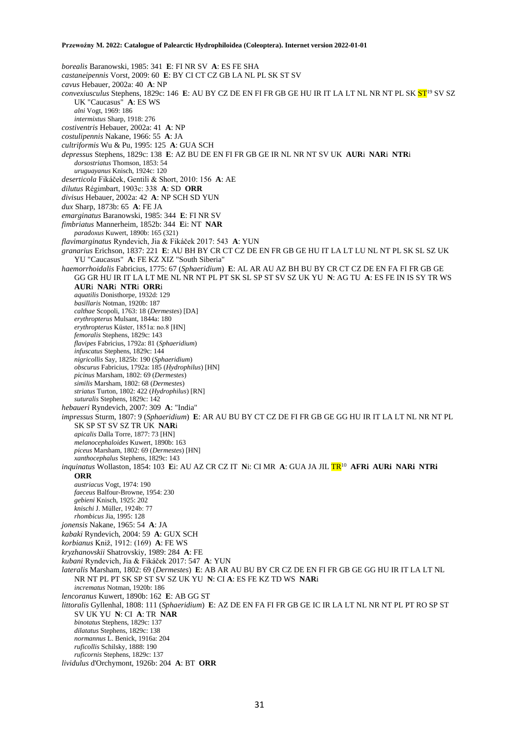*borealis* Baranowski, 1985: 341 **E**: FI NR SV **A**: ES FE SHA
*castaneipennis* Vorst, 2009: 60 **E**: BY CI CT CZ GB LA NL PL SK ST SV
*cavus* Hebauer, 2002a: 40 **A**: NP
*convexiusculus* Stephens, 1829c: 146 **E**: AU BY CZ DE EN FI FR GB GE HU IR IT LA LT NL NR NT PL SK ST[19] SV SZ UK "Caucasus" **A**: ES WS
  *alni* Vogt, 1969: 186
  *intermixtus* Sharp, 1918: 276
*costiventris* Hebauer, 2002a: 41 **A**: NP
*costulipennis* Nakane, 1966: 55 **A**: JA
*cultriformis* Wu & Pu, 1995: 125 **A**: GUA SCH
*depressus* Stephens, 1829c: 138 **E**: AZ BU DE EN FI FR GB GE IR NL NR NT SV UK **AUR**i **NAR**i **NTR**i
  *dorsostriatus* Thomson, 1853: 54
  *uruguayanus* Knisch, 1924c: 120
*deserticola* Fikáček, Gentili & Short, 2010: 156 **A**: AE
*dilutus* Régimbart, 1903c: 338 **A**: SD **ORR**
*divisus* Hebauer, 2002a: 42 **A**: NP SCH SD YUN
*dux* Sharp, 1873b: 65 **A**: FE JA
*emarginatus* Baranowski, 1985: 344 **E**: FI NR SV
*fimbriatus* Mannerheim, 1852b: 344 **E**i: NT **NAR**
  *paradoxus* Kuwert, 1890b: 165 (321)
*flavimarginatus* Ryndevich, Jia & Fikáček 2017: 543 **A**: YUN
*granarius* Erichson, 1837: 221 **E**: AU BH BY CR CT CZ DE EN FR GB GE HU IT LA LT LU NL NT PL SK SL SZ UK YU "Caucasus" **A**: FE KZ XIZ "South Siberia"
*haemorrhoidalis* Fabricius, 1775: 67 (*Sphaeridium*) **E**: AL AR AU AZ BH BU BY CR CT CZ DE EN FA FI FR GB GE GG GR HU IR IT LA LT ME NL NR NT PL PT SK SL SP ST SV SZ UK YU **N**: AG TU **A**: ES FE IN IS SY TR WS **AUR**i **NAR**i **NTR**i **ORR**i
  *aquatilis* Donisthorpe, 1932d: 129
  *basillaris* Notman, 1920b: 187
  *calthae* Scopoli, 1763: 18 (*Dermestes*) [DA]
  *erythropterus* Mulsant, 1844a: 180
  *erythropterus* Küster, 1851a: no.8 [HN]
  *femoralis* Stephens, 1829c: 143
  *flavipes* Fabricius, 1792a: 81 (*Sphaeridium*)
  *infuscatus* Stephens, 1829c: 144
  *nigricollis* Say, 1825b: 190 (*Sphaeridium*)
  *obscurus* Fabricius, 1792a: 185 (*Hydrophilus*) [HN]
  *picinus* Marsham, 1802: 69 (*Dermestes*)
  *similis* Marsham, 1802: 68 (*Dermestes*)
  *striatus* Turton, 1802: 422 (*Hydrophilus*) [RN]
  *suturalis* Stephens, 1829c: 142
*hebaueri* Ryndevich, 2007: 309 **A**: "India"
*impressus* Sturm, 1807: 9 (*Sphaeridium*) **E**: AR AU BU BY CT CZ DE FI FR GB GE GG HU IR IT LA LT NL NR NT PL SK SP ST SV SZ TR UK **NAR**i
  *apicalis* Dalla Torre, 1877: 73 [HN]
  *melanocephaloides* Kuwert, 1890b: 163
  *piceus* Marsham, 1802: 69 (*Dermestes*) [HN]
  *xanthocephalus* Stephens, 1829c: 143
*inquinatus* Wollaston, 1854: 103 **E**i: AU AZ CR CZ IT **N**i: CI MR **A**: GUA JA JIL TR[10] **AFRi AURi NARi NTRi ORR**
  *austriacus* Vogt, 1974: 190
  *faeceus* Balfour-Browne, 1954: 230
  *gebieni* Knisch, 1925: 202
  *knischi* J. Müller, 1924b: 77
  *rhombicus* Jia, 1995: 128
*jonensis* Nakane, 1965: 54 **A**: JA
*kabaki* Ryndevich, 2004: 59 **A**: GUX SCH
*korbianus* Kniž, 1912: (169) **A**: FE WS
*kryzhanovskii* Shatrovskiy, 1989: 284 **A**: FE
*kubani* Ryndevich, Jia & Fikáček 2017: 547 **A**: YUN
*lateralis* Marsham, 1802: 69 (*Dermestes*) **E**: AB AR AU BU BY CR CZ DE EN FI FR GB GE GG HU IR IT LA LT NL NR NT PL PT SK SP ST SV SZ UK YU **N**: CI **A**: ES FE KZ TD WS **NAR**i
  *incrematus* Notman, 1920b: 186
*lencoranus* Kuwert, 1890b: 162 **E**: AB GG ST
*littoralis* Gyllenhal, 1808: 111 (*Sphaeridium*) **E**: AZ DE EN FA FI FR GB GE IC IR LA LT NL NR NT PL PT RO SP ST SV UK YU **N**: CI **A**: TR **NAR**
  *binotatus* Stephens, 1829c: 137
  *dilatatus* Stephens, 1829c: 138
  *normannus* L. Benick, 1916a: 204
  *ruficollis* Schilsky, 1888: 190
  *ruficornis* Stephens, 1829c: 137
*lividulus* d'Orchymont, 1926b: 204 **A**: BT **ORR**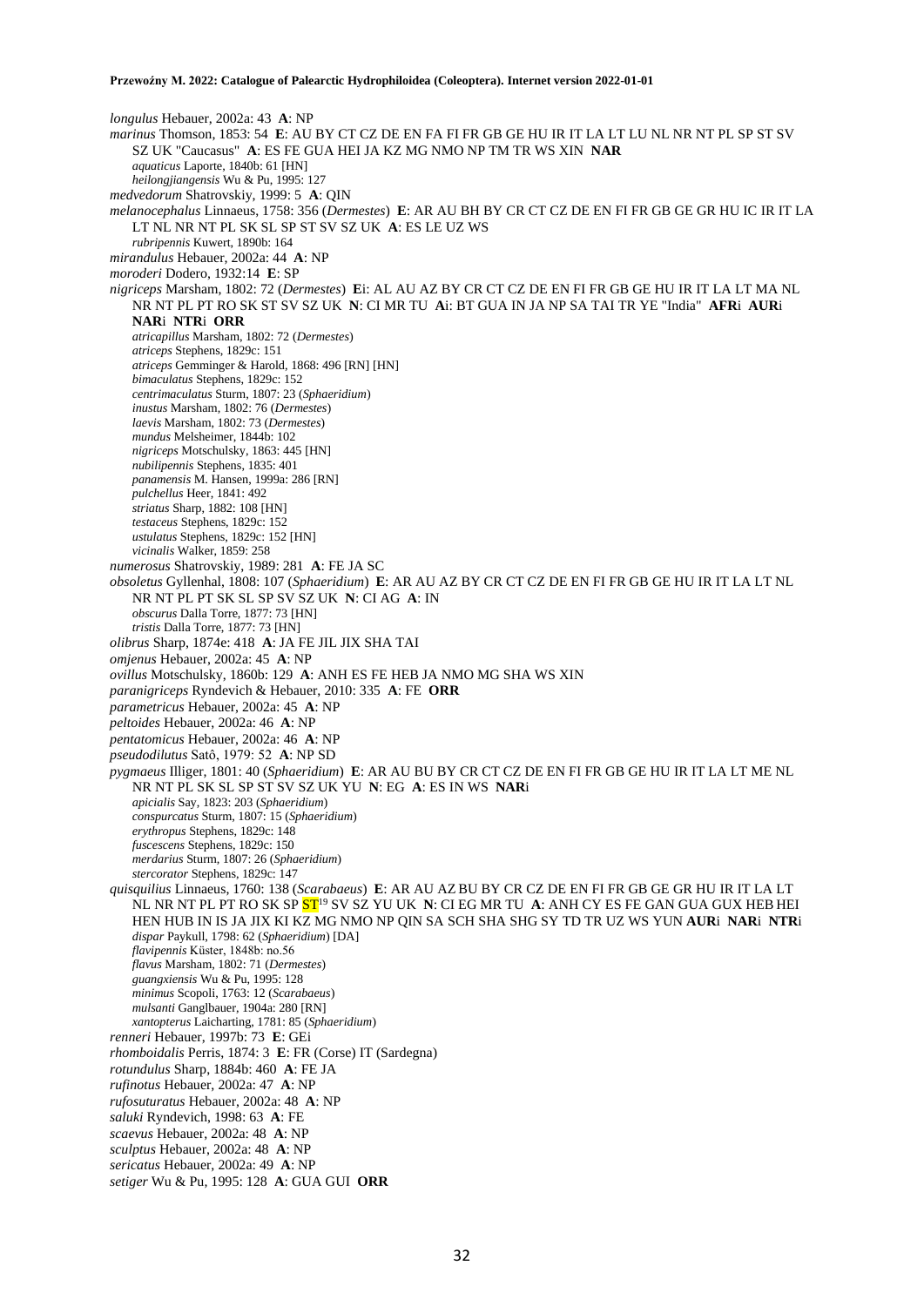*longulus* Hebauer, 2002a: 43 **A**: NP
*marinus* Thomson, 1853: 54 **E**: AU BY CT CZ DE EN FA FI FR GB GE HU IR IT LA LT LU NL NR NT PL SP ST SV SZ UK "Caucasus" **A**: ES FE GUA HEI JA KZ MG NMO NP TM TR WS XIN **NAR**
*aquaticus* Laporte, 1840b: 61 [HN]
*heilongjiangensis* Wu & Pu, 1995: 127
*medvedorum* Shatrovskiy, 1999: 5 **A**: QIN
*melanocephalus* Linnaeus, 1758: 356 (*Dermestes*) **E**: AR AU BH BY CR CT CZ DE EN FI FR GB GE GR HU IC IR IT LA LT NL NR NT PL SK SL SP ST SV SZ UK **A**: ES LE UZ WS
*rubripennis* Kuwert, 1890b: 164
*mirandulus* Hebauer, 2002a: 44 **A**: NP
*moroderi* Dodero, 1932:14 **E**: SP
*nigriceps* Marsham, 1802: 72 (*Dermestes*) **E**i: AL AU AZ BY CR CT CZ DE EN FI FR GB GE HU IR IT LA LT MA NL NR NT PL PT RO SK ST SV SZ UK **N**: CI MR TU **A**i: BT GUA IN JA NP SA TAI TR YE "India" **AFR**i **AUR**i **NAR**i **NTR**i **ORR**
*atricapillus* Marsham, 1802: 72 (*Dermestes*)
*atriceps* Stephens, 1829c: 151
*atriceps* Gemminger & Harold, 1868: 496 [RN] [HN]
*bimaculatus* Stephens, 1829c: 152
*centrimaculatus* Sturm, 1807: 23 (*Sphaeridium*)
*inustus* Marsham, 1802: 76 (*Dermestes*)
*laevis* Marsham, 1802: 73 (*Dermestes*)
*mundus* Melsheimer, 1844b: 102
*nigriceps* Motschulsky, 1863: 445 [HN]
*nubilipennis* Stephens, 1835: 401
*panamensis* M. Hansen, 1999a: 286 [RN]
*pulchellus* Heer, 1841: 492
*striatus* Sharp, 1882: 108 [HN]
*testaceus* Stephens, 1829c: 152
*ustulatus* Stephens, 1829c: 152 [HN]
*vicinalis* Walker, 1859: 258
*numerosus* Shatrovskiy, 1989: 281 **A**: FE JA SC
*obsoletus* Gyllenhal, 1808: 107 (*Sphaeridium*) **E**: AR AU AZ BY CR CT CZ DE EN FI FR GB GE HU IR IT LA LT NL NR NT PL PT SK SL SP SV SZ UK **N**: CI AG **A**: IN
*obscurus* Dalla Torre, 1877: 73 [HN]
*tristis* Dalla Torre, 1877: 73 [HN]
*olibrus* Sharp, 1874e: 418 **A**: JA FE JIL JIX SHA TAI
*omjenus* Hebauer, 2002a: 45 **A**: NP
*ovillus* Motschulsky, 1860b: 129 **A**: ANH ES FE HEB JA NMO MG SHA WS XIN
*paranigriceps* Ryndevich & Hebauer, 2010: 335 **A**: FE **ORR**
*parametricus* Hebauer, 2002a: 45 **A**: NP
*peltoides* Hebauer, 2002a: 46 **A**: NP
*pentatomicus* Hebauer, 2002a: 46 **A**: NP
*pseudodilutus* Satô, 1979: 52 **A**: NP SD
*pygmaeus* Illiger, 1801: 40 (*Sphaeridium*) **E**: AR AU BU BY CR CT CZ DE EN FI FR GB GE HU IR IT LA LT ME NL NR NT PL SK SL SP ST SV SZ UK YU **N**: EG **A**: ES IN WS **NAR**i
*apicialis* Say, 1823: 203 (*Sphaeridium*)
*conspurcatus* Sturm, 1807: 15 (*Sphaeridium*)
*erythropus* Stephens, 1829c: 148
*fuscescens* Stephens, 1829c: 150
*merdarius* Sturm, 1807: 26 (*Sphaeridium*)
*stercorator* Stephens, 1829c: 147
*quisquilius* Linnaeus, 1760: 138 (*Scarabaeus*) **E**: AR AU AZ BU BY CR CZ DE EN FI FR GB GE GR HU IR IT LA LT NL NR NT PL PT RO SK SP ST[19] SV SZ YU UK **N**: CI EG MR TU **A**: ANH CY ES FE GAN GUA GUX HEB HEI HEN HUB IN IS JA JIX KI KZ MG NMO NP QIN SA SCH SHA SHG SY TD TR UZ WS YUN **AUR**i **NAR**i **NTR**i
*dispar* Paykull, 1798: 62 (*Sphaeridium*) [DA]
*flavipennis* Küster, 1848b: no.56
*flavus* Marsham, 1802: 71 (*Dermestes*)
*guangxiensis* Wu & Pu, 1995: 128
*minimus* Scopoli, 1763: 12 (*Scarabaeus*)
*mulsanti* Ganglbauer, 1904a: 280 [RN]
*xantopterus* Laicharting, 1781: 85 (*Sphaeridium*)
*renneri* Hebauer, 1997b: 73 **E**: GEi
*rhomboidalis* Perris, 1874: 3 **E**: FR (Corse) IT (Sardegna)
*rotundulus* Sharp, 1884b: 460 **A**: FE JA
*rufinotus* Hebauer, 2002a: 47 **A**: NP
*rufosuturatus* Hebauer, 2002a: 48 **A**: NP
*saluki* Ryndevich, 1998: 63 **A**: FE
*scaevus* Hebauer, 2002a: 48 **A**: NP
*sculptus* Hebauer, 2002a: 48 **A**: NP
*sericatus* Hebauer, 2002a: 49 **A**: NP
*setiger* Wu & Pu, 1995: 128 **A**: GUA GUI **ORR**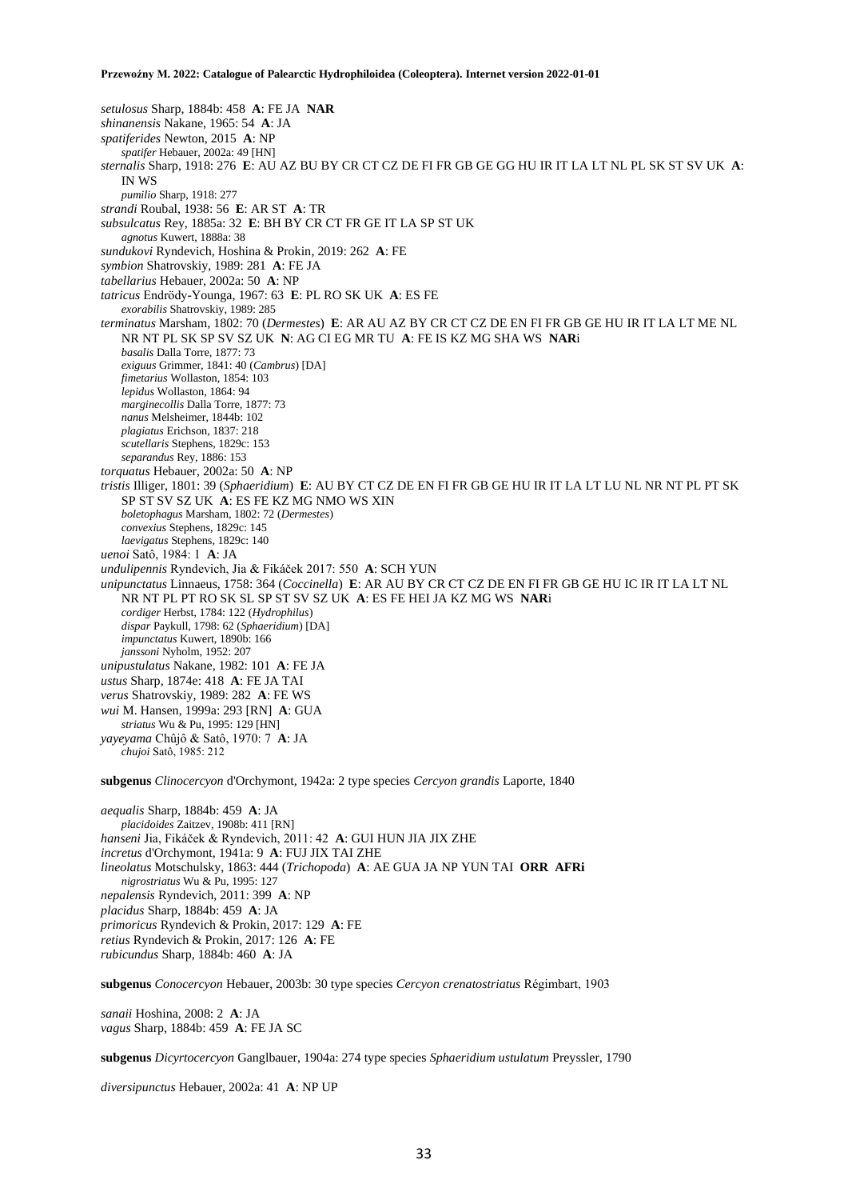*setulosus* Sharp, 1884b: 458 **A**: FE JA **NAR**
*shinanensis* Nakane, 1965: 54 **A**: JA
*spatiferides* Newton, 2015 **A**: NP
*spatifer* Hebauer, 2002a: 49 [HN]
*sternalis* Sharp, 1918: 276 **E**: AU AZ BU BY CR CT CZ DE FI FR GB GE GG HU IR IT LA LT NL PL SK ST SV UK **A**: IN WS
*pumilio* Sharp, 1918: 277
*strandi* Roubal, 1938: 56 **E**: AR ST **A**: TR
*subsulcatus* Rey, 1885a: 32 **E**: BH BY CR CT FR GE IT LA SP ST UK
*agnotus* Kuwert, 1888a: 38
*sundukovi* Ryndevich, Hoshina & Prokin, 2019: 262 **A**: FE
*symbion* Shatrovskiy, 1989: 281 **A**: FE JA
*tabellarius* Hebauer, 2002a: 50 **A**: NP
*tatricus* Endrödy-Younga, 1967: 63 **E**: PL RO SK UK **A**: ES FE
*exorabilis* Shatrovskiy, 1989: 285
*terminatus* Marsham, 1802: 70 (*Dermestes*) **E**: AR AU AZ BY CR CT CZ DE EN FI FR GB GE HU IR IT LA LT ME NL NR NT PL SK SP SV SZ UK **N**: AG CI EG MR TU **A**: FE IS KZ MG SHA WS **NAR**i
*basalis* Dalla Torre, 1877: 73
*exiguus* Grimmer, 1841: 40 (*Cambrus*) [DA]
*fimetarius* Wollaston, 1854: 103
*lepidus* Wollaston, 1864: 94
*marginecollis* Dalla Torre, 1877: 73
*nanus* Melsheimer, 1844b: 102
*plagiatus* Erichson, 1837: 218
*scutellaris* Stephens, 1829c: 153
*separandus* Rey, 1886: 153
*torquatus* Hebauer, 2002a: 50 **A**: NP
*tristis* Illiger, 1801: 39 (*Sphaeridium*) **E**: AU BY CT CZ DE EN FI FR GB GE HU IR IT LA LT LU NL NR NT PL PT SK SP ST SV SZ UK **A**: ES FE KZ MG NMO WS XIN
*boletophagus* Marsham, 1802: 72 (*Dermestes*)
*convexius* Stephens, 1829c: 145
*laevigatus* Stephens, 1829c: 140
*uenoi* Satô, 1984: 1 **A**: JA
*undulipennis* Ryndevich, Jia & Fikáček 2017: 550 **A**: SCH YUN
*unipunctatus* Linnaeus, 1758: 364 (*Coccinella*) **E**: AR AU BY CR CT CZ DE EN FI FR GB GE HU IC IR IT LA LT NL NR NT PL PT RO SK SL SP ST SV SZ UK **A**: ES FE HEI JA KZ MG WS **NAR**i
*cordiger* Herbst, 1784: 122 (*Hydrophilus*)
*dispar* Paykull, 1798: 62 (*Sphaeridium*) [DA]
*impunctatus* Kuwert, 1890b: 166
*janssoni* Nyholm, 1952: 207
*unipustulatus* Nakane, 1982: 101 **A**: FE JA
*ustus* Sharp, 1874e: 418 **A**: FE JA TAI
*verus* Shatrovskiy, 1989: 282 **A**: FE WS
*wui* M. Hansen, 1999a: 293 [RN] **A**: GUA
*striatus* Wu & Pu, 1995: 129 [HN]
*yayeyama* Chûjô & Satô, 1970: 7 **A**: JA
*chujoi* Satô, 1985: 212

**subgenus** *Clinocercyon* d'Orchymont, 1942a: 2 type species *Cercyon grandis* Laporte, 1840

*aequalis* Sharp, 1884b: 459 **A**: JA
*placidoides* Zaitzev, 1908b: 411 [RN]
*hanseni* Jia, Fikáček & Ryndevich, 2011: 42 **A**: GUI HUN JIA JIX ZHE
*incretus* d'Orchymont, 1941a: 9 **A**: FUJ JIX TAI ZHE
*lineolatus* Motschulsky, 1863: 444 (*Trichopoda*) **A**: AE GUA JA NP YUN TAI **ORR AFRi**
*nigrostriatus* Wu & Pu, 1995: 127
*nepalensis* Ryndevich, 2011: 399 **A**: NP
*placidus* Sharp, 1884b: 459 **A**: JA
*primoricus* Ryndevich & Prokin, 2017: 129 **A**: FE
*retius* Ryndevich & Prokin, 2017: 126 **A**: FE
*rubicundus* Sharp, 1884b: 460 **A**: JA

**subgenus** *Conocercyon* Hebauer, 2003b: 30 type species *Cercyon crenatostriatus* Régimbart, 1903

*sanaii* Hoshina, 2008: 2 **A**: JA
*vagus* Sharp, 1884b: 459 **A**: FE JA SC

**subgenus** *Dicyrtocercyon* Ganglbauer, 1904a: 274 type species *Sphaeridium ustulatum* Preyssler, 1790

*diversipunctus* Hebauer, 2002a: 41 **A**: NP UP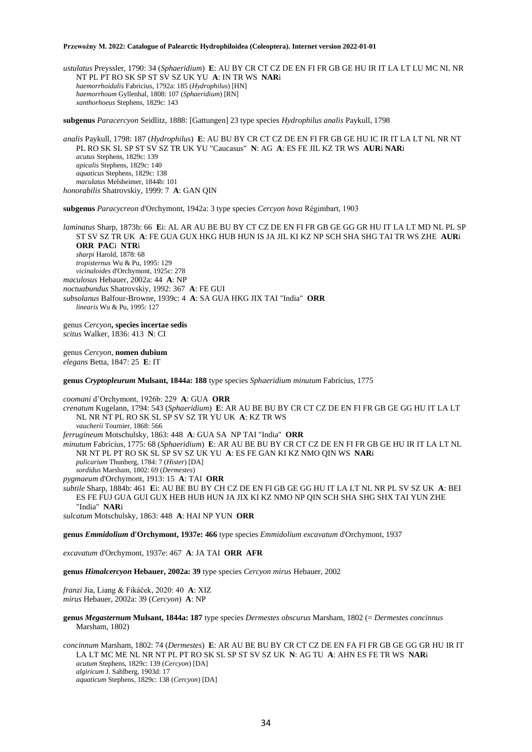*ustulatus* Preyssler, 1790: 34 (*Sphaeridium*) **E**: AU BY CR CT CZ DE EN FI FR GB GE HU IR IT LA LT LU MC NL NR NT PL PT RO SK SP ST SV SZ UK YU **A**: IN TR WS **NAR**i
*haemorrhoidalis* Fabricius, 1792a: 185 (*Hydrophilus*) [HN]
*haemorrhoum* Gyllenhal, 1808: 107 (*Sphaeridium*) [RN]
*xanthorhoeus* Stephens, 1829c: 143

**subgenus** *Paracercyon* Seidlitz, 1888: [Gattungen] 23 type species *Hydrophilus analis* Paykull, 1798

*analis* Paykull, 1798: 187 (*Hydrophilus*) **E**: AU BU BY CR CT CZ DE EN FI FR GB GE HU IC IR IT LA LT NL NR NT PL RO SK SL SP ST SV SZ TR UK YU "Caucasus" **N**: AG **A**: ES FE JIL KZ TR WS **AUR**i **NAR**i
*acutus* Stephens, 1829c: 139
*apicalis* Stephens, 1829c: 140
*aquaticus* Stephens, 1829c: 138
*maculatus* Melsheimer, 1844b: 101
*honorabilis* Shatrovskiy, 1999: 7 **A**: GAN QIN

**subgenus** *Paracycreon* d'Orchymont, 1942a: 3 type species *Cercyon hova* Régimbart, 1903

*laminatus* Sharp, 1873b: 66 **E**i: AL AR AU BE BU BY CT CZ DE EN FI FR GB GE GG GR HU IT LA LT MD NL PL SP ST SV SZ TR UK **A**: FE GUA GUX HKG HUB HUN IS JA JIL KI KZ NP SCH SHA SHG TAI TR WS ZHE **AUR**i **ORR** **PAC**i **NTR**i
*sharpi* Harold, 1878: 68
*tropisternus* Wu & Pu, 1995: 129
*vicinaloides* d'Orchymont, 1925c: 278
*maculosus* Hebauer, 2002a: 44 **A**: NP
*noctuabundus* Shatrovskiy, 1992: 367 **A**: FE GUI
*subsolanus* Balfour-Browne, 1939c: 4 **A**: SA GUA HKG JIX TAI "India" **ORR**
*linearis* Wu & Pu, 1995: 127

genus *Cercyon*, **species incertae sedis**
*scitus* Walker, 1836: 413 **N**: CI

genus *Cercyon*, **nomen dubium**
*elegans* Betta, 1847: 25 **E**: IT

**genus *Cryptopleurum* Mulsant, 1844a: 188** type species *Sphaeridium minutum* Fabricius, 1775

*coomani* d'Orchymont, 1926b: 229 **A**: GUA **ORR**
*crenatum* Kugelann, 1794: 543 (*Sphaeridium*) **E**: AR AU BE BU BY CR CT CZ DE EN FI FR GB GE GG HU IT LA LT NL NR NT PL RO SK SL SP SV SZ TR YU UK **A**: KZ TR WS
*vaucherii* Tournier, 1868: 566
*ferrugineum* Motschulsky, 1863: 448 **A**: GUA SA NP TAI "India" **ORR**
*minutum* Fabricius, 1775: 68 (*Sphaeridium*) **E**: AR AU BE BU BY CR CT CZ DE EN FI FR GB GE HU IR IT LA LT NL NR NT PL PT RO SK SL SP SV SZ UK YU **A**: ES FE GAN KI KZ NMO QIN WS **NAR**i
*pulicarium* Thunberg, 1784: 7 (*Hister*) [DA]
*sordidus* Marsham, 1802: 69 (*Dermestes*)
*pygmaeum* d'Orchymont, 1913: 15 **A**: TAI **ORR**
*subtile* Sharp, 1884b: 461 **E**i: AU BE BU BY CH CZ DE EN FI GB GE GG HU IT LA LT NL NR PL SV SZ UK **A**: BEI ES FE FUJ GUA GUI GUX HEB HUB HUN JA JIX KI KZ NMO NP QIN SCH SHA SHG SHX TAI YUN ZHE "India" **NAR**i
*sulcatum* Motschulsky, 1863: 448 **A**: HAI NP YUN **ORR**

**genus *Emmidolium* d'Orchymont, 1937e: 466** type species *Emmidolium excavatum* d'Orchymont, 1937

*excavatum* d'Orchymont, 1937e: 467 **A**: JA TAI **ORR** **AFR**

**genus *Himalcercyon* Hebauer, 2002a: 39** type species *Cercyon mirus* Hebauer, 2002

*franzi* Jia, Liang & Fikáček, 2020: 40 **A**: XIZ
*mirus* Hebauer, 2002a: 39 (*Cercyon*) **A**: NP

**genus *Megasternum* Mulsant, 1844a: 187** type species *Dermestes obscurus* Marsham, 1802 (= *Dermestes concinnus* Marsham, 1802)

*concinnum* Marsham, 1802: 74 (*Dermestes*) **E**: AR AU BE BU BY CR CT CZ DE EN FA FI FR GB GE GG GR HU IR IT LA LT MC ME NL NR NT PL PT RO SK SL SP ST SV SZ UK **N**: AG TU **A**: AHN ES FE TR WS **NAR**i
*acutum* Stephens, 1829c: 139 (*Cercyon*) [DA]
*algiricum* J. Sahlberg, 1903d: 17
*aquaticum* Stephens, 1829c: 138 (*Cercyon*) [DA]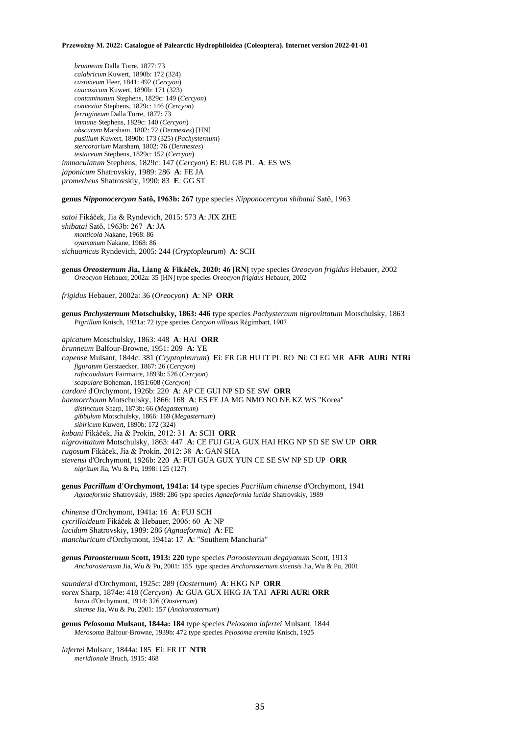*brunneum* Dalla Torre, 1877: 73
*calabricum* Kuwert, 1890b: 172 (324)
*castaneum* Heer, 1841: 492 (*Cercyon*)
*caucasicum* Kuwert, 1890b: 171 (323)
*contaminatum* Stephens, 1829c: 149 (*Cercyon*)
*convexior* Stephens, 1829c: 146 (*Cercyon*)
*ferrugineum* Dalla Torre, 1877: 73
*immune* Stephens, 1829c: 140 (*Cercyon*)
*obscurum* Marsham, 1802: 72 (*Dermestes*) [HN]
*pusillum* Kuwert, 1890b: 173 (325) (*Pachysternum*)
*stercorarium* Marsham, 1802: 76 (*Dermestes*)
*testaceum* Stephens, 1829c: 152 (*Cercyon*)

*immaculatum* Stephens, 1829c: 147 (*Cercyon*) **E**: BU GB PL **A**: ES WS
*japonicum* Shatrovskiy, 1989: 286 **A**: FE JA
*prometheus* Shatrovskiy, 1990: 83 **E**: GG ST

**genus *Nipponocercyon* Satô, 1963b: 267** type species *Nipponocercyon shibatai* Satô, 1963

*satoi* Fikáček, Jia & Ryndevich, 2015: 573 **A**: JIX ZHE
*shibatai* Satô, 1963b: 267 **A**: JA
*monticola* Nakane, 1968: 86
*oyamanum* Nakane, 1968: 86
*sichuanicus* Ryndevich, 2005: 244 (*Cryptopleurum*) **A**: SCH

**genus *Oreosternum* Jia, Liang & Fikáček, 2020: 46 [RN]** type species *Oreocyon frigidus* Hebauer, 2002
*Oreocyon* Hebauer, 2002a: 35 [HN] type species *Oreocyon frigidus* Hebauer, 2002

*frigidus* Hebauer, 2002a: 36 (*Oreocyon*) **A**: NP **ORR**

**genus *Pachysternum* Motschulsky, 1863: 446** type species *Pachysternum nigrovittatum* Motschulsky, 1863
*Pigrillum* Knisch, 1921a: 72 type species *Cercyon villosus* Régimbart, 1907

*apicatum* Motschulsky, 1863: 448 **A**: HAI **ORR**
*brunneum* Balfour-Browne, 1951: 209 **A**: YE
*capense* Mulsant, 1844c: 381 (*Cryptopleurum*) **E**i: FR GR HU IT PL RO **N**i: CI EG MR **AFR AUR**i **NTRi**
*figuratum* Gerstaecker, 1867: 26 (*Cercyon*)
*rufocaudatum* Fairmaire, 1893b: 526 (*Cercyon*)
*scapulare* Boheman, 1851:608 (*Cercyon*)
*cardoni* d'Orchymont, 1926b: 220 **A**: AP CE GUI NP SD SE SW **ORR**
*haemorrhoum* Motschulsky, 1866: 168 **A**: ES FE JA MG NMO NO NE KZ WS "Korea"
*distinctum* Sharp, 1873b: 66 (*Megasternum*)
*gibbulum* Motschulsky, 1866: 169 (*Megasternum*)
*sibiricum* Kuwert, 1890b: 172 (324)
*kubani* Fikáček, Jia & Prokin, 2012: 31 **A**: SCH **ORR**
*nigrovittatum* Motschulsky, 1863: 447 **A**: CE FUJ GUA GUX HAI HKG NP SD SE SW UP **ORR**
*rugosum* Fikáček, Jia & Prokin, 2012: 38 **A**: GAN SHA
*stevensi* d'Orchymont, 1926b: 220 **A**: FUI GUA GUX YUN CE SE SW NP SD UP **ORR**
*nigritum* Jia, Wu & Pu, 1998: 125 (127)

**genus *Pacrillum* d'Orchymont, 1941a: 14** type species *Pacrillum chinense* d'Orchymont, 1941
*Agnaeformia* Shatrovskiy, 1989: 286 type species *Agnaeformia lucida* Shatrovskiy, 1989

*chinense* d'Orchymont, 1941a: 16 **A**: FUJ SCH
*cycrilloideum* Fikáček & Hebauer, 2006: 60 **A**: NP
*lucidum* Shatrovskiy, 1989: 286 (*Agnaeformia*) **A**: FE
*manchuricum* d'Orchymont, 1941a: 17 **A**: "Southern Manchuria"

**genus *Paroosternum* Scott, 1913: 220** type species *Paroosternum degayanum* Scott, 1913
*Anchorosternum* Jia, Wu & Pu, 2001: 155 type species *Anchorosternum sinensis* Jia, Wu & Pu, 2001

*saundersi* d'Orchymont, 1925c: 289 (*Oosternum*) **A**: HKG NP **ORR**
*sorex* Sharp, 1874e: 418 (*Cercyon*) **A**: GUA GUX HKG JA TAI **AFR**i **AUR**i **ORR**
*horni* d'Orchymont, 1914: 326 (*Oosternum*)
*sinense* Jia, Wu & Pu, 2001: 157 (*Anchorosternum*)

**genus *Pelosoma* Mulsant, 1844a: 184** type species *Pelosoma lafertei* Mulsant, 1844
*Merosoma* Balfour-Browne, 1939b: 472 type species *Pelosoma eremita* Knisch, 1925

*lafertei* Mulsant, 1844a: 185 **E**i: FR IT **NTR**
*meridionale* Bruch, 1915: 468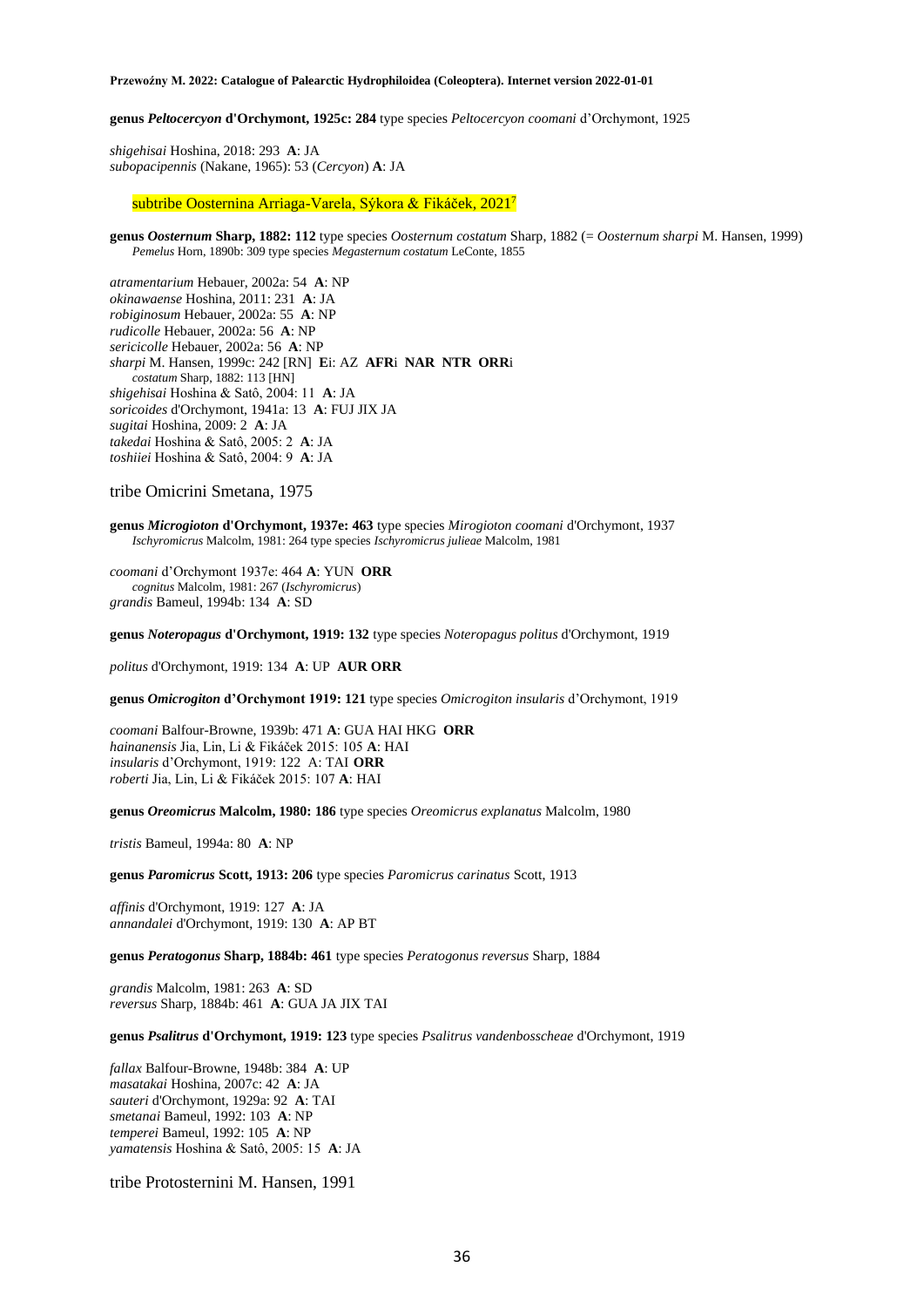**genus *Peltocercyon* d'Orchymont, 1925c: 284** type species *Peltocercyon coomani* d'Orchymont, 1925

*shigehisai* Hoshina, 2018: 293 **A**: JA
*subopacipennis* (Nakane, 1965): 53 (*Cercyon*) **A**: JA

subtribe Oosternina Arriaga-Varela, Sýkora & Fikáček, 2021[7]

**genus *Oosternum* Sharp, 1882: 112** type species *Oosternum costatum* Sharp, 1882 (= *Oosternum sharpi* M. Hansen, 1999)
*Pemelus* Horn, 1890b: 309 type species *Megasternum costatum* LeConte, 1855

*atramentarium* Hebauer, 2002a: 54 **A**: NP
*okinawaense* Hoshina, 2011: 231 **A**: JA
*robiginosum* Hebauer, 2002a: 55 **A**: NP
*rudicolle* Hebauer, 2002a: 56 **A**: NP
*sericicolle* Hebauer, 2002a: 56 **A**: NP
*sharpi* M. Hansen, 1999c: 242 [RN] **E**i: AZ **AFR**i **NAR NTR ORR**i
*costatum* Sharp, 1882: 113 [HN]
*shigehisai* Hoshina & Satô, 2004: 11 **A**: JA
*soricoides* d'Orchymont, 1941a: 13 **A**: FUJ JIX JA
*sugitai* Hoshina, 2009: 2 **A**: JA
*takedai* Hoshina & Satô, 2005: 2 **A**: JA
*toshiiei* Hoshina & Satô, 2004: 9 **A**: JA

tribe Omicrini Smetana, 1975

**genus *Microgioton* d'Orchymont, 1937e: 463** type species *Mirogioton coomani* d'Orchymont, 1937
*Ischyromicrus* Malcolm, 1981: 264 type species *Ischyromicrus julieae* Malcolm, 1981

*coomani* d'Orchymont 1937e: 464 **A**: YUN **ORR**
*cognitus* Malcolm, 1981: 267 (*Ischyromicrus*)
*grandis* Bameul, 1994b: 134 **A**: SD

**genus *Noteropagus* d'Orchymont, 1919: 132** type species *Noteropagus politus* d'Orchymont, 1919

*politus* d'Orchymont, 1919: 134 **A**: UP **AUR ORR**

**genus *Omicrogiton* d'Orchymont 1919: 121** type species *Omicrogiton insularis* d'Orchymont, 1919

*coomani* Balfour-Browne, 1939b: 471 **A**: GUA HAI HKG **ORR**
*hainanensis* Jia, Lin, Li & Fikáček 2015: 105 **A**: HAI
*insularis* d'Orchymont, 1919: 122 A: TAI **ORR**
*roberti* Jia, Lin, Li & Fikáček 2015: 107 **A**: HAI

**genus *Oreomicrus* Malcolm, 1980: 186** type species *Oreomicrus explanatus* Malcolm, 1980

*tristis* Bameul, 1994a: 80 **A**: NP

**genus *Paromicrus* Scott, 1913: 206** type species *Paromicrus carinatus* Scott, 1913

*affinis* d'Orchymont, 1919: 127 **A**: JA
*annandalei* d'Orchymont, 1919: 130 **A**: AP BT

**genus *Peratogonus* Sharp, 1884b: 461** type species *Peratogonus reversus* Sharp, 1884

*grandis* Malcolm, 1981: 263 **A**: SD
*reversus* Sharp, 1884b: 461 **A**: GUA JA JIX TAI

**genus *Psalitrus* d'Orchymont, 1919: 123** type species *Psalitrus vandenbosscheae* d'Orchymont, 1919

*fallax* Balfour-Browne, 1948b: 384 **A**: UP
*masatakai* Hoshina, 2007c: 42 **A**: JA
*sauteri* d'Orchymont, 1929a: 92 **A**: TAI
*smetanai* Bameul, 1992: 103 **A**: NP
*temperei* Bameul, 1992: 105 **A**: NP
*yamatensis* Hoshina & Satô, 2005: 15 **A**: JA

tribe Protosternini M. Hansen, 1991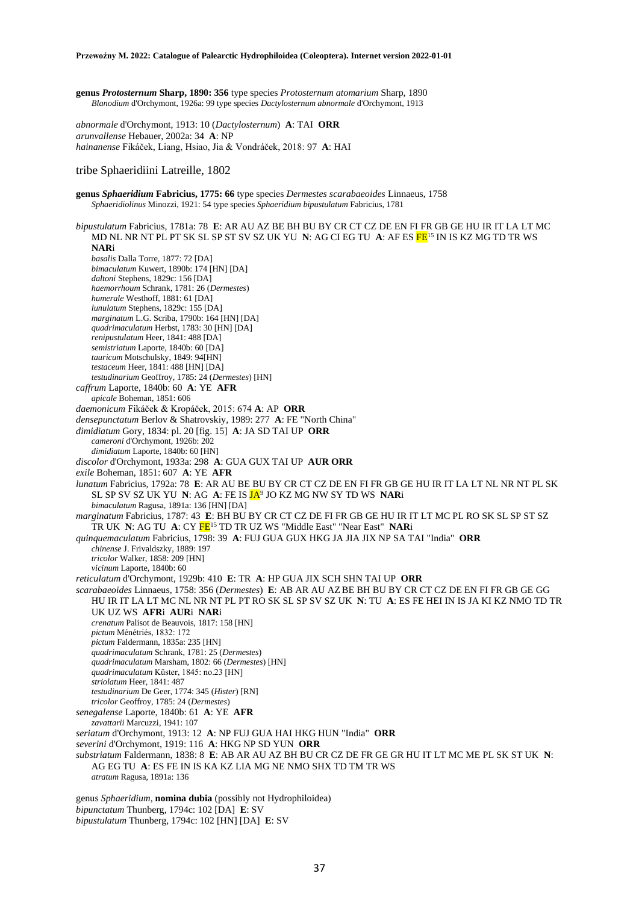**genus *Protosternum* Sharp, 1890: 356** type species *Protosternum atomarium* Sharp, 1890
*Blanodium* d'Orchymont, 1926a: 99 type species *Dactylosternum abnormale* d'Orchymont, 1913

*abnormale* d'Orchymont, 1913: 10 (*Dactylosternum*) **A**: TAI **ORR**
*arunvallense* Hebauer, 2002a: 34 **A**: NP
*hainanense* Fikáček, Liang, Hsiao, Jia & Vondráček, 2018: 97 **A**: HAI

## tribe Sphaeridiini Latreille, 1802

**genus *Sphaeridium* Fabricius, 1775: 66** type species *Dermestes scarabaeoides* Linnaeus, 1758
*Sphaeridiolinus* Minozzi, 1921: 54 type species *Sphaeridium bipustulatum* Fabricius, 1781

*bipustulatum* Fabricius, 1781a: 78 **E**: AR AU AZ BE BH BU BY CR CT CZ DE EN FI FR GB GE HU IR IT LA LT MC MD NL NR NT PL PT SK SL SP ST SV SZ UK YU **N**: AG CI EG TU **A**: AF ES FE[15] IN IS KZ MG TD TR WS **NAR**i
*basalis* Dalla Torre, 1877: 72 [DA]
*bimaculatum* Kuwert, 1890b: 174 [HN] [DA]
*daltoni* Stephens, 1829c: 156 [DA]
*haemorrhoum* Schrank, 1781: 26 (*Dermestes*)
*humerale* Westhoff, 1881: 61 [DA]
*lunulatum* Stephens, 1829c: 155 [DA]
*marginatum* L.G. Scriba, 1790b: 164 [HN] [DA]
*quadrimaculatum* Herbst, 1783: 30 [HN] [DA]
*renipustulatum* Heer, 1841: 488 [DA]
*semistriatum* Laporte, 1840b: 60 [DA]
*tauricum* Motschulsky, 1849: 94[HN]
*testaceum* Heer, 1841: 488 [HN] [DA]
*testudinarium* Geoffroy, 1785: 24 (*Dermestes*) [HN]
*caffrum* Laporte, 1840b: 60 **A**: YE **AFR**
*apicale* Boheman, 1851: 606
*daemonicum* Fikáček & Kropáček, 2015: 674 **A**: AP **ORR**
*densepunctatum* Berlov & Shatrovskiy, 1989: 277 **A**: FE "North China"
*dimidiatum* Gory, 1834: pl. 20 [fig. 15] **A**: JA SD TAI UP **ORR**
*cameroni* d'Orchymont, 1926b: 202
*dimidiatum* Laporte, 1840b: 60 [HN]
*discolor* d'Orchymont, 1933a: 298 **A**: GUA GUX TAI UP **AUR ORR**
*exile* Boheman, 1851: 607 **A**: YE **AFR**
*lunatum* Fabricius, 1792a: 78 **E**: AR AU BE BU BY CR CT CZ DE EN FI FR GB GE HU IR IT LA LT NL NR NT PL SK SL SP SV SZ UK YU **N**: AG **A**: FE IS JA[9] JO KZ MG NW SY TD WS **NAR**i
*bimaculatum* Ragusa, 1891a: 136 [HN] [DA]
*marginatum* Fabricius, 1787: 43 **E**: BH BU BY CR CT CZ DE FI FR GB GE HU IR IT LT MC PL RO SK SL SP ST SZ TR UK **N**: AG TU **A**: CY FE[15] TD TR UZ WS "Middle East" "Near East" **NAR**i
*quinquemaculatum* Fabricius, 1798: 39 **A**: FUJ GUA GUX HKG JA JIA JIX NP SA TAI "India" **ORR**
*chinense* J. Frivaldszky, 1889: 197
*tricolor* Walker, 1858: 209 [HN]
*vicinum* Laporte, 1840b: 60
*reticulatum* d'Orchymont, 1929b: 410 **E**: TR **A**: HP GUA JIX SCH SHN TAI UP **ORR**
*scarabaeoides* Linnaeus, 1758: 356 (*Dermestes*) **E**: AB AR AU AZ BE BH BU BY CR CT CZ DE EN FI FR GB GE GG HU IR IT LA LT MC NL NR NT PL PT RO SK SL SP SV SZ UK **N**: TU **A**: ES FE HEI IN IS JA KI KZ NMO TD TR UK UZ WS **AFR**i **AUR**i **NAR**i
*crenatum* Palisot de Beauvois, 1817: 158 [HN]
*pictum* Ménétriés, 1832: 172
*pictum* Faldermann, 1835a: 235 [HN]
*quadrimaculatum* Schrank, 1781: 25 (*Dermestes*)
*quadrimaculatum* Marsham, 1802: 66 (*Dermestes*) [HN]
*quadrimaculatum* Küster, 1845: no.23 [HN]
*striolatum* Heer, 1841: 487
*testudinarium* De Geer, 1774: 345 (*Hister*) [RN]
*tricolor* Geoffroy, 1785: 24 (*Dermestes*)
*senegalense* Laporte, 1840b: 61 **A**: YE **AFR**
*zavattarii* Marcuzzi, 1941: 107
*seriatum* d'Orchymont, 1913: 12 **A**: NP FUJ GUA HAI HKG HUN "India" **ORR**
*severini* d'Orchymont, 1919: 116 **A**: HKG NP SD YUN **ORR**
*substriatum* Faldermann, 1838: 8 **E**: AB AR AU AZ BH BU CR CZ DE FR GE GR HU IT LT MC ME PL SK ST UK **N**: AG EG TU **A**: ES FE IN IS KA KZ LIA MG NE NMO SHX TD TM TR WS
*atratum* Ragusa, 1891a: 136

genus *Sphaeridium*, **nomina dubia** (possibly not Hydrophiloidea)
*bipunctatum* Thunberg, 1794c: 102 [DA] **E**: SV
*bipustulatum* Thunberg, 1794c: 102 [HN] [DA] **E**: SV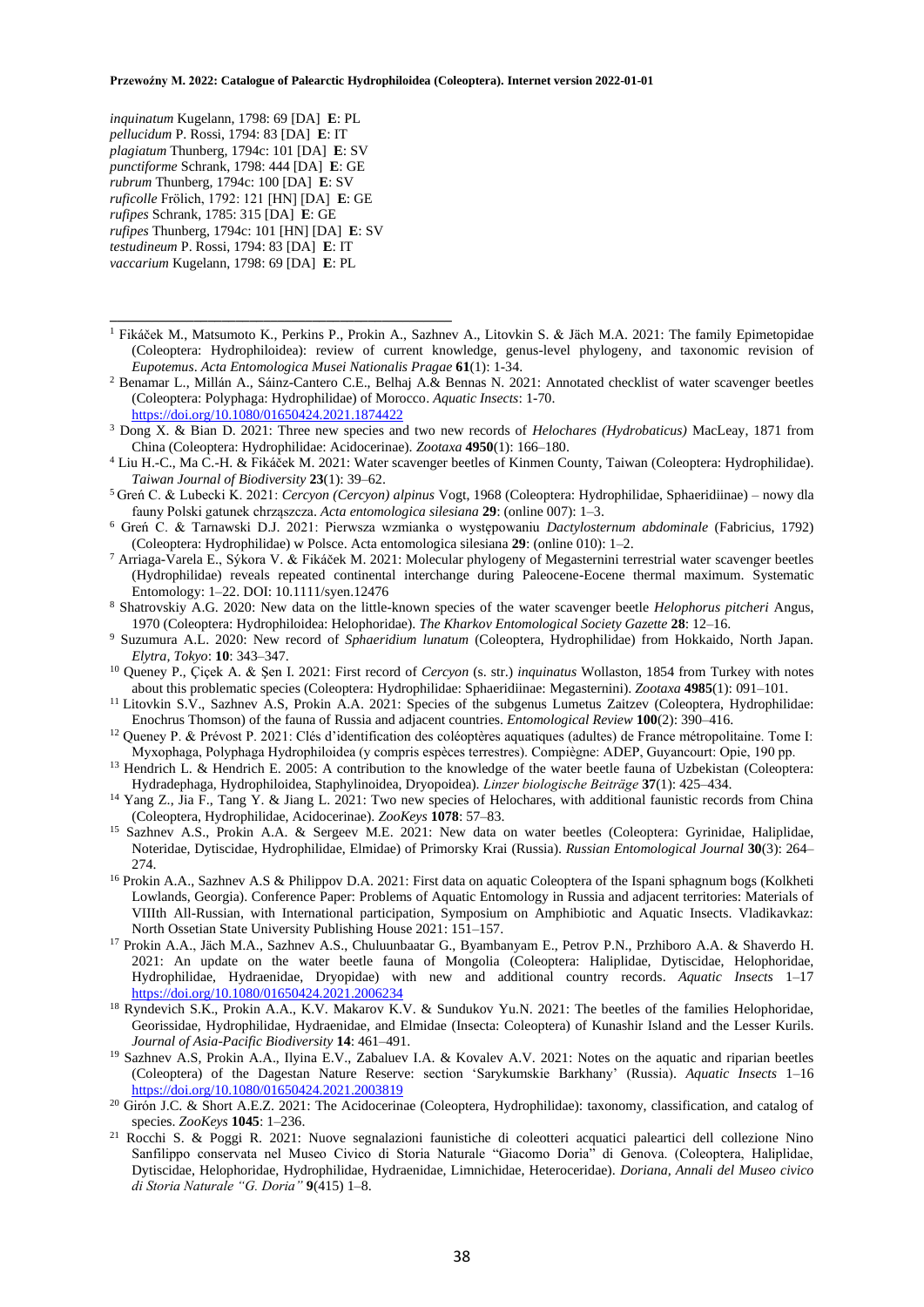*inquinatum* Kugelann, 1798: 69 [DA] **E**: PL
*pellucidum* P. Rossi, 1794: 83 [DA] **E**: IT
*plagiatum* Thunberg, 1794c: 101 [DA] **E**: SV
*punctiforme* Schrank, 1798: 444 [DA] **E**: GE
*rubrum* Thunberg, 1794c: 100 [DA] **E**: SV
*ruficolle* Frölich, 1792: 121 [HN] [DA] **E**: GE
*rufipes* Schrank, 1785: 315 [DA] **E**: GE
*rufipes* Thunberg, 1794c: 101 [HN] [DA] **E**: SV
*testudineum* P. Rossi, 1794: 83 [DA] **E**: IT
*vaccarium* Kugelann, 1798: 69 [DA] **E**: PL

---

[1] Fikáček M., Matsumoto K., Perkins P., Prokin A., Sazhnev A., Litovkin S. & Jäch M.A. 2021: The family Epimetopidae (Coleoptera: Hydrophiloidea): review of current knowledge, genus-level phylogeny, and taxonomic revision of *Eupotemus*. *Acta Entomologica Musei Nationalis Pragae* **61**(1): 1-34.

[2] Benamar L., Millán A., Sáinz-Cantero C.E., Belhaj A.& Bennas N. 2021: Annotated checklist of water scavenger beetles (Coleoptera: Polyphaga: Hydrophilidae) of Morocco. *Aquatic Insects*: 1-70. https://doi.org/10.1080/01650424.2021.1874422

[3] Dong X. & Bian D. 2021: Three new species and two new records of *Helochares (Hydrobaticus)* MacLeay, 1871 from China (Coleoptera: Hydrophilidae: Acidocerinae). *Zootaxa* **4950**(1): 166–180.

[4] Liu H.-C., Ma C.-H. & Fikáček M. 2021: Water scavenger beetles of Kinmen County, Taiwan (Coleoptera: Hydrophilidae). *Taiwan Journal of Biodiversity* **23**(1): 39–62.

[5] Greń C. & Lubecki K. 2021: *Cercyon (Cercyon) alpinus* Vogt, 1968 (Coleoptera: Hydrophilidae, Sphaeridiinae) – nowy dla fauny Polski gatunek chrząszcza. *Acta entomologica silesiana* **29**: (online 007): 1–3.

[6] Greń C. & Tarnawski D.J. 2021: Pierwsza wzmianka o występowaniu *Dactylosternum abdominale* (Fabricius, 1792) (Coleoptera: Hydrophilidae) w Polsce. Acta entomologica silesiana **29**: (online 010): 1–2.

[7] Arriaga-Varela E., Sýkora V. & Fikáček M. 2021: Molecular phylogeny of Megasternini terrestrial water scavenger beetles (Hydrophilidae) reveals repeated continental interchange during Paleocene-Eocene thermal maximum. Systematic Entomology: 1–22. DOI: 10.1111/syen.12476

[8] Shatrovskiy A.G. 2020: New data on the little-known species of the water scavenger beetle *Helophorus pitcheri* Angus, 1970 (Coleoptera: Hydrophiloidea: Helophoridae). *The Kharkov Entomological Society Gazette* **28**: 12–16.

[9] Suzumura A.L. 2020: New record of *Sphaeridium lunatum* (Coleoptera, Hydrophilidae) from Hokkaido, North Japan. *Elytra, Tokyo*: **10**: 343–347.

[10] Queney P., Çiçek A. & Şen I. 2021: First record of *Cercyon* (s. str.) *inquinatus* Wollaston, 1854 from Turkey with notes about this problematic species (Coleoptera: Hydrophilidae: Sphaeridiinae: Megasternini). *Zootaxa* **4985**(1): 091–101.

[11] Litovkin S.V., Sazhnev A.S, Prokin A.A. 2021: Species of the subgenus Lumetus Zaitzev (Coleoptera, Hydrophilidae: Enochrus Thomson) of the fauna of Russia and adjacent countries. *Entomological Review* **100**(2): 390–416.

[12] Queney P. & Prévost P. 2021: Clés d'identification des coléoptères aquatiques (adultes) de France métropolitaine. Tome I: Myxophaga, Polyphaga Hydrophiloidea (y compris espèces terrestres). Compiègne: ADEP, Guyancourt: Opie, 190 pp.

[13] Hendrich L. & Hendrich E. 2005: A contribution to the knowledge of the water beetle fauna of Uzbekistan (Coleoptera: Hydradephaga, Hydrophiloidea, Staphylinoidea, Dryopoidea). *Linzer biologische Beiträge* **37**(1): 425–434.

[14] Yang Z., Jia F., Tang Y. & Jiang L. 2021: Two new species of Helochares, with additional faunistic records from China (Coleoptera, Hydrophilidae, Acidocerinae). *ZooKeys* **1078**: 57–83.

[15] Sazhnev A.S., Prokin A.A. & Sergeev M.E. 2021: New data on water beetles (Coleoptera: Gyrinidae, Haliplidae, Noteridae, Dytiscidae, Hydrophilidae, Elmidae) of Primorsky Krai (Russia). *Russian Entomological Journal* **30**(3): 264–274.

[16] Prokin A.A., Sazhnev A.S & Philippov D.A. 2021: First data on aquatic Coleoptera of the Ispani sphagnum bogs (Kolkheti Lowlands, Georgia). Conference Paper: Problems of Aquatic Entomology in Russia and adjacent territories: Materials of VIIIth All-Russian, with International participation, Symposium on Amphibiotic and Aquatic Insects. Vladikavkaz: North Ossetian State University Publishing House 2021: 151–157.

[17] Prokin A.A., Jäch M.A., Sazhnev A.S., Chuluunbaatar G., Byambanyam E., Petrov P.N., Przhiboro A.A. & Shaverdo H. 2021: An update on the water beetle fauna of Mongolia (Coleoptera: Haliplidae, Dytiscidae, Helophoridae, Hydrophilidae, Hydraenidae, Dryopidae) with new and additional country records. *Aquatic Insects* 1–17 https://doi.org/10.1080/01650424.2021.2006234

[18] Ryndevich S.K., Prokin A.A., K.V. Makarov K.V. & Sundukov Yu.N. 2021: The beetles of the families Helophoridae, Georissidae, Hydrophilidae, Hydraenidae, and Elmidae (Insecta: Coleoptera) of Kunashir Island and the Lesser Kurils. *Journal of Asia-Pacific Biodiversity* **14**: 461–491.

[19] Sazhnev A.S, Prokin A.A., Ilyina E.V., Zabaluev I.A. & Kovalev A.V. 2021: Notes on the aquatic and riparian beetles (Coleoptera) of the Dagestan Nature Reserve: section 'Sarykumskie Barkhany' (Russia). *Aquatic Insects* 1–16 https://doi.org/10.1080/01650424.2021.2003819

[20] Girón J.C. & Short A.E.Z. 2021: The Acidocerinae (Coleoptera, Hydrophilidae): taxonomy, classification, and catalog of species. *ZooKeys* **1045**: 1–236.

[21] Rocchi S. & Poggi R. 2021: Nuove segnalazioni faunistiche di coleotteri acquatici paleartici dell collezione Nino Sanfilippo conservata nel Museo Civico di Storia Naturale "Giacomo Doria" di Genova. (Coleoptera, Haliplidae, Dytiscidae, Helophoridae, Hydrophilidae, Hydraenidae, Limnichidae, Heteroceridae). *Doriana, Annali del Museo civico di Storia Naturale "G. Doria"* **9**(415) 1–8.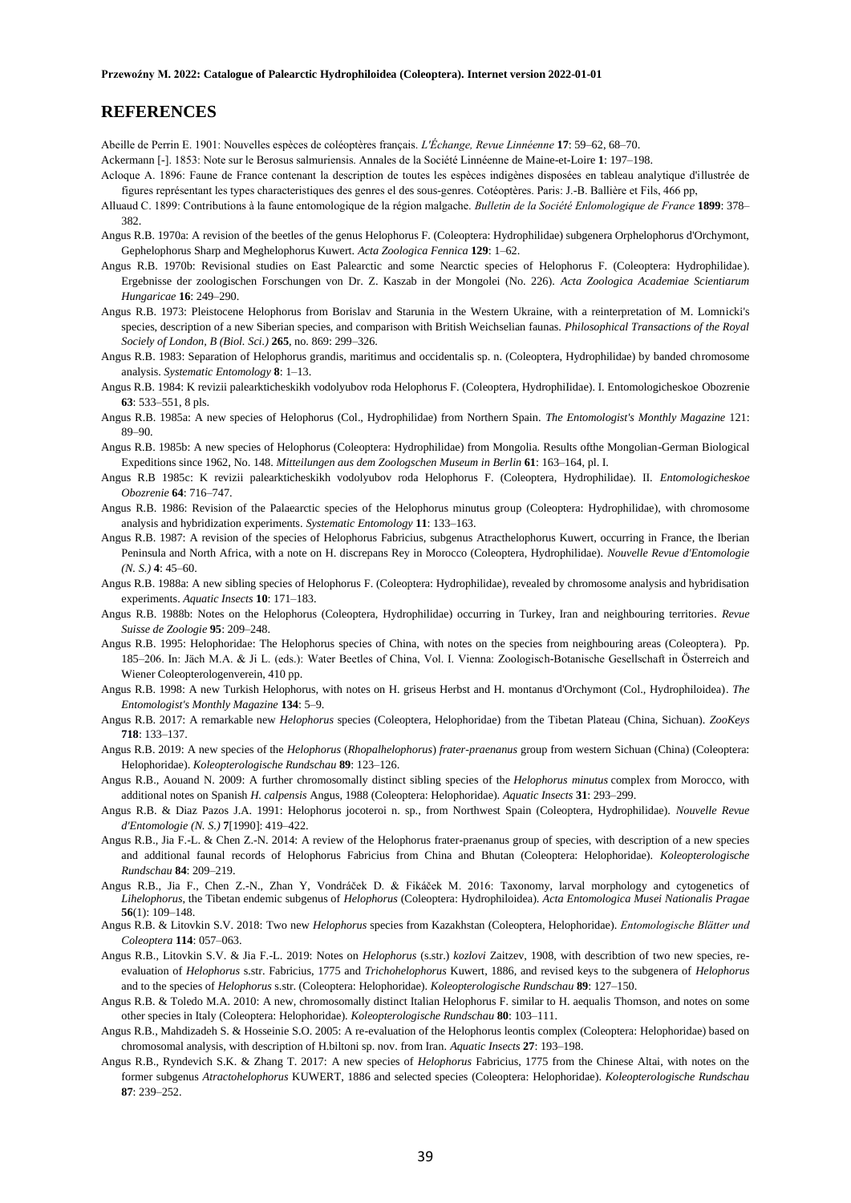## REFERENCES

Abeille de Perrin E. 1901: Nouvelles espèces de coléoptères français. *L'Échange, Revue Linnéenne* **17**: 59–62, 68–70.

Ackermann [-]. 1853: Note sur le Berosus salmuriensis. Annales de la Société Linnéenne de Maine-et-Loire **1**: 197–198.

Acloque A. 1896: Faune de France contenant la description de toutes les espèces indigènes disposées en tableau analytique d'illustrée de figures représentant les types characteristiques des genres el des sous-genres. Cotéoptères. Paris: J.-B. Ballière et Fils, 466 pp,

Alluaud C. 1899: Contributions à la faune entomologique de la région malgache. *Bulletin de la Société Enlomologique de France* **1899**: 378–382.

Angus R.B. 1970a: A revision of the beetles of the genus Helophorus F. (Coleoptera: Hydrophilidae) subgenera Orphelophorus d'Orchymont, Gephelophorus Sharp and Meghelophorus Kuwert. *Acta Zoologica Fennica* **129**: 1–62.

Angus R.B. 1970b: Revisional studies on East Palearctic and some Nearctic species of Helophorus F. (Coleoptera: Hydrophilidae). Ergebnisse der zoologischen Forschungen von Dr. Z. Kaszab in der Mongolei (No. 226). *Acta Zoologica Academiae Scientiarum Hungaricae* **16**: 249–290.

Angus R.B. 1973: Pleistocene Helophorus from Borislav and Starunia in the Western Ukraine, with a reinterpretation of M. Lomnicki's species, description of a new Siberian species, and comparison with British Weichselian faunas. *Philosophical Transactions of the Royal Sociely of London, B (Biol. Sci.)* **265**, no. 869: 299–326.

Angus R.B. 1983: Separation of Helophorus grandis, maritimus and occidentalis sp. n. (Coleoptera, Hydrophilidae) by banded chromosome analysis. *Systematic Entomology* **8**: 1–13.

Angus R.B. 1984: K revizii palearkticheskikh vodolyubov roda Helophorus F. (Coleoptera, Hydrophilidae). I. Entomologicheskoe Obozrenie **63**: 533–551, 8 pls.

Angus R.B. 1985a: A new species of Helophorus (Col., Hydrophilidae) from Northern Spain. *The Entomologist's Monthly Magazine* 121: 89–90.

Angus R.B. 1985b: A new species of Helophorus (Coleoptera: Hydrophilidae) from Mongolia. Results ofthe Mongolian-German Biological Expeditions since 1962, No. 148. *Mitteilungen aus dem Zoologschen Museum in Berlin* **61**: 163–164, pl. I.

Angus R.B 1985c: K revizii palearkticheskikh vodolyubov roda Helophorus F. (Coleoptera, Hydrophilidae). II. *Entomologicheskoe Obozrenie* **64**: 716–747.

Angus R.B. 1986: Revision of the Palaearctic species of the Helophorus minutus group (Coleoptera: Hydrophilidae), with chromosome analysis and hybridization experiments. *Systematic Entomology* **11**: 133–163.

Angus R.B. 1987: A revision of the species of Helophorus Fabricius, subgenus Atracthelophorus Kuwert, occurring in France, the Iberian Peninsula and North Africa, with a note on H. discrepans Rey in Morocco (Coleoptera, Hydrophilidae). *Nouvelle Revue d'Entomologie (N. S.)* **4**: 45–60.

Angus R.B. 1988a: A new sibling species of Helophorus F. (Coleoptera: Hydrophilidae), revealed by chromosome analysis and hybridisation experiments. *Aquatic Insects* **10**: 171–183.

Angus R.B. 1988b: Notes on the Helophorus (Coleoptera, Hydrophilidae) occurring in Turkey, Iran and neighbouring territories. *Revue Suisse de Zoologie* **95**: 209–248.

Angus R.B. 1995: Helophoridae: The Helophorus species of China, with notes on the species from neighbouring areas (Coleoptera). Pp. 185–206. In: Jäch M.A. & Ji L. (eds.): Water Beetles of China, Vol. I. Vienna: Zoologisch-Botanische Gesellschaft in Österreich and Wiener Coleopterologenverein, 410 pp.

Angus R.B. 1998: A new Turkish Helophorus, with notes on H. griseus Herbst and H. montanus d'Orchymont (Col., Hydrophiloidea). *The Entomologist's Monthly Magazine* **134**: 5–9.

Angus R.B. 2017: A remarkable new *Helophorus* species (Coleoptera, Helophoridae) from the Tibetan Plateau (China, Sichuan). *ZooKeys* **718**: 133–137.

Angus R.B. 2019: A new species of the *Helophorus* (*Rhopalhelophorus*) *frater-praenanus* group from western Sichuan (China) (Coleoptera: Helophoridae). *Koleopterologische Rundschau* **89**: 123–126.

Angus R.B., Aouand N. 2009: A further chromosomally distinct sibling species of the *Helophorus minutus* complex from Morocco, with additional notes on Spanish *H. calpensis* Angus, 1988 (Coleoptera: Helophoridae). *Aquatic Insects* **31**: 293–299.

Angus R.B. & Diaz Pazos J.A. 1991: Helophorus jocoteroi n. sp., from Northwest Spain (Coleoptera, Hydrophilidae). *Nouvelle Revue d'Entomologie (N. S.)* **7**[1990]: 419–422.

Angus R.B., Jia F.-L. & Chen Z.-N. 2014: A review of the Helophorus frater-praenanus group of species, with description of a new species and additional faunal records of Helophorus Fabricius from China and Bhutan (Coleoptera: Helophoridae). *Koleopterologische Rundschau* **84**: 209–219.

Angus R.B., Jia F., Chen Z.-N., Zhan Y, Vondráček D. & Fikáček M. 2016: Taxonomy, larval morphology and cytogenetics of *Lihelophorus*, the Tibetan endemic subgenus of *Helophorus* (Coleoptera: Hydrophiloidea). *Acta Entomologica Musei Nationalis Pragae* **56**(1): 109–148.

Angus R.B. & Litovkin S.V. 2018: Two new *Helophorus* species from Kazakhstan (Coleoptera, Helophoridae). *Entomologische Blätter und Coleoptera* **114**: 057–063.

Angus R.B., Litovkin S.V. & Jia F.-L. 2019: Notes on *Helophorus* (s.str.) *kozlovi* Zaitzev, 1908, with describtion of two new species, re-evaluation of *Helophorus* s.str. Fabricius, 1775 and *Trichohelophorus* Kuwert, 1886, and revised keys to the subgenera of *Helophorus* and to the species of *Helophorus* s.str. (Coleoptera: Helophoridae). *Koleopterologische Rundschau* **89**: 127–150.

Angus R.B. & Toledo M.A. 2010: A new, chromosomally distinct Italian Helophorus F. similar to H. aequalis Thomson, and notes on some other species in Italy (Coleoptera: Helophoridae). *Koleopterologische Rundschau* **80**: 103–111.

Angus R.B., Mahdizadeh S. & Hosseinie S.O. 2005: A re-evaluation of the Helophorus leontis complex (Coleoptera: Helophoridae) based on chromosomal analysis, with description of H.biltoni sp. nov. from Iran. *Aquatic Insects* **27**: 193–198.

Angus R.B., Ryndevich S.K. & Zhang T. 2017: A new species of *Helophorus* Fabricius, 1775 from the Chinese Altai, with notes on the former subgenus *Atractohelophorus* KUWERT, 1886 and selected species (Coleoptera: Helophoridae). *Koleopterologische Rundschau* **87**: 239–252.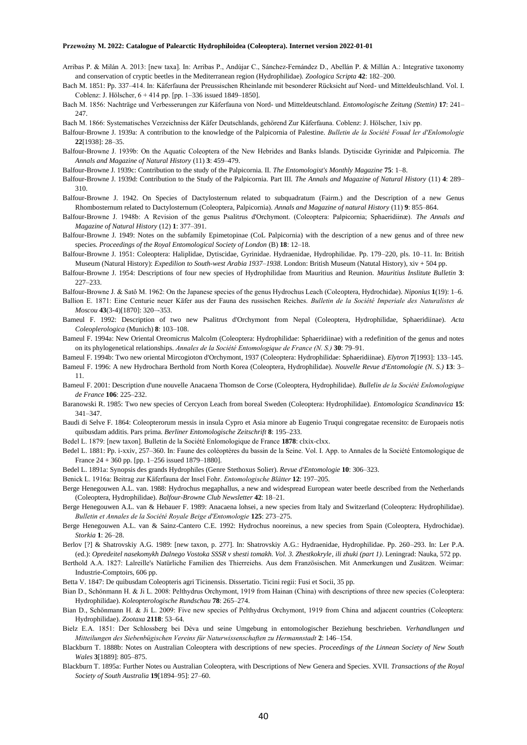Arribas P. & Milán A. 2013: [new taxa]. In: Arribas P., Andújar C., Sánchez-Fernández D., Abellán P. & Millán A.: Integrative taxonomy and conservation of cryptic beetles in the Mediterranean region (Hydrophilidae). *Zoologica Scripta* **42**: 182–200.

Bach M. 1851: Pp. 337–414. In: Käferfauna der Preussischen Rheinlande mit besonderer Rücksicht auf Nord- und Mitteldeulschland. Vol. I. Coblenz: J. Hölscher, 6 + 414 pp. [pp. 1–336 issued 1849–1850].

Bach M. 1856: Nachträge und Verbesserungen zur Käferfauna von Nord- und Mitteldeutschland. *Entomologische Zeitung (Stettin)* **17**: 241–247.

Bach M. 1866: Systematisches Verzeichniss der Käfer Deutschlands, gehörend Zur Käferfauna. Coblenz: J. Hölscher, 1xiv pp.

Balfour-Browne J. 1939a: A contribution to the knowledge of the Palpicornia of Palestine. *Bulletin de la Société Fouad ler d'Enlomologie* **22**[1938]: 28–35.

Balfour-Browne J. 1939b: On the Aquatic Coleoptera of the New Hebrides and Banks Islands. Dytiscidæ Gyrinidæ and Palpicornia. *The Annals and Magazine of Natural History* (11) **3**: 459–479.

Balfour-Browne J. 1939c: Contribution to the study of the Palpicornia. II. *The Entomologist's Monthly Magazine* **75**: 1–8.

Balfour-Browne J. 1939d: Contribution to the Study of the Palpicornia. Part III. *The Annals and Magazine of Natural History* (11) **4**: 289–310.

Balfour-Browne J. 1942. On Species of Dactylosternum related to subquadratum (Fairm.) and the Description of a new Genus Rhombosternum related to Dactylosternum (Coleoptera, Palpicornia). *Annals and Magazine of natural History* (11) **9**: 855–864.

Balfour-Browne J. 1948b: A Revision of the genus Psalitrus d'Orchymont. (Coleoptera: Palpicornia; Sphaeridiinæ). *The Annals and Magazine of Natural History* (12) **1**: 377–391.

Balfour-Browne J. 1949: Notes on the subfamily Epimetopinae (CoL Palpicornia) with the description of a new genus and of three new species. *Proceedings of the Royal Entomological Society of London* (B) **18**: 12–18.

Balfour-Browne J. 1951: Coleoptera: Haliplidae, Dytiscidae, Gyrinidae. Hydraenidae, Hydrophilidae. Pp. 179–220, pls. 10–11. In: British Museum (Natural History): *Expedilion to South-west Arabia 1937–1938*. London: British Museum (Natutal History), xiv + 504 pp.

Balfour-Browne J. 1954: Descriptions of four new species of Hydrophilidae from Mauritius and Reunion. *Mauritius Inslitute Bulletin* **3**: 227–233.

Balfour-Browne J. & Satô M. 1962: On the Japanese species of the genus Hydrochus Leach (Coleoptera, Hydrochidae). *Niponius* **1**(19): 1–6.

Ballion E. 1871: Eine Centurie neuer Käfer aus der Fauna des russischen Reiches. *Bulletin de la Société Imperiale des Naturalistes de Moscou* **43**(3-4)[1870]: 320–-353.

Bameul F. 1992: Description of two new Psalitrus d'Orchymont from Nepal (Coleoptera, Hydrophilidae, Sphaeridiinae). *Acta Coleoplerologica* (Munich) **8**: 103–108.

Bameul F. 1994a: New Oriental Oreomicrus Malcolm (Coleoptera: Hydrophilidae: Sphaeridiinae) with a redefinition of the genus and notes on its phylogenetical relationships. *Annales de la Société Entomologique de France (N. S.)* **30**: 79–91.

Bameul F. 1994b: Two new oriental Mircogioton d'Orchymont, 1937 (Coleoptera: Hydrophilidae: Sphaeridiinae). *Elytron* **7**[1993]: 133–145.

Bameul F. 1996: A new Hydrochara Berthold from North Korea (Coleoptera, Hydrophilidae). *Nouvelle Revue d'Entomologie (N. S.)* **13**: 3–11.

Bameul F. 2001: Description d'une nouvelle Anacaena Thomson de Corse (Coleoptera, Hydrophilidae). *Bullelin de la Société Enlomologique de France* **106**: 225–232.

Baranowski R. 1985: Two new species of Cercyon Leach from boreal Sweden (Coleoptera: Hydrophilidae). *Entomologica Scandinavica* **15**: 341–347.

Baudi di Selve F. 1864: Coleopterorum messis in insula Cypro et Asia minore ab Eugenio Truqui congregatae recensito: de Europaeis notis quibusdam additis. Pars prima. *Berliner Entomologische Zeitschrift* **8**: 195–233.

Bedel L. 1879: [new taxon]. Bulletin de la Société Enlomologique de France **1878**: clxix-clxx.

Bedel L. 1881: Pp. i-xxiv, 257–360. In: Faune des coléoptères du bassin de la Seine. Vol. I. App. to Annales de la Société Entomologique de France 24 + 360 pp. [pp. 1–256 issued 1879–1880].

Bedel L. 1891a: Synopsis des grands Hydrophiles (Genre Stethoxus Solier). *Revue d'Entomologie* **10**: 306–323.

Benick L. 1916a: Beitrag zur Käferfauna der Insel Fohr. *Entomologische Blätter* **12**: 197–205.

Berge Henegouwen A.L. van. 1988: Hydrochus megaphallus, a new and widespread European water beetle described from the Netherlands (Coleoptera, Hydrophilidae). *Balfour-Browne Club Newsletter* **42**: 18–21.

Berge Henegouwen A.L. van & Hebauer F. 1989: Anacaena lohsei, a new species from Italy and Switzerland (Coleoptera: Hydrophilidae). *Bulletin et Annales de la Société Royale Beige d'Entomologie* **125**: 273–275.

Berge Henegouwen A.L. van & Sainz-Cantero C.E. 1992: Hydrochus nooreinus, a new species from Spain (Coleoptera, Hydrochidae). *Storkia* **1**: 26–28.

Berlov [?] & Shatrovskiy A.G. 1989: [new taxon, p. 277]. In: Shatrovskiy A.G.: Hydraenidae, Hydrophilidae. Pp. 260–293. In: Ler P.A. (ed.): *Opredeitel nasekomykh Dalnego Vostoka SSSR v shesti tomakh. Vol. 3. Zhestkokryle, ili zhuki (part 1)*. Leningrad: Nauka, 572 pp.

Berthold A.A. 1827: Lalreille's Natürliche Familien des Thierreiehs. Aus dem Französischen. Mit Anmerkungen und Zusätzen. Weimar: Industrie-Comptoirs, 606 pp.

Betta V. 1847: De quibusdam Coleopteris agri Ticinensis. Dissertatio. Ticini regii: Fusi et Socii, 35 pp.

Bian D., Schönmann H. & Ji L. 2008: Pelthydrus Orchymont, 1919 from Hainan (China) with descriptions of three new species (Coleoptera: Hydrophilidae). *Koleopterologische Rundschau* **78**: 265–274.

Bian D., Schönmann H. & Ji L. 2009: Five new species of Pelthydrus Orchymont, 1919 from China and adjacent countries (Coleoptera: Hydrophilidae). *Zootaxa* **2118**: 53–64.

Bielz E.A. 1851: Der Schlossberg bei Déva und seine Umgebung in entomologischer Beziehung beschrieben. *Verhandlungen und Mitteilungen des Siebenbügischen Vereins für Naturwissenschaften zu Hermannstadt* **2**: 146–154.

Blackburn T. 1888b: Notes on Australian Coleoptera with descriptions of new species. *Proceedings of the Linnean Society of New South Wales* **3**[1889]: 805–875.

Blackburn T. 1895a: Further Notes ou Australian Coleoptera, with Descriptions of New Genera and Species. XVII. *Transactions of the Royal Society of South Australia* **19**[1894–95]: 27–60.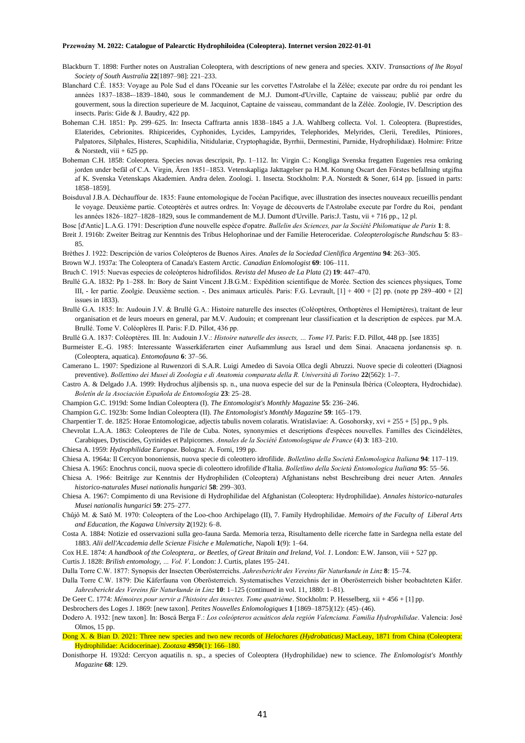Blackburn T. 1898: Further notes on Australian Coleoptera, with descriptions of new genera and species. XXIV. *Transactions of lhe Royal Society of South Australia* **22**[1897–98]: 221–233.

Blanchard C.É. 1853: Voyage au Pole Sud el dans l'Oceanie sur les corvettes l'Astrolabe el la Zélée; execute par ordre du roi pendant les années 1837–1838-–1839–1840, sous le commandement de M.J. Dumont-d'Urville, Captaine de vaisseau; publié par ordre du gouverment, sous la direction superieure de M. Jacquinot, Captaine de vaisseau, commandant de la Zélée. Zoologie, IV. Description des insects. Paris: Gide & J. Baudry, 422 pp.

Boheman C.H. 1851: Pp. 299–625. In: Insecta Caffrarta annis 1838–1845 a J.A. Wahlberg collecta. Vol. 1. Coleoptera. (Buprestides, Elaterides, Cebrionites. Rhipicerides, Cyphonides, Lycides, Lampyrides, Telephorides, Melyrides, Clerii, Terediles, Ptiniores, Palpatores, Silphales, Histeres, Scaphidilia, Nitidulariæ, Cryptophagidæ, Byrrhii, Dermestini, Parnidæ, Hydrophilidæ). Holmire: Fritze & Norstedt, viii + 625 pp.

Boheman C.H. 1858: Coleoptera. Species novas descripsit, Pp. 1–112. In: Virgin C.: Kongliga Svenska fregatten Eugenies resa omkring jorden under befäl of C.A. Virgin, Ären 1851–1853. Vetenskapliga Jakttagelser pa H.M. Konung Oscart den Förstes befallning utgifna af K. Svenska Vetenskaps Akademien. Andra delen. Zoologi. 1. Insecta. Stockholm: P.A. Norstedt & Soner, 614 pp. [issued in parts: 1858–1859].

Boisduval J.B.A. Déchauffour de. 1835: Faune entomologique de l'océan Pacifique, avec illustration des insectes nouveaux recueillis pendant Ie voyage. Deuxième partie. Coteoptérès et autres ordres. In: Voyage de découverts de l'Astrolabe execute par l'ordre du Roi, pendant les années 1826–1827–1828–1829, sous Ie commandement de M.J. Dumont d'Urville. Paris:J. Tastu, vii + 716 pp., 12 pl.

Bosc [d'Antic] L.A.G. 1791: Description d'une nouvelle espèce d'opatre. *Bulletin des Sciences, par la Société Philomatique de Paris* **1**: 8.

Breit J. 1916b: Zweiter Beitrag zur Kenntnis des Tribus Helophorinae und der Familie Heteroceridae. *Coleopterologische Rundschau* **5**: 83–85.

Brèthes J. 1922: Descripción de varios Coleópteros de Buenos Aires. *Anales de la Sociedad Cienlifica Argentina* **94**: 263–305.

Brown W.J. 1937a: The Coleoptera of Canada's Eastern Arctic. *Canadian Enlomologist* **69**: 106–111.

Bruch C. 1915: Nuevas especies de coleópteros hidrofilidos. *Revista del Museo de La Plata* (2) **19**: 447–470.

Brullé G.A. 1832: Pp 1–288. In: Bory de Saint Vincent J.B.G.M.: Expédition scientifique de Morée. Section des sciences physiques, Tome III, - Ier partie. Zoolgie. Deuxième section. -. Des animaux articulés. Paris: F.G. Levrault, [1] + 400 + [2] pp. (note pp 289–400 + [2] issues in 1833).

Brullé G.A. 1835: In: Audouin J.V. & Brullé G.A.: Histoire naturelle des insectes (Coléoptères, Orthoptères el Hemiptères), traitant de leur organisation et de leurs moeurs en general, par M.V. Audouin; et comprenant leur classification et la description de espèces. par M.A. Brullé. Tome V. Coléoplères II. Paris: F.D. Pillot, 436 pp.

Brullé G.A. 1837: Coléoptères. III. In: Audouin J.V.: *Histoire naturelle des insects, … Tome VI*. Paris: F.D. Pillot, 448 pp. [see 1835]

Burmeister E.-G. 1985: Interessante Wasserkäferarten einer Aufsammlung aus Israel und dem Sinai. Anacaena jordanensis sp. n. (Coleoptera, aquatica). *Entomofauna* **6**: 37–56.

Camerano L. 1907: Spedizione al Ruwenzori di S.A.R. Luigi Amedeo di Savoia Ollca degli Abruzzi. Nuove specie di coleotteri (Diagnosi preventive). *Bollettino dei Musei di Zoologia e di Anatomia comparata della R. Università di Torino* **22**(562): 1–7.

Castro A. & Delgado J.A. 1999: Hydrochus aljibensis sp. n., una nuova especie del sur de la Peninsula Ibérica (Coleoptera, Hydrochidae). *Boletín de la Asociaciòn Española de Entomologia* **23**: 25–28.

Champion G.C. 1919d: Some Indian Coleoptera (I). *The Entomologist's Monthly Magazine* **55**: 236–246.

Champion G.C. 1923b: Some Indian Coleoptera (II). *The Entomologist's Monthly Magazine* **59**: 165–179.

Charpentier T. de. 1825: Horae Entomologicae, adjectis tabulis novem colaratis. Wratislaviae: A. Gosohorsky, xvi + 255 + [5] pp., 9 pls.

Chevrolat L.A.A. 1863: Coleopteres de l'ile de Cuba. Notes, synonymies et descriptions d'espèces nouvelles. Familles des Cicindélètes, Carabiques, Dytiscides, Gyrinides et Palpicornes. *Annales de la Société Entomologique de France* (4) **3**: 183–210.

Chiesa A. 1959: *Hydrophilidae Europae*. Bologna: A. Forni, 199 pp.

Chiesa A. 1964a: Il Cercyon bononiensis, nuova specie di coleottero idrofilide. *Bolletlino della Società Enlomologica Italiana* **94**: 117–119.

Chiesa A. 1965: Enochrus concii, nuova specie di coleottero idrofilide d'Italia. *Bolletlino della Società Entomologica Italiana* **95**: 55–56.

Chiesa A. 1966: Beiträge zur Kenntnis der Hydrophiliden (Coleoptera) Afghanistans nebst Beschreibung drei neuer Arten. *Annales historico-naturales Musei nationalis hungarici* **58**: 299–303.

Chiesa A. 1967: Compimento di una Revisione di Hydrophilidae del Afghanistan (Coleoptera: Hydrophilidae). *Annales historico-naturales Musei nationalis hungarici* **59**: 275–277.

Chûjô M. & Satô M. 1970: Coleoptera of the Loo-choo Archipelago (II), 7. Family Hydrophilidae. *Memoirs of the Faculty of Liberal Arts and Education, the Kagawa University* **2**(192): 6–8.

Costa A. 1884: Notizie ed osservazioni sulla geo-fauna Sarda. Memoria terza, Risultamento delle ricerche fatte in Sardegna nella estate del 1883. *Alii dell'Accademia delle Scienze Fisiche e Malematiche*, Napoli **1**(9): 1–64.

Cox H.E. 1874: *A handbook of the Coleoptera,. or Beetles, of Great Britain and Ireland, Vol. 1*. London: E.W. Janson, viii + 527 pp.

Curtis J. 1828: *Brilish entomology, … Vol. V*. London: J. Curtis, plates 195–241.

Dalla Torre C.W. 1877: Synopsis der Insecten Oberösterreichs. *Jahresbericht des Vereins für Naturkunde in Linz* **8**: 15–74.

Dalla Torre C.W. 1879: Die Käferfauna von Oberösterreich. Systematisches Verzeichnis der in Oberösterreich bisher beobachteten Käfer. *Jahresbericht des Vereins für Naturkunde in Linz* **10**: 1–125 (continued in vol. 11, 1880: 1–81).

De Geer C. 1774: *Mémoires pour servir a l'histoire des insectes. Tome quatrième*. Stockholm: P. Hesselberg, xii + 456 + [1] pp.

Desbrochers des Loges J. 1869: [new taxon]. *Petites Nouvelles Enlomologiques* **1** [1869–1875](12): (45)–(46).

Dodero A. 1932: [new taxon]. In: Boscá Berga F.: *Los coleópteros acuáticos dela región Valenciana. Familia Hydrophilidae*. Valencia: José Olmos, 15 pp.

Dong X. & Bian D. 2021: Three new species and two new records of *Helochares (Hydrobaticus)* MacLeay, 1871 from China (Coleoptera: Hydrophilidae: Acidocerinae). *Zootaxa* **4950**(1): 166–180.

Donisthorpe H. 1932d: Cercyon aquatilis n. sp., a species of Coleoptera (Hydrophilidae) new to science. *The Enlomologist's Monthly Magazine* **68**: 129.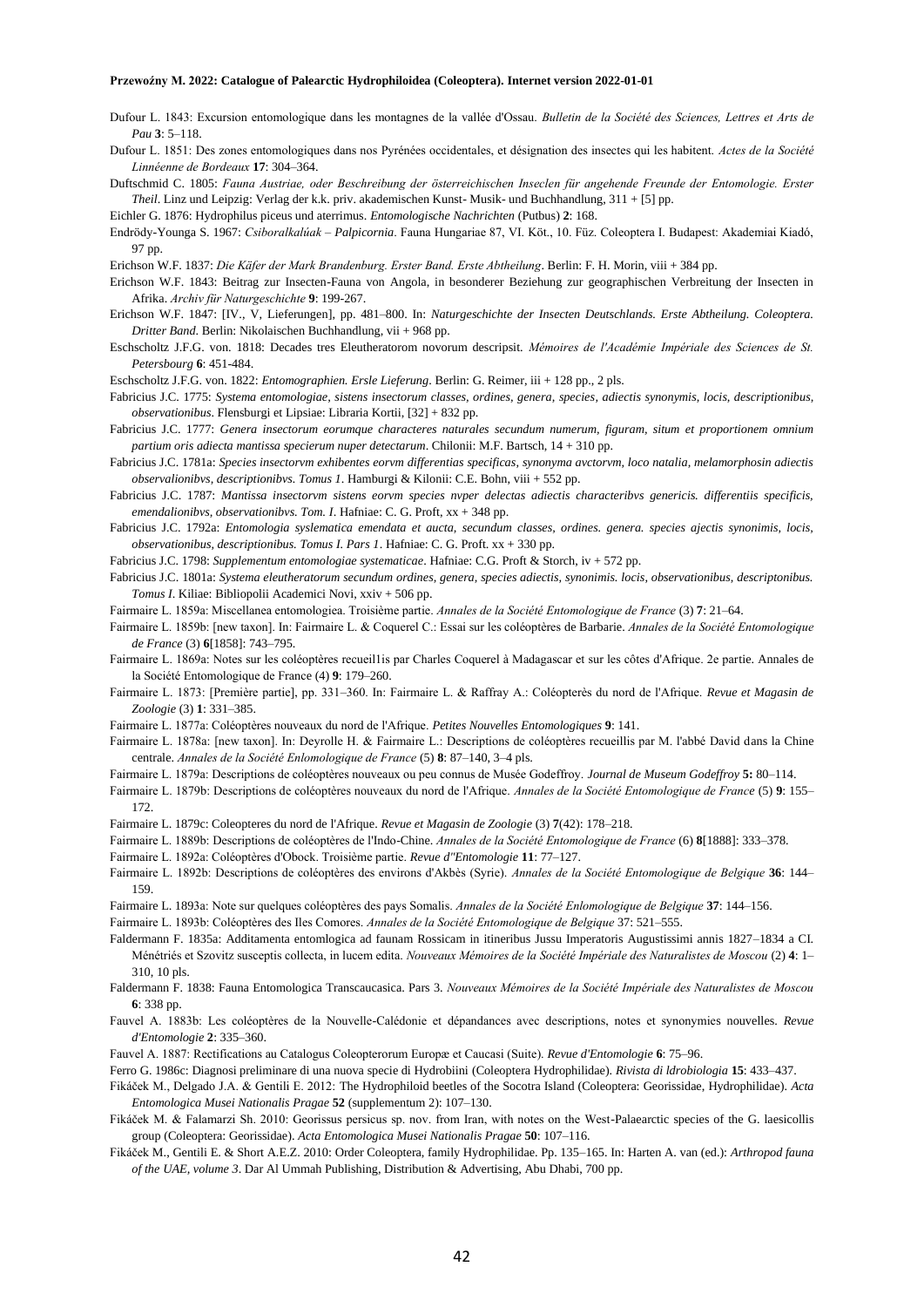Dufour L. 1843: Excursion entomologique dans les montagnes de la vallée d'Ossau. *Bulletin de la Société des Sciences, Lettres et Arts de Pau* **3**: 5–118.

Dufour L. 1851: Des zones entomologiques dans nos Pyrénées occidentales, et désignation des insectes qui les habitent. *Actes de la Société Linnéenne de Bordeaux* **17**: 304–364.

Duftschmid C. 1805: *Fauna Austriae, oder Beschreibung der österreichischen Inseclen für angehende Freunde der Entomologie. Erster Theil*. Linz und Leipzig: Verlag der k.k. priv. akademischen Kunst- Musik- und Buchhandlung, 311 + [5] pp.

Eichler G. 1876: Hydrophilus piceus und aterrimus. *Entomologische Nachrichten* (Putbus) **2**: 168.

Endrödy-Younga S. 1967: *Csiboralkalúak – Palpicornia*. Fauna Hungariae 87, VI. Köt., 10. Füz. Coleoptera I. Budapest: Akademiai Kiadó, 97 pp.

Erichson W.F. 1837: *Die Käfer der Mark Brandenburg. Erster Band. Erste Abtheilung*. Berlin: F. H. Morin, viii + 384 pp.

Erichson W.F. 1843: Beitrag zur Insecten-Fauna von Angola, in besonderer Beziehung zur geographischen Verbreitung der Insecten in Afrika. *Archiv für Naturgeschichte* **9**: 199-267.

Erichson W.F. 1847: [IV., V, Lieferungen], pp. 481–800. In: *Naturgeschichte der Insecten Deutschlands. Erste Abtheilung. Coleoptera. Dritter Band*. Berlin: Nikolaischen Buchhandlung, vii + 968 pp.

Eschscholtz J.F.G. von. 1818: Decades tres Eleutheratorom novorum descripsit. *Mémoires de l'Académie Impériale des Sciences de St. Petersbourg* **6**: 451-484.

Eschscholtz J.F.G. von. 1822: *Entomographien. Ersle Lieferung*. Berlin: G. Reimer, iii + 128 pp., 2 pls.

Fabricius J.C. 1775: *Systema entomologiae, sistens insectorum classes, ordines, genera, species, adiectis synonymis, locis, descriptionibus, observationibus*. Flensburgi et Lipsiae: Libraria Kortii, [32] + 832 pp.

Fabricius J.C. 1777: *Genera insectorum eorumque characteres naturales secundum numerum, figuram, situm et proportionem omnium partium oris adiecta mantissa specierum nuper detectarum*. Chilonii: M.F. Bartsch, 14 + 310 pp.

Fabricius J.C. 1781a: *Species insectorvm exhibentes eorvm differentias specificas, synonyma avctorvm, loco natalia, melamorphosin adiectis observalionibvs, descriptionibvs. Tomus 1*. Hamburgi & Kilonii: C.E. Bohn, viii + 552 pp.

Fabricius J.C. 1787: *Mantissa insectorvm sistens eorvm species nvper delectas adiectis characteribvs genericis. differentiis specificis, emendalionibvs, observationibvs. Tom. I*. Hafniae: C. G. Proft, xx + 348 pp.

Fabricius J.C. 1792a: *Entomologia syslematica emendata et aucta, secundum classes, ordines. genera. species ajectis synonimis, locis, observationibus, descriptionibus. Tomus I. Pars 1*. Hafniae: C. G. Proft. xx + 330 pp.

Fabricius J.C. 1798: *Supplementum entomologiae systematicae*. Hafniae: C.G. Proft & Storch, iv + 572 pp.

Fabricius J.C. 1801a: *Systema eleutheratorum secundum ordines, genera, species adiectis, synonimis. locis, observationibus, descriptonibus. Tomus I*. Kiliae: Bibliopolii Academici Novi, xxiv + 506 pp.

Fairmaire L. 1859a: Miscellanea entomologiea. Troisième partie. *Annales de la Société Entomologique de France* (3) **7**: 21–64.

Fairmaire L. 1859b: [new taxon]. In: Fairmaire L. & Coquerel C.: Essai sur les coléoptères de Barbarie. *Annales de la Société Entomologique de France* (3) **6**[1858]: 743–795.

Fairmaire L. 1869a: Notes sur les coléoptères recueil1is par Charles Coquerel à Madagascar et sur les côtes d'Afrique. 2e partie. Annales de la Société Entomologique de France (4) **9**: 179–260.

Fairmaire L. 1873: [Première partie], pp. 331–360. In: Fairmaire L. & Raffray A.: Coléopterès du nord de l'Afrique. *Revue et Magasin de Zoologie* (3) **1**: 331–385.

Fairmaire L. 1877a: Coléoptères nouveaux du nord de l'Afrique. *Petites Nouvelles Entomologiques* **9**: 141.

Fairmaire L. 1878a: [new taxon]. In: Deyrolle H. & Fairmaire L.: Descriptions de coléoptères recueillis par M. l'abbé David dans la Chine centrale. *Annales de la Société Enlomologique de France* (5) **8**: 87–140, 3–4 pls.

Fairmaire L. 1879a: Descriptions de coléoptères nouveaux ou peu connus de Musée Godeffroy. *Journal de Museum Godeffroy* **5:** 80–114.

Fairmaire L. 1879b: Descriptions de coléoptères nouveaux du nord de l'Afrique. *Annales de la Société Entomologique de France* (5) **9**: 155–172.

Fairmaire L. 1879c: Coleopteres du nord de l'Afrique. *Revue et Magasin de Zoologie* (3) **7**(42): 178–218.

Fairmaire L. 1889b: Descriptions de coléoptères de l'Indo-Chine. *Annales de la Société Entomologique de France* (6) **8**[1888]: 333–378.

Fairmaire L. 1892a: Coléoptères d'Obock. Troisième partie. *Revue d"Entomologie* **11**: 77–127.

Fairmaire L. 1892b: Descriptions de coléoptères des environs d'Akbès (Syrie). *Annales de la Société Entomologique de Belgique* **36**: 144–159.

Fairmaire L. 1893a: Note sur quelques coléoptères des pays Somalis. *Annales de la Société Enlomologique de Belgique* **37**: 144–156.

Fairmaire L. 1893b: Coléoptères des Iles Comores. *Annales de la Société Entomologique de Belgique* 37: 521–555.

Faldermann F. 1835a: Additamenta entomlogica ad faunam Rossicam in itineribus Jussu Imperatoris Augustissimi annis 1827–1834 a CI. Ménétriés et Szovitz susceptis collecta, in lucem edita. *Nouveaux Mémoires de la Société Impériale des Naturalistes de Moscou* (2) **4**: 1–310, 10 pls.

Faldermann F. 1838: Fauna Entomologica Transcaucasica. Pars 3. *Nouveaux Mémoires de la Société Impériale des Naturalistes de Moscou* **6**: 338 pp.

Fauvel A. 1883b: Les coléoptères de la Nouvelle-Calédonie et dépandances avec descriptions, notes et synonymies nouvelles. *Revue d'Entomologie* **2**: 335–360.

Fauvel A. 1887: Rectifications au Catalogus Coleopterorum Europæ et Caucasi (Suite). *Revue d'Entomologie* **6**: 75–96.

Ferro G. 1986c: Diagnosi preliminare di una nuova specie di Hydrobiini (Coleoptera Hydrophilidae). *Rivista di ldrobiologia* **15**: 433–437.

Fikáček M., Delgado J.A. & Gentili E. 2012: The Hydrophiloid beetles of the Socotra Island (Coleoptera: Georissidae, Hydrophilidae). *Acta Entomologica Musei Nationalis Pragae* **52** (supplementum 2): 107–130.

Fikáček M. & Falamarzi Sh. 2010: Georissus persicus sp. nov. from Iran, with notes on the West-Palaearctic species of the G. laesicollis group (Coleoptera: Georissidae). *Acta Entomologica Musei Nationalis Pragae* **50**: 107–116.

Fikáček M., Gentili E. & Short A.E.Z. 2010: Order Coleoptera, family Hydrophilidae. Pp. 135–165. In: Harten A. van (ed.): *Arthropod fauna of the UAE, volume 3*. Dar Al Ummah Publishing, Distribution & Advertising, Abu Dhabi, 700 pp.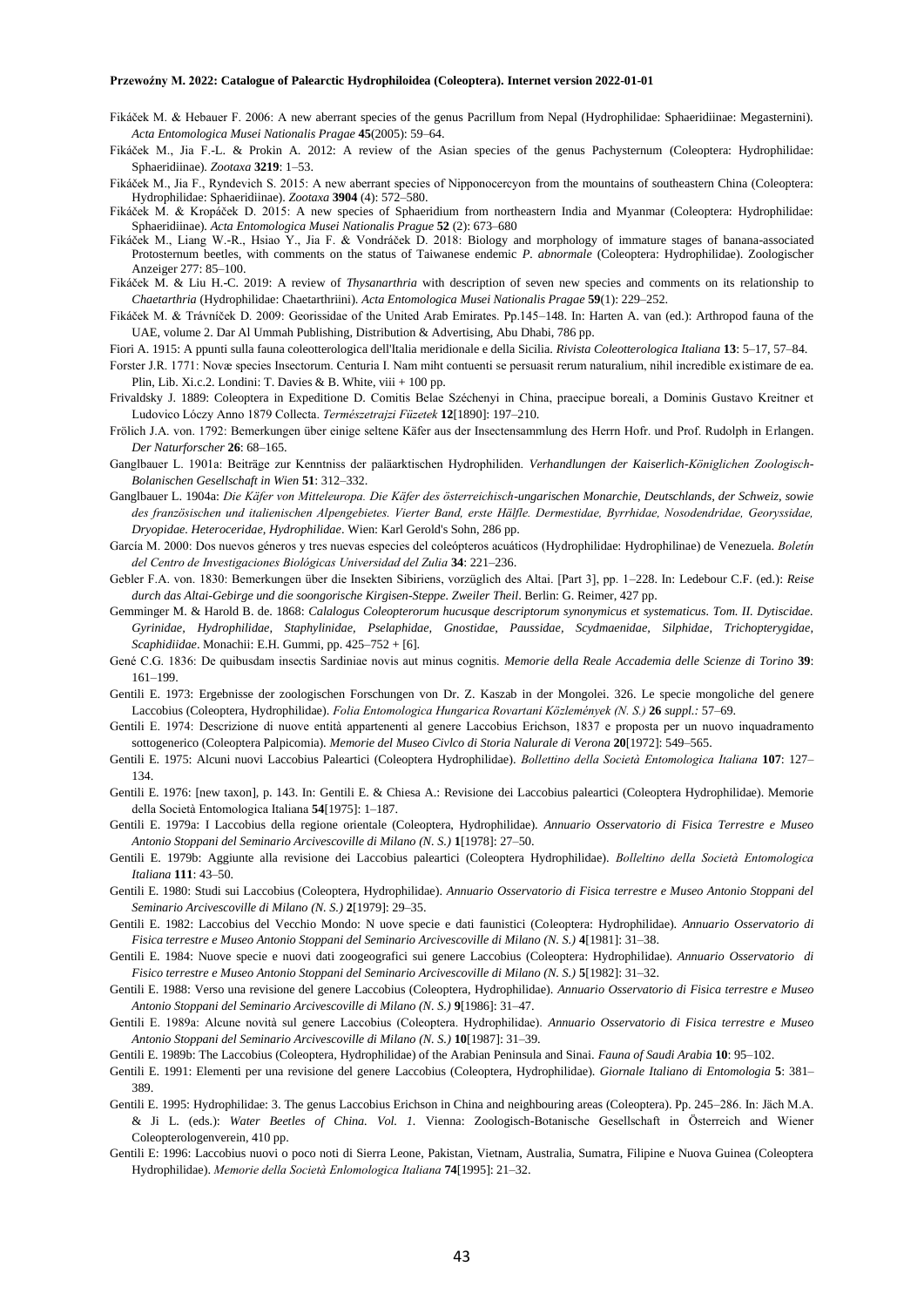Fikáček M. & Hebauer F. 2006: A new aberrant species of the genus Pacrillum from Nepal (Hydrophilidae: Sphaeridiinae: Megasternini). *Acta Entomologica Musei Nationalis Pragae* **45**(2005): 59–64.

Fikáček M., Jia F.-L. & Prokin A. 2012: A review of the Asian species of the genus Pachysternum (Coleoptera: Hydrophilidae: Sphaeridiinae). *Zootaxa* **3219**: 1–53.

Fikáček M., Jia F., Ryndevich S. 2015: A new aberrant species of Nipponocercyon from the mountains of southeastern China (Coleoptera: Hydrophilidae: Sphaeridiinae). *Zootaxa* **3904** (4): 572–580.

Fikáček M. & Kropáček D. 2015: A new species of Sphaeridium from northeastern India and Myanmar (Coleoptera: Hydrophilidae: Sphaeridiinae). *Acta Entomologica Musei Nationalis Prague* **52** (2): 673–680

Fikáček M., Liang W.-R., Hsiao Y., Jia F. & Vondráček D. 2018: Biology and morphology of immature stages of banana-associated Protosternum beetles, with comments on the status of Taiwanese endemic *P. abnormale* (Coleoptera: Hydrophilidae). Zoologischer Anzeiger 277: 85–100.

Fikáček M. & Liu H.-C. 2019: A review of *Thysanarthria* with description of seven new species and comments on its relationship to *Chaetarthria* (Hydrophilidae: Chaetarthriini). *Acta Entomologica Musei Nationalis Pragae* **59**(1): 229–252.

Fikáček M. & Trávníček D. 2009: Georissidae of the United Arab Emirates. Pp.145–148. In: Harten A. van (ed.): Arthropod fauna of the UAE, volume 2. Dar Al Ummah Publishing, Distribution & Advertising, Abu Dhabi, 786 pp.

Fiori A. 1915: A ppunti sulla fauna coleotterologica dell'Italia meridionale e della Sicilia. *Rivista Coleotterologica Italiana* **13**: 5–17, 57–84.

Forster J.R. 1771: Novæ species Insectorum. Centuria I. Nam miht contuenti se persuasit rerum naturalium, nihil incredible existimare de ea. Plin, Lib. Xi.c.2. Londini: T. Davies & B. White, viii + 100 pp.

Frivaldsky J. 1889: Coleoptera in Expeditione D. Comitis Belae Széchenyi in China, praecipue boreali, a Dominis Gustavo Kreitner et Ludovico Lóczy Anno 1879 Collecta. *Természetrajzi Füzetek* **12**[1890]: 197–210.

Frölich J.A. von. 1792: Bemerkungen über einige seltene Käfer aus der Insectensammlung des Herrn Hofr. und Prof. Rudolph in Erlangen. *Der Naturforscher* **26**: 68–165.

Ganglbauer L. 1901a: Beiträge zur Kenntniss der paläarktischen Hydrophiliden. *Verhandlungen der Kaiserlich-Königlichen Zoologisch-Bolanischen Gesellschaft in Wien* **51**: 312–332.

Ganglbauer L. 1904a: *Die Käfer von Mitteleuropa. Die Käfer des österreichisch-ungarischen Monarchie, Deutschlands, der Schweiz, sowie des französischen und italienischen Alpengebietes. Vierter Band, erste Hälfle. Dermestidae, Byrrhidae, Nosodendridae, Georyssidae, Dryopidae. Heteroceridae, Hydrophilidae*. Wien: Karl Gerold's Sohn, 286 pp.

García M. 2000: Dos nuevos géneros y tres nuevas especies del coleópteros acuáticos (Hydrophilidae: Hydrophilinae) de Venezuela. *Boletín del Centro de Investigaciones Biológicas Universidad del Zulia* **34**: 221–236.

Gebler F.A. von. 1830: Bemerkungen über die Insekten Sibiriens, vorzüglich des Altai. [Part 3], pp. 1–228. In: Ledebour C.F. (ed.): *Reise durch das Altai-Gebirge und die soongorische Kirgisen-Steppe. Zweiler Theil*. Berlin: G. Reimer, 427 pp.

Gemminger M. & Harold B. de. 1868: *Calalogus Coleopterorum hucusque descriptorum synonymicus et systematicus. Tom. II. Dytiscidae. Gyrinidae, Hydrophilidae, Staphylinidae, Pselaphidae, Gnostidae, Paussidae, Scydmaenidae, Silphidae, Trichopterygidae, Scaphidiidae*. Monachii: E.H. Gummi, pp. 425–752 + [6].

Gené C.G. 1836: De quibusdam insectis Sardiniae novis aut minus cognitis. *Memorie della Reale Accademia delle Scienze di Torino* **39**: 161–199.

Gentili E. 1973: Ergebnisse der zoologischen Forschungen von Dr. Z. Kaszab in der Mongolei. 326. Le specie mongoliche del genere Laccobius (Coleoptera, Hydrophilidae). *Folia Entomologica Hungarica Rovartani Közlemények (N. S.)* **26** *suppl.:* 57–69.

Gentili E. 1974: Descrizione di nuove entità appartenenti al genere Laccobius Erichson, 1837 e proposta per un nuovo inquadramento sottogenerico (Coleoptera Palpicomia). *Memorie del Museo Civlco di Storia Nalurale di Verona* **20**[1972]: 549–565.

Gentili E. 1975: Alcuni nuovi Laccobius Paleartici (Coleoptera Hydrophilidae). *Bollettino della Società Entomologica Italiana* **107**: 127–134.

Gentili E. 1976: [new taxon], p. 143. In: Gentili E. & Chiesa A.: Revisione dei Laccobius paleartici (Coleoptera Hydrophilidae). Memorie della Società Entomologica Italiana **54**[1975]: 1–187.

Gentili E. 1979a: I Laccobius della regione orientale (Coleoptera, Hydrophilidae). *Annuario Osservatorio di Fisica Terrestre e Museo Antonio Stoppani del Seminario Arcivescoville di Milano (N. S.)* **1**[1978]: 27–50.

Gentili E. 1979b: Aggiunte alla revisione dei Laccobius paleartici (Coleoptera Hydrophilidae). *Bolleltino della Società Entomologica Italiana* **111**: 43–50.

Gentili E. 1980: Studi sui Laccobius (Coleoptera, Hydrophilidae). *Annuario Osservatorio di Fisica terrestre e Museo Antonio Stoppani del Seminario Arcivescoville di Milano (N. S.)* **2**[1979]: 29–35.

Gentili E. 1982: Laccobius del Vecchio Mondo: N uove specie e dati faunistici (Coleoptera: Hydrophilidae). *Annuario Osservatorio di Fisica terrestre e Museo Antonio Stoppani del Seminario Arcivescoville di Milano (N. S.)* **4**[1981]: 31–38.

Gentili E. 1984: Nuove specie e nuovi dati zoogeografici sui genere Laccobius (Coleoptera: Hydrophilidae). *Annuario Osservatorio di Fisico terrestre e Museo Antonio Stoppani del Seminario Arcivescoville di Milano (N. S.)* **5**[1982]: 31–32.

Gentili E. 1988: Verso una revisione del genere Laccobius (Coleoptera, Hydrophilidae). *Annuario Osservatorio di Fisica terrestre e Museo Antonio Stoppani del Seminario Arcivescoville di Milano (N. S.)* **9**[1986]: 31–47.

Gentili E. 1989a: Alcune novità sul genere Laccobius (Coleoptera. Hydrophilidae). *Annuario Osservatorio di Fisica terrestre e Museo Antonio Stoppani del Seminario Arcivescoville di Milano (N. S.)* **10**[1987]: 31–39.

Gentili E. 1989b: The Laccobius (Coleoptera, Hydrophilidae) of the Arabian Peninsula and Sinai. *Fauna of Saudi Arabia* **10**: 95–102.

Gentili E. 1991: Elementi per una revisione del genere Laccobius (Coleoptera, Hydrophilidae). *Giornale Italiano di Entomologia* **5**: 381–389.

Gentili E. 1995: Hydrophilidae: 3. The genus Laccobius Erichson in China and neighbouring areas (Coleoptera). Pp. 245–286. In: Jäch M.A. & Ji L. (eds.): *Water Beetles of China. Vol. 1.* Vienna: Zoologisch-Botanische Gesellschaft in Österreich and Wiener Coleopterologenverein, 410 pp.

Gentili E: 1996: Laccobius nuovi o poco noti di Sierra Leone, Pakistan, Vietnam, Australia, Sumatra, Filipine e Nuova Guinea (Coleoptera Hydrophilidae). *Memorie della Società Enlomologica Italiana* **74**[1995]: 21–32.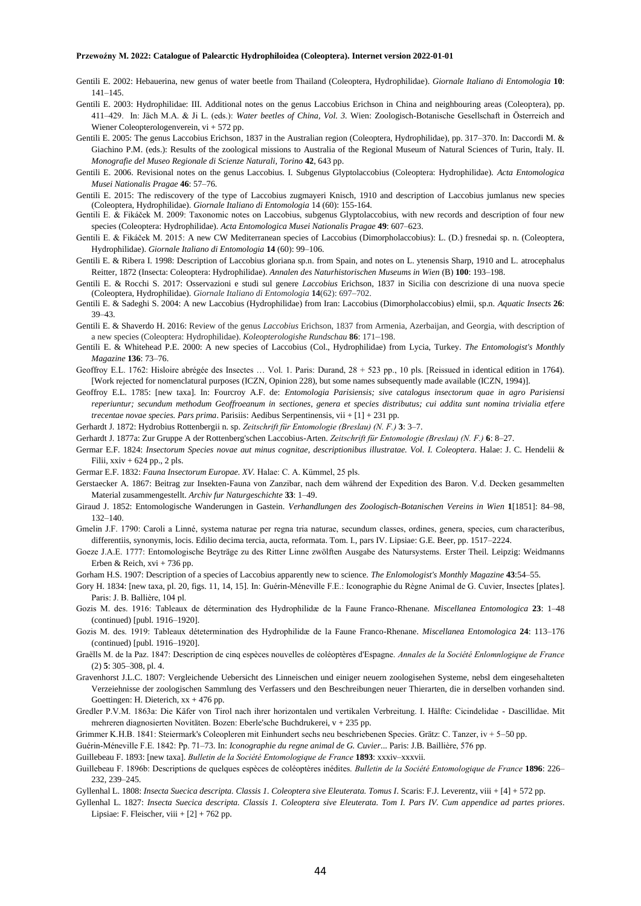Gentili E. 2002: Hebauerina, new genus of water beetle from Thailand (Coleoptera, Hydrophilidae). *Giornale Italiano di Entomologia* **10**: 141–145.

Gentili E. 2003: Hydrophilidae: III. Additional notes on the genus Laccobius Erichson in China and neighbouring areas (Coleoptera), pp. 411–429. In: Jäch M.A. & Ji L. (eds.): *Water beetles of China, Vol. 3*. Wien: Zoologisch-Botanische Gesellschaft in Österreich and Wiener Coleopterologenverein, vi + 572 pp.

Gentili E. 2005: The genus Laccobius Erichson, 1837 in the Australian region (Coleoptera, Hydrophilidae), pp. 317–370. In: Daccordi M. & Giachino P.M. (eds.): Results of the zoological missions to Australia of the Regional Museum of Natural Sciences of Turin, Italy. II. *Monografie del Museo Regionale di Scienze Naturali, Torino* **42**, 643 pp.

Gentili E. 2006. Revisional notes on the genus Laccobius. I. Subgenus Glyptolaccobius (Coleoptera: Hydrophilidae). *Acta Entomologica Musei Nationalis Pragae* **46**: 57–76.

Gentili E. 2015: The rediscovery of the type of Laccobius zugmayeri Knisch, 1910 and description of Laccobius jumlanus new species (Coleoptera, Hydrophilidae). *Giornale Italiano di Entomologia* 14 (60): 155-164.

Gentili E. & Fikáček M. 2009: Taxonomic notes on Laccobius, subgenus Glyptolaccobius, with new records and description of four new species (Coleoptera: Hydrophilidae). *Acta Entomologica Musei Nationalis Pragae* **49**: 607–623.

Gentili E. & Fikáček M. 2015: A new CW Mediterranean species of Laccobius (Dimorpholaccobius): L. (D.) fresnedai sp. n. (Coleoptera, Hydrophilidae). *Giornale Italiano di Entomologia* **14** (60): 99–106.

Gentili E. & Ribera I. 1998: Description of Laccobius gloriana sp.n. from Spain, and notes on L. ytenensis Sharp, 1910 and L. atrocephalus Reitter, 1872 (Insecta: Coleoptera: Hydrophilidae). *Annalen des Naturhistorischen Museums in Wien* (B) **100**: 193–198.

Gentili E. & Rocchi S. 2017: Osservazioni e studi sul genere *Laccobius* Erichson, 1837 in Sicilia con descrizione di una nuova specie (Coleoptera, Hydrophilidae). *Giornale Italiano di Entomologia* **14**(62): 697–702.

Gentili E. & Sadeghi S. 2004: A new Laccobius (Hydrophilidae) from Iran: Laccobius (Dimorpholaccobius) elmii, sp.n. *Aquatic Insects* **26**: 39–43.

Gentili E. & Shaverdo H. 2016: Review of the genus *Laccobius* Erichson, 1837 from Armenia, Azerbaijan, and Georgia, with description of a new species (Coleoptera: Hydrophilidae). *Koleopterologishe Rundschau* **86**: 171–198.

Gentili E. & Whitehead P.E. 2000: A new species of Laccobius (Col., Hydrophilidae) from Lycia, Turkey. *The Entomologist's Monthly Magazine* **136**: 73–76.

Geoffroy E.L. 1762: Hisloire abrégée des Insectes … Vol. 1. Paris: Durand, 28 + 523 pp., 10 pls. [Reissued in identical edition in 1764). [Work rejected for nomenclatural purposes (ICZN, Opinion 228), but some names subsequently made available (ICZN, 1994)].

Geoffroy E.L. 1785: [new taxa]. In: Fourcroy A.F. de: *Entomologia Parisiensis; sive catalogus insectorum quae in agro Parisiensi reperiuntur; secundum methodum Geoffroeanum in sectiones, genera et species distributus; cui addita sunt nomina trivialia etfere trecentae novae species. Pars prima*. Parisiis: Aedibus Serpentinensis, vii + [1] + 231 pp.

Gerhardt J. 1872: Hydrobius Rottenbergii n. sp. *Zeitschrift für Entomologie (Breslau) (N. F.)* **3**: 3–7.

Gerhardt J. 1877a: Zur Gruppe A der Rottenberg'schen Laccobius-Arten. *Zeitschrift für Entomologie (Breslau) (N. F.)* **6**: 8–27.

Germar E.F. 1824: *Insectorum Species novae aut minus cognitae, descriptionibus illustratae. Vol. I. Coleoptera*. Halae: J. C. Hendelii & Filii, xxiv + 624 pp., 2 pls.

Germar E.F. 1832: *Fauna Insectorum Europae. XV*. Halae: C. A. Kümmel, 25 pls.

Gerstaecker A. 1867: Beitrag zur Insekten-Fauna von Zanzibar, nach dem während der Expedition des Baron. V.d. Decken gesammelten Material zusammengestellt. *Archiv fur Naturgeschichte* **33**: 1–49.

Giraud J. 1852: Entomologische Wanderungen in Gastein. *Verhandlungen des Zoologisch-Botanischen Vereins in Wien* **1**[1851]: 84–98, 132–140.

Gmelin J.F. 1790: Caroli a Linné, systema naturae per regna tria naturae, secundum classes, ordines, genera, species, cum characteribus, differentiis, synonymis, locis. Edilio decima tercia, aucta, reformata. Tom. I., pars IV. Lipsiae: G.E. Beer, pp. 1517–2224.

Goeze J.A.E. 1777: Entomologische Beyträge zu des Ritter Linne zwölften Ausgabe des Natursystems. Erster Theil. Leipzig: Weidmanns Erben & Reich, xvi + 736 pp.

Gorham H.S. 1907: Description of a species of Laccobius apparently new to science. *The Enlomologist's Monthly Magazine* **43**:54–55.

Gory H. 1834: [new taxa, pl. 20, figs. 11, 14, 15]. In: Guérin-Méneville F.E.: Iconographie du Règne Animal de G. Cuvier, Insectes [plates]. Paris: J. B. Ballière, 104 pl.

Gozis M. des. 1916: Tableaux de détermination des Hydrophilidæ de la Faune Franco-Rhenane. *Miscellanea Entomologica* **23**: 1–48 (continued) [publ. 1916–1920].

Gozis M. des. 1919: Tableaux de détetermination des Hydrophilidæ de la Faune Franco-Rhenane. *Miscellanea Entomologica* **24**: 113–176 (continued) [publ. 1916–1920].

Graëlls M. de la Paz. 1847: Description de cinq espèces nouvelles de coléoptères d'Espagne. *Annales de la Société Enlomnlogique de France* (2) **5**: 305–308, pl. 4.

Gravenhorst J.L.C. 1807: Vergleichende Uebersicht des Linneischen und einiger neuern zoologisehen Systeme, nebsl dem eingesehalteten Verzeiehnisse der zoologischen Sammlung des Verfassers und den Beschreibungen neuer Thierarten, die in derselben vorhanden sind. Goettingen: H. Dieterich, xx + 476 pp.

Gredler P.V.M. 1863a: Die Käfer von Tirol nach ihrer horizontalen und vertikalen Verbreitung. I. Hälfte: Cicindelidae - Dascillidae. Mit mehreren diagnosierten Novitäten. Bozen: Eberle'sche Buchdrukerei, v + 235 pp.

Grimmer K.H.B. 1841: Steiermark's Coleopleren mit Einhundert sechs neu beschriebenen Species. Grätz: C. Tanzer, iv + 5–50 pp.

Guérin-Méneville F.E. 1842: Pp. 71–73. In: *Iconographie du regne animal de G. Cuvier*... Paris: J.B. Baillière, 576 pp.

Guillebeau F. 1893: [new taxa]. *Bulletin de la Société Entomologique de France* **1893**: xxxiv–xxxvii.

Guillebeau F. 1896b: Descriptions de quelques espèces de coléoptères inédites. *Bulletin de la Société Entomologique de France* **1896**: 226–232, 239–245.

Gyllenhal L. 1808: *Insecta Suecica descripta. Classis 1. Coleoptera sive Eleuterata. Tomus I*. Scaris: F.J. Leverentz, viii + [4] + 572 pp.

Gyllenhal L. 1827: *Insecta Suecica descripta. Classis 1. Coleoptera sive Eleuterata. Tom I. Pars IV. Cum appendice ad partes priores*. Lipsiae: F. Fleischer, viii + [2] + 762 pp.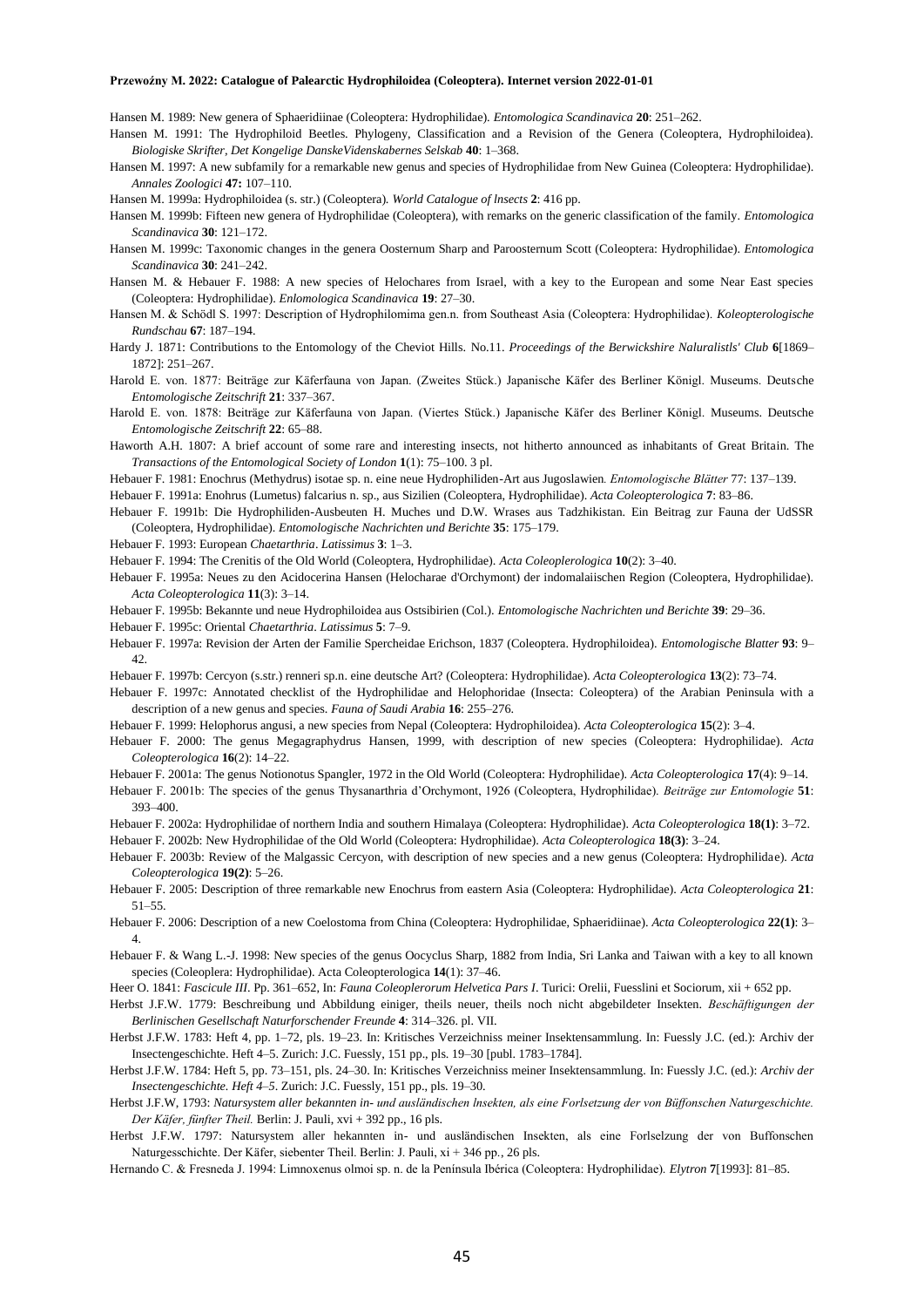Hansen M. 1989: New genera of Sphaeridiinae (Coleoptera: Hydrophilidae). *Entomologica Scandinavica* **20**: 251–262.

Hansen M. 1991: The Hydrophiloid Beetles. Phylogeny, Classification and a Revision of the Genera (Coleoptera, Hydrophiloidea). *Biologiske Skrifter, Det Kongelige DanskeVidenskabernes Selskab* **40**: 1–368.

Hansen M. 1997: A new subfamily for a remarkable new genus and species of Hydrophilidae from New Guinea (Coleoptera: Hydrophilidae). *Annales Zoologici* **47:** 107–110.

Hansen M. 1999a: Hydrophiloidea (s. str.) (Coleoptera). *World Catalogue of lnsects* **2**: 416 pp.

Hansen M. 1999b: Fifteen new genera of Hydrophilidae (Coleoptera), with remarks on the generic classification of the family. *Entomologica Scandinavica* **30**: 121–172.

Hansen M. 1999c: Taxonomic changes in the genera Oosternum Sharp and Paroosternum Scott (Coleoptera: Hydrophilidae). *Entomologica Scandinavica* **30**: 241–242.

Hansen M. & Hebauer F. 1988: A new species of Helochares from Israel, with a key to the European and some Near East species (Coleoptera: Hydrophilidae). *Enlomologica Scandinavica* **19**: 27–30.

Hansen M. & Schödl S. 1997: Description of Hydrophilomima gen.n. from Southeast Asia (Coleoptera: Hydrophilidae). *Koleopterologische Rundschau* **67**: 187–194.

Hardy J. 1871: Contributions to the Entomology of the Cheviot Hills. No.11. *Proceedings of the Berwickshire Naluralistls' Club* **6**[1869–1872]: 251–267.

Harold E. von. 1877: Beiträge zur Käferfauna von Japan. (Zweites Stück.) Japanische Käfer des Berliner Königl. Museums. Deutsche *Entomologische Zeitschrift* **21**: 337–367.

Harold E. von. 1878: Beiträge zur Käferfauna von Japan. (Viertes Stück.) Japanische Käfer des Berliner Königl. Museums. Deutsche *Entomologische Zeitschrift* **22**: 65–88.

Haworth A.H. 1807: A brief account of some rare and interesting insects, not hitherto announced as inhabitants of Great Britain. The *Transactions of the Entomological Society of London* **1**(1): 75–100. 3 pl.

Hebauer F. 1981: Enochrus (Methydrus) isotae sp. n. eine neue Hydrophiliden-Art aus Jugoslawien. *Entomologische Blätter* 77: 137–139.

Hebauer F. 1991a: Enohrus (Lumetus) falcarius n. sp., aus Sizilien (Coleoptera, Hydrophilidae). *Acta Coleopterologica* **7**: 83–86.

Hebauer F. 1991b: Die Hydrophiliden-Ausbeuten H. Muches und D.W. Wrases aus Tadzhikistan. Ein Beitrag zur Fauna der UdSSR (Coleoptera, Hydrophilidae). *Entomologische Nachrichten und Berichte* **35**: 175–179.

Hebauer F. 1993: European *Chaetarthria*. *Latissimus* **3**: 1–3.

Hebauer F. 1994: The Crenitis of the Old World (Coleoptera, Hydrophilidae). *Acta Coleoplerologica* **10**(2): 3–40.

Hebauer F. 1995a: Neues zu den Acidocerina Hansen (Helocharae d'Orchymont) der indomalaiischen Region (Coleoptera, Hydrophilidae). *Acta Coleopterologica* **11**(3): 3–14.

Hebauer F. 1995b: Bekannte und neue Hydrophiloidea aus Ostsibirien (Col.). *Entomologische Nachrichten und Berichte* **39**: 29–36.

Hebauer F. 1995c: Oriental *Chaetarthria*. *Latissimus* **5**: 7–9.

Hebauer F. 1997a: Revision der Arten der Familie Spercheidae Erichson, 1837 (Coleoptera. Hydrophiloidea). *Entomologische Blatter* **93**: 9–42.

Hebauer F. 1997b: Cercyon (s.str.) renneri sp.n. eine deutsche Art? (Coleoptera: Hydrophilidae). *Acta Coleopterologica* **13**(2): 73–74.

Hebauer F. 1997c: Annotated checklist of the Hydrophilidae and Helophoridae (Insecta: Coleoptera) of the Arabian Peninsula with a description of a new genus and species. *Fauna of Saudi Arabia* **16**: 255–276.

Hebauer F. 1999: Helophorus angusi, a new species from Nepal (Coleoptera: Hydrophiloidea). *Acta Coleopterologica* **15**(2): 3–4.

Hebauer F. 2000: The genus Megagraphydrus Hansen, 1999, with description of new species (Coleoptera: Hydrophilidae). *Acta Coleopterologica* **16**(2): 14–22.

Hebauer F. 2001a: The genus Notionotus Spangler, 1972 in the Old World (Coleoptera: Hydrophilidae). *Acta Coleopterologica* **17**(4): 9–14.

Hebauer F. 2001b: The species of the genus Thysanarthria d'Orchymont, 1926 (Coleoptera, Hydrophilidae). *Beiträge zur Entomologie* **51**: 393–400.

Hebauer F. 2002a: Hydrophilidae of northern India and southern Himalaya (Coleoptera: Hydrophilidae). *Acta Coleopterologica* **18(1)**: 3–72.

Hebauer F. 2002b: New Hydrophilidae of the Old World (Coleoptera: Hydrophilidae). *Acta Coleopterologica* **18(3)**: 3–24.

Hebauer F. 2003b: Review of the Malgassic Cercyon, with description of new species and a new genus (Coleoptera: Hydrophilidae). *Acta Coleopterologica* **19(2)**: 5–26.

Hebauer F. 2005: Description of three remarkable new Enochrus from eastern Asia (Coleoptera: Hydrophilidae). *Acta Coleopterologica* **21**: 51–55.

Hebauer F. 2006: Description of a new Coelostoma from China (Coleoptera: Hydrophilidae, Sphaeridiinae). *Acta Coleopterologica* **22(1)**: 3–4.

Hebauer F. & Wang L.-J. 1998: New species of the genus Oocyclus Sharp, 1882 from India, Sri Lanka and Taiwan with a key to all known species (Coleoplera: Hydrophilidae). Acta Coleopterologica **14**(1): 37–46.

Heer O. 1841: *Fascicule III*. Pp. 361–652, In: *Fauna Coleoplerorum Helvetica Pars I*. Turici: Orelii, Fuesslini et Sociorum, xii + 652 pp.

Herbst J.F.W. 1779: Beschreibung und Abbildung einiger, theils neuer, theils noch nicht abgebildeter Insekten. *Beschäftigungen der Berlinischen Gesellschaft Naturforschender Freunde* **4**: 314–326. pl. VII.

Herbst J.F.W. 1783: Heft 4, pp. 1–72, pls. 19–23. In: Kritisches Verzeichniss meiner Insektensammlung. In: Fuessly J.C. (ed.): Archiv der Insectengeschichte. Heft 4–5. Zurich: J.C. Fuessly, 151 pp., pls. 19–30 [publ. 1783–1784].

Herbst J.F.W. 1784: Heft 5, pp. 73–151, pls. 24–30. In: Kritisches Verzeichniss meiner Insektensammlung. In: Fuessly J.C. (ed.): *Archiv der Insectengeschichte. Heft 4–5*. Zurich: J.C. Fuessly, 151 pp., pls. 19–30.

Herbst J.F.W, 1793: *Natursystem aller bekannten in- und ausländischen lnsekten, als eine Forlsetzung der von Büffonschen Naturgeschichte. Der Käfer, fünfter Theil.* Berlin: J. Pauli, xvi + 392 pp., 16 pls.

Herbst J.F.W. 1797: Natursystem aller hekannten in- und ausländischen Insekten, als eine Forlselzung der von Buffonschen Naturgesschichte. Der Käfer, siebenter Theil. Berlin: J. Pauli, xi + 346 pp., 26 pls.

Hernando C. & Fresneda J. 1994: Limnoxenus olmoi sp. n. de la Península Ibérica (Coleoptera: Hydrophilidae). *Elytron* **7**[1993]: 81–85.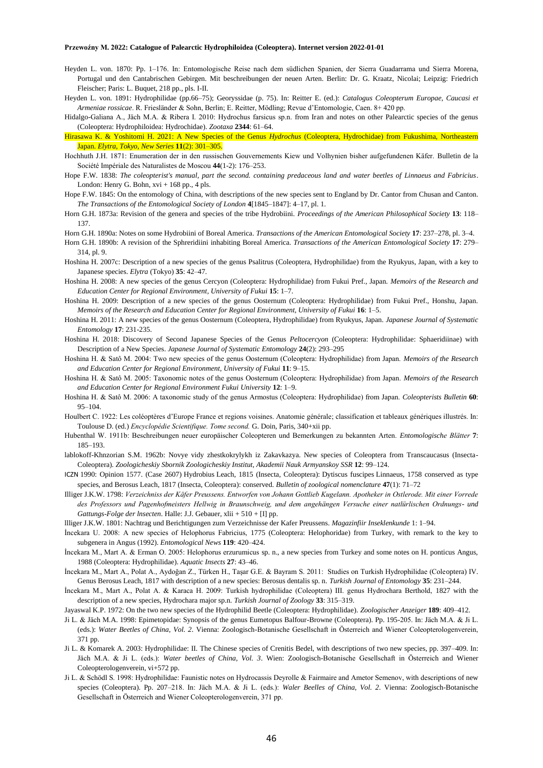Heyden L. von. 1870: Pp. 1–176. In: Entomologische Reise nach dem südlichen Spanien, der Sierra Guadarrama und Sierra Morena, Portugal und den Cantabrischen Gebirgen. Mit beschreibungen der neuen Arten. Berlin: Dr. G. Kraatz, Nicolai; Leipzig: Friedrich Fleischer; Paris: L. Buquet, 218 pp., pls. I-II.

Heyden L. von. 1891: Hydrophilidae (pp.66–75); Georyssidae (p. 75). In: Reitter E. (ed.): *Catalogus Coleopterum Europae, Caucasi et Armeniae rossicae*. R. Friesländer & Sohn, Berlin; E. Reitter, Mödling; Revue d'Entomologie, Caen. 8+ 420 pp.

Hidalgo-Galiana A., Jäch M.A. & Ribera I. 2010: Hydrochus farsicus sp.n. from Iran and notes on other Palearctic species of the genus (Coleoptera: Hydrophiloidea: Hydrochidae). *Zootaxa* **2344**: 61–64.

Hirasawa K. & Yoshitomi H. 2021: A New Species of the Genus *Hydrochus* (Coleoptera, Hydrochidae) from Fukushima, Northeastern Japan. *Elytra, Tokyo, New Series* **11**(2): 301–305.

Hochhuth J.H. 1871: Enumeration der in den russischen Gouvernements Kiew und Volhynien bisher aufgefundenen Käfer. Bulletin de la Société Impériale des Naturalistes de Moscou **44**(1-2): 176–253.

Hope F.W. 1838: *The coleopterist's manual, part the second. containing predaceous land and water beetles of Linnaeus and Fabricius*. London: Henry G. Bohn, xvi + 168 pp., 4 pls.

Hope F.W. 1845: On the entomology of China, with descriptions of the new species sent to England by Dr. Cantor from Chusan and Canton. *The Transactions of the Entomological Society of London* **4**[1845–1847]: 4–17, pl. 1.

Horn G.H. 1873a: Revision of the genera and species of the tribe Hydrobiini. *Proceedings of the American Philosophical Society* **13**: 118–137.

Horn G.H. 1890a: Notes on some Hydrobiini of Boreal America. *Transactions of the American Entomological Society* **17**: 237–278, pl. 3–4.

Horn G.H. 1890b: A revision of the Sphreridiini inhabiting Boreal America. *Transactions of the American Entomological Society* **17**: 279–314, pl. 9.

Hoshina H. 2007c: Description of a new species of the genus Psalitrus (Coleoptera, Hydrophilidae) from the Ryukyus, Japan, with a key to Japanese species. *Elytra* (Tokyo) **35**: 42–47.

Hoshina H. 2008: A new species of the genus Cercyon (Coleoptera: Hydrophilidae) from Fukui Pref., Japan. *Memoirs of the Research and Education Center for Regional Environment, University of Fukui* **15**: 1–7.

Hoshina H. 2009: Description of a new species of the genus Oosternum (Coleoptera: Hydrophilidae) from Fukui Pref., Honshu, Japan. *Memoirs of the Research and Education Center for Regional Environment, University of Fukui* **16**: 1–5.

Hoshina H. 2011: A new species of the genus Oosternum (Coleoptera, Hydrophilidae) from Ryukyus, Japan. *Japanese Journal of Systematic Entomology* **17**: 231-235.

Hoshina H. 2018: Discovery of Second Japanese Species of the Genus *Peltocercyon* (Coleoptera: Hydrophilidae: Sphaeridiinae) with Description of a New Species. *Japanese Journal of Systematic Entomology* **24**(2): 293–295

Hoshina H. & Satô M. 2004: Two new species of the genus Oosternum (Coleoptera: Hydrophilidae) from Japan. *Memoirs of the Research and Education Center for Regional Environment, University of Fukui* **11**: 9–15.

Hoshina H. & Satô M. 2005: Taxonomic notes of the genus Oosternum (Coleoptera: Hydrophilidae) from Japan. *Memoirs of the Research and Education Center for Regional Environment Fukui University* **12**: 1–9.

Hoshina H. & Satô M. 2006: A taxonomic study of the genus Armostus (Coleoptera: Hydrophilidae) from Japan. *Coleopterists Bulletin* **60**: 95–104.

Houlbert C. 1922: Les coléoptères d'Europe France et regions voisines. Anatomie générale; classification et tableaux génériques illustrés. In: Toulouse D. (ed.) *Encyclopédie Scientifique. Tome second.* G. Doin, Paris, 340+xii pp.

Hubenthal W. 1911b: Beschreibungen neuer europäischer Coleopteren und Bemerkungen zu bekannten Arten. *Entomologische Blätter* **7**: 185–193.

Iablokoff-Khnzorian S.M. 1962b: Novye vidy zhestkokrylykh iz Zakavkazya. New species of Coleoptera from Transcaucasus (Insecta-Coleoptera). *Zoologicheskiy Sbornik Zoologicheskiy Institut, Akademii Nauk Armyanskoy SSR* **12**: 99–124.

ICZN 1990: Opinion 1577. (Case 2607) Hydrobius Leach, 1815 (Insecta, Coleoptera): Dytiscus fuscipes Linnaeus, 1758 conserved as type species, and Berosus Leach, 1817 (Insecta, Coleoptera): conserved. *Bulletin of zoological nomenclature* **47**(1): 71–72

Illiger J.K.W. 1798: *Verzeichniss der Käfer Preussens. Entworfen von Johann Gottlieb Kugelann. Apotheker in Ostlerode. Mit einer Vorrede des Professors und Pagenhofmeisters Hellwig in Braunschweig, und dem angehängen Versuche einer natlürlischen Ordnungs- und Gattungs-Folge der lnsecten*. Halle: J.J. Gebauer, xlii + 510 + [I] pp.

Illiger J.K.W. 1801: Nachtrag und Berichtigungen zum Verzeichnisse der Kafer Preussens. *Magazinfiir Inseklenkunde* 1: 1–94.

İncekara U. 2008: A new species of Helophorus Fabricius, 1775 (Coleoptera: Helophoridae) from Turkey, with remark to the key to subgenera in Angus (1992). *Entomological News* **119**: 420–424.

İncekara M., Mart A. & Erman O. 2005: Helophorus erzurumicus sp. n., a new species from Turkey and some notes on H. ponticus Angus, 1988 (Coleoptera: Hydrophilidae). *Aquatic Insects* **27**: 43–46.

İncekara M., Mart A., Polat A., Aydoğan Z., Türken H., Taşar G.E. & Bayram S. 2011: Studies on Turkish Hydrophilidae (Coleoptera) IV. Genus Berosus Leach, 1817 with description of a new species: Berosus dentalis sp. n. *Turkish Journal of Entomology* **35**: 231–244.

İncekara M., Mart A., Polat A. & Karaca H. 2009: Turkish hydrophilidae (Coleoptera) III. genus Hydrochara Berthold, 1827 with the description of a new species, Hydrochara major sp.n. *Turkish Journal of Zoology* **33**: 315–319.

Jayaswal K.P. 1972: On the two new species of the Hydrophilid Beetle (Coleoptera: Hydrophilidae). *Zoologischer Anzeiger* **189**: 409–412.

Ji L. & Jäch M.A. 1998: Epimetopidae: Synopsis of the genus Eumetopus Balfour-Browne (Coleoptera). Pp. 195-205. In: Jäch M.A. & Ji L. (eds.): *Water Beetles of China, Vol. 2*. Vienna: Zoologisch-Botanische Gesellschaft in Österreich and Wiener Coleopterologenverein, 371 pp.

Ji L. & Komarek A. 2003: Hydrophilidae: II. The Chinese species of Crenitis Bedel, with descriptions of two new species, pp. 397–409. In: Jäch M.A. & Ji L. (eds.): *Water beetles of China, Vol. 3*. Wien: Zoologisch-Botanische Gesellschaft in Österreich and Wiener Coleopterologenverein, vi+572 pp.

Ji L. & Schödl S. 1998: Hydrophilidae: Faunistic notes on Hydrocassis Deyrolle & Fairmaire and Ametor Semenov, with descriptions of new species (Coleoptera). Pp. 207–218. In: Jäch M.A. & Ji L. (eds.): *Waler Beelles of China, Vol. 2*. Vienna: Zoologisch-Botanische Gesellschaft in Österreich and Wiener Coleopterologenverein, 371 pp.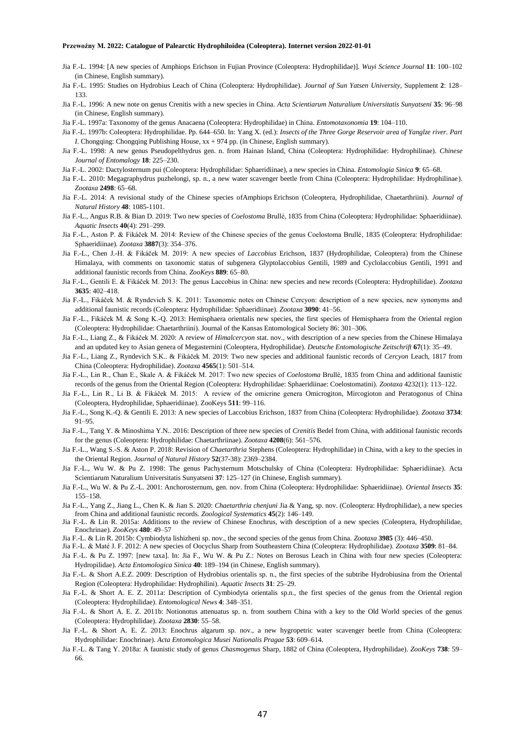Jia F.-L. 1994: [A new species of Amphiops Erichson in Fujian Province (Coleoptera: Hydrophilidae)]. *Wuyi Science Journal* **11**: 100–102 (in Chinese, English summary).

Jia F.-L. 1995: Studies on Hydrobius Leach of China (Coleoptera: Hydrophilidae). *Journal of Sun Yatsen University*, Supplement **2**: 128–133.

Jia F.-L. 1996: A new note on genus Crenitis with a new species in China. *Acta Scientiarum Naturalium Universitatis Sunyatseni* **35**: 96–98 (in Chinese, English summary).

Jia F.-L. 1997a: Taxonomy of the genus Anacaena (Coleoptera: Hydrophilidae) in China. *Entomotaxonomia* **19**: 104–110.

Jia F.-L. 1997b: Coleoptera: Hydrophilidae. Pp. 644–650. In: Yang X. (ed.): *Insects of the Three Gorge Reservoir area of Yanglze river. Part I*. Chongqing: Chongqing Publishing House, xx + 974 pp. (in Chinese, English summary).

Jia F.-L. 1998: A new genus Pseudopelthydrus gen. n. from Hainan Island, China (Coleoptera: Hydrophilidae: Hydrophilinae). *Chinese Journal of Entomology* **18**: 225–230.

Jia F.-L. 2002: Dactylosternum pui (Coleoptera: Hydrophilidae: Sphaeridiinae), a new species in China. *Entomologia Sinica* **9**: 65–68.

Jia F.-L. 2010: Megagraphydrus puzhelongi, sp. n., a new water scavenger beetle from China (Coleoptera: Hydrophilidae: Hydrophilinae). *Zootaxa* **2498**: 65–68.

Jia F.-L. 2014: A revisional study of the Chinese species ofAmphiops Erichson (Coleoptera, Hydrophilidae, Chaetarthriini). *Journal of Natural History* **48**: 1085-1101.

Jia F.-L., Angus R.B. & Bian D. 2019: Two new species of *Coelostoma* Brullé, 1835 from China (Coleoptera: Hydrophilidae: Sphaeridiinae). *Aquatic Insects* **40**(4): 291–299.

Jia F.-L., Aston P. & Fikáček M. 2014: Review of the Chinese species of the genus Coelostoma Brullé, 1835 (Coleoptera: Hydrophilidae: Sphaeridiinae). *Zootaxa* **3887**(3): 354–376.

Jia F.-L., Chen J.-H. & Fikáček M. 2019: A new species of *Laccobius* Erichson, 1837 (Hydrophilidae, Coleoptera) from the Chinese Himalaya, with comments on taxonomic status of subgenera Glyptolaccobius Gentili, 1989 and Cyclolaccobius Gentili, 1991 and additional faunistic records from China. *ZooKeys* **889**: 65–80.

Jia F.-L., Gentili E. & Fikáček M. 2013: The genus Laccobius in China: new species and new records (Coleoptera: Hydrophilidae). *Zootaxa* **3635**: 402–418.

Jia F.-L., Fikáček M. & Ryndevich S. K. 2011: Taxonomic notes on Chinese Cercyon: description of a new species, new synonyms and additional faunistic records (Coleoptera: Hydrophilidae: Sphaeridiinae). *Zootaxa* **3090**: 41–56.

Jia F.-L., Fikáček M. & Song K.-Q. 2013: Hemisphaera orientalis new species, the first species of Hemisphaera from the Oriental region (Coleoptera: Hydrophilidae: Chaetarthriini). Journal of the Kansas Entomological Society 86: 301–306.

Jia F.-L., Liang Z., & Fikáček M. 2020: A review of *Himalcercyon* stat. nov., with description of a new species from the Chinese Himalaya and an updated key to Asian genera of Megasternini (Coleoptera, Hydrophilidae). *Deutsche Entomologische Zeitschrift* **67**(1): 35–49.

Jia F.-L., Liang Z., Ryndevich S.K.. & Fikáček M. 2019: Two new species and additional faunistic records of *Cercyon* Leach, 1817 from China (Coleoptera: Hydrophilidae). *Zootaxa* **4565**(1): 501–514.

Jia F.-L., Lin R., Chan E., Skale A. & Fikáček M. 2017: Two new species of *Coelostoma* Brullé, 1835 from China and additional faunistic records of the genus from the Oriental Region (Coleoptera: Hydrophilidae: Sphaeridiinae: Coelostomatini). *Zootaxa* 4232(1): 113–122.

Jia F.-L., Lin R., Li B. & Fikáček M. 2015: A review of the omicrine genera Omicrogiton, Mircogioton and Peratogonus of China (Coleoptera, Hydrophilidae, Sphaeridiinae). ZooKeys **511**: 99–116.

Jia F.-L., Song K.-Q. & Gentili E. 2013: A new species of Laccobius Erichson, 1837 from China (Coleoptera: Hydrophilidae). *Zootaxa* **3734**: 91–95.

Jia F.-L., Tang Y. & Minoshima Y.N.. 2016: Description of three new species of *Crenitis* Bedel from China, with additional faunistic records for the genus (Coleoptera: Hydrophilidae: Chaetarthriinae). *Zootaxa* **4208**(6): 561–576.

Jia F.-L., Wang S.-S. & Aston P. 2018: Revision of *Chaetarthria* Stephens (Coleoptera: Hydrophilidae) in China, with a key to the species in the Oriental Region. *Journal of Natural History* **52**(37-38): 2369–2384.

Jia F.-L., Wu W. & Pu Z. 1998: The genus Pachysternum Motschulsky of China (Coleoptera: Hydrophilidae: Sphaeridiinae). Acta Scientiarum Naturalium Universitatis Sunyatseni **37**: 125–127 (in Chinese, English summary).

Jia F.-L., Wu W. & Pu Z.-L. 2001: Anchorosternum, gen. nov. from China (Coleoptera: Hydrophilidae: Sphaeridiinae). *Oriental Insects* **35**: 155–158.

Jia F.-L., Yang Z., Jiang L., Chen K. & Jian S. 2020: *Chaetarthria chenjuni* Jia & Yang, sp. nov. (Coleoptera: Hydrophilidae), a new species from China and additional faunistic records. *Zoological Systematics* **45**(2): 146–149.

Jia F.-L. & Lin R. 2015a: Additions to the review of Chinese Enochrus, with description of a new species (Coleoptera, Hydrophilidae, Enochrinae). *ZooKeys* **480**: 49–57

Jia F.-L. & Lin R. 2015b: Cymbiodyta lishizheni sp. nov., the second species of the genus from China. *Zootaxa* **3985** (3): 446–450.

Jia F.-L. & Maté J. F. 2012: A new species of Oocyclus Sharp from Southeastern China (Coleoptera: Hydrophilidae). *Zootaxa* **3509**: 81–84.

Jia F.-L. & Pu Z. 1997: [new taxa]. In: Jia F., Wu W. & Pu Z.: Notes on Berosus Leach in China with four new species (Coleoptera: Hydropilidae). *Acta Entomologica Sinica* **40**: 189–194 (in Chinese, English summary).

Jia F.-L. & Short A.E.Z. 2009: Description of Hydrobius orientalis sp. n., the first species of the subtribe Hydrobiusina from the Oriental Region (Coleoptera: Hydrophilidae: Hydrophilini). *Aquatic Insects* **31**: 25–29.

Jia F.-L. & Short A. E. Z. 2011a: Description of Cymbiodyta orientalis sp.n., the first species of the genus from the Oriental region (Coleoptera: Hydrophilidae). *Entomological News* **4**: 348–351.

Jia F.-L. & Short A. E. Z. 2011b: Notionotus attenuatus sp. n. from southern China with a key to the Old World species of the genus (Coleoptera: Hydrophilidae). *Zootaxa* **2830**: 55–58.

Jia F.-L. & Short A. E. Z. 2013: Enochrus algarum sp. nov., a new hygropetric water scavenger beetle from China (Coleoptera: Hydrophilidae: Enochrinae). *Acta Entomologica Musei Nationalis Pragae* **53**: 609–614.

Jia F.-L. & Tang Y. 2018a: A faunistic study of genus *Chasmogenus* Sharp, 1882 of China (Coleoptera, Hydrophilidae). *ZooKeys* **738**: 59–66.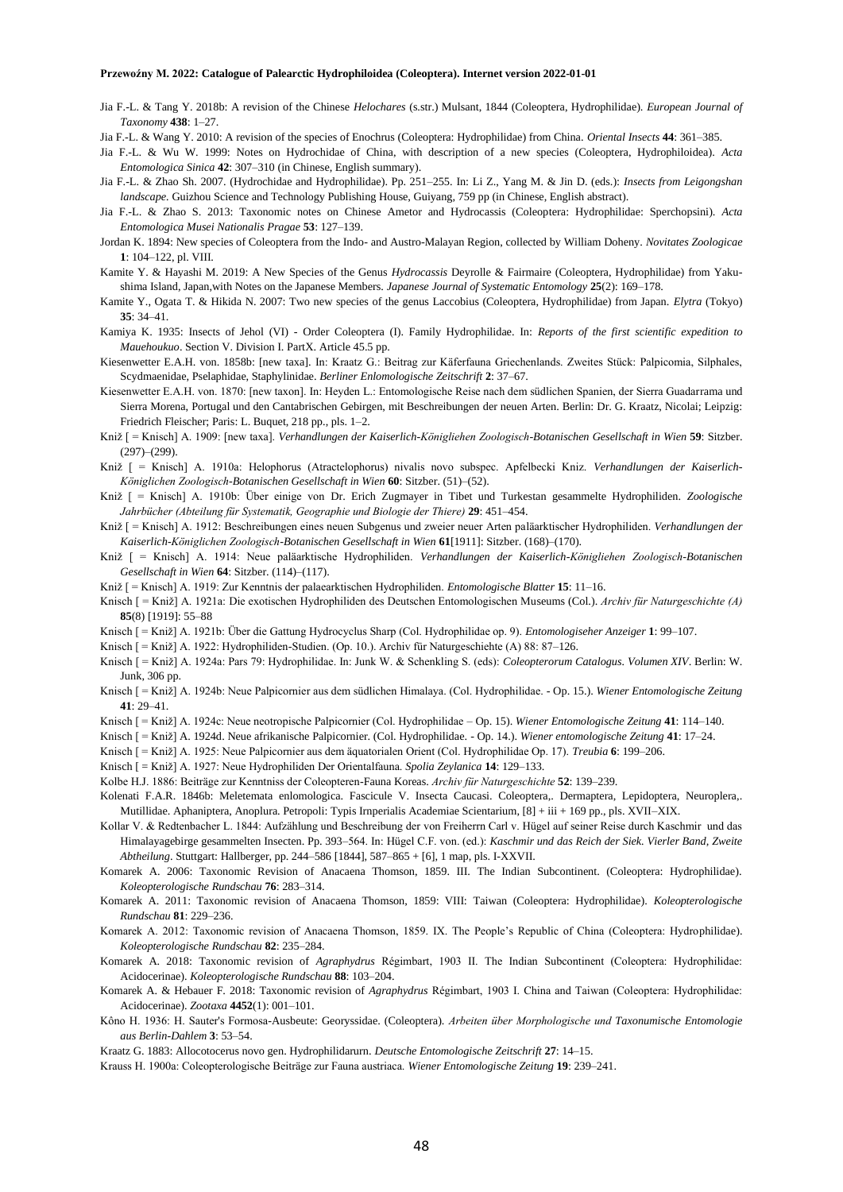Jia F.-L. & Tang Y. 2018b: A revision of the Chinese *Helochares* (s.str.) Mulsant, 1844 (Coleoptera, Hydrophilidae). *European Journal of Taxonomy* **438**: 1–27.

Jia F.-L. & Wang Y. 2010: A revision of the species of Enochrus (Coleoptera: Hydrophilidae) from China. *Oriental Insects* **44**: 361–385.

Jia F.-L. & Wu W. 1999: Notes on Hydrochidae of China, with description of a new species (Coleoptera, Hydrophiloidea). *Acta Entomologica Sinica* **42**: 307–310 (in Chinese, English summary).

Jia F.-L. & Zhao Sh. 2007. (Hydrochidae and Hydrophilidae). Pp. 251–255. In: Li Z., Yang M. & Jin D. (eds.): *Insects from Leigongshan landscape*. Guizhou Science and Technology Publishing House, Guiyang, 759 pp (in Chinese, English abstract).

Jia F.-L. & Zhao S. 2013: Taxonomic notes on Chinese Ametor and Hydrocassis (Coleoptera: Hydrophilidae: Sperchopsini). *Acta Entomologica Musei Nationalis Pragae* **53**: 127–139.

Jordan K. 1894: New species of Coleoptera from the Indo- and Austro-Malayan Region, collected by William Doheny. *Novitates Zoologicae* **1**: 104–122, pl. VIII.

Kamite Y. & Hayashi M. 2019: A New Species of the Genus *Hydrocassis* Deyrolle & Fairmaire (Coleoptera, Hydrophilidae) from Yakushima Island, Japan,with Notes on the Japanese Members. *Japanese Journal of Systematic Entomology* **25**(2): 169–178.

Kamite Y., Ogata T. & Hikida N. 2007: Two new species of the genus Laccobius (Coleoptera, Hydrophilidae) from Japan. *Elytra* (Tokyo) **35**: 34–41.

Kamiya K. 1935: Insects of Jehol (VI) - Order Coleoptera (I). Family Hydrophilidae. In: *Reports of the first scientific expedition to Mauehoukuo*. Section V. Division I. PartX. Article 45.5 pp.

Kiesenwetter E.A.H. von. 1858b: [new taxa]. In: Kraatz G.: Beitrag zur Käferfauna Griechenlands. Zweites Stück: Palpicomia, Silphales, Scydmaenidae, Pselaphidae, Staphylinidae. *Berliner Enlomologische Zeitschrift* **2**: 37–67.

Kiesenwetter E.A.H. von. 1870: [new taxon]. In: Heyden L.: Entomologische Reise nach dem südlichen Spanien, der Sierra Guadarrama und Sierra Morena, Portugal und den Cantabrischen Gebirgen, mit Beschreibungen der neuen Arten. Berlin: Dr. G. Kraatz, Nicolai; Leipzig: Friedrich Fleischer; Paris: L. Buquet, 218 pp., pls. 1–2.

Kniž [ = Knisch] A. 1909: [new taxa]. *Verhandlungen der Kaiserlich-Königliehen Zoologisch-Botanischen Gesellschaft in Wien* **59**: Sitzber. (297)–(299).

Kniž [ = Knisch] A. 1910a: Helophorus (Atractelophorus) nivalis novo subspec. Apfelbecki Kniz. *Verhandlungen der Kaiserlich-Königlichen Zoologisch-Botanischen Gesellschaft in Wien* **60**: Sitzber. (51)–(52).

Kniž [ = Knisch] A. 1910b: Über einige von Dr. Erich Zugmayer in Tibet und Turkestan gesammelte Hydrophiliden. *Zoologische Jahrbücher (Abteilung für Systematik, Geographie und Biologie der Thiere)* **29**: 451–454.

Kniž [ = Knisch] A. 1912: Beschreibungen eines neuen Subgenus und zweier neuer Arten paläarktischer Hydrophiliden. *Verhandlungen der Kaiserlich-Königlichen Zoologisch-Botanischen Gesellschaft in Wien* **61**[1911]: Sitzber. (168)–(170).

Kniž [ = Knisch] A. 1914: Neue paläarktische Hydrophiliden. *Verhandlungen der Kaiserlich-Königliehen Zoologisch-Botanischen Gesellschaft in Wien* **64**: Sitzber. (114)–(117).

Kniž [ = Knisch] A. 1919: Zur Kenntnis der palaearktischen Hydrophiliden. *Entomologische Blatter* **15**: 11–16.

Knisch [ = Kniž] A. 1921a: Die exotischen Hydrophiliden des Deutschen Entomologischen Museums (Col.). *Archiv für Naturgeschichte (A)* **85**(8) [1919]: 55–88

Knisch [ = Kniž] A. 1921b: Über die Gattung Hydrocyclus Sharp (Col. Hydrophilidae op. 9). *Entomologiseher Anzeiger* **1**: 99–107.

Knisch [ = Kniž] A. 1922: Hydrophiliden-Studien. (Op. 10.). Archiv für Naturgeschiehte (A) 88: 87–126.

Knisch [ = Kniž] A. 1924a: Pars 79: Hydrophilidae. In: Junk W. & Schenkling S. (eds): *Coleopterorum Catalogus. Volumen XIV*. Berlin: W. Junk, 306 pp.

Knisch [ = Kniž] A. 1924b: Neue Palpicornier aus dem südlichen Himalaya. (Col. Hydrophilidae. - Op. 15.). *Wiener Entomologische Zeitung* **41**: 29–41.

Knisch [ = Kniž] A. 1924c: Neue neotropische Palpicornier (Col. Hydrophilidae – Op. 15). *Wiener Entomologische Zeitung* **41**: 114–140.

Knisch [ = Kniž] A. 1924d. Neue afrikanische Palpicornier. (Col. Hydrophilidae. - Op. 14.). *Wiener entomologische Zeitung* **41**: 17–24.

Knisch [ = Kniž] A. 1925: Neue Palpicornier aus dem äquatorialen Orient (Col. Hydrophilidae Op. 17). *Treubia* **6**: 199–206.

Knisch [ = Kniž] A. 1927: Neue Hydrophiliden Der Orientalfauna. *Spolia Zeylanica* **14**: 129–133.

Kolbe H.J. 1886: Beiträge zur Kenntniss der Coleopteren-Fauna Koreas. *Archiv für Naturgeschichte* **52**: 139–239.

Kolenati F.A.R. 1846b: Meletemata enlomologica. Fascicule V. Insecta Caucasi. Coleoptera,. Dermaptera, Lepidoptera, Neuroplera,. Mutillidae. Aphaniptera, Anoplura. Petropoli: Typis Irnperialis Academiae Scientarium, [8] + iii + 169 pp., pls. XVII–XIX.

Kollar V. & Redtenbacher L. 1844: Aufzählung und Beschreibung der von Freiherrn Carl v. Hügel auf seiner Reise durch Kaschmir und das Himalayagebirge gesammelten Insecten. Pp. 393–564. In: Hügel C.F. von. (ed.): *Kaschmir und das Reich der Siek. Vierler Band, Zweite Abtheilung*. Stuttgart: Hallberger, pp. 244–586 [1844], 587–865 + [6], 1 map, pls. I-XXVII.

Komarek A. 2006: Taxonomic Revision of Anacaena Thomson, 1859. III. The Indian Subcontinent. (Coleoptera: Hydrophilidae). *Koleopterologische Rundschau* **76**: 283–314.

Komarek A. 2011: Taxonomic revision of Anacaena Thomson, 1859: VIII: Taiwan (Coleoptera: Hydrophilidae). *Koleopterologische Rundschau* **81**: 229–236.

Komarek A. 2012: Taxonomic revision of Anacaena Thomson, 1859. IX. The People's Republic of China (Coleoptera: Hydrophilidae). *Koleopterologische Rundschau* **82**: 235–284.

Komarek A. 2018: Taxonomic revision of *Agraphydrus* Régimbart, 1903 II. The Indian Subcontinent (Coleoptera: Hydrophilidae: Acidocerinae). *Koleopterologische Rundschau* **88**: 103–204.

Komarek A. & Hebauer F. 2018: Taxonomic revision of *Agraphydrus* Régimbart, 1903 I. China and Taiwan (Coleoptera: Hydrophilidae: Acidocerinae). *Zootaxa* **4452**(1): 001–101.

Kôno H. 1936: H. Sauter's Formosa-Ausbeute: Georyssidae. (Coleoptera). *Arbeiten über Morphologische und Taxonumische Entomologie aus Berlin-Dahlem* **3**: 53–54.

Kraatz G. 1883: Allocotocerus novo gen. Hydrophilidarurn. *Deutsche Entomologische Zeitschrift* **27**: 14–15.

Krauss H. 1900a: Coleopterologische Beiträge zur Fauna austriaca. *Wiener Entomologische Zeitung* **19**: 239–241.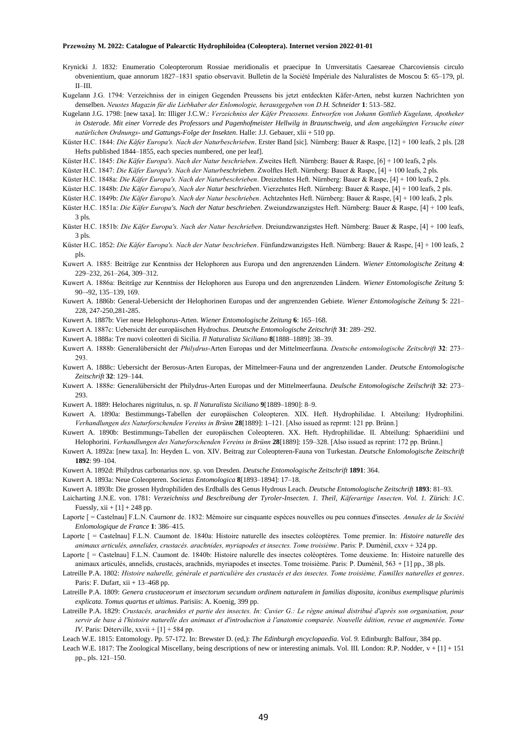Krynicki J. 1832: Enumeratio Coleopterorum Rossiae meridionalis et praecipue In Umversitatis Caesareae Charcoviensis circulo obvenientium, quae annorum 1827–1831 spatio observavit. Bulletin de la Société Impériale des Naturalistes de Moscou **5**: 65–179, pl. II–III.

Kugelann J.G. 1794: Verzeichniss der in einigen Gegenden Preussens bis jetzt entdeckten Käfer-Arten, nebst kurzen Nachrichten von denselben. *Neustes Magazin für die Liebhaber der Enlomologie, herausgegeben von D.H. Schneider* **1**: 513–582.

Kugelann J.G. 1798: [new taxa]. In: Illiger J.C.W.: *Verzeichniss der Käfer Preussens. Entworfen von Johann Gottlieb Kugelann, Apotheker in Osterode. Mit einer Vorrede des Professors und Pagenhofmeister Hellwig in Braunschweig, und dem angehängten Versuche einer natürlichen Ordnungs- und Gattungs-Folge der Insekten*. Halle: J.J. Gebauer, xlii + 510 pp.

Küster H.C. 1844: *Die Käfer Europa's. Nach der Naturbeschrieben*. Erster Band [sic]. Nürnberg: Bauer & Raspe, [12] + 100 leafs, 2 pls. [28 Hefts published 1844–1855, each species numbered, one per leaf].

Küster H.C. 1845: *Die Käfer Europa's. Nach der Natur beschrieben*. Zweites Heft. Nürnberg: Bauer & Raspe, [6] + 100 leafs, 2 pls.

Küster H.C. 1847: *Die Käfer Europa's. Nach der Naturbeschrieben*. Zwolftes Heft. Nürnberg: Bauer & Raspe, [4] + 100 leafs, 2 pls.

Küster H.C. 1848a: *Die Käfer Europa's. Nach der Naturbeschrieben*. Dreizehntes Heft. Nürnberg: Bauer & Raspe, [4] + 100 leafs, 2 pls.

Küster H.C. 1848b: *Die Käfer Europa's, Nach der Natur beschrieben*. Vierzehntes Heft. Nürnberg: Bauer & Raspe, [4] + 100 leafs, 2 pls.

Küster H.C. 1849b: *Die Käfer Europa's. Nach der Natur beschrieben*. Achtzehntes Heft. Nürnberg: Bauer & Raspe, [4] + 100 leafs, 2 pls.

Küster H.C. 1851a: *Die Käfer Europa's. Nach der Natur beschrieben*. Zweiundzwanzigstes Heft. Nürnberg: Bauer & Raspe, [4] + 100 leafs, 3 pls.

Küster H.C. 1851b: *Die Käfer Europa's. Nach der Natur beschrieben*. Dreiundzwanzigstes Heft. Nürnberg: Bauer & Raspe, [4] + 100 leafs, 3 pls.

Küster H.C. 1852: *Die Käfer Europa's. Nach der Natur beschrieben*. Fünfundzwanzigstes Heft. Nürnberg: Bauer & Raspe, [4] + 100 leafs, 2 pls.

Kuwert A. 1885: Beiträge zur Kenntniss der Helophoren aus Europa und den angrenzenden Ländern. *Wiener Entomologische Zeitung* **4**: 229–232, 261–264, 309–312.

Kuwert A. 1886a: Beiträge zur Kenntniss der Helophoren aus Europa und den angrenzenden Ländern. *Wiener Entomologische Zeitung* **5**: 90–-92, 135–139, 169.

Kuwert A. 1886b: General-Uebersicht der Helophorinen Europas und der angrenzenden Gebiete. *Wiener Entomologische Zeitung* **5**: 221–228, 247-250,281-285.

Kuwert A. 1887b: Vier neue Helophorus-Arten. *Wiener Entomologische Zeitung* **6**: 165–168.

Kuwert A. 1887c: Uebersicht der europäischen Hydrochus. *Deutsche Entomologische Zeitschrift* **31**: 289–292.

Kuwert A. 1888a: Tre nuovi coleotteri di Sicilia. *Il Naturalista Siciliano* **8**[1888–1889]: 38–39.

Kuwert A. 1888b: Generalübersicht der *Philydrus*-Arten Europas und der Mittelmeerfauna. *Deutsche entomologische Zeitschrift* **32**: 273–293.

Kuwert A. 1888c: Uebersicht der Berosus-Arten Europas, der Mittelmeer-Fauna und der angrenzenden Lander. *Deutsche Entomologische Zeitschrift* **32**: 129–144.

Kuwert A. 1888e: Generalübersicht der Philydrus-Arten Europas und der Mittelmeerfauna. *Deulsche Entomologische Zeilschrift* **32**: 273–293.

Kuwert A. 1889: Helochares nigritulus, n. sp. *Il Naturalista Siciliano* **9**[1889–1890]: 8–9.

Kuwert A. 1890a: Bestimmungs-Tabellen der europäischen Coleopteren. XIX. Heft. Hydrophilidae. I. Abteilung: Hydrophilini. *Verhandlungen des Naturforschenden Vereins in Brünn* **28**[1889]: 1–121. [Also issued as reprmt: 121 pp. Brünn.]

Kuwert A. 1890b: Bestimmungs-Tabellen der europäischen Coleopteren. XX. Heft. Hydrophilidae. II. Abteilung: Sphaeridiini und Helophorini. *Verhandlungen des Naturforschenden Vereins in Brünn* **28**[1889]: 159–328. [Also issued as reprint: 172 pp. Brünn.]

Kuwert A. 1892a: [new taxa]. In: Heyden L. von. XIV. Beitrag zur Coleopteren-Fauna von Turkestan. *Deutsche Enlomologische Zeitschrift* **1892**: 99–104.

Kuwert A. 1892d: Philydrus carbonarius nov. sp. von Dresden. *Deutsche Entomologische Zeitschrift* **1891**: 364.

Kuwert A. 1893a: Neue Coleopteren. *Societas Entomologica* **8**[1893–1894]: 17–18.

Kuwert A. 1893b: Die grossen Hydrophiliden des Erdballs des Genus Hydrous Leach. *Deutsche Entomologische Zeitschrift* **1893**: 81–93.

Laicharting J.N.E. von. 1781: *Verzeichniss und Beschreibung der Tyroler-Insecten. 1. Theil, Käferartige 1nsecten*. *Vol. 1.* Zürich: J.C. Fuessly, xii + [1] + 248 pp.

Laporte [ = Castelnau] F.L.N. Caurnonr de. 1832: Mémoire sur cinquante espèces nouvelles ou peu connues d'insectes. *Annales de la Société Enlomologique de France* **1**: 386–415.

Laporte [ = Castelnau] F.L.N. Caumont de. 1840a: Histoire naturelle des insectes coléoptères. Tome premier. In: *Histoire naturelle des animaux articulés, annelides, crustacés. arachnides, myriapodes et insectes. Tome troisième*. Paris: P. Duménil, cxxv + 324 pp.

Laporte [ = Castelnau] F.L.N. Caumont de. 1840b: Histoire nalurelle des insectes coléoptères. Tome deuxieme. In: Histoire naturelle des animaux articulés, annelids, crustacés, arachnids, myriapodes et insectes. Tome troisième. Paris: P. Duménil, 563 + [1] pp., 38 pls.

Latreille P.A. 1802: *Histoire nalurelle, générale et particulière des crustacés et des insectes. Tome troisième, Familles naturelles et genres*. Paris: F. Dufart, xii + 13–468 pp.

Latreille P.A. 1809: *Genera crustaceorum et insectorum secundum ordinem naturalem in familias disposita, iconibus exemplisque plurimis explicata. Tomus quartus et ultimus*. Parisiis: A. Koenig, 399 pp.

Latreille P.A. 1829: *Crustacés, arachnides et partie des insectes. In: Cuvier G.: Le règne animal distribué d'après son organisation, pour servir de base à l'histoire naturelle des animaux et d'introduction à l'anatomie comparée. Nouvelle édition, revue et augmentée. Tome IV*. Paris: Déterville, xxvii + [1] + 584 pp.

Leach W.E. 1815: Entomology. Pp. 57-172. In: Brewster D. (ed,): *The Edinburgh encyclopaedia*. *Vol. 9.* Edinburgh: Balfour, 384 pp.

Leach W.E. 1817: The Zoological Miscellany, being descriptions of new or interesting animals. Vol. III. London: R.P. Nodder, v + [1] + 151 pp., pls. 121–150.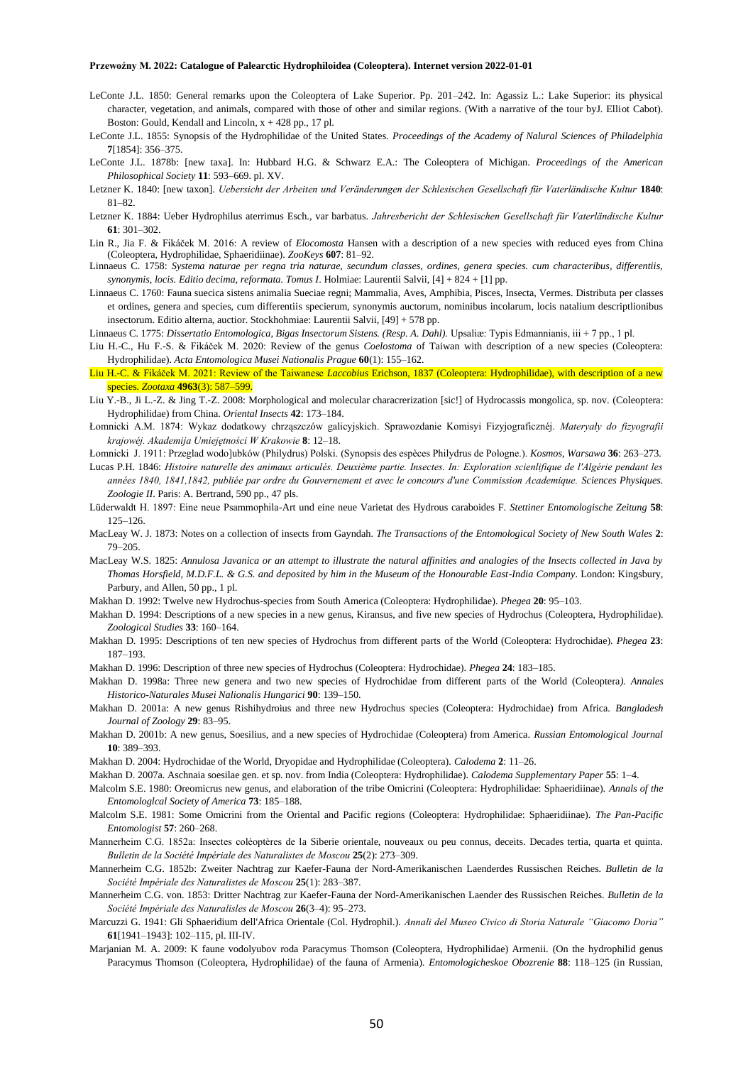LeConte J.L. 1850: General remarks upon the Coleoptera of Lake Superior. Pp. 201–242. In: Agassiz L.: Lake Superior: its physical character, vegetation, and animals, compared with those of other and similar regions. (With a narrative of the tour byJ. Elliot Cabot). Boston: Gould, Kendall and Lincoln, x + 428 pp., 17 pl.

LeConte J.L. 1855: Synopsis of the Hydrophilidae of the United States. *Proceedings of the Academy of Nalural Sciences of Philadelphia* **7**[1854]: 356–375.

LeConte J.L. 1878b: [new taxa]. In: Hubbard H.G. & Schwarz E.A.: The Coleoptera of Michigan. *Proceedings of the American Philosophical Society* **11**: 593–669. pl. XV.

Letzner K. 1840: [new taxon]. *Uebersicht der Arbeiten und Veränderungen der Schlesischen Gesellschaft für Vaterländische Kultur* **1840**: 81–82.

Letzner K. 1884: Ueber Hydrophilus aterrimus Esch., var barbatus. *Jahresbericht der Schlesischen Gesellschaft für Vaterländische Kultur* **61**: 301–302.

Lin R., Jia F. & Fikáček M. 2016: A review of *Elocomosta* Hansen with a description of a new species with reduced eyes from China (Coleoptera, Hydrophilidae, Sphaeridiinae). *ZooKeys* **607**: 81–92.

Linnaeus C. 1758: *Systema naturae per regna tria naturae, secundum classes, ordines, genera species. cum characteribus, differentiis, synonymis, locis. Editio decima, reformata. Tomus I*. Holmiae: Laurentii Salvii, [4] + 824 + [1] pp.

Linnaeus C. 1760: Fauna suecica sistens animalia Sueciae regni; Mammalia, Aves, Amphibia, Pisces, Insecta, Vermes. Distributa per classes et ordines, genera and species, cum differentiis specierum, synonymis auctorum, nominibus incolarum, locis natalium descriptlionibus insectorum. Editio alterna, auctior. Stockhohmiae: Laurentii Salvii, [49] + 578 pp.

Linnaeus C. 1775: *Dissertatio Entomologica, Bigas Insectorum Sistens. (Resp. A. Dahl).* Upsaliæ: Typis Edmannianis, iii + 7 pp., 1 pl.

Liu H.-C., Hu F.-S. & Fikáček M. 2020: Review of the genus *Coelostoma* of Taiwan with description of a new species (Coleoptera: Hydrophilidae). *Acta Entomologica Musei Nationalis Prague* **60**(1): 155–162.

Liu H.-C. & Fikáček M. 2021: Review of the Taiwanese *Laccobius* Erichson, 1837 (Coleoptera: Hydrophilidae), with description of a new species. *Zootaxa* **4963**(3): 587–599.

Liu Y.-B., Ji L.-Z. & Jing T.-Z. 2008: Morphological and molecular characrerization [sic!] of Hydrocassis mongolica, sp. nov. (Coleoptera: Hydrophilidae) from China. *Oriental Insects* **42**: 173–184.

Łomnicki A.M. 1874: Wykaz dodatkowy chrząszczów galicyjskich. Sprawozdanie Komisyi Fizyjograficznéj. *Materyały do fizyografii krajowéj. Akademija Umiejętności W Krakowie* **8**: 12–18.

Łomnicki J. 1911: Przeglad wodo]ubków (Philydrus) Polski. (Synopsis des espèces Philydrus de Pologne.). *Kosmos, Warsawa* **36**: 263–273.

Lucas P.H. 1846: *Histoire naturelle des animaux articulés. Deuxième partie. Insectes. In: Exploration scienlifique de l'Algérie pendant les années 1840, 1841,1842, publiée par ordre du Gouvernement et avec le concours d'une Commission Academique. Sciences Physiques. Zoologie II*. Paris: A. Bertrand, 590 pp., 47 pls.

Lüderwaldt H. 1897: Eine neue Psammophila-Art und eine neue Varietat des Hydrous caraboides F. *Stettiner Entomologische Zeitung* **58**: 125–126.

MacLeay W. J. 1873: Notes on a collection of insects from Gayndah. *The Transactions of the Entomological Society of New South Wales* **2**: 79–205.

MacLeay W.S. 1825: *Annulosa Javanica or an attempt to illustrate the natural affinities and analogies of the Insects collected in Java by Thomas Horsfield, M.D.F.L. & G.S. and deposited by him in the Museum of the Honourable East-India Company*. London: Kingsbury, Parbury, and Allen, 50 pp., 1 pl.

Makhan D. 1992: Twelve new Hydrochus-species from South America (Coleoptera: Hydrophilidae). *Phegea* **20**: 95–103.

Makhan D. 1994: Descriptions of a new species in a new genus, Kiransus, and five new species of Hydrochus (Coleoptera, Hydrophilidae). *Zoological Studies* **33**: 160–164.

Makhan D. 1995: Descriptions of ten new species of Hydrochus from different parts of the World (Coleoptera: Hydrochidae). *Phegea* **23**: 187–193.

Makhan D. 1996: Description of three new species of Hydrochus (Coleoptera: Hydrochidae). *Phegea* **24**: 183–185.

Makhan D. 1998a: Three new genera and two new species of Hydrochidae from different parts of the World (Coleoptera*). Annales Historico-Naturales Musei Nalionalis Hungarici* **90**: 139–150.

Makhan D. 2001a: A new genus Rishihydroius and three new Hydrochus species (Coleoptera: Hydrochidae) from Africa. *Bangladesh Journal of Zoology* **29**: 83–95.

Makhan D. 2001b: A new genus, Soesilius, and a new species of Hydrochidae (Coleoptera) from America. *Russian Entomological Journal* **10**: 389–393.

Makhan D. 2004: Hydrochidae of the World, Dryopidae and Hydrophilidae (Coleoptera). *Calodema* **2**: 11–26.

Makhan D. 2007a. Aschnaia soesilae gen. et sp. nov. from India (Coleoptera: Hydrophilidae). *Calodema Supplementary Paper* **55**: 1–4.

Malcolm S.E. 1980: Oreomicrus new genus, and elaboration of the tribe Omicrini (Coleoptera: Hydrophilidae: Sphaeridiinae). *Annals of the Entomologlcal Society of America* **73**: 185–188.

Malcolm S.E. 1981: Some Omicrini from the Oriental and Pacific regions (Coleoptera: Hydrophilidae: Sphaeridiinae). *The Pan-Pacific Entomologist* **57**: 260–268.

Mannerheim C.G. 1852a: Insectes coléoptères de la Siberie orientale, nouveaux ou peu connus, deceits. Decades tertia, quarta et quinta. *Bulletin de la Société Impériale des Naturalistes de Moscou* **25**(2): 273–309.

Mannerheim C.G. 1852b: Zweiter Nachtrag zur Kaefer-Fauna der Nord-Amerikanischen Laenderdes Russischen Reiches. *Bulletin de la Société Impériale des Naturalistes de Moscou* **25**(1): 283–387.

Mannerheim C.G. von. 1853: Dritter Nachtrag zur Kaefer-Fauna der Nord-Amerikanischen Laender des Russischen Reiches. *Bulletin de la Société Impériale des Naturalisles de Moscou* **26**(3–4): 95–273.

Marcuzzi G. 1941: Gli Sphaeridium dell'Africa Orientale (Col. Hydrophil.). *Annali del Museo Civico di Storia Naturale "Giacomo Doria"* **61**[1941–1943]: 102–115, pl. III-IV.

Marjanian M. A. 2009: K faune vodolyubov roda Paracymus Thomson (Coleoptera, Hydrophilidae) Armenii. (On the hydrophilid genus Paracymus Thomson (Coleoptera, Hydrophilidae) of the fauna of Armenia). *Entomologicheskoe Obozrenie* **88**: 118–125 (in Russian,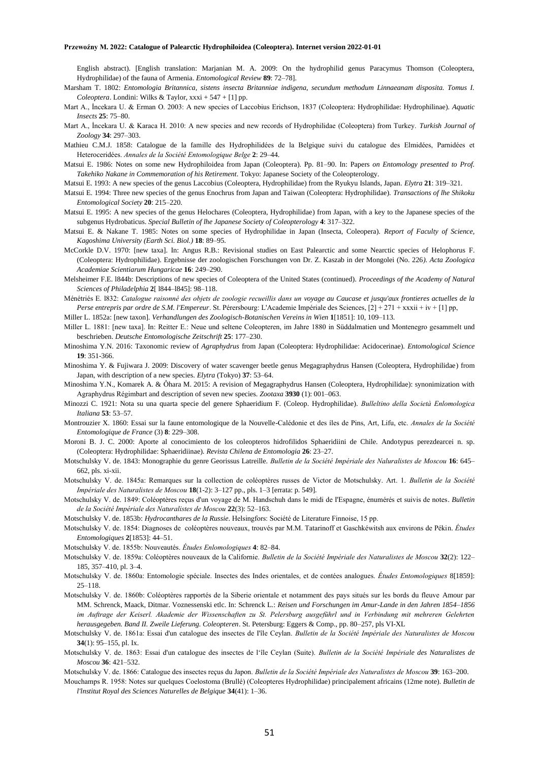English abstract). [English translation: Marjanian M. A. 2009: On the hydrophilid genus Paracymus Thomson (Coleoptera, Hydrophilidae) of the fauna of Armenia. *Entomological Review* **89**: 72–78].

Marsham T. 1802: *Entomologia Britannica, sistens insecta Britanniae indigena, secundum methodum Linnaeanam disposita. Tomus I. Coleoptera*. Londini: Wilks & Taylor, xxxi + 547 + [1] pp.

Mart A., İncekara U. & Erman O. 2003: A new species of Laccobius Erichson, 1837 (Coleoptera: Hydrophilidae: Hydrophilinae). *Aquatic Insects* **25**: 75–80.

Mart A., İncekara U. & Karaca H. 2010: A new species and new records of Hydrophilidae (Coleoptera) from Turkey. *Turkish Journal of Zoology* **34**: 297–303.

Mathieu C.M.J. 1858: Catalogue de la famille des Hydrophilidées de la Belgique suivi du catalogue des Elmidées, Parnidées et Heteroceridées. *Annales de la Société Entomologique Belge* **2**: 29–44.

Matsui E. 1986: Notes on some new Hydrophiloidea from Japan (Coleoptera). Pp. 81–90. In: Papers *on Entomology presented to Prof. Takehiko Nakane in Commemoration of his Retirement*. Tokyo: Japanese Society of the Coleopterology.

Matsui E. 1993: A new species of the genus Laccobius (Coleoptera, Hydrophilidae) from the Ryukyu Islands, Japan. *Elytra* **21**: 319–321.

Matsui E. 1994: Three new species of the genus Enochrus from Japan and Taiwan (Coleoptera: Hydrophilidae). *Transactions of lhe Shikoku Entomological Society* **20**: 215–220.

Matsui E. 1995: A new species of the genus Helochares (Coleoptera, Hydrophilidae) from Japan, with a key to the Japanese species of the subgenus Hydrobaticus. *Special Bulletin of lhe Japanese Society of Coleopterology* **4**: 317–322.

Matsui E. & Nakane T. 1985: Notes on some species of Hydrophilidae in Japan (Insecta, Coleopera). *Report of Faculty of Science, Kagoshima University (Earth Sci. Biol.)* **18**: 89–95.

McCorkle D.V. 1970: [new taxa]. In: Angus R.B.: Revisional studies on East Palearctic and some Nearctic species of Helophorus F. (Coleoptera: Hydrophilidae). Ergebnisse der zoologischen Forschungen von Dr. Z. Kaszab in der Mongolei (No. 226*). Acta Zoologica Academiae Scientiarum Hungaricae* **16**: 249–290.

Melsheimer F.E. l844b: Descriptions of new species of Coleoptera of the United States (continued). *Proceedings of the Academy of Natural Sciences of Philadelphia* **2**[ l844–l845]: 98–118.

Ménétriés E. l832: *Catalogue raisonné des objets de zoologie recueillis dans un voyage au Caucase et jusqu'aux frontieres actuelles de la Perse entrepris par ordre de S.M. l'Empereur*. St. Pérersbourg: L'Academie Impériale des Sciences, [2] + 271 + xxxii + iv + [1] pp,

Miller L. 1852a: [new taxon]. *Verhandlungen des Zoologisch-Botanischen Vereins in Wien* **1**[1851]: 10, 109–113.

Miller L. 1881: [new taxa]. In: Reitter E.: Neue und seltene Coleopteren, im Jahre 1880 in Süddalmatien und Montenegro gesammelt und beschrieben. *Deutsche Entomologische Zeitschrift* **25**: 177–230.

Minoshima Y.N. 2016: Taxonomic review of *Agraphydrus* from Japan (Coleoptera: Hydrophilidae: Acidocerinae). *Entomological Science* **19**: 351-366.

Minoshima Y. & Fujiwara J. 2009: Discovery of water scavenger beetle genus Megagraphydrus Hansen (Coleoptera, Hydrophilidae) from Japan, with description of a new species. *Elytra* (Tokyo) **37**: 53–64.

Minoshima Y.N., Komarek A. & Ôhara M. 2015: A revision of Megagraphydrus Hansen (Coleoptera, Hydrophilidae): synonimization with Agraphydrus Régimbart and description of seven new species. *Zootaxa* **3930** (1): 001–063.

Minozzi C. 1921: Nota su una quarta specie del genere Sphaeridium F. (Coleop. Hydrophilidae). *Bulleltino della Società Enlomologica Italiana* **53**: 53–57.

Montrouzier X. 1860: Essai sur la faune entomologique de la Nouvelle-Calédonie et des íles de Pins, Art, Lifu, etc. *Annales de la Société Entomologique de France* (3) **8**: 229–308.

Moroni B. J. C. 2000: Aporte al conocimiento de los coleopteros hidrofilidos Sphaeridiini de Chile. Andotypus perezdearcei n. sp. (Coleoptera: Hydrophilidae: Sphaeridiinae). *Revista Chilena de Entomologia* **26**: 23–27.

Motschulsky V. de. 1843: Monographie du genre Georissus Latreille. *Bulletin de la Société Impériale des Naluralistes de Moscou* **16**: 645–662, pls. xi-xii.

Motschulsky V. de. 1845a: Remarques sur la collection de coléoptères russes de Victor de Motschulsky. Art. 1. *Bulletin de la Société Impériale des Naturalistes de Moscou* **18**(1-2): 3–127 pp., pls. 1–3 [errata: p. 549].

Motschulsky V. de. 1849: Coléoptères reçus d'un voyage de M. Handschuh dans le midi de l'Espagne, énumérés et suivis de notes. *Bulletin de la Société Impériale des Naturalistes de Moscou* **22**(3): 52–163.

Motschulsky V. de. 1853b: *Hydrocanthares de la Russie*. Helsingfors: Société de Literature Finnoise, 15 pp.

Motschulsky V. de. 1854: Diagnoses de coléoptères nouveaux, trouvés par M.M. Tatarinoff et Gaschkéwitsh aux environs de Pékin. *Études Entomologiques* **2**[1853]: 44–51.

Motschulsky V. de. 1855b: Nouveautés. *Études Enlomologiques* **4**: 82–84.

Motschulsky V. de. 1859a: Coléoptères nouveaux de la Californie. *Bulletin de la Société Impériale des Naturalistes de Moscou* **32**(2): 122–185, 357–410, pl. 3–4.

Motschulsky V. de. 1860a: Entomologie spéciale. Insectes des Indes orientales, et de contées analogues. *Études Entomologiques* 8[1859]: 25–118.

Motschulsky V. de. 1860b: Coléoptères rapportés de la Siberie orientale et notamment des pays situés sur les bords du fleuve Amour par MM. Schrenck, Maack, Ditmar. Voznessenski etlc. In: Schrenck L.: *Reisen und Forschungen im Amur-Lande in den Jahren 1854–1856 im Auftrage der Keiserl. Akademie der Wissenschaften zu St. Pelersburg ausgeführl und in Verbindung mit mehreren Gelehrten herausgegeben. Band II. Zweile Lieferung. Coleopteren*. St. Petersburg: Eggers & Comp., pp. 80–257, pls VI-XL

Motschulsky V. de. 1861a: Essai d'un catalogue des insectes de l'île Ceylan. *Bulletin de la Société Impériale des Naturalistes de Moscou* **34**(1): 95–155, pl. Ix.

Motschulsky V. de. 1863: Essai d'un catalogue des insectes de l'île Ceylan (Suite). *Bulletin de la Société Impériale des Naturalistes de Moscou* **36**: 421–532.

Motschulsky V. de. 1866: Catalogue des insectes reçus du Japon. *Bulletin de la Société Impériale des Naturalistes de Moscou* **39**: 163–200.

Mouchamps R. 1958: Notes sur quelques Coelostoma (Brullé) (Coleopteres Hydrophilidae) principalement africains (12me note). *Bulletin de l'lnstitut Royal des Sciences Naturelles de Belgique* **34**(41): 1–36.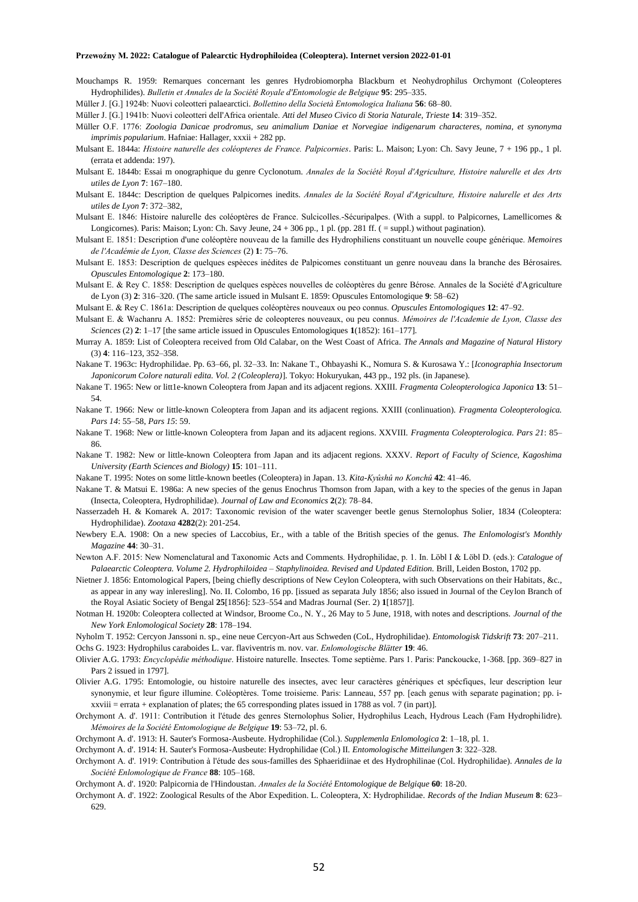Mouchamps R. 1959: Remarques concernant les genres Hydrobiomorpha Blackburn et Neohydrophilus Orchymont (Coleopteres Hydrophilides). *Bulletin et Annales de la Société Royale d'Entomologie de Belgique* **95**: 295–335.

Müller J. [G.] 1924b: Nuovi coleotteri palaearctici. *Bollettino della Società Entomologica Italiana* **56**: 68–80.

Müller J. [G.] 1941b: Nuovi coleotteri dell'Africa orientale. *Atti del Museo Civico di Storia Naturale, Trieste* **14**: 319–352.

Müller O.F. 1776: *Zoologia Danicae prodromus, seu animalium Daniae et Norvegiae indigenarum characteres, nomina, et synonyma imprimis popularium*. Hafniae: Hallager, xxxii + 282 pp.

Mulsant E. 1844a: *Histoire naturelle des coléopteres de France. Palpicornies*. Paris: L. Maison; Lyon: Ch. Savy Jeune, 7 + 196 pp., 1 pl. (errata et addenda: 197).

Mulsant E. 1844b: Essai m onographique du genre Cyclonotum. *Annales de la Société Royal d'Agriculture, Histoire nalurelle et des Arts utiles de Lyon* **7**: 167–180.

Mulsant E. 1844c: Description de quelques Palpicornes inedits. *Annales de la Société Royal d'Agriculture, Histoire nalurelle et des Arts utiles de Lyon* **7**: 372–382,

Mulsant E. 1846: Histoire nalurelle des coléoptères de France. Sulcicolles.-Sécuripalpes. (With a suppl. to Palpicornes, Lamellicornes & Longicornes). Paris: Maison; Lyon: Ch. Savy Jeune, 24 + 306 pp., 1 pl. (pp. 281 ff. ( = suppl.) without pagination).

Mulsant E. 1851: Description d'une coléoptère nouveau de la famille des Hydrophiliens constituant un nouvelle coupe générique. *Memoires de l'Académie de Lyon, Classe des Sciences* (2) **1**: 75–76.

Mulsant E. 1853: Description de quelques espèeces inédites de Palpicomes constituant un genre nouveau dans la branche des Bérosaires. *Opuscules Entomologique* **2**: 173–180.

Mulsant E. & Rey C. 1858: Description de quelques espèces nouvelles de coléoptères du genre Bérose. Annales de la Société d'Agriculture de Lyon (3) **2**: 316–320. (The same article issued in Mulsant E. 1859: Opuscules Entomologique **9**: 58–62)

Mulsant E. & Rey C. 1861a: Description de quelques coléoptères nouveaux ou peo connus. *Opuscules Entomologiques* **12**: 47–92.

Mulsant E. & Wachanru A. 1852: Premières série de coleopteres nouveaux, ou peu connus. *Mémoires de l'Academie de Lyon, Classe des Sciences* (2) **2**: 1–17 [the same article issued in Opuscules Entomologiques **1**(1852): 161–177].

Murray A. 1859: List of Coleoptera received from Old Calabar, on the West Coast of Africa. *The Annals and Magazine of Natural History* (3) **4**: 116–123, 352–358.

Nakane T. 1963c: Hydrophilidae. Pp. 63–66, pl. 32–33. In: Nakane T., Ohbayashi K., Nomura S. & Kurosawa Y.: [*Iconographia Insectorum Japonicorum Colore naturali edita. Vol. 2 (Coleoplera)*]. Tokyo: Hokuryukan, 443 pp., 192 pls. (in Japanese).

Nakane T. 1965: New or litt1e-known Coleoptera from Japan and its adjacent regions. XXIII. *Fragmenta Coleopterologica Japonica* **13**: 51–54.

Nakane T. 1966: New or little-known Coleoptera from Japan and its adjacent regions. XXIII (conlinuation). *Fragmenta Coleopterologica. Pars 14*: 55–58, *Pars 15*: 59.

Nakane T. 1968: New or little-known Coleoptera from Japan and its adjacent regions. XXVIII. *Fragmenta Coleopterologica. Pars 21*: 85–86.

Nakane T. 1982: New or little-known Coleoptera from Japan and its adjacent regions. XXXV. *Report of Faculty of Science, Kagoshima University (Earth Sciences and Biology)* **15**: 101–111.

Nakane T. 1995: Notes on some little-known beetles (Coleoptera) in Japan. 13. *Kita-Kyûshû no Konchû* **42**: 41–46.

Nakane T. & Matsui E. 1986a: A new species of the genus Enochrus Thomson from Japan, with a key to the species of the genus in Japan (Insecta, Coleoptera, Hydrophilidae). *Journal of Law and Economics* **2**(2): 78–84.

Nasserzadeh H. & Komarek A. 2017: Taxonomic revision of the water scavenger beetle genus Sternolophus Solier, 1834 (Coleoptera: Hydrophilidae). *Zootaxa* **4282**(2): 201-254.

Newbery E.A. 1908: On a new species of Laccobius, Er., with a table of the British species of the genus. *The Enlomologist's Monthly Magazine* **44**: 30–31.

Newton A.F. 2015: New Nomenclatural and Taxonomic Acts and Comments. Hydrophilidae, p. 1. In. Löbl I & Löbl D. (eds.): *Catalogue of Palaearctic Coleoptera. Volume 2. Hydrophiloidea – Staphylinoidea. Revised and Updated Edition.* Brill, Leiden Boston, 1702 pp.

Nietner J. 1856: Entomological Papers, [being chiefly descriptions of New Ceylon Coleoptera, with such Observations on their Habitats, &c., as appear in any way inleresling]. No. II. Colombo, 16 pp. [issued as separata July 1856; also issued in Journal of the Ceylon Branch of the Royal Asiatic Society of Bengal **25**[1856]: 523–554 and Madras Journal (Ser. 2) **1**[1857]].

Notman H. 1920b: Coleoptera collected at Windsor, Broome Co., N. Y., 26 May to 5 June, 1918, with notes and descriptions. *Journal of the New York Enlomological Society* **28**: 178–194.

Nyholm T. 1952: Cercyon Janssoni n. sp., eine neue Cercyon-Art aus Schweden (CoL, Hydrophilidae). *Entomologisk Tidskrift* **73**: 207–211.

Ochs G. 1923: Hydrophilus caraboides L. var. flaviventris m. nov. var. *Enlomologische Blätter* **19**: 46.

Olivier A.G. 1793: *Encyclopédie méthodique*. Histoire naturelle. Insectes. Tome septième. Pars 1. Paris: Panckoucke, 1-368. [pp. 369–827 in Pars 2 issued in 1797].

Olivier A.G. 1795: Entomologie, ou histoire naturelle des insectes, avec leur caractères génériques et spécfiques, leur description leur synonymie, et leur figure illumine. Coléoptères. Tome troisieme. Paris: Lanneau, 557 pp. [each genus with separate pagination; pp. i-xxviii = errata + explanation of plates; the 65 corresponding plates issued in 1788 as vol. 7 (in part)].

Orchymont A. d'. 1911: Contribution it l'étude des genres Sternolophus Solier, Hydrophilus Leach, Hydrous Leach (Fam Hydrophilidre). *Mémoires de la Société Entomologique de Belgique* **19**: 53–72, pl. 6.

Orchymont A. d'. 1913: H. Sauter's Formosa-Ausbeute. Hydrophilidae (Col.). *Supplemenla Enlomologica* **2**: 1–18, pl. 1.

Orchymont A. d'. 1914: H. Sauter's Formosa-Ausbeute: Hydrophilidae (Col.) II. *Entomologische Mitteilungen* **3**: 322–328.

Orchymont A. d'. 1919: Contribution à l'étude des sous-familles des Sphaeridiinae et des Hydrophilinae (Col. Hydrophilidae). *Annales de la Société Enlomologique de France* **88**: 105–168.

Orchymont A. d'. 1920: Palpicornia de l'Hindoustan. *Annales de la Société Entomologique de Belgique* **60**: 18-20.

Orchymont A. d'. 1922: Zoological Results of the Abor Expedition. L. Coleoptera, X: Hydrophilidae. *Records of the Indian Museum* **8**: 623–629.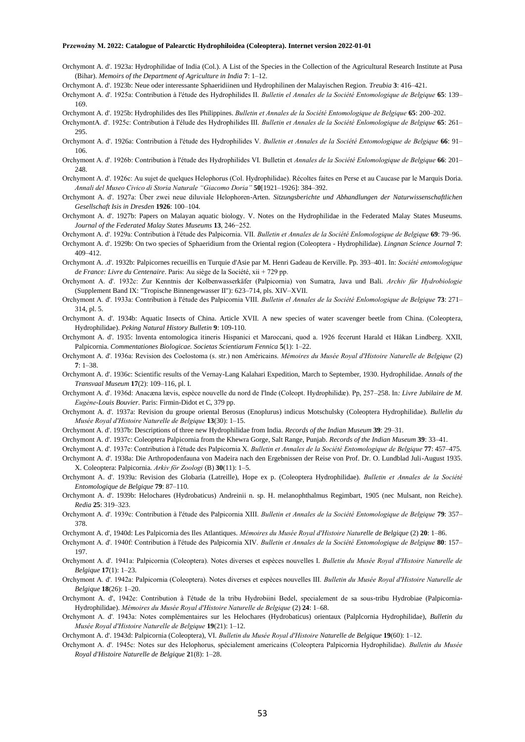Orchymont A. d'. 1923a: Hydrophilidae of India (Col.). A List of the Species in the Collection of the Agricultural Research Institute at Pusa (Bihar). *Memoirs of the Department of Agriculture in India* **7**: 1–12.

Orchymont A. d'. 1923b: Neue oder interessante Sphaeridiinen und Hydrophilinen der Malayischen Region. *Treubia* **3**: 416–421.

Orchymont A. d'. 1925a: Contribution à l'étude des Hydrophilides II. *Bulletin el Annales de la Société Entomologique de Belgique* **65**: 139–169.

Orchymont A. d'. 1925b: Hydrophilides des Iles Philippines. *Bulletin et Annales de la Société Entomologique de Belgique* **65**: 200–202.

OrchymontA. d'. 1925c: Contribution à l'élude des Hydrophilides III. *Bulletin et Annales de la Société Enlomologique de Belgique* **65**: 261–295.

Orchymont A. d'. 1926a: Contribution à l'étude des Hydrophilides V. *Bulletin et Annales de la Société Entomologique de Belgique* **66**: 91–106.

Orchymont A. d'. 1926b: Contribution à l'étude des Hydrophilides VI. Bulletin et *Annales de la Société Enlomologique de Belgique* **66**: 201–248.

Orchymont A. d'. 1926c: Au sujet de quelques Helophorus (Col. Hydrophilidae). Récoltes faites en Perse et au Caucase par le Marquis Doria. *Annali del Museo Civico di Storia Naturale "Giacomo Doria"* **50**[1921–1926]: 384–392.

Orchymont A. d'. 1927a: Über zwei neue diluviale Helophoren-Arten. *Sitzungsberichte und Abhandlungen der Naturwissenschaftlichen Gesellschaft Isis in Dresden* **1926**: 100–104.

Orchymont A. d'. 1927b: Papers on Malayan aquatic biology. V. Notes on the Hydrophilidae in the Federated Malay States Museums. *Journal of the Federated Malay States Museums* **13**, 246−252.

Orchymont A. d'. 1929a: Contribution à l'étude des Palpicornia. VII. *Bulletin et Annales de la Société Enlomologique de Belgique* **69**: 79–96.

Orchymont A. d'. 1929b: On two species of Sphaeridium from the Oriental region (Coleoptera - Hydrophilidae). *Lingnan Science Journal* **7**: 409–412.

Orchymont A. .d'. 1932b: Palpicornes recueillis en Turquie d'Asie par M. Henri Gadeau de Kerville. Pp. 393–401. In: *Société entomologique de France: Livre du Centenaire*. Paris: Au siège de la Société, xii + 729 pp.

Orchymont A. d'. 1932c: Zur Kenntnis der Kolbenwasserkäfer (Palpicornia) von Sumatra, Java und Bali. *Archiv für Hydrobiologie* (Supplement Band IX: "Tropische Binnengewasser II"): 623–714, pls. XIV–XVII.

Orchymont A. d'. 1933a: Contribution à l'étude des Palpicornia VIII. *Bulletin el Annales de la Société Enlomologique de Belgique* **73**: 271–314, pl. 5.

Orchymont A. d'. 1934b: Aquatic Insects of China. Article XVII. A new species of water scavenger beetle from China. (Coleoptera, Hydrophilidae). *Peking Natural History Bulletin* **9**: 109-110.

Orchymont A. d'. 1935: lnventa entomologica itineris Hispanici et Maroccani, quod a. 1926 fecerunt Harald et Håkan Lindberg. XXII, Palpicornia. *Commentationes Biologicae. Societas Scientiarum Fennica* **5**(1): 1–22.

Orchymont A. d'. 1936a: Revision des Coelostoma (s. str.) non Américains. *Mémoires du Musée Royal d'Histoire Naturelle de Belgique* (2) **7**: 1–38.

Orchymont A. d'. 1936c: Scientific results of the Vernay-Lang Kalahari Expedition, March to September, 1930. Hydrophilidae. *Annals of the Transvaal Museum* **17**(2): 109–116, pl. I.

Orchymont A. d'. 1936d: Anacæna lævis, espèce nouvelle du nord de l'lnde (Coleopt. Hydrophilidæ). Pp, 257–258. In*: Livre Jubilaire de M. Eugène-Louis Bouvier*. Paris: Firmin-Didot et C, 379 pp.

Orchymont A. d'. 1937a: Revision du groupe oriental Berosus (Enoplurus) indicus Motschulsky (Coleoptera Hydrophilidae). *Bullelin du Musée Royal d'Histoire Naturelle de Belgique* **13**(30): 1–15.

Orchymont A. d'. 1937b: Descriptions of three new Hydrophilidae from India. *Records of the Indian Museum* **39**: 29–31.

Orchymont A. d'. 1937c: Coleoptera Palpicornia from the Khewra Gorge, Salt Range, Punjab. *Records of the Indian Museum* **39**: 33–41.

Orchymont A. d'. 1937e: Contribution à l'étude des Palpicornia X. *Bulletin et Annales de la Société Entomologique de Belgique* **77**: 457–475.

Orchymont A. d'. 1938a: Die Arthropodenfauna von Madeira nach den Ergebnissen der Reise von Prof. Dr. O. Lundblad Juli-August 1935. X. Coleoptera: Palpicornia. *Arkiv för Zoologi* (B) **30**(11): 1–5.

Orchymont A. d'. 1939a: Revision des Globaria (Latreille), Hope ex p. (Coleoptera Hydrophilidae). *Bulletin et Annales de la Société Entomologique de Belgique* **79**: 87–110.

Orchymont A. d'. 1939b: Helochares (Hydrobaticus) Andreinii n. sp. H. melanophthalmus Regimbart, 1905 (nec Mulsant, non Reiche). *Redia* **25**: 319–323.

Orchymont A. d'. 1939c: Contribution à l'étude des Palpicornia XIII. *Bulletin et Annales de la Société Entomologique de Belgique* **79**: 357–378.

Orchymont A. d', 1940d: Les Palpicornia des Iles Atlantiques. *Mémoires du Musée Royal d'Histoire Naturelle de Belgique* (2) **20**: 1–86.

Orchymont A. d'. 1940f: Contribution à l'étude des Palpicornia XIV. *Bulletin et Annales de la Société Entomologique de Belgique* **80**: 157–197.

Orchymont A. d'. 1941a: Palpicornia (Coleoptera). Notes diverses et espèces nouvelles I. *Bulletin du Musée Royal d'Histoire Naturelle de Belgique* **17**(1): 1–23.

Orchymont A. d'. 1942a: Palpicornia (Coleoptera). Notes diverses et espèces nouvelles III. *Bulletin du Musée Royal d'Histoire Naturelle de Belgique* **18**(26): 1–20.

Orchymont A. d', 1942e: Contribution à l'étude de la tribu Hydrobiini Bedel, specialement de sa sous-tribu Hydrobiae (Palpicornia-Hydrophilidae). *Mémoires du Musée Royal d'Histoire Naturelle de Belgique* (2) **24**: 1–68.

Orchymont A. d'. 1943a: Notes complémentaires sur les Helochares (Hydrobaticus) orientaux (Palplcornia Hydrophilidae), *Bulletin du Musée Royal d'Histoire Naturelle de Belgique* **19**(21): 1–12.

Orchymont A. d'. 1943d: Palpicornia (Coleoptera), VI. *Bulletin du Musée Royal d'Histoire Naturelle de Belgique* **19**(60): 1–12.

Orchymont A. d'. 1945c: Notes sur des Helophorus, spécialement americains (Coleoptera Palpicornia Hydrophilidae). *Bulletin du Musée Royal d'Histoire Naturelle de Belgique* **2**1(8): 1–28.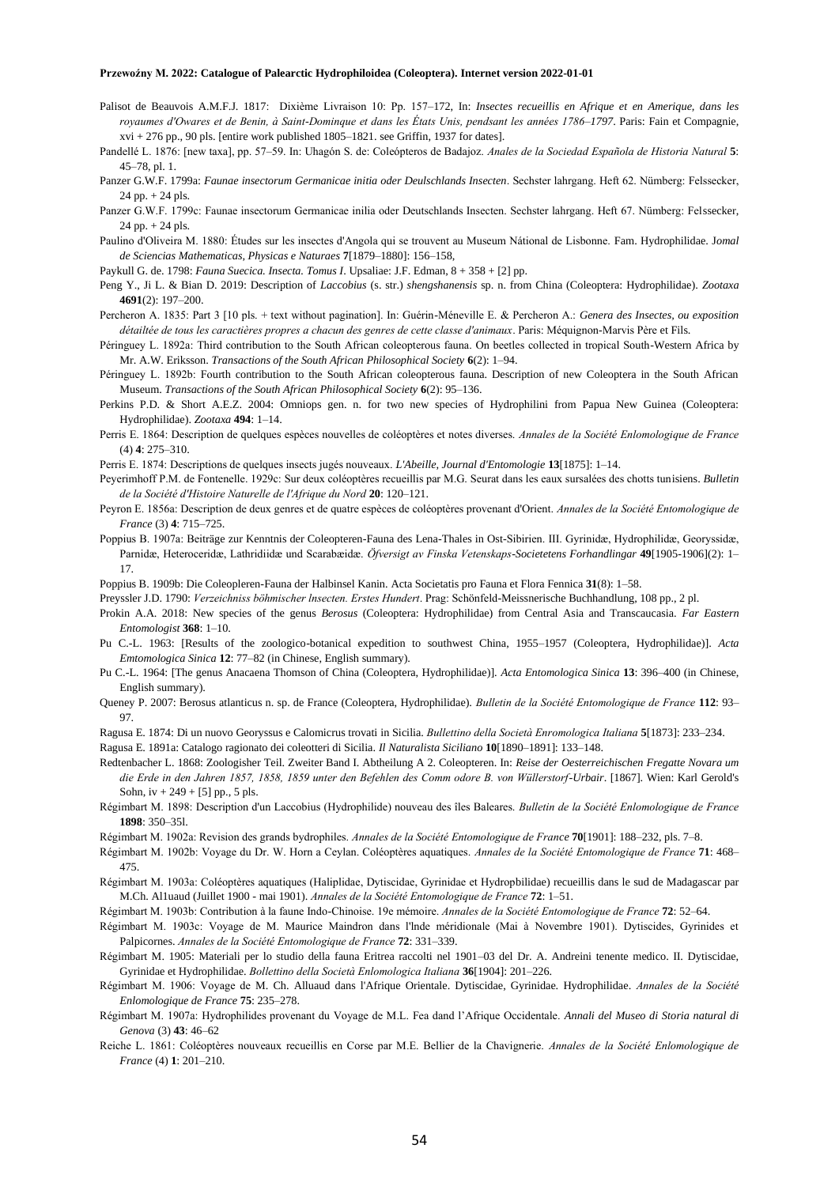Palisot de Beauvois A.M.F.J. 1817: Dixième Livraison 10: Pp. 157–172, In: *Insectes recueillis en Afrique et en Amerique, dans les royaumes d'Owares et de Benin, à Saint-Dominque et dans les États Unis, pendsant les années 1786–1797*. Paris: Fain et Compagnie, xvi + 276 pp., 90 pls. [entire work published 1805–1821. see Griffin, 1937 for dates].

Pandellé L. 1876: [new taxa], pp. 57–59. In: Uhagón S. de: Coleópteros de Badajoz. *Anales de la Sociedad Española de Historia Natural* **5**: 45–78, pl. 1.

Panzer G.W.F. 1799a: *Faunae insectorum Germanicae initia oder Deulschlands Insecten*. Sechster lahrgang. Heft 62. Nümberg: Felssecker, 24 pp. + 24 pls.

Panzer G.W.F. 1799c: Faunae insectorum Germanicae inilia oder Deutschlands Insecten. Sechster lahrgang. Heft 67. Nümberg: Felssecker, 24 pp. + 24 pls.

Paulino d'Oliveira M. 1880: Études sur les insectes d'Angola qui se trouvent au Museum Nátional de Lisbonne. Fam. Hydrophilidae. J*omal de Sciencias Mathematicas, Physicas e Naturaes* **7**[1879–1880]: 156–158,

Paykull G. de. 1798: *Fauna Suecica. Insecta. Tomus I*. Upsaliae: J.F. Edman, 8 + 358 + [2] pp.

Peng Y., Ji L. & Bian D. 2019: Description of *Laccobius* (s. str.) *shengshanensis* sp. n. from China (Coleoptera: Hydrophilidae). *Zootaxa* **4691**(2): 197–200.

Percheron A. 1835: Part 3 [10 pls. + text without pagination]. In: Guérin-Méneville E. & Percheron A.: *Genera des Insectes, ou exposition détailtée de tous les caractières propres a chacun des genres de cette classe d'animaux*. Paris: Méquignon-Marvis Père et Fils.

Péringuey L. 1892a: Third contribution to the South African coleopterous fauna. On beetles collected in tropical South-Western Africa by Mr. A.W. Eriksson. *Transactions of the South African Philosophical Society* **6**(2): 1–94.

Péringuey L. 1892b: Fourth contribution to the South African coleopterous fauna. Description of new Coleoptera in the South African Museum. *Transactions of the South African Philosophical Society* **6**(2): 95–136.

Perkins P.D. & Short A.E.Z. 2004: Omniops gen. n. for two new species of Hydrophilini from Papua New Guinea (Coleoptera: Hydrophilidae). *Zootaxa* **494**: 1–14.

Perris E. 1864: Description de quelques espèces nouvelles de coléoptères et notes diverses. *Annales de la Société Enlomologique de France* (4) **4**: 275–310.

Perris E. 1874: Descriptions de quelques insects jugés nouveaux. *L'Abeille, Journal d'Entomologie* **13**[1875]: 1–14.

Peyerimhoff P.M. de Fontenelle. 1929c: Sur deux coléoptères recueillis par M.G. Seurat dans les eaux sursalées des chotts tunisiens. *Bulletin de la Société d'Histoire Naturelle de l'Afrique du Nord* **20**: 120–121.

Peyron E. 1856a: Description de deux genres et de quatre espèces de coléoptères provenant d'Orient. *Annales de la Société Entomologique de France* (3) **4**: 715–725.

Poppius B. 1907a: Beiträge zur Kenntnis der Coleopteren-Fauna des Lena-Thales in Ost-Sibirien. III. Gyrinidæ, Hydrophilidæ, Georyssidæ, Parnidæ, Heteroceridæ, Lathridiidæ und Scarabæidæ. *Öfversigt av Finska Vetenskaps-Societetens Forhandlingar* **49**[1905-1906](2): 1–17.

Poppius B. 1909b: Die Coleopleren-Fauna der Halbinsel Kanin. Acta Societatis pro Fauna et Flora Fennica **31**(8): 1–58.

Preyssler J.D. 1790: *Verzeichniss böhmischer lnsecten. Erstes Hundert*. Prag: Schönfeld-Meissnerische Buchhandlung, 108 pp., 2 pl.

Prokin A.A. 2018: New species of the genus *Berosus* (Coleoptera: Hydrophilidae) from Central Asia and Transcaucasia. *Far Eastern Entomologist* **368**: 1–10.

Pu C.-L. 1963: [Results of the zoologico-botanical expedition to southwest China, 1955–1957 (Coleoptera, Hydrophilidae)]. *Acta Emtomologica Sinica* **12**: 77–82 (in Chinese, English summary).

Pu C.-L. 1964: [The genus Anacaena Thomson of China (Coleoptera, Hydrophilidae)]. *Acta Entomologica Sinica* **13**: 396–400 (in Chinese, English summary).

Queney P. 2007: Berosus atlanticus n. sp. de France (Coleoptera, Hydrophilidae). *Bulletin de la Société Entomologique de France* **112**: 93–97.

Ragusa E. 1874: Di un nuovo Georyssus e Calomicrus trovati in Sicilia. *Bullettino della Società Enromologica Italiana* **5**[1873]: 233–234.

Ragusa E. 1891a: Catalogo ragionato dei coleotteri di Sicilia. *Il Naturalista Siciliano* **10**[1890–1891]: 133–148.

Redtenbacher L. 1868: Zoologisher Teil. Zweiter Band I. Abtheilung A 2. Coleopteren. In: *Reise der Oesterreichischen Fregatte Novara um die Erde in den Jahren 1857, 1858, 1859 unter den Befehlen des Comm odore B. von Wüllerstorf-Urbair*. [1867]. Wien: Karl Gerold's Sohn, iv + 249 + [5] pp., 5 pls.

Régimbart M. 1898: Description d'un Laccobius (Hydrophilide) nouveau des îles Baleares. *Bulletin de la Société Enlomologique de France* **1898**: 350–35l.

Régimbart M. 1902a: Revision des grands bydrophiles. *Annales de la Société Entomologique de France* **70**[1901]: 188–232, pls. 7–8.

Régimbart M. 1902b: Voyage du Dr. W. Horn a Ceylan. Coléoptères aquatiques. *Annales de la Société Entomologique de France* **71**: 468–475.

Régimbart M. 1903a: Coléoptères aquatiques (Haliplidae, Dytiscidae, Gyrinidae et Hydropbilidae) recueillis dans le sud de Madagascar par M.Ch. Al1uaud (Juillet 1900 - mai 1901). *Annales de la Société Entomologique de France* **72**: 1–51.

Régimbart M. 1903b: Contribution à la faune Indo-Chinoise. 19e mémoire. *Annales de la Société Entomologique de France* **72**: 52–64.

Régimbart M. 1903c: Voyage de M. Maurice Maindron dans l'lnde méridionale (Mai à Novembre 1901). Dytiscides, Gyrinides et Palpicornes. *Annales de la Société Entomologique de France* **72**: 331–339.

Régimbart M. 1905: Materiali per lo studio della fauna Eritrea raccolti nel 1901–03 del Dr. A. Andreini tenente medico. II. Dytiscidae, Gyrinidae et Hydrophilidae. *Bollettino della Società Enlomologica Italiana* **36**[1904]: 201–226.

Régimbart M. 1906: Voyage de M. Ch. Alluaud dans l'Afrique Orientale. Dytiscidae, Gyrinidae. Hydrophilidae. *Annales de la Société Enlomologique de France* **75**: 235–278.

Régimbart M. 1907a: Hydrophilides provenant du Voyage de M.L. Fea dand l'Afrique Occidentale. *Annali del Museo di Storia natural di Genova* (3) **43**: 46–62

Reiche L. 1861: Coléoptères nouveaux recueillis en Corse par M.E. Bellier de la Chavignerie. *Annales de la Société Enlomologique de France* (4) **1**: 201–210.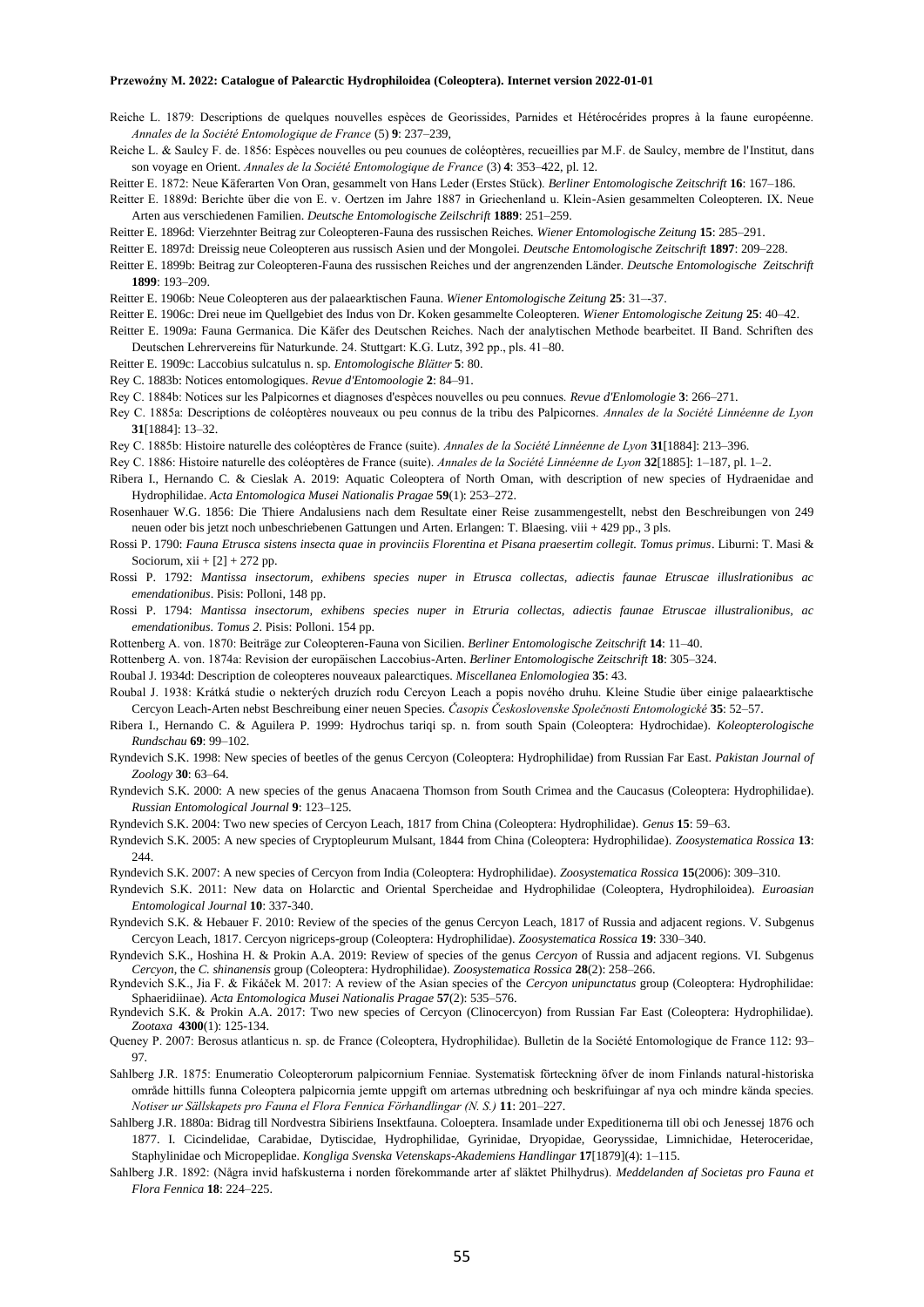Reiche L. 1879: Descriptions de quelques nouvelles espèces de Georissides, Parnides et Hétérocérides propres à la faune européenne. *Annales de la Société Entomologique de France* (5) **9**: 237–239,

Reiche L. & Saulcy F. de. 1856: Espèces nouvelles ou peu counues de coléoptères, recueillies par M.F. de Saulcy, membre de l'Institut, dans son voyage en Orient. *Annales de la Société Entomologique de France* (3) **4**: 353–422, pl. 12.

Reitter E. 1872: Neue Käferarten Von Oran, gesammelt von Hans Leder (Erstes Stück). *Berliner Entomologische Zeitschrift* **16**: 167–186.

Reitter E. 1889d: Berichte über die von E. v. Oertzen im Jahre 1887 in Griechenland u. Klein-Asien gesammelten Coleopteren. IX. Neue Arten aus verschiedenen Familien. *Deutsche Entomologische Zeilschrift* **1889**: 251–259.

Reitter E. 1896d: Vierzehnter Beitrag zur Coleopteren-Fauna des russischen Reiches. *Wiener Entomologische Zeitung* **15**: 285–291.

Reitter E. 1897d: Dreissig neue Coleopteren aus russisch Asien und der Mongolei. *Deutsche Entomologische Zeitschrift* **1897**: 209–228.

Reitter E. 1899b: Beitrag zur Coleopteren-Fauna des russischen Reiches und der angrenzenden Länder. *Deutsche Entomologische Zeitschrift* **1899**: 193–209.

Reitter E. 1906b: Neue Coleopteren aus der palaearktischen Fauna. *Wiener Entomologische Zeitung* **25**: 31–-37.

Reitter E. 1906c: Drei neue im Quellgebiet des Indus von Dr. Koken gesammelte Coleopteren. *Wiener Entomologische Zeitung* **25**: 40–42.

Reitter E. 1909a: Fauna Germanica. Die Käfer des Deutschen Reiches. Nach der analytischen Methode bearbeitet. II Band. Schriften des Deutschen Lehrervereins für Naturkunde. 24. Stuttgart: K.G. Lutz, 392 pp., pls. 41–80.

Reitter E. 1909c: Laccobius sulcatulus n. sp. *Entomologische Blätter* **5**: 80.

Rey C. 1883b: Notices entomologiques. *Revue d'Entomoologie* **2**: 84–91.

Rey C. 1884b: Notices sur les Palpicornes et diagnoses d'espèces nouvelles ou peu connues. *Revue d'Enlomologie* **3**: 266–271.

Rey C. 1885a: Descriptions de coléoptères nouveaux ou peu connus de la tribu des Palpicornes. *Annales de la Société Linnéenne de Lyon* **31**[1884]: 13–32.

Rey C. 1885b: Histoire naturelle des coléoptères de France (suite). *Annales de la Société Linnéenne de Lyon* **31**[1884]: 213–396.

Rey C. 1886: Histoire naturelle des coléoptères de France (suite). *Annales de la Société Linnéenne de Lyon* **32**[1885]: 1–187, pl. 1–2.

Ribera I., Hernando C. & Cieslak A. 2019: Aquatic Coleoptera of North Oman, with description of new species of Hydraenidae and Hydrophilidae. *Acta Entomologica Musei Nationalis Pragae* **59**(1): 253–272.

Rosenhauer W.G. 1856: Die Thiere Andalusiens nach dem Resultate einer Reise zusammengestellt, nebst den Beschreibungen von 249 neuen oder bis jetzt noch unbeschriebenen Gattungen und Arten. Erlangen: T. Blaesing. viii + 429 pp., 3 pls.

Rossi P. 1790: *Fauna Etrusca sistens insecta quae in provinciis Florentina et Pisana praesertim collegit. Tomus primus*. Liburni: T. Masi & Sociorum, xii + [2] + 272 pp.

Rossi P. 1792: *Mantissa insectorum, exhibens species nuper in Etrusca collectas, adiectis faunae Etruscae illuslrationibus ac emendationibus*. Pisis: Polloni, 148 pp.

Rossi P. 1794: *Mantissa insectorum, exhibens species nuper in Etruria collectas, adiectis faunae Etruscae illustralionibus, ac emendationibus. Tomus 2*. Pisis: Polloni. 154 pp.

Rottenberg A. von. 1870: Beiträge zur Coleopteren-Fauna von Sicilien. *Berliner Entomologische Zeitschrift* **14**: 11–40.

Rottenberg A. von. 1874a: Revision der europäischen Laccobius-Arten. *Berliner Entomologische Zeitschrift* **18**: 305–324.

Roubal J. 1934d: Description de coleopteres nouveaux palearctiques. *Miscellanea Enlomologiea* **35**: 43.

Roubal J. 1938: Krátká studie o nekterých druzích rodu Cercyon Leach a popis nového druhu. Kleine Studie über einige palaearktische Cercyon Leach-Arten nebst Beschreibung einer neuen Species. *Časopis Československe Společnosti Entomologické* **35**: 52–57.

Ribera I., Hernando C. & Aguilera P. 1999: Hydrochus tariqi sp. n. from south Spain (Coleoptera: Hydrochidae). *Koleopterologische Rundschau* **69**: 99–102.

Ryndevich S.K. 1998: New species of beetles of the genus Cercyon (Coleoptera: Hydrophilidae) from Russian Far East. *Pakistan Journal of Zoology* **30**: 63–64.

Ryndevich S.K. 2000: A new species of the genus Anacaena Thomson from South Crimea and the Caucasus (Coleoptera: Hydrophilidae). *Russian Entomological Journal* **9**: 123–125.

Ryndevich S.K. 2004: Two new species of Cercyon Leach, 1817 from China (Coleoptera: Hydrophilidae). *Genus* **15**: 59–63.

Ryndevich S.K. 2005: A new species of Cryptopleurum Mulsant, 1844 from China (Coleoptera: Hydrophilidae). *Zoosystematica Rossica* **13**: 244.

Ryndevich S.K. 2007: A new species of Cercyon from India (Coleoptera: Hydrophilidae). *Zoosystematica Rossica* **15**(2006): 309–310.

Ryndevich S.K. 2011: New data on Holarctic and Oriental Spercheidae and Hydrophilidae (Coleoptera, Hydrophiloidea). *Euroasian Entomological Journal* **10**: 337-340.

Ryndevich S.K. & Hebauer F. 2010: Review of the species of the genus Cercyon Leach, 1817 of Russia and adjacent regions. V. Subgenus Cercyon Leach, 1817. Cercyon nigriceps-group (Coleoptera: Hydrophilidae). *Zoosystematica Rossica* **19**: 330–340.

Ryndevich S.K., Hoshina H. & Prokin A.A. 2019: Review of species of the genus *Cercyon* of Russia and adjacent regions. VI. Subgenus *Cercyon*, the *C. shinanensis* group (Coleoptera: Hydrophilidae). *Zoosystematica Rossica* **28**(2): 258–266.

Ryndevich S.K., Jia F. & Fikáček M. 2017: A review of the Asian species of the *Cercyon unipunctatus* group (Coleoptera: Hydrophilidae: Sphaeridiinae). *Acta Entomologica Musei Nationalis Pragae* **57**(2): 535–576.

Ryndevich S.K. & Prokin A.A. 2017: Two new species of Cercyon (Clinocercyon) from Russian Far East (Coleoptera: Hydrophilidae). *Zootaxa* **4300**(1): 125-134.

Queney P. 2007: Berosus atlanticus n. sp. de France (Coleoptera, Hydrophilidae). Bulletin de la Société Entomologique de France 112: 93–97.

Sahlberg J.R. 1875: Enumeratio Coleopterorum palpicornium Fenniae. Systematisk förteckning öfver de inom Finlands natural-historiska område hittills funna Coleoptera palpicornia jemte uppgift om arternas utbredning och beskrifuingar af nya och mindre kända species. *Notiser ur Sällskapets pro Fauna el Flora Fennica Förhandlingar (N. S.)* **11**: 201–227.

Sahlberg J.R. 1880a: Bidrag till Nordvestra Sibiriens Insektfauna. Coloeptera. Insamlade under Expeditionerna till obi och Jenessej 1876 och 1877. I. Cicindelidae, Carabidae, Dytiscidae, Hydrophilidae, Gyrinidae, Dryopidae, Georyssidae, Limnichidae, Heteroceridae, Staphylinidae och Micropeplidae. *Kongliga Svenska Vetenskaps-Akademiens Handlingar* **17**[1879](4): 1–115.

Sahlberg J.R. 1892: (Några invid hafskusterna i norden förekommande arter af släktet Philhydrus). *Meddelanden af Societas pro Fauna et Flora Fennica* **18**: 224–225.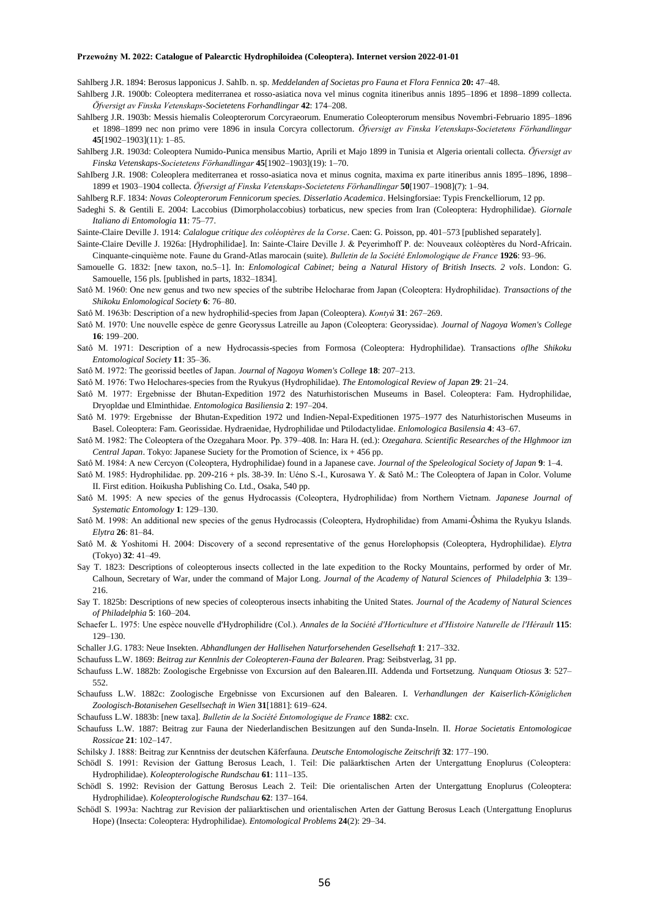Sahlberg J.R. 1894: Berosus lapponicus J. Sahlb. n. sp. *Meddelanden af Societas pro Fauna et Flora Fennica* **20:** 47–48.

Sahlberg J.R. 1900b: Coleoptera mediterranea et rosso-asiatica nova vel minus cognita itineribus annis 1895–1896 et 1898–1899 collecta. *Öfversigt av Finska Vetenskaps-Societetens Forhandlingar* **42**: 174–208.

Sahlberg J.R. 1903b: Messis hiemalis Coleopterorum Corcyraeorum. Enumeratio Coleopterorum mensibus Novembri-Februario 1895–1896 et 1898–1899 nec non primo vere 1896 in insula Corcyra collectorum. *Öfversigt av Finska Vetenskaps-Societetens Förhandlingar* **45**[1902–1903](11): 1–85.

Sahlberg J.R. 1903d: Coleoptera Numido-Punica mensibus Martio, Aprili et Majo 1899 in Tunisia et Algeria orientali collecta. *Öfversigt av Finska Vetenskaps-Societetens Förhandlingar* **45**[1902–1903](19): 1–70.

Sahlberg J.R. 1908: Coleoplera mediterranea et rosso-asiatica nova et minus cognita, maxima ex parte itineribus annis 1895–1896, 1898–1899 et 1903–1904 collecta. *Öfversigt af Finska Vetenskaps-Societetens Förhandlingar* **50**[1907–1908](7): 1–94.

Sahlberg R.F. 1834: *Novas Coleopterorum Fennicorum species. Disserlatio Academica*. Helsingforsiae: Typis Frenckelliorum, 12 pp.

Sadeghi S. & Gentili E. 2004: Laccobius (Dimorpholaccobius) torbaticus, new species from Iran (Coleoptera: Hydrophilidae). *Giornale Italiano di Entomologia* **11**: 75–77.

Sainte-Claire Deville J. 1914: *Calalogue critique des coléoptères de la Corse*. Caen: G. Poisson, pp. 401–573 [published separately].

Sainte-Claire Deville J. 1926a: [Hydrophilidae]. In: Sainte-Claire Deville J. & Peyerimhoff P. de: Nouveaux coléoptères du Nord-Africain. Cinquante-cinquième note. Faune du Grand-Atlas marocain (suite). *Bulletin de la Société Enlomologique de France* **1926**: 93–96.

Samouelle G. 1832: [new taxon, no.5–1]. In: *Enlomological Cabinet; being a Natural History of British Insects. 2 vols*. London: G. Samouelle, 156 pls. [published in parts, 1832–1834].

Satô M. 1960: One new genus and two new species of the subtribe Helocharae from Japan (Coleoptera: Hydrophilidae). *Transactions of the Shikoku Enlomological Society* **6**: 76–80.

Satô M. 1963b: Description of a new hydrophilid-species from Japan (Coleoptera). *Kontyû* **31**: 267–269.

Satô M. 1970: Une nouvelle espèce de genre Georyssus Latreille au Japon (Coleoptera: Georyssidae). *Journal of Nagoya Women's College* **16**: 199–200.

Satô M. 1971: Description of a new Hydrocassis-species from Formosa (Coleoptera: Hydrophilidae). Transactions *oflhe Shikoku Entomological Society* **11**: 35–36.

Satô M. 1972: The georissid beetles of Japan. *Journal of Nagoya Women's College* **18**: 207–213.

Satô M. 1976: Two Helochares-species from the Ryukyus (Hydrophilidae). *The Entomological Review of Japan* **29**: 21–24.

Satô M. 1977: Ergebnisse der Bhutan-Expedition 1972 des Naturhistorischen Museums in Basel. Coleoptera: Fam. Hydrophilidae, Dryopldae und Elminthidae. *Entomologica Basiliensia* **2**: 197–204.

Satô M. 1979: Ergebnisse der Bhutan-Expedition 1972 und Indien-Nepal-Expeditionen 1975–1977 des Naturhistorischen Museums in Basel. Coleoptera: Fam. Georissidae. Hydraenidae, Hydrophilidae und Ptilodactylidae. *Enlomologica Basilensia* **4**: 43–67.

Satô M. 1982: The Coleoptera of the Ozegahara Moor. Pp. 379–408. In: Hara H. (ed.): *Ozegahara. Scientific Researches of the Hlghmoor izn Central Japan*. Tokyo: Japanese Suciety for the Promotion of Science, ix + 456 pp.

Satô M. 1984: A new Cercyon (Coleoptera, Hydrophilidae) found in a Japanese cave. *Journal of the Speleological Society of Japan* **9**: 1–4.

Satô M. 1985: Hydrophilidae. pp. 209-216 + pls. 38-39. In: Uéno S.-I., Kurosawa Y. & Satô M.: The Coleoptera of Japan in Color. Volume II. First edition. Hoikusha Publishing Co. Ltd., Osaka, 540 pp.

Satô M. 1995: A new species of the genus Hydrocassis (Coleoptera, Hydrophilidae) from Northern Vietnam. *Japanese Journal of Systematic Entomology* **1**: 129–130.

Satô M. 1998: An additional new species of the genus Hydrocassis (Coleoptera, Hydrophilidae) from Amami-Ôshima the Ryukyu Islands. *Elytra* **26**: 81–84.

Satô M. & Yoshitomi H. 2004: Discovery of a second representative of the genus Horelophopsis (Coleoptera, Hydrophilidae). *Elytra* (Tokyo) **32**: 41–49.

Say T. 1823: Descriptions of coleopterous insects collected in the late expedition to the Rocky Mountains, performed by order of Mr. Calhoun, Secretary of War, under the command of Major Long. *Journal of the Academy of Natural Sciences of Philadelphia* **3**: 139–216.

Say T. 1825b: Descriptions of new species of coleopterous insects inhabiting the United States. *Journal of the Academy of Natural Sciences of Philadelphia* **5**: 160–204.

Schaefer L. 1975: Une espèce nouvelle d'Hydrophilidre (Col.). *Annales de la Société d'Horticulture et d'Histoire Naturelle de l'Hérault* **115**: 129–130.

Schaller J.G. 1783: Neue Insekten. *Abhandlungen der Hallisehen Naturforsehenden Gesellsehaft* **1**: 217–332.

Schaufuss L.W. 1869: *Beitrag zur Kennlnis der Coleopteren-Fauna der Balearen*. Prag: Seibstverlag, 31 pp.

Schaufuss L.W. 1882b: Zoologische Ergebnisse von Excursion auf den Balearen.III. Addenda und Fortsetzung. *Nunquam Otiosus* **3**: 527–552.

Schaufuss L.W. 1882c: Zoologische Ergebnisse von Excursionen auf den Balearen. I. *Verhandlungen der Kaiserlich-Königlichen Zoologisch-Botanisehen Gesellsechaft in Wien* **31**[1881]: 619–624.

Schaufuss L.W. 1883b: [new taxa]. *Bulletin de la Société Entomologique de France* **1882**: cxc.

Schaufuss L.W. 1887: Beitrag zur Fauna der Niederlandischen Besitzungen auf den Sunda-Inseln. II. *Horae Societatis Entomologicae Rossicae* **21**: 102–147.

Schilsky J. 1888: Beitrag zur Kenntniss der deutschen Käferfauna. *Deutsche Entomologische Zeitschrift* **32**: 177–190.

Schödl S. 1991: Revision der Gattung Berosus Leach, 1. Teil: Die paläarktischen Arten der Untergattung Enoplurus (Coleoptera: Hydrophilidae). *Koleopterologische Rundschau* **61**: 111–135.

Schödl S. 1992: Revision der Gattung Berosus Leach 2. Teil: Die orientalischen Arten der Untergattung Enoplurus (Coleoptera: Hydrophilidae). *Koleopterologische Rundschau* **62**: 137–164.

Schödl S. 1993a: Nachtrag zur Revision der paläarktischen und orientalischen Arten der Gattung Berosus Leach (Untergattung Enoplurus Hope) (Insecta: Coleoptera: Hydrophilidae). *Entomological Problems* **24**(2): 29–34.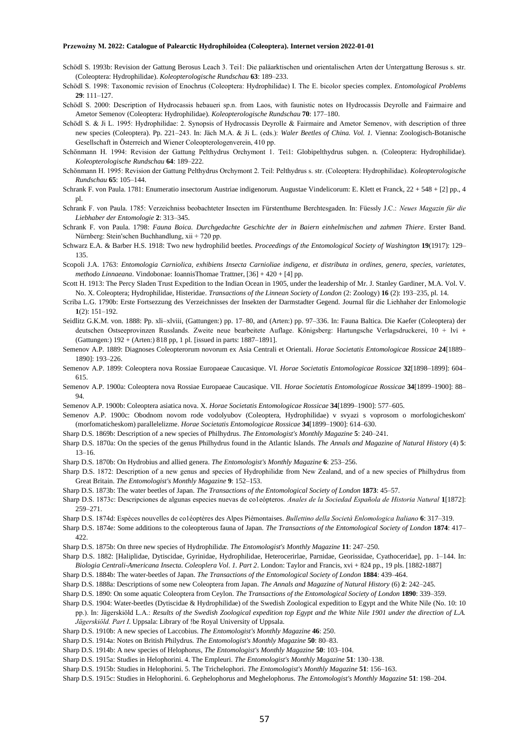Schödl S. 1993b: Revision der Gattung Berosus Leach 3. Tei1: Die paläarktischen und orientalischen Arten der Untergattung Berosus s. str. (Coleoptera: Hydrophilidae). *Koleopterologische Rundschau* **63**: 189–233.

Schödl S. 1998: Taxonomic revision of Enochrus (Coleoptera: Hydrophilidae) I. The E. bicolor species complex. *Entomological Problems* **29**: 111–127.

Schödl S. 2000: Description of Hydrocassis hebaueri sp.n. from Laos, with faunistic notes on Hydrocassis Deyrolle and Fairmaire and Ametor Semenov (Coleoptera: Hydrophilidae). *Koleopterologische Rundschau* **70**: 177–180.

Schödl S. & Ji L. 1995: Hydrophilidae: 2. Synopsis of Hydrocassis Deyrolle & Fairmaire and Ametor Semenov, with description of three new species (Coleoptera). Pp. 221–243. In: Jäch M.A. & Ji L. (eds.): *Waler Beetles of China. Vol. 1.* Vienna: Zoologisch-Botanische Gesellschaft in Österreich and Wiener Coleopterologenverein, 410 pp.

Schönmann H. 1994: Revision der Gattung Pelthydrus Orchymont 1. Teil: Globipelthydrus subgen. n. (Coleoptera: Hydrophilidae). *Koleopterologische Rundschau* **64**: 189–222.

Schönmann H. 1995: Revision der Gattung Pelthydrus Orchymont 2. Teil: Pelthydrus s. str. (Coleoptera: Hydrophilidae). *Koleopterologische Rundschau* **65**: 105–144.

Schrank F. von Paula. 1781: Enumeratio insectorum Austriae indigenorum. Augustae Vindelicorum: E. Klett et Franck, 22 + 548 + [2] pp., 4 pl.

Schrank F. von Paula. 1785: Verzeichniss beobachteter Insecten im Fürstenthume Berchtesgaden. In: Füessly J.C.: *Neues Magazin für die Liebhaber der Entomologie* **2**: 313–345.

Schrank F. von Paula. 1798: *Fauna Boica. Durchgedachte Geschichte der in Baiern einhelmischen und zahmen Thiere*. Erster Band. Nürnberg: Stein'schen Buchhandlung, xii + 720 pp.

Schwarz E.A. & Barber H.S. 1918: Two new hydrophilid beetles. *Proceedings of the Entomological Society of Washington* **19**(1917): 129–135.

Scopoli J.A. 1763: *Entomologia Carniolica, exhibiens Insecta Carnioliae indigena, et distributa in ordines, genera, species, varietates, methodo Linnaeana*. Vindobonae: IoannisThomae Trattner, [36] + 420 + [4] pp.

Scott H. 1913: The Percy Sladen Trust Expedition to the Indian Ocean in 1905, under the leadership of Mr. J. Stanley Gardiner, M.A. Vol. V. No. X. Coleoptera; Hydrophilidae, Histeridae. *Transactions of the Linnean Society of London* (2: Zoology) **16** (2): 193–235, pl. 14.

Scriba L.G. 1790b: Erste Fortsezzung des Verzeichnisses der Insekten der Darmstadter Gegend. Journal für die Liehhaher der Enlomologie **1**(2): 151–192.

Seidlitz G.K.M. von. 1888: Pp. xli–xlviii, (Gattungen:) pp. 17–80, and (Arten:) pp. 97–336. In: Fauna Baltica. Die Kaefer (Coleoptera) der deutschen Ostseeprovinzen Russlands. Zweite neue bearbeitete Auflage. Königsberg: Hartungsche Verlagsdruckerei, 10 + lvi + (Gattungen:) 192 + (Arten:) 818 pp, 1 pl. [issued in parts: 1887–1891].

Semenov A.P. 1889: Diagnoses Coleopterorum novorum ex Asia Centrali et Orientali. *Horae Societatis Entomologicae Rossicae* **24**[1889–1890]: 193–226.

Semenov A.P. 1899: Coleoptera nova Rossiae Europaeae Caucasique. VI. *Horae Societatis Entomologicae Rossicae* **32**[1898–1899]: 604–615.

Semenov A.P. 1900a: Coleoptera nova Rossiae Europaeae Caucasique. VII. *Horae Societatis Entomologicae Rossicae* **34**[1899–1900]: 88–94.

Semenov A.P. 1900b: Coleoptera asiatica nova. X. *Horae Societatis Entomologicae Rossicae* **34**[1899–1900]: 577–605.

Semenov A.P. 1900c: Obodnom novom rode vodolyubov (Coleoptera, Hydrophilidae) v svyazi s voprosom o morfologicheskom' (morfomaticheskom) parallelelizme. *Horae Societatis Entomologicae Rossicae* **34**[1899–1900]: 614–630.

Sharp D.S. 1869b: Description of a new species of Philhydrus. *The Entomologist's Monthly Magazine* **5**: 240–241.

Sharp D.S. 1870a: On the species of the genus Philhydrus found in the Atlantic Islands. *The Annals and Magazine of Natural History* (4) **5**: 13–16.

Sharp D.S. 1870b: On Hydrobius and allied genera. *The Entomologist's Monthly Magazine* **6**: 253–256.

Sharp D.S. 1872: Description of a new genus and species of Hydrophilidæ from New Zealand, and of a new species of Philhydrus from Great Britain. *The Entomologist's Monthly Magazine* **9**: 152–153.

Sharp D.S. 1873b: The water beetles of Japan. *The Transactions of the Entomological Society of London* **1873**: 45–57.

Sharp D.S. 1873c: Descripciones de algunas especies nuevas de co1eópteros. *Anales de la Sociedad Española de Historia Natural* **1**[1872]: 259–271.

Sharp D.S. 1874d: Espèces nouvelles de co1éoptères des Alpes Piémontaises. *Bullettino della Società Enlomologica Italiano* **6**: 317–319.

Sharp D.S. 1874e: Some additions to the coleopterous fauna of Japan. *The Transactions of the Entomological Society of London* **1874**: 417–422.

Sharp D.S. 1875b: On three new species of Hydrophilidæ. *The Entomologist's Monthly Magazine* **11**: 247–250.

Sharp D.S. 1882: [Haliplidae, Dytiscidae, Gyrinidae, Hydrophilidae, Heterocerirlae, Parnidae, Georissidae, Cyathoceridae], pp. 1–144. In: *Biologia Centrali-Americana Insecta. Coleoplera Vol. 1. Part 2*. London: Taylor and Francis, xvi + 824 pp., 19 pls. [1882-1887]

Sharp D.S. 1884b: The water-beetles of Japan. *The Transactions of the Entomological Society of London* **1884**: 439–464.

Sharp D.S. 1888a: Descriptions of some new Coleoptera from Japan. *The Annals and Magazine of Natural History* (6) **2**: 242–245.

Sharp D.S. 1890: On some aquatic Coleoptera from Ceylon. *The Transactions of the Entomological Society of London* **1890**: 339–359.

Sharp D.S. 1904: Water-beetles (Dytiscidae & Hydrophilidae) of the Swedish Zoological expedition to Egypt and the White Nile (No. 10: 10 pp.). In: Jägerskiöld L.A.: *Results of the Swedish Zoological expedition top Egypt and the White Nile 1901 under the direction of L.A. Jägerskiöld. Part I*. Uppsala: Library of !be Royal University of Uppsala.

Sharp D.S. 1910b: A new species of Laccobius. *The Entomologist's Monthly Magazine* **46**: 250.

Sharp D.S. 1914a: Notes on British Philydrus. *The Entomologist's Monthly Magazine* **50**: 80–83.

Sharp D.S. 1914b: A new species of Helophorus, *The Entomologist's Monthly Magazine* **50**: 103–104.

Sharp D.S. 1915a: Studies in Helophorini. 4. The Empleuri. *The Entomologist's Monthly Magazine* **51**: 130–138.

Sharp D.S. 1915b: Studies in Helophorini. 5. The Trichelophori. *The Entomologist's Monthly Magazine* **51**: 156–163.

Sharp D.S. 1915c: Studies in Helophorini. 6. Gephelophorus and Meghelophorus. *The Entomologist's Monthly Magazine* **51**: 198–204.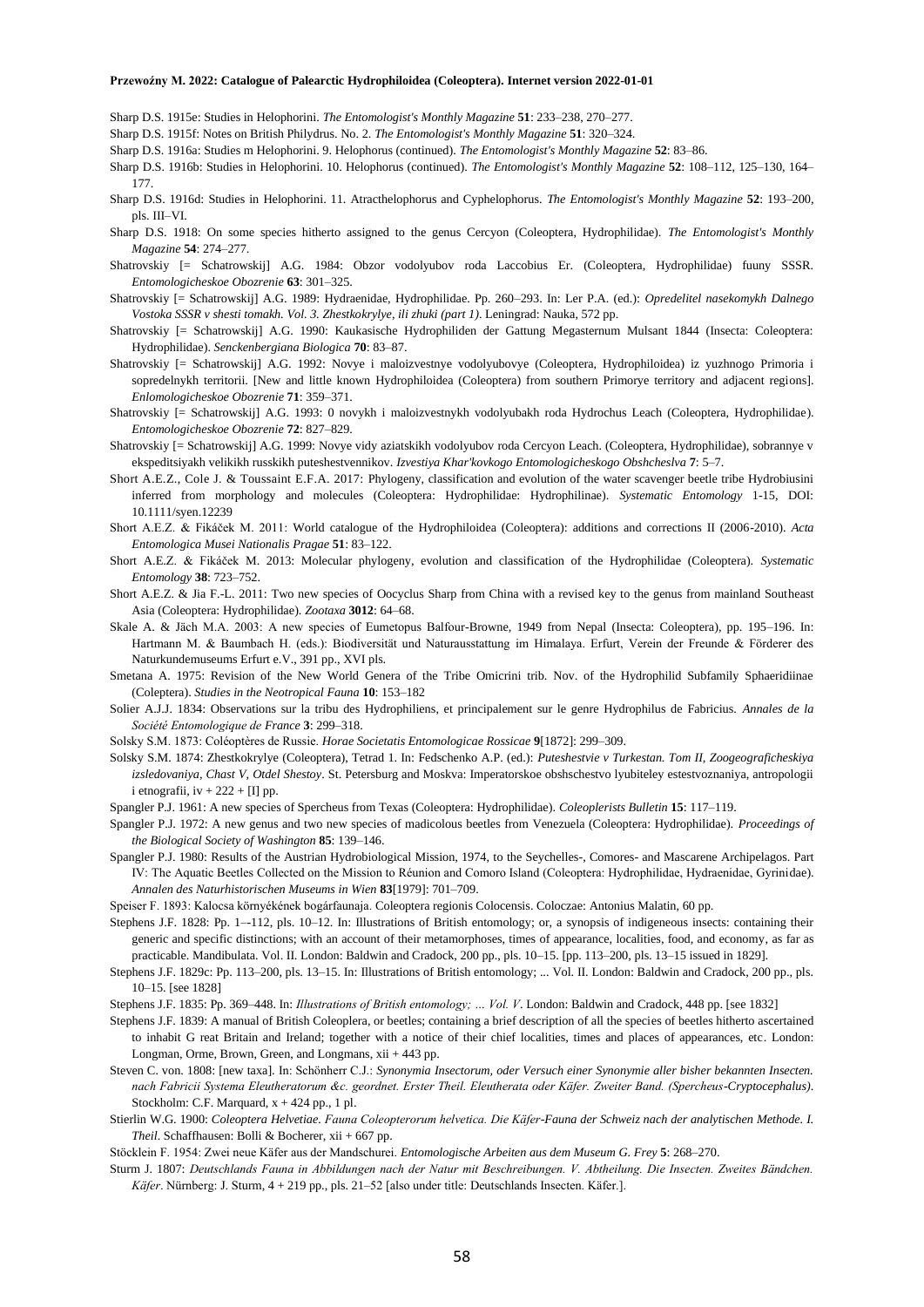Sharp D.S. 1915e: Studies in Helophorini. *The Entomologist's Monthly Magazine* **51**: 233–238, 270–277.

Sharp D.S. 1915f: Notes on British Philydrus. No. 2. *The Entomologist's Monthly Magazine* **51**: 320–324.

Sharp D.S. 1916a: Studies m Helophorini. 9. Helophorus (continued). *The Entomologist's Monthly Magazine* **52**: 83–86.

Sharp D.S. 1916b: Studies in Helophorini. 10. Helophorus (continued). *The Entomologist's Monthly Magazine* **52**: 108–112, 125–130, 164–177.

Sharp D.S. 1916d: Studies in Helophorini. 11. Atracthelophorus and Cyphelophorus. *The Entomologist's Monthly Magazine* **52**: 193–200, pls. III–VI.

Sharp D.S. 1918: On some species hitherto assigned to the genus Cercyon (Coleoptera, Hydrophilidae). *The Entomologist's Monthly Magazine* **54**: 274–277.

Shatrovskiy [= Schatrowskij] A.G. 1984: Obzor vodolyubov roda Laccobius Er. (Coleoptera, Hydrophilidae) fuuny SSSR. *Entomologicheskoe Obozrenie* **63**: 301–325.

Shatrovskiy [= Schatrowskij] A.G. 1989: Hydraenidae, Hydrophilidae. Pp. 260–293. In: Ler P.A. (ed.): *Opredelitel nasekomykh Dalnego Vostoka SSSR v shesti tomakh. Vol. 3. Zhestkokrylye, ili zhuki (part 1)*. Leningrad: Nauka, 572 pp.

Shatrovskiy [= Schatrowskij] A.G. 1990: Kaukasische Hydrophiliden der Gattung Megasternum Mulsant 1844 (Insecta: Coleoptera: Hydrophilidae). *Senckenbergiana Biologica* **70**: 83–87.

Shatrovskiy [= Schatrowskij] A.G. 1992: Novye i maloizvestnye vodolyubovye (Coleoptera, Hydrophiloidea) iz yuzhnogo Primoria i sopredelnykh territorii. [New and little known Hydrophiloidea (Coleoptera) from southern Primorye territory and adjacent regions]. *Enlomologicheskoe Obozrenie* **71**: 359–371.

Shatrovskiy [= Schatrowskij] A.G. 1993: 0 novykh i maloizvestnykh vodolyubakh roda Hydrochus Leach (Coleoptera, Hydrophilidae). *Entomologicheskoe Obozrenie* **72**: 827–829.

Shatrovskiy [= Schatrowskij] A.G. 1999: Novye vidy aziatskikh vodolyubov roda Cercyon Leach. (Coleoptera, Hydrophilidae), sobrannye v ekspeditsiyakh velikikh russkikh puteshestvennikov. *Izvestiya Khar'kovkogo Entomologicheskogo Obshcheslva* **7**: 5–7.

Short A.E.Z., Cole J. & Toussaint E.F.A. 2017: Phylogeny, classification and evolution of the water scavenger beetle tribe Hydrobiusini inferred from morphology and molecules (Coleoptera: Hydrophilidae: Hydrophilinae). *Systematic Entomology* 1-15, DOI: 10.1111/syen.12239

Short A.E.Z. & Fikáček M. 2011: World catalogue of the Hydrophiloidea (Coleoptera): additions and corrections II (2006-2010). *Acta Entomologica Musei Nationalis Pragae* **51**: 83–122.

Short A.E.Z. & Fikáček M. 2013: Molecular phylogeny, evolution and classification of the Hydrophilidae (Coleoptera). *Systematic Entomology* **38**: 723–752.

Short A.E.Z. & Jia F.-L. 2011: Two new species of Oocyclus Sharp from China with a revised key to the genus from mainland Southeast Asia (Coleoptera: Hydrophilidae). *Zootaxa* **3012**: 64–68.

Skale A. & Jäch M.A. 2003: A new species of Eumetopus Balfour-Browne, 1949 from Nepal (Insecta: Coleoptera), pp. 195–196. In: Hartmann M. & Baumbach H. (eds.): Biodiversität und Naturausstattung im Himalaya. Erfurt, Verein der Freunde & Förderer des Naturkundemuseums Erfurt e.V., 391 pp., XVI pls.

Smetana A. 1975: Revision of the New World Genera of the Tribe Omicrini trib. Nov. of the Hydrophilid Subfamily Sphaeridiinae (Coleptera). *Studies in the Neotropical Fauna* **10**: 153–182

Solier A.J.J. 1834: Observations sur la tribu des Hydrophiliens, et principalement sur le genre Hydrophilus de Fabricius. *Annales de la Société Entomologique de France* **3**: 299–318.

Solsky S.M. 1873: Coléoptères de Russie. *Horae Societatis Entomologicae Rossicae* **9**[1872]: 299–309.

Solsky S.M. 1874: Zhestkokrylye (Coleoptera), Tetrad 1. In: Fedschenko A.P. (ed.): *Puteshestvie v Turkestan. Tom II, Zoogeograficheskiya izsledovaniya, Chast V, Otdel Shestoy*. St. Petersburg and Moskva: Imperatorskoe obshschestvo lyubiteley estestvoznaniya, antropologii i etnografii, iv + 222 + [I] pp.

Spangler P.J. 1961: A new species of Spercheus from Texas (Coleoptera: Hydrophilidae). *Coleoplerists Bulletin* **15**: 117–119.

Spangler P.J. 1972: A new genus and two new species of madicolous beetles from Venezuela (Coleoptera: Hydrophilidae). *Proceedings of the Biological Society of Washington* **85**: 139–146.

Spangler P.J. 1980: Results of the Austrian Hydrobiological Mission, 1974, to the Seychelles-, Comores- and Mascarene Archipelagos. Part IV: The Aquatic Beetles Collected on the Mission to Réunion and Comoro Island (Coleoptera: Hydrophilidae, Hydraenidae, Gyrinidae). *Annalen des Naturhistorischen Museums in Wien* **83**[1979]: 701–709.

Speiser F. 1893: Kalocsa környékének bogárfaunaja. Coleoptera regionis Colocensis. Coloczae: Antonius Malatin, 60 pp.

Stephens J.F. 1828: Pp. 1–-112, pls. 10–12. In: Illustrations of British entomology; or, a synopsis of indigeneous insects: containing their generic and specific distinctions; with an account of their metamorphoses, times of appearance, localities, food, and economy, as far as practicable. Mandibulata. Vol. II. London: Baldwin and Cradock, 200 pp., pls. 10–15. [pp. 113–200, pls. 13–15 issued in 1829].

Stephens J.F. 1829c: Pp. 113–200, pls. 13–15. In: Illustrations of British entomology; ... Vol. II. London: Baldwin and Cradock, 200 pp., pls. 10–15. [see 1828]

Stephens J.F. 1835: Pp. 369–448. In: *Illustrations of British entomology; ... Vol. V*. London: Baldwin and Cradock, 448 pp. [see 1832]

Stephens J.F. 1839: A manual of British Coleoplera, or beetles; containing a brief description of all the species of beetles hitherto ascertained to inhabit G reat Britain and Ireland; together with a notice of their chief localities, times and places of appearances, etc. London: Longman, Orme, Brown, Green, and Longmans, xii + 443 pp.

Steven C. von. 1808: [new taxa]. In: Schönherr C.J.: *Synonymia Insectorum, oder Versuch einer Synonymie aller bisher bekannten Insecten. nach Fabricii Systema Eleutheratorum &c. geordnet. Erster Theil. Eleutherata oder Käfer. Zweiter Band. (Spercheus-Cryptocephalus)*. Stockholm: C.F. Marquard, x + 424 pp., 1 pl.

Stierlin W.G. 1900: *Coleoptera Helvetiae. Fauna Coleopterorum helvetica. Die Käfer-Fauna der Schweiz nach der analytischen Methode. I. Theil*. Schaffhausen: Bolli & Bocherer, xii + 667 pp.

Stöcklein F. 1954: Zwei neue Käfer aus der Mandschurei. *Entomologische Arbeiten aus dem Museum G. Frey* **5**: 268–270.

Sturm J. 1807: *Deutschlands Fauna in Abbildungen nach der Natur mit Beschreibungen. V. Abtheilung. Die Insecten. Zweites Bändchen. Käfer*. Nürnberg: J. Sturm, 4 + 219 pp., pls. 21–52 [also under title: Deutschlands Insecten. Käfer.].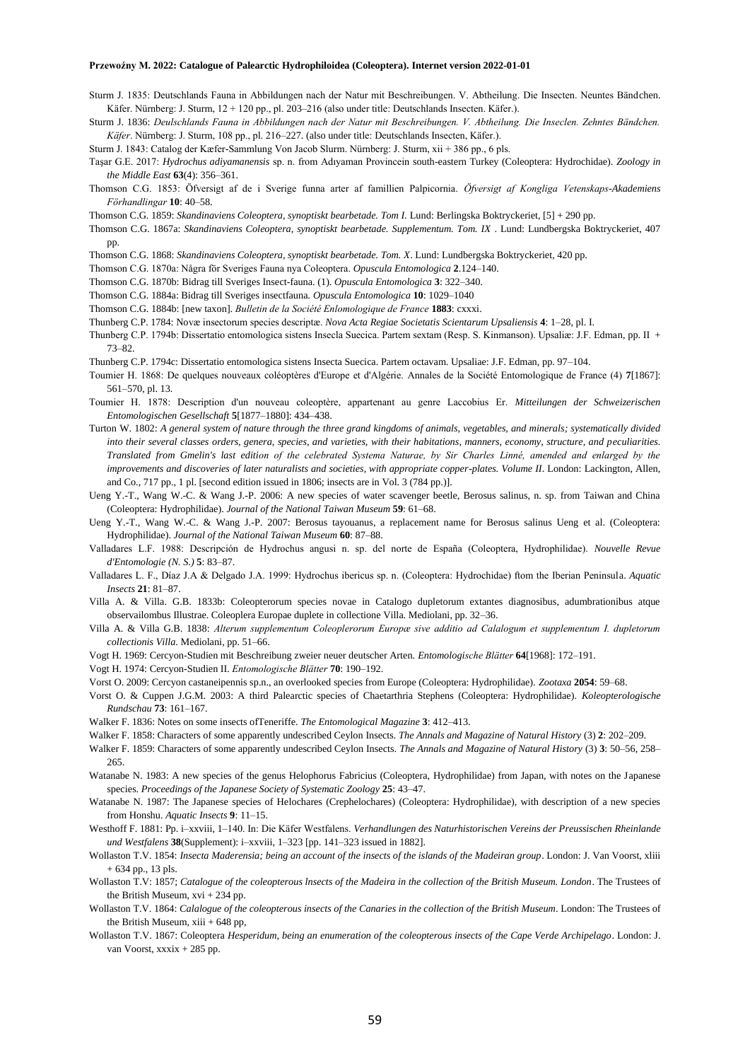Sturm J. 1835: Deutschlands Fauna in Abbildungen nach der Natur mit Beschreibungen. V. Abtheilung. Die Insecten. Neuntes Bändchen. Käfer. Nürnberg: J. Sturm, 12 + 120 pp., pl. 203–216 (also under title: Deutschlands Insecten. Käfer.).

Sturm J. 1836: *Deulschlands Fauna in Abbildungen nach der Natur mit Beschreibungen. V. Abtheilung. Die Inseclen. Zehntes Bändchen. Käfer*. Nürnberg: J. Sturm, 108 pp., pl. 216–227. (also under title: Deutschlands Insecten, Käfer.).

Sturm J. 1843: Catalog der Kæfer-Sammlung Von Jacob Slurm. Nürnberg: J. Sturm, xii + 386 pp., 6 pls.

Taşar G.E. 2017: *Hydrochus adiyamanensis* sp. n. from Adıyaman Provincein south-eastern Turkey (Coleoptera: Hydrochidae). *Zoology in the Middle East* **63**(4): 356–361.

Thomson C.G. 1853: Öfversigt af de i Sverige funna arter af famillien Palpicornia. *Öfversigt af Kongliga Vetenskaps-Akademiens Förhandlingar* **10**: 40–58.

Thomson C.G. 1859: *Skandinaviens Coleoptera, synoptiskt bearbetade. Tom I.* Lund: Berlingska Boktryckeriet, [5] + 290 pp.

Thomson C.G. 1867a: *Skandinaviens Coleoptera, synoptiskt bearbetade. Supplementum. Tom. IX* . Lund: Lundbergska Boktryckeriet, 407 pp.

Thomson C.G. 1868: *Skandinaviens Coleoptera, synoptiskt bearbetade. Tom. X*. Lund: Lundbergska Boktryckeriet, 420 pp.

Thomson C.G. 1870a: Några för Sveriges Fauna nya Coleoptera. *Opuscula Entomologica* **2**.124–140.

Thomson C.G. 1870b: Bidrag till Sveriges Insect-fauna. (1). *Opuscula Entomologica* **3**: 322–340.

Thomson C.G. 1884a: Bidrag till Sveriges insectfauna. *Opuscula Entomologica* **10**: 1029–1040

Thomson C.G. 1884b: [new taxon]. *Bulletin de la Société Enlomologique de France* **1883**: cxxxi.

Thunberg C.P. 1784: Novæ insectorum species descriptæ. *Nova Acta Regiae Societatis Scientarum Upsaliensis* **4**: 1–28, pl. I.

Thunberg C.P. 1794b: Dissertatio entomologica sistens Insecla Suecica. Partem sextam (Resp. S. Kinmanson). Upsaliæ: J.F. Edman, pp. II + 73–82.

Thunberg C.P. 1794c: Dissertatio entomologica sistens Insecta Suecica. Partem octavam. Upsaliae: J.F. Edman, pp. 97–104.

Toumier H. 1868: De quelques nouveaux coléoptères d'Europe et d'Algérie. Annales de la Société Entomologique de France (4) **7**[1867]: 561–570, pl. 13.

Toumier H. 1878: Description d'un nouveau coleoptère, appartenant au genre Laccobius Er. *Mitteilungen der Schweizerischen Entomologischen Gesellschaft* **5**[1877–1880]: 434–438.

Turton W. 1802: *A general system of nature through the three grand kingdoms of animals, vegetables, and minerals; systematically divided into their several classes orders, genera, species, and varieties, with their habitations, manners, economy, structure, and peculiarities. Translated from Gmelin's last edition of the celebrated Systema Naturae, by Sir Charles Linné, amended and enlarged by the improvements and discoveries of later naturalists and societies, with appropriate copper-plates. Volume II*. London: Lackington, Allen, and Co., 717 pp., 1 pl. [second edition issued in 1806; insects are in Vol. 3 (784 pp.)].

Ueng Y.-T., Wang W.-C. & Wang J.-P. 2006: A new species of water scavenger beetle, Berosus salinus, n. sp. from Taiwan and China (Coleoptera: Hydrophilidae). *Journal of the National Taiwan Museum* **59**: 61–68.

Ueng Y.-T., Wang W.-C. & Wang J.-P. 2007: Berosus tayouanus, a replacement name for Berosus salinus Ueng et al. (Coleoptera: Hydrophilidae). *Journal of the National Taiwan Museum* **60**: 87–88.

Valladares L.F. 1988: Descripción de Hydrochus angusi n. sp. del norte de España (Coleoptera, Hydrophilidae). *Nouvelle Revue d'Entomologie (N. S.)* **5**: 83–87.

Valladares L. F., Díaz J.A & Delgado J.A. 1999: Hydrochus ibericus sp. n. (Coleoptera: Hydrochidae) ftom the Iberian Peninsula. *Aquatic Insects* **21**: 81–87.

Villa A. & Villa. G.B. 1833b: Coleopterorum species novae in Catalogo dupletorum extantes diagnosibus, adumbrationibus atque observailombus Illustrae. Coleoplera Europae duplete in collectione Villa. Mediolani, pp. 32–36.

Villa A. & Villa G.B. 1838: *Alterum supplementum Coleoplerorum Europæ sive additio ad Calalogum et supplementum I. dupletorum collectionis Villa*. Mediolani, pp. 51–66.

Vogt H. 1969: Cercyon-Studien mit Beschreibung zweier neuer deutscher Arten. *Entomologische Blätter* **64**[1968]: 172–191.

Vogt H. 1974: Cercyon-Studien II. *Entomologische Blätter* **70**: 190–192.

Vorst O. 2009: Cercyon castaneipennis sp.n., an overlooked species from Europe (Coleoptera: Hydrophilidae). *Zootaxa* **2054**: 59–68.

Vorst O. & Cuppen J.G.M. 2003: A third Palearctic species of Chaetarthria Stephens (Coleoptera: Hydrophilidae). *Koleopterologische Rundschau* **73**: 161–167.

Walker F. 1836: Notes on some insects ofTeneriffe. *The Entomological Magazine* **3**: 412–413.

Walker F. 1858: Characters of some apparently undescribed Ceylon Insects. *The Annals and Magazine of Natural History* (3) **2**: 202–209.

Walker F. 1859: Characters of some apparently undescribed Ceylon Insects. *The Annals and Magazine of Natural History* (3) **3**: 50–56, 258–265.

Watanabe N. 1983: A new species of the genus Helophorus Fabricius (Coleoptera, Hydrophilidae) from Japan, with notes on the Japanese species. *Proceedings of the Japanese Society of Systematic Zoology* **25**: 43–47.

Watanabe N. 1987: The Japanese species of Helochares (Crephelochares) (Coleoptera: Hydrophilidae), with description of a new species from Honshu. *Aquatic Insects* **9**: 11–15.

Westhoff F. 1881: Pp. i–xxviii, 1–140. In: Die Käfer Westfalens. *Verhandlungen des Naturhistorischen Vereins der Preussischen Rheinlande und Westfalens* **38**(Supplement): i–xxviii, 1–323 [pp. 141–323 issued in 1882].

Wollaston T.V. 1854: *Insecta Maderensia; being an account of the insects of the islands of the Madeiran group*. London: J. Van Voorst, xliii + 634 pp., 13 pls.

Wollaston T.V: 1857; *Catalogue of the coleopterous lnsects of the Madeira in the collection of the British Museum. London*. The Trustees of the British Museum, xvi + 234 pp.

Wollaston T.V. 1864: *Calalogue of the coleopterous insects of the Canaries in the collection of the British Museum*. London: The Trustees of the British Museum, xiii + 648 pp,

Wollaston T.V. 1867: Coleoptera *Hesperidum, being an enumeration of the coleopterous insects of the Cape Verde Archipelago*. London: J. van Voorst, xxxix + 285 pp.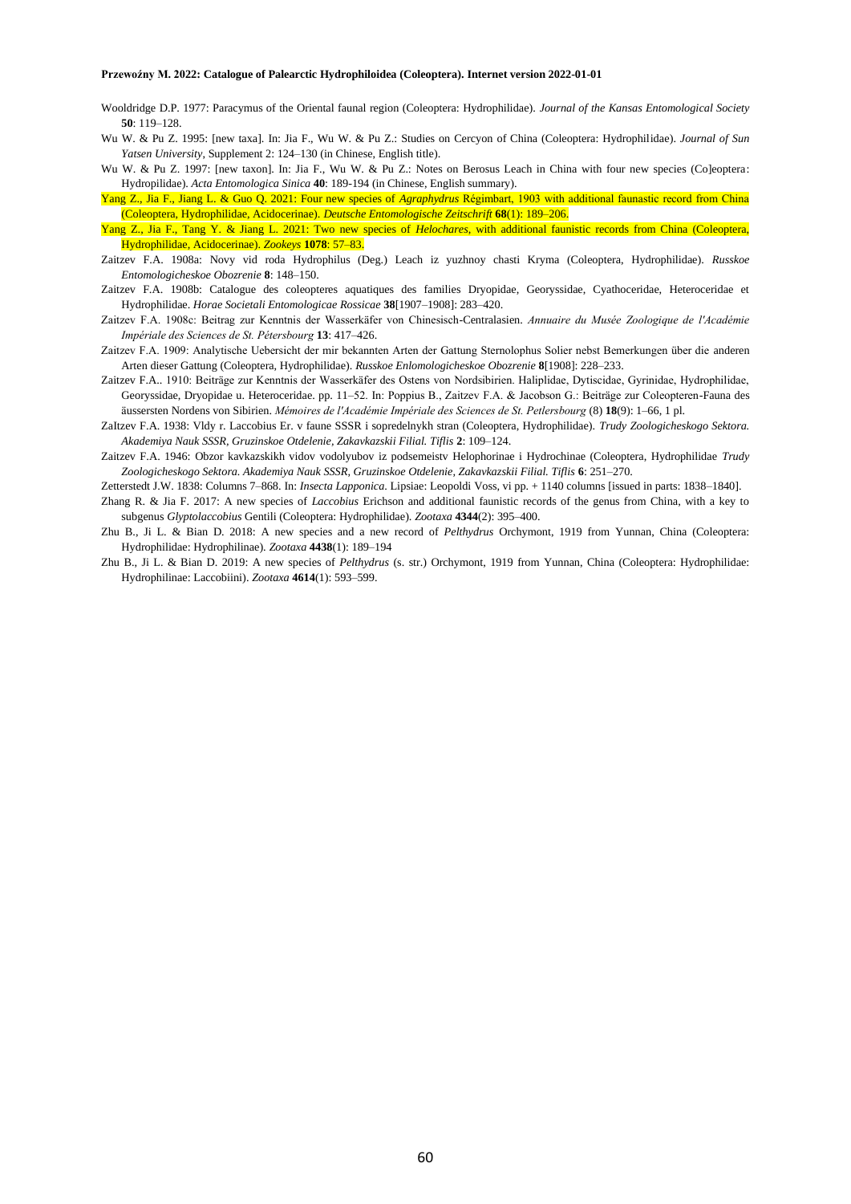Wooldridge D.P. 1977: Paracymus of the Oriental faunal region (Coleoptera: Hydrophilidae). *Journal of the Kansas Entomological Society* **50**: 119–128.

Wu W. & Pu Z. 1995: [new taxa]. In: Jia F., Wu W. & Pu Z.: Studies on Cercyon of China (Coleoptera: Hydrophilidae). *Journal of Sun Yatsen University*, Supplement 2: 124–130 (in Chinese, English title).

Wu W. & Pu Z. 1997: [new taxon]. In: Jia F., Wu W. & Pu Z.: Notes on Berosus Leach in China with four new species (Co]eoptera: Hydropilidae). *Acta Entomologica Sinica* **40**: 189-194 (in Chinese, English summary).

Yang Z., Jia F., Jiang L. & Guo Q. 2021: Four new species of *Agraphydrus* Régimbart, 1903 with additional faunastic record from China (Coleoptera, Hydrophilidae, Acidocerinae). *Deutsche Entomologische Zeitschrift* **68**(1): 189–206.

Yang Z., Jia F., Tang Y. & Jiang L. 2021: Two new species of *Helochares*, with additional faunistic records from China (Coleoptera, Hydrophilidae, Acidocerinae). *Zookeys* **1078**: 57–83.

Zaitzev F.A. 1908a: Novy vid roda Hydrophilus (Deg.) Leach iz yuzhnoy chasti Kryma (Coleoptera, Hydrophilidae). *Russkoe Entomologicheskoe Obozrenie* **8**: 148–150.

Zaitzev F.A. 1908b: Catalogue des coleopteres aquatiques des families Dryopidae, Georyssidae, Cyathoceridae, Heteroceridae et Hydrophilidae. *Horae Societali Entomologicae Rossicae* **38**[1907–1908]: 283–420.

Zaitzev F.A. 1908c: Beitrag zur Kenntnis der Wasserkäfer von Chinesisch-Centralasien. *Annuaire du Musée Zoologique de l'Académie Impériale des Sciences de St. Pétersbourg* **13**: 417–426.

Zaitzev F.A. 1909: Analytische Uebersicht der mir bekannten Arten der Gattung Sternolophus Solier nebst Bemerkungen über die anderen Arten dieser Gattung (Coleoptera, Hydrophilidae). *Russkoe Enlomologicheskoe Obozrenie* **8**[1908]: 228–233.

Zaitzev F.A.. 1910: Beiträge zur Kenntnis der Wasserkäfer des Ostens von Nordsibirien. Haliplidae, Dytiscidae, Gyrinidae, Hydrophilidae, Georyssidae, Dryopidae u. Heteroceridae. pp. 11–52. In: Poppius B., Zaitzev F.A. & Jacobson G.: Beiträge zur Coleopteren-Fauna des äussersten Nordens von Sibirien. *Mémoires de l'Académie Impériale des Sciences de St. Petlersbourg* (8) **18**(9): 1–66, 1 pl.

ZaItzev F.A. 1938: Vldy r. Laccobius Er. v faune SSSR i sopredelnykh stran (Coleoptera, Hydrophilidae). *Trudy Zoologicheskogo Sektora. Akademiya Nauk SSSR, Gruzinskoe Otdelenie, Zakavkazskii Filial. Tiflis* **2**: 109–124.

Zaitzev F.A. 1946: Obzor kavkazskikh vidov vodolyubov iz podsemeistv Helophorinae i Hydrochinae (Coleoptera, Hydrophilidae *Trudy Zoologicheskogo Sektora. Akademiya Nauk SSSR, Gruzinskoe Otdelenie, Zakavkazskii Filial. Tiflis* **6**: 251–270.

Zetterstedt J.W. 1838: Columns 7–868. In: *Insecta Lapponica*. Lipsiae: Leopoldi Voss, vi pp. + 1140 columns [issued in parts: 1838–1840].

Zhang R. & Jia F. 2017: A new species of *Laccobius* Erichson and additional faunistic records of the genus from China, with a key to subgenus *Glyptolaccobius* Gentili (Coleoptera: Hydrophilidae). *Zootaxa* **4344**(2): 395–400.

Zhu B., Ji L. & Bian D. 2018: A new species and a new record of *Pelthydrus* Orchymont, 1919 from Yunnan, China (Coleoptera: Hydrophilidae: Hydrophilinae). *Zootaxa* **4438**(1): 189–194

Zhu B., Ji L. & Bian D. 2019: A new species of *Pelthydrus* (s. str.) Orchymont, 1919 from Yunnan, China (Coleoptera: Hydrophilidae: Hydrophilinae: Laccobiini). *Zootaxa* **4614**(1): 593–599.